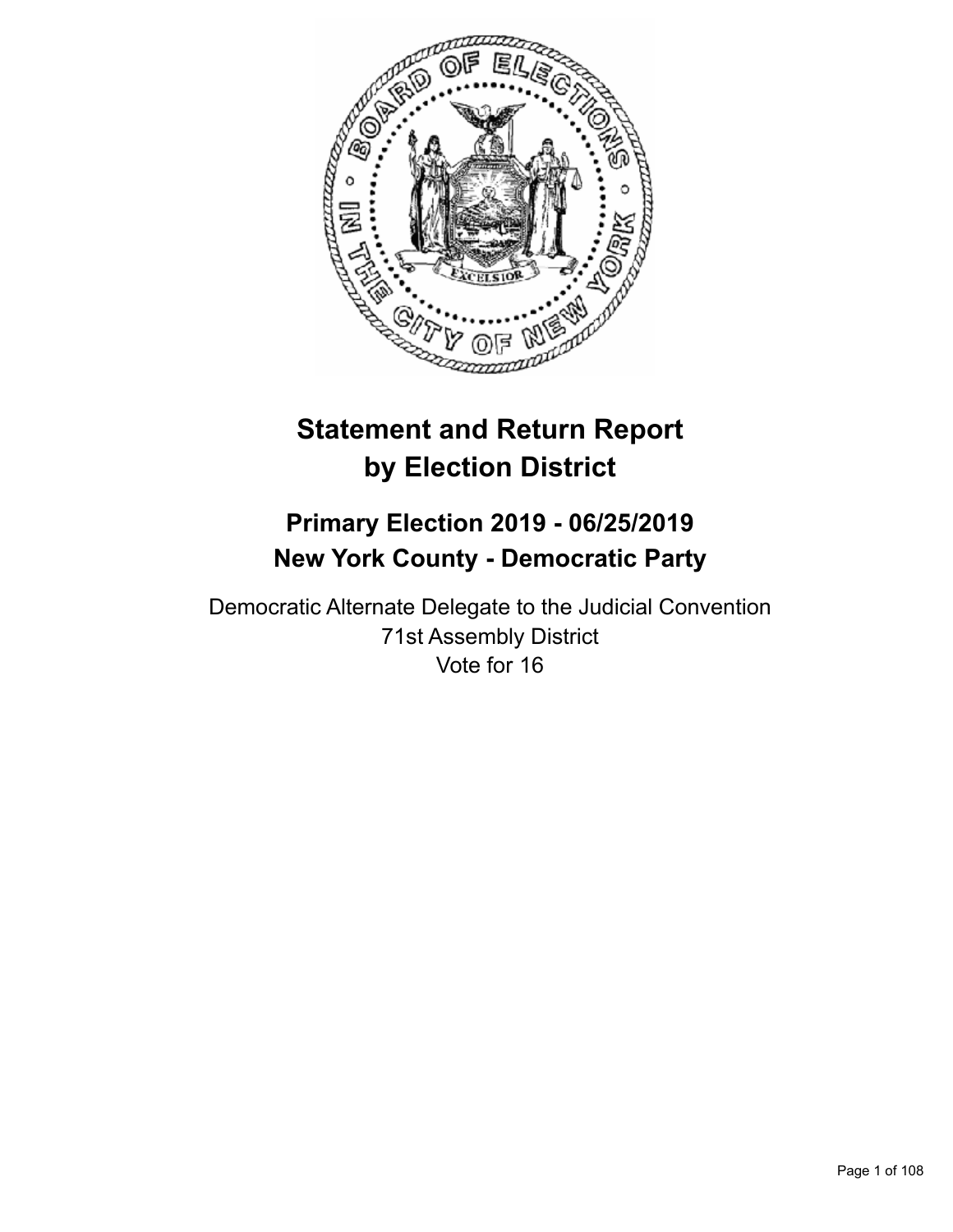# Statement and Return Report by Election District

## Primary Election 2019 - 06/25/2019
## New York County - Democratic Party

Democratic Alternate Delegate to the Judicial Convention
71st Assembly District
Vote for 16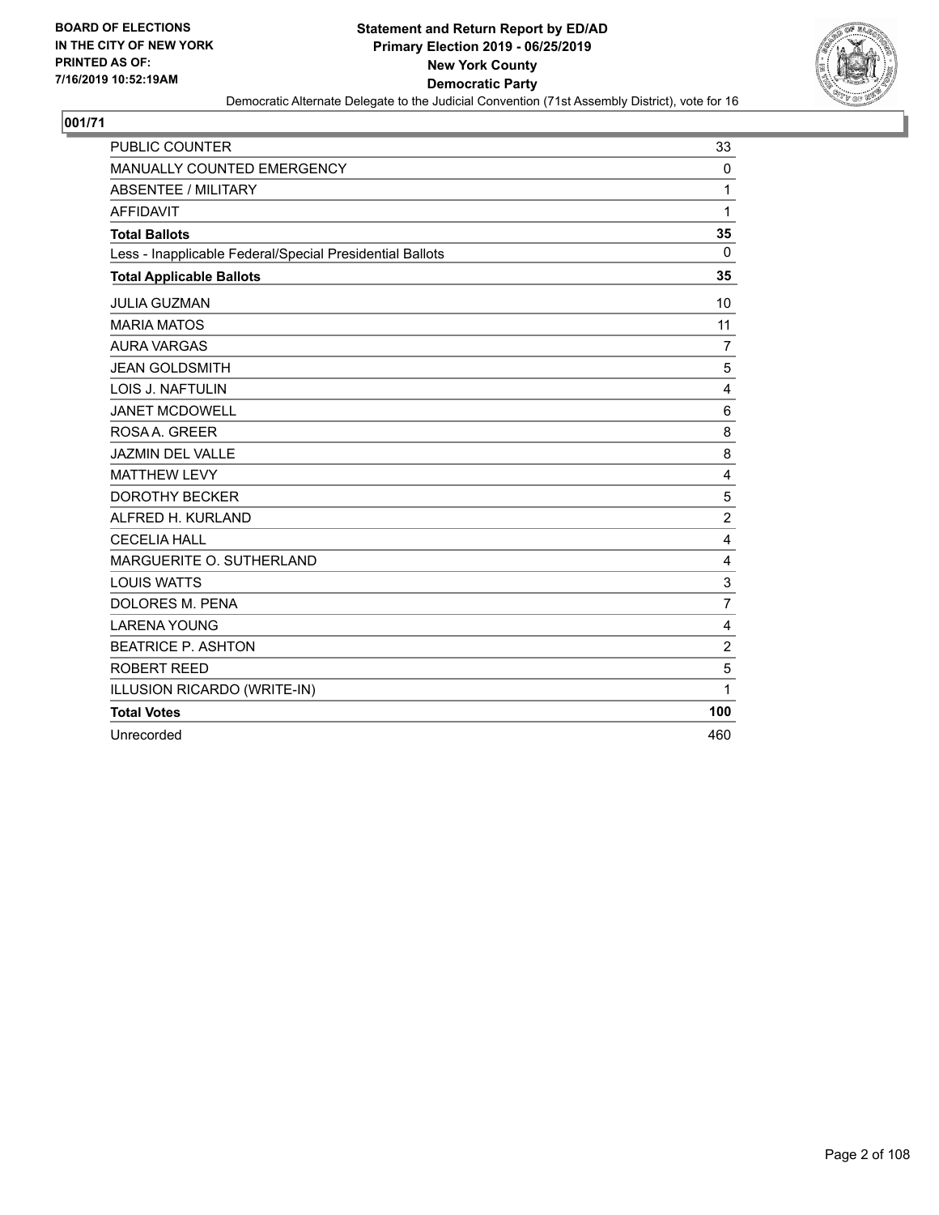BOARD OF ELECTIONS
IN THE CITY OF NEW YORK
PRINTED AS OF:
7/16/2019 10:52:19AM

**Statement and Return Report by ED/AD**
**Primary Election 2019 - 06/25/2019**
**New York County**
**Democratic Party**
Democratic Alternate Delegate to the Judicial Convention (71st Assembly District), vote for 16

## 001/71

| | |
|---|---|
| PUBLIC COUNTER | 33 |
| MANUALLY COUNTED EMERGENCY | 0 |
| ABSENTEE / MILITARY | 1 |
| AFFIDAVIT | 1 |
| **Total Ballots** | **35** |
| Less - Inapplicable Federal/Special Presidential Ballots | 0 |
| **Total Applicable Ballots** | **35** |
| JULIA GUZMAN | 10 |
| MARIA MATOS | 11 |
| AURA VARGAS | 7 |
| JEAN GOLDSMITH | 5 |
| LOIS J. NAFTULIN | 4 |
| JANET MCDOWELL | 6 |
| ROSA A. GREER | 8 |
| JAZMIN DEL VALLE | 8 |
| MATTHEW LEVY | 4 |
| DOROTHY BECKER | 5 |
| ALFRED H. KURLAND | 2 |
| CECELIA HALL | 4 |
| MARGUERITE O. SUTHERLAND | 4 |
| LOUIS WATTS | 3 |
| DOLORES M. PENA | 7 |
| LARENA YOUNG | 4 |
| BEATRICE P. ASHTON | 2 |
| ROBERT REED | 5 |
| ILLUSION RICARDO (WRITE-IN) | 1 |
| **Total Votes** | **100** |
| Unrecorded | 460 |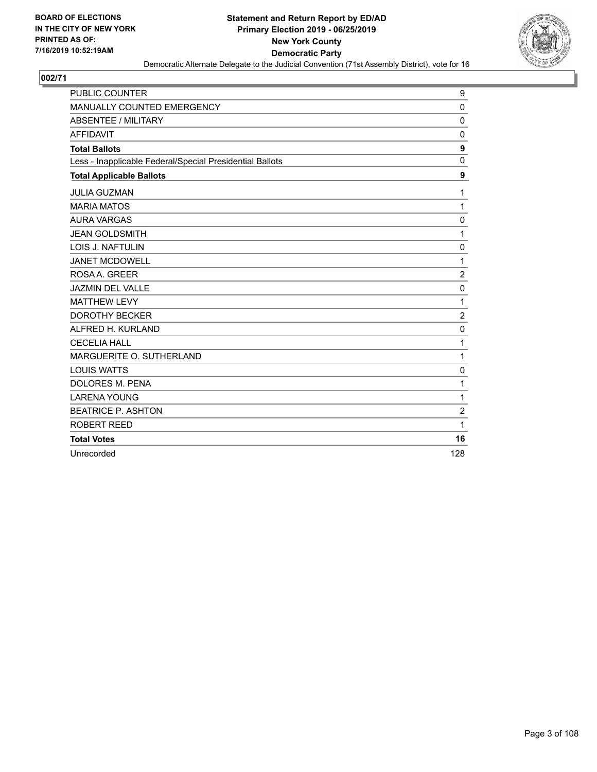**BOARD OF ELECTIONS IN THE CITY OF NEW YORK PRINTED AS OF: 7/16/2019 10:52:19AM**

**Statement and Return Report by ED/AD**
**Primary Election 2019 - 06/25/2019**
**New York County**
**Democratic Party**

Democratic Alternate Delegate to the Judicial Convention (71st Assembly District), vote for 16

**002/71**

| | |
|---|---|
| PUBLIC COUNTER | 9 |
| MANUALLY COUNTED EMERGENCY | 0 |
| ABSENTEE / MILITARY | 0 |
| AFFIDAVIT | 0 |
| **Total Ballots** | **9** |
| Less - Inapplicable Federal/Special Presidential Ballots | 0 |
| **Total Applicable Ballots** | **9** |
| JULIA GUZMAN | 1 |
| MARIA MATOS | 1 |
| AURA VARGAS | 0 |
| JEAN GOLDSMITH | 1 |
| LOIS J. NAFTULIN | 0 |
| JANET MCDOWELL | 1 |
| ROSA A. GREER | 2 |
| JAZMIN DEL VALLE | 0 |
| MATTHEW LEVY | 1 |
| DOROTHY BECKER | 2 |
| ALFRED H. KURLAND | 0 |
| CECELIA HALL | 1 |
| MARGUERITE O. SUTHERLAND | 1 |
| LOUIS WATTS | 0 |
| DOLORES M. PENA | 1 |
| LARENA YOUNG | 1 |
| BEATRICE P. ASHTON | 2 |
| ROBERT REED | 1 |
| **Total Votes** | **16** |
| Unrecorded | 128 |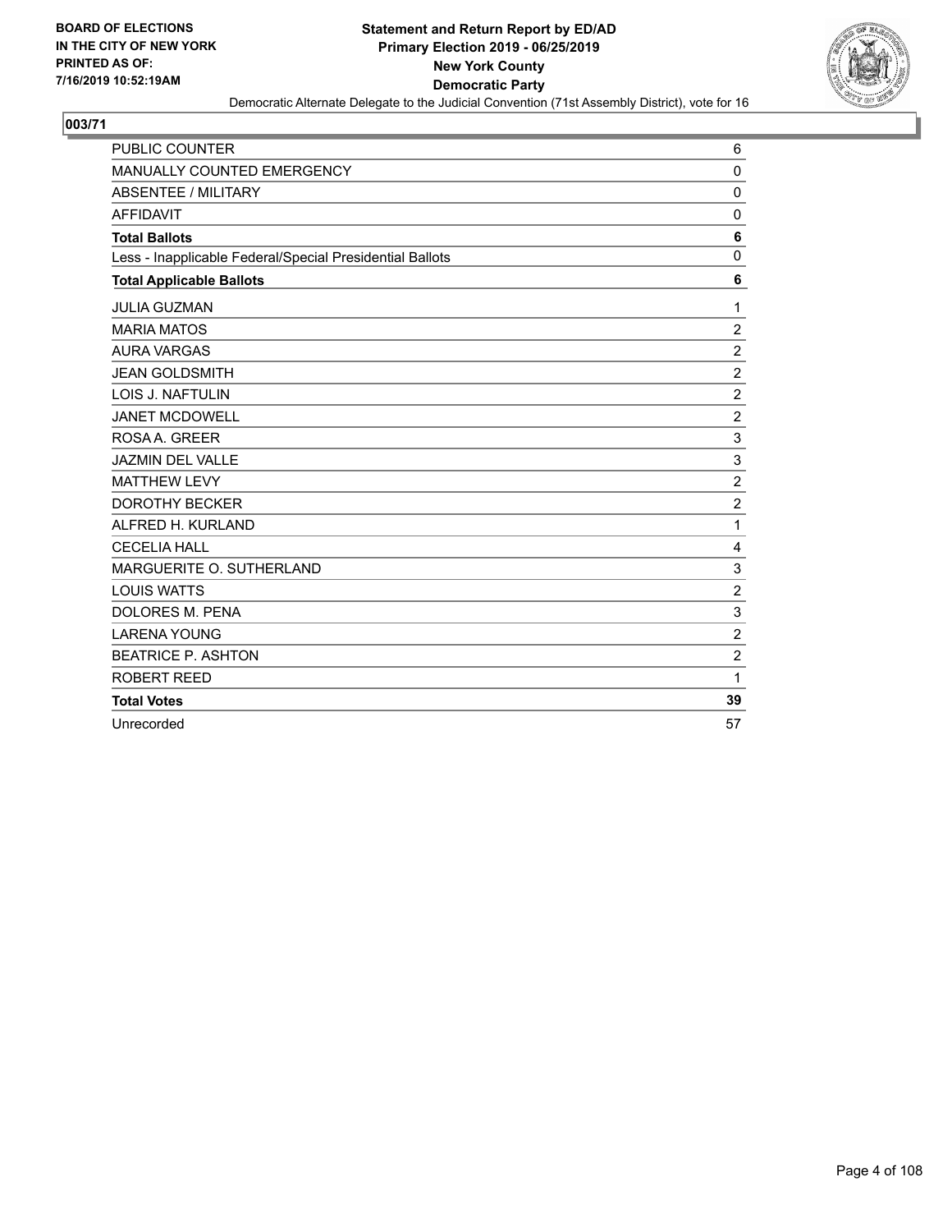**BOARD OF ELECTIONS IN THE CITY OF NEW YORK PRINTED AS OF: 7/16/2019 10:52:19AM**

**Statement and Return Report by ED/AD**
**Primary Election 2019 - 06/25/2019**
**New York County**
**Democratic Party**
Democratic Alternate Delegate to the Judicial Convention (71st Assembly District), vote for 16

## 003/71

| | |
|---|---|
| PUBLIC COUNTER | 6 |
| MANUALLY COUNTED EMERGENCY | 0 |
| ABSENTEE / MILITARY | 0 |
| AFFIDAVIT | 0 |
| **Total Ballots** | **6** |
| Less - Inapplicable Federal/Special Presidential Ballots | 0 |
| **Total Applicable Ballots** | **6** |
| JULIA GUZMAN | 1 |
| MARIA MATOS | 2 |
| AURA VARGAS | 2 |
| JEAN GOLDSMITH | 2 |
| LOIS J. NAFTULIN | 2 |
| JANET MCDOWELL | 2 |
| ROSA A. GREER | 3 |
| JAZMIN DEL VALLE | 3 |
| MATTHEW LEVY | 2 |
| DOROTHY BECKER | 2 |
| ALFRED H. KURLAND | 1 |
| CECELIA HALL | 4 |
| MARGUERITE O. SUTHERLAND | 3 |
| LOUIS WATTS | 2 |
| DOLORES M. PENA | 3 |
| LARENA YOUNG | 2 |
| BEATRICE P. ASHTON | 2 |
| ROBERT REED | 1 |
| **Total Votes** | **39** |
| Unrecorded | 57 |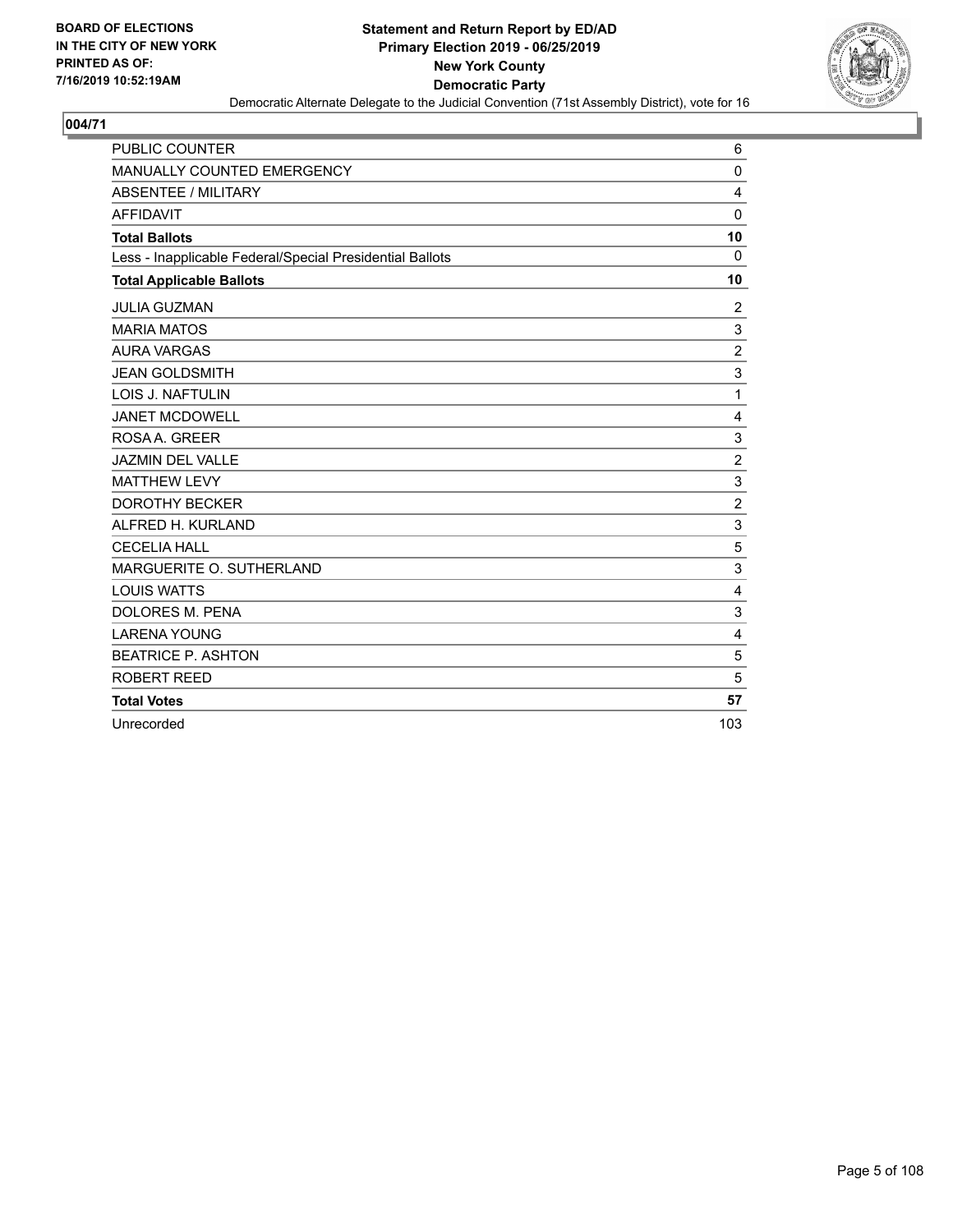BOARD OF ELECTIONS
IN THE CITY OF NEW YORK
PRINTED AS OF:
7/16/2019 10:52:19AM

**Statement and Return Report by ED/AD**
**Primary Election 2019 - 06/25/2019**
**New York County**
**Democratic Party**
Democratic Alternate Delegate to the Judicial Convention (71st Assembly District), vote for 16

## 004/71

| | |
|---|---|
| PUBLIC COUNTER | 6 |
| MANUALLY COUNTED EMERGENCY | 0 |
| ABSENTEE / MILITARY | 4 |
| AFFIDAVIT | 0 |
| **Total Ballots** | **10** |
| Less - Inapplicable Federal/Special Presidential Ballots | 0 |
| **Total Applicable Ballots** | **10** |
| JULIA GUZMAN | 2 |
| MARIA MATOS | 3 |
| AURA VARGAS | 2 |
| JEAN GOLDSMITH | 3 |
| LOIS J. NAFTULIN | 1 |
| JANET MCDOWELL | 4 |
| ROSA A. GREER | 3 |
| JAZMIN DEL VALLE | 2 |
| MATTHEW LEVY | 3 |
| DOROTHY BECKER | 2 |
| ALFRED H. KURLAND | 3 |
| CECELIA HALL | 5 |
| MARGUERITE O. SUTHERLAND | 3 |
| LOUIS WATTS | 4 |
| DOLORES M. PENA | 3 |
| LARENA YOUNG | 4 |
| BEATRICE P. ASHTON | 5 |
| ROBERT REED | 5 |
| **Total Votes** | **57** |
| Unrecorded | 103 |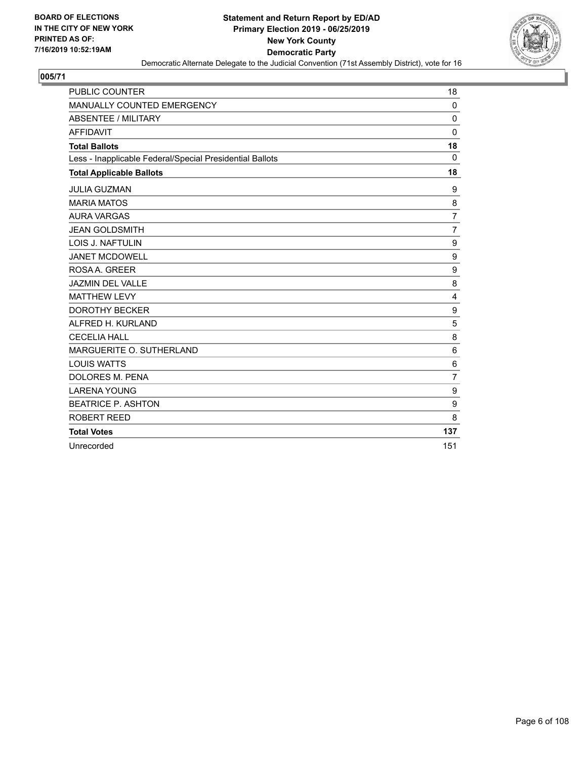**BOARD OF ELECTIONS IN THE CITY OF NEW YORK PRINTED AS OF: 7/16/2019 10:52:19AM**

**Statement and Return Report by ED/AD**
**Primary Election 2019 - 06/25/2019**
**New York County**
**Democratic Party**
Democratic Alternate Delegate to the Judicial Convention (71st Assembly District), vote for 16

## 005/71

| | |
|---|---|
| PUBLIC COUNTER | 18 |
| MANUALLY COUNTED EMERGENCY | 0 |
| ABSENTEE / MILITARY | 0 |
| AFFIDAVIT | 0 |
| **Total Ballots** | **18** |
| Less - Inapplicable Federal/Special Presidential Ballots | 0 |
| **Total Applicable Ballots** | **18** |
| JULIA GUZMAN | 9 |
| MARIA MATOS | 8 |
| AURA VARGAS | 7 |
| JEAN GOLDSMITH | 7 |
| LOIS J. NAFTULIN | 9 |
| JANET MCDOWELL | 9 |
| ROSA A. GREER | 9 |
| JAZMIN DEL VALLE | 8 |
| MATTHEW LEVY | 4 |
| DOROTHY BECKER | 9 |
| ALFRED H. KURLAND | 5 |
| CECELIA HALL | 8 |
| MARGUERITE O. SUTHERLAND | 6 |
| LOUIS WATTS | 6 |
| DOLORES M. PENA | 7 |
| LARENA YOUNG | 9 |
| BEATRICE P. ASHTON | 9 |
| ROBERT REED | 8 |
| **Total Votes** | **137** |
| Unrecorded | 151 |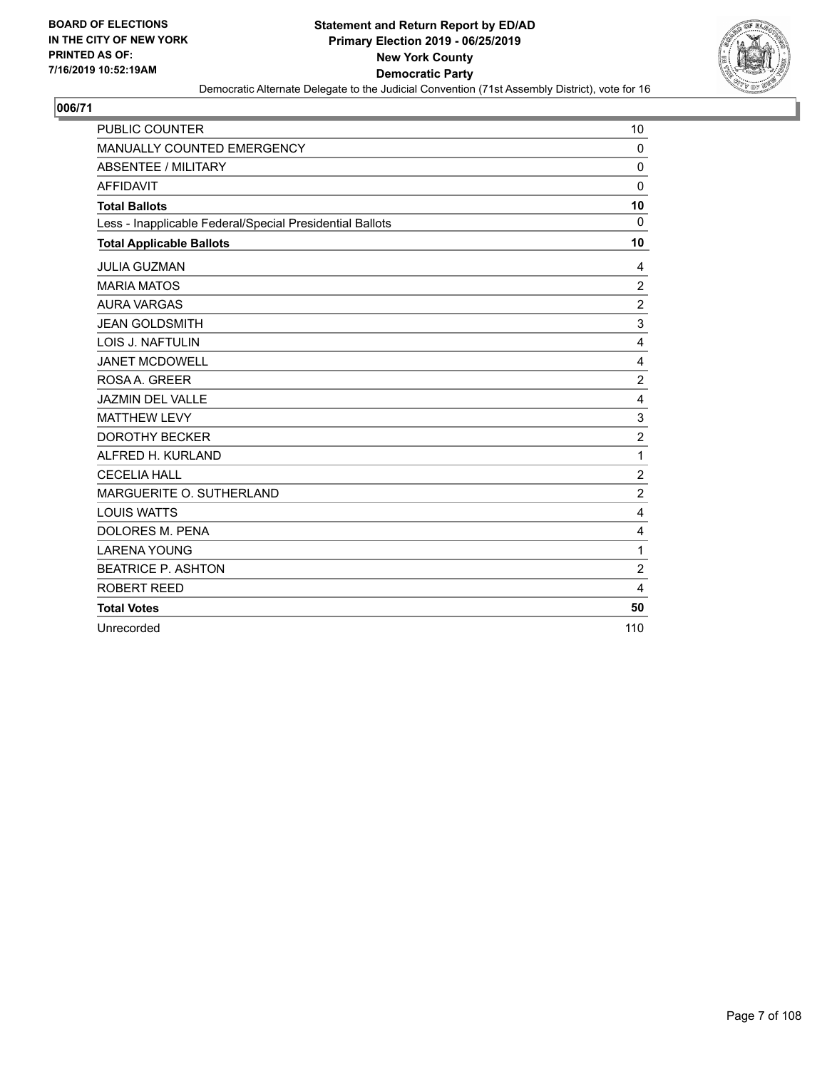BOARD OF ELECTIONS
IN THE CITY OF NEW YORK
PRINTED AS OF:
7/16/2019 10:52:19AM

**Statement and Return Report by ED/AD**
**Primary Election 2019 - 06/25/2019**
**New York County**
**Democratic Party**
Democratic Alternate Delegate to the Judicial Convention (71st Assembly District), vote for 16

## 006/71

| | |
|---|---|
| PUBLIC COUNTER | 10 |
| MANUALLY COUNTED EMERGENCY | 0 |
| ABSENTEE / MILITARY | 0 |
| AFFIDAVIT | 0 |
| **Total Ballots** | **10** |
| Less - Inapplicable Federal/Special Presidential Ballots | 0 |
| **Total Applicable Ballots** | **10** |
| JULIA GUZMAN | 4 |
| MARIA MATOS | 2 |
| AURA VARGAS | 2 |
| JEAN GOLDSMITH | 3 |
| LOIS J. NAFTULIN | 4 |
| JANET MCDOWELL | 4 |
| ROSA A. GREER | 2 |
| JAZMIN DEL VALLE | 4 |
| MATTHEW LEVY | 3 |
| DOROTHY BECKER | 2 |
| ALFRED H. KURLAND | 1 |
| CECELIA HALL | 2 |
| MARGUERITE O. SUTHERLAND | 2 |
| LOUIS WATTS | 4 |
| DOLORES M. PENA | 4 |
| LARENA YOUNG | 1 |
| BEATRICE P. ASHTON | 2 |
| ROBERT REED | 4 |
| **Total Votes** | **50** |
| Unrecorded | 110 |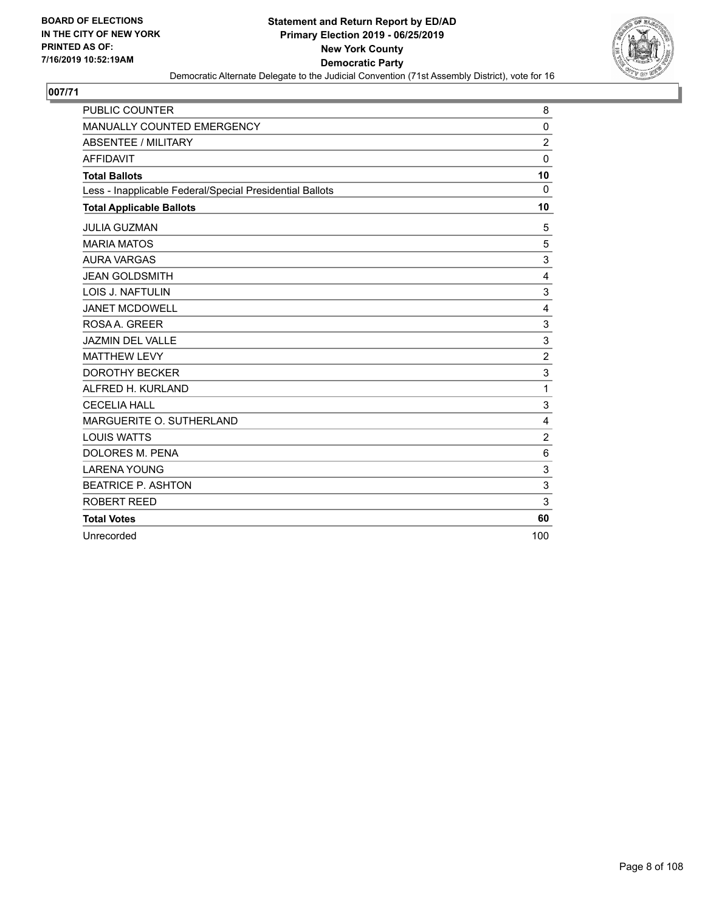BOARD OF ELECTIONS
IN THE CITY OF NEW YORK
PRINTED AS OF:
7/16/2019 10:52:19AM

**Statement and Return Report by ED/AD**
**Primary Election 2019 - 06/25/2019**
**New York County**
**Democratic Party**
Democratic Alternate Delegate to the Judicial Convention (71st Assembly District), vote for 16

## 007/71

| | |
|---|---|
| PUBLIC COUNTER | 8 |
| MANUALLY COUNTED EMERGENCY | 0 |
| ABSENTEE / MILITARY | 2 |
| AFFIDAVIT | 0 |
| **Total Ballots** | **10** |
| Less - Inapplicable Federal/Special Presidential Ballots | 0 |
| **Total Applicable Ballots** | **10** |
| JULIA GUZMAN | 5 |
| MARIA MATOS | 5 |
| AURA VARGAS | 3 |
| JEAN GOLDSMITH | 4 |
| LOIS J. NAFTULIN | 3 |
| JANET MCDOWELL | 4 |
| ROSA A. GREER | 3 |
| JAZMIN DEL VALLE | 3 |
| MATTHEW LEVY | 2 |
| DOROTHY BECKER | 3 |
| ALFRED H. KURLAND | 1 |
| CECELIA HALL | 3 |
| MARGUERITE O. SUTHERLAND | 4 |
| LOUIS WATTS | 2 |
| DOLORES M. PENA | 6 |
| LARENA YOUNG | 3 |
| BEATRICE P. ASHTON | 3 |
| ROBERT REED | 3 |
| **Total Votes** | **60** |
| Unrecorded | 100 |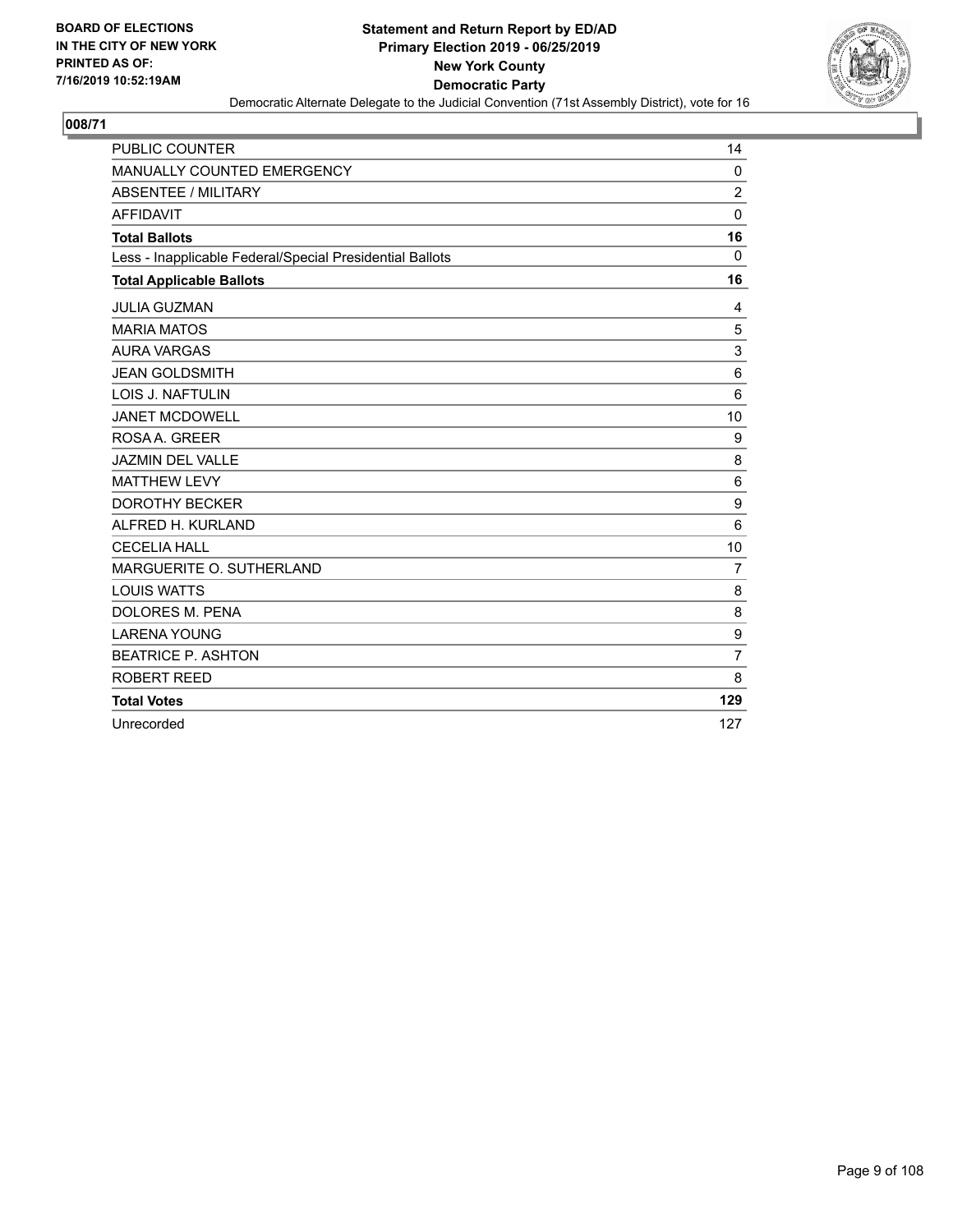**BOARD OF ELECTIONS IN THE CITY OF NEW YORK PRINTED AS OF: 7/16/2019 10:52:19AM**

# Statement and Return Report by ED/AD
## Primary Election 2019 - 06/25/2019
## New York County
## Democratic Party

Democratic Alternate Delegate to the Judicial Convention (71st Assembly District), vote for 16

### 008/71

| | |
|---|---|
| PUBLIC COUNTER | 14 |
| MANUALLY COUNTED EMERGENCY | 0 |
| ABSENTEE / MILITARY | 2 |
| AFFIDAVIT | 0 |
| **Total Ballots** | **16** |
| Less - Inapplicable Federal/Special Presidential Ballots | 0 |
| **Total Applicable Ballots** | **16** |
| JULIA GUZMAN | 4 |
| MARIA MATOS | 5 |
| AURA VARGAS | 3 |
| JEAN GOLDSMITH | 6 |
| LOIS J. NAFTULIN | 6 |
| JANET MCDOWELL | 10 |
| ROSA A. GREER | 9 |
| JAZMIN DEL VALLE | 8 |
| MATTHEW LEVY | 6 |
| DOROTHY BECKER | 9 |
| ALFRED H. KURLAND | 6 |
| CECELIA HALL | 10 |
| MARGUERITE O. SUTHERLAND | 7 |
| LOUIS WATTS | 8 |
| DOLORES M. PENA | 8 |
| LARENA YOUNG | 9 |
| BEATRICE P. ASHTON | 7 |
| ROBERT REED | 8 |
| **Total Votes** | **129** |
| Unrecorded | 127 |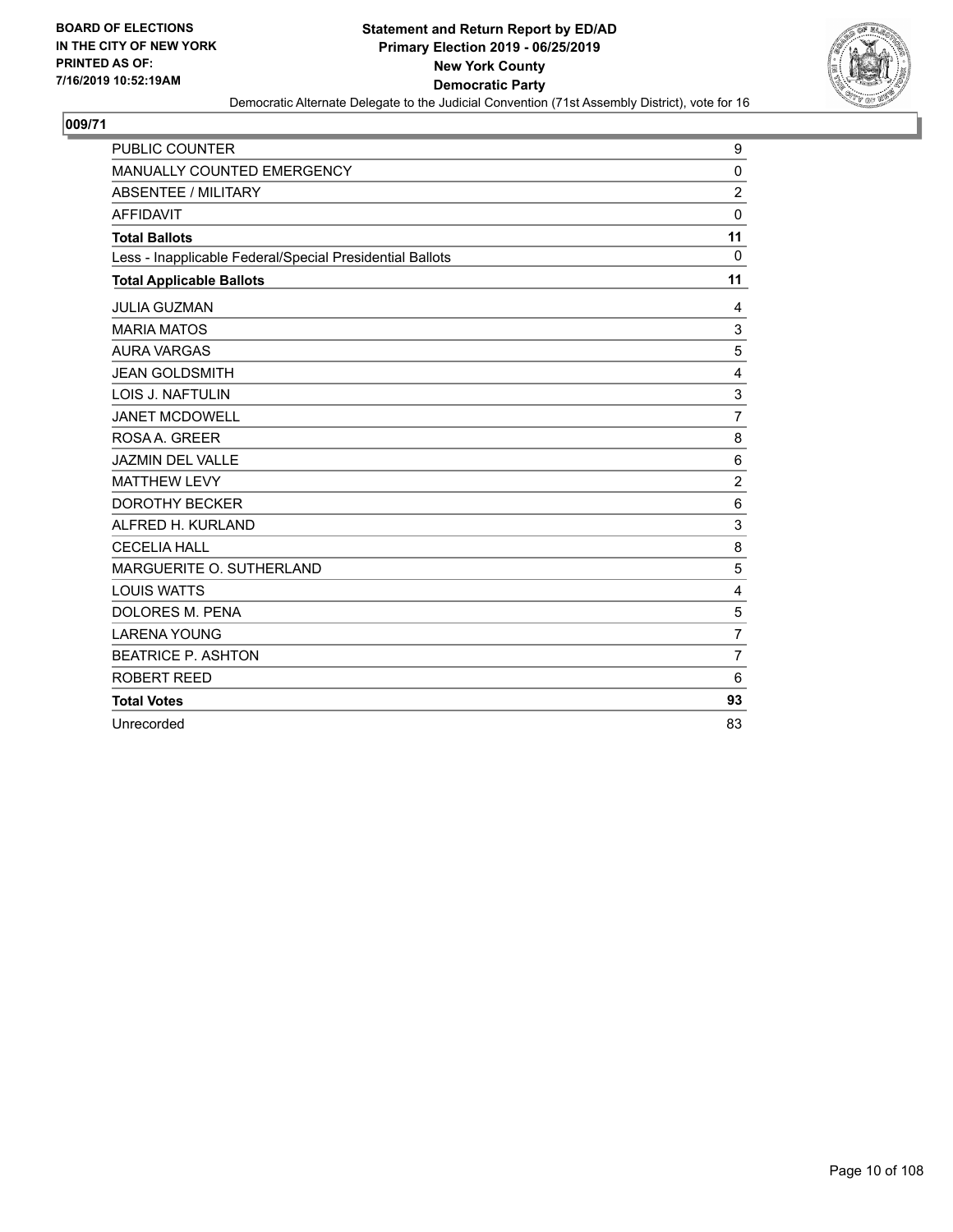BOARD OF ELECTIONS
IN THE CITY OF NEW YORK
PRINTED AS OF:
7/16/2019 10:52:19AM

**Statement and Return Report by ED/AD**
**Primary Election 2019 - 06/25/2019**
**New York County**
**Democratic Party**
Democratic Alternate Delegate to the Judicial Convention (71st Assembly District), vote for 16

## 009/71

| | |
|---|---|
| PUBLIC COUNTER | 9 |
| MANUALLY COUNTED EMERGENCY | 0 |
| ABSENTEE / MILITARY | 2 |
| AFFIDAVIT | 0 |
| **Total Ballots** | **11** |
| Less - Inapplicable Federal/Special Presidential Ballots | 0 |
| **Total Applicable Ballots** | **11** |
| JULIA GUZMAN | 4 |
| MARIA MATOS | 3 |
| AURA VARGAS | 5 |
| JEAN GOLDSMITH | 4 |
| LOIS J. NAFTULIN | 3 |
| JANET MCDOWELL | 7 |
| ROSA A. GREER | 8 |
| JAZMIN DEL VALLE | 6 |
| MATTHEW LEVY | 2 |
| DOROTHY BECKER | 6 |
| ALFRED H. KURLAND | 3 |
| CECELIA HALL | 8 |
| MARGUERITE O. SUTHERLAND | 5 |
| LOUIS WATTS | 4 |
| DOLORES M. PENA | 5 |
| LARENA YOUNG | 7 |
| BEATRICE P. ASHTON | 7 |
| ROBERT REED | 6 |
| **Total Votes** | **93** |
| Unrecorded | 83 |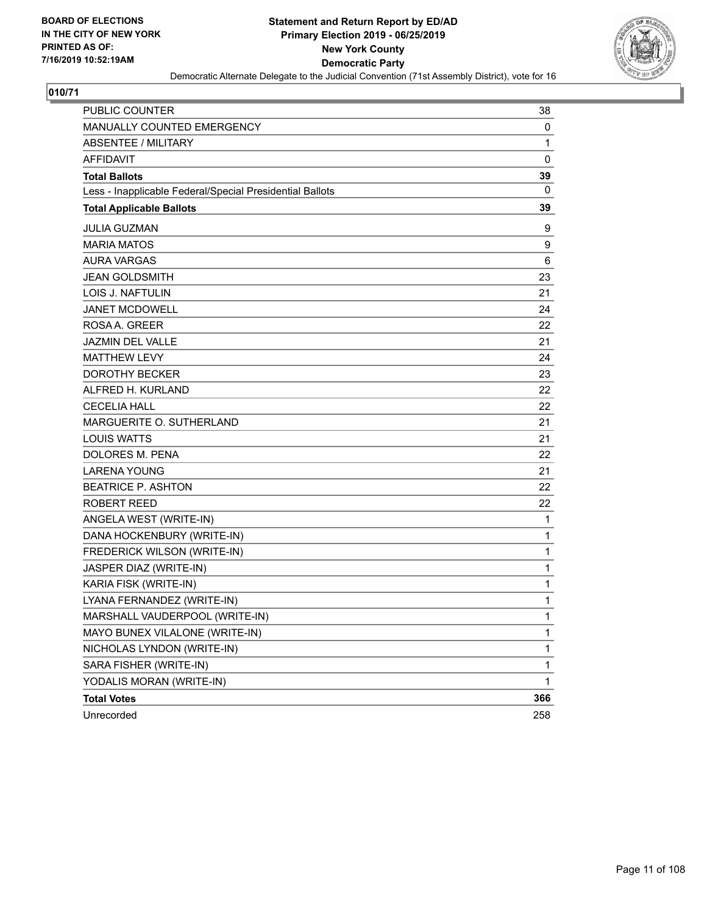**BOARD OF ELECTIONS IN THE CITY OF NEW YORK PRINTED AS OF: 7/16/2019 10:52:19AM**

**Statement and Return Report by ED/AD Primary Election 2019 - 06/25/2019 New York County Democratic Party**

Democratic Alternate Delegate to the Judicial Convention (71st Assembly District), vote for 16

## 010/71

| | |
|---|---|
| PUBLIC COUNTER | 38 |
| MANUALLY COUNTED EMERGENCY | 0 |
| ABSENTEE / MILITARY | 1 |
| AFFIDAVIT | 0 |
| **Total Ballots** | **39** |
| Less - Inapplicable Federal/Special Presidential Ballots | 0 |
| **Total Applicable Ballots** | **39** |
| JULIA GUZMAN | 9 |
| MARIA MATOS | 9 |
| AURA VARGAS | 6 |
| JEAN GOLDSMITH | 23 |
| LOIS J. NAFTULIN | 21 |
| JANET MCDOWELL | 24 |
| ROSA A. GREER | 22 |
| JAZMIN DEL VALLE | 21 |
| MATTHEW LEVY | 24 |
| DOROTHY BECKER | 23 |
| ALFRED H. KURLAND | 22 |
| CECELIA HALL | 22 |
| MARGUERITE O. SUTHERLAND | 21 |
| LOUIS WATTS | 21 |
| DOLORES M. PENA | 22 |
| LARENA YOUNG | 21 |
| BEATRICE P. ASHTON | 22 |
| ROBERT REED | 22 |
| ANGELA WEST (WRITE-IN) | 1 |
| DANA HOCKENBURY (WRITE-IN) | 1 |
| FREDERICK WILSON (WRITE-IN) | 1 |
| JASPER DIAZ (WRITE-IN) | 1 |
| KARIA FISK (WRITE-IN) | 1 |
| LYANA FERNANDEZ (WRITE-IN) | 1 |
| MARSHALL VAUDERPOOL (WRITE-IN) | 1 |
| MAYO BUNEX VILALONE (WRITE-IN) | 1 |
| NICHOLAS LYNDON (WRITE-IN) | 1 |
| SARA FISHER (WRITE-IN) | 1 |
| YODALIS MORAN (WRITE-IN) | 1 |
| **Total Votes** | **366** |
| Unrecorded | 258 |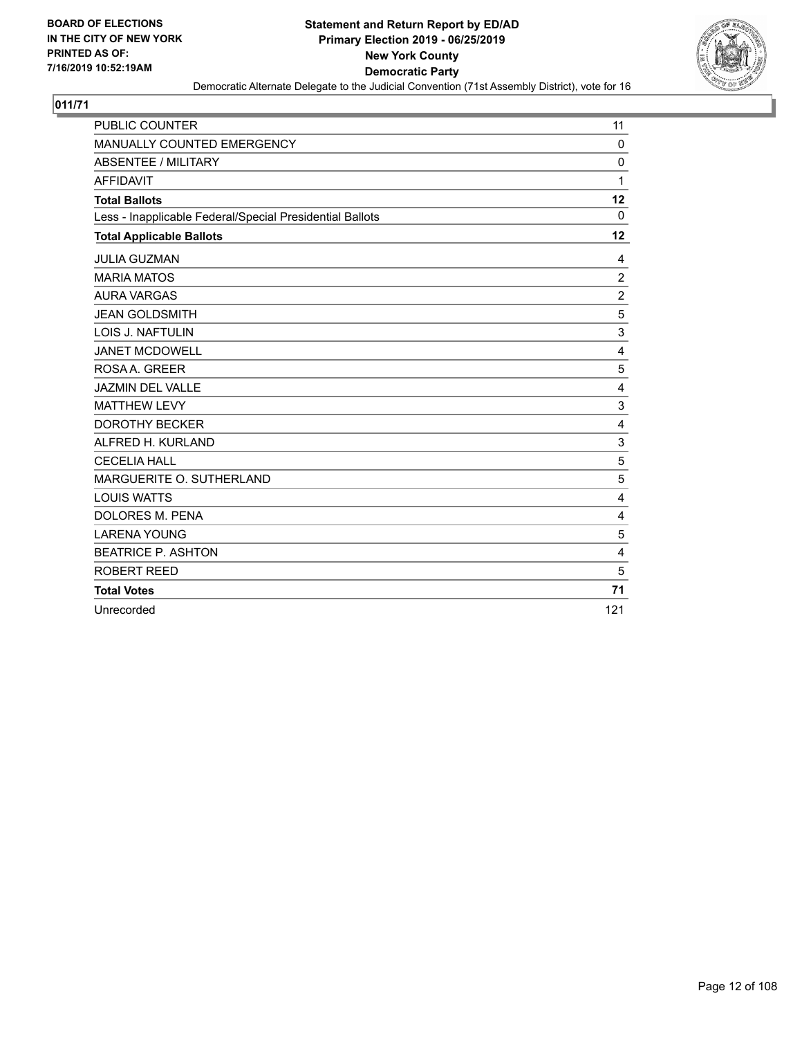**BOARD OF ELECTIONS IN THE CITY OF NEW YORK PRINTED AS OF: 7/16/2019 10:52:19AM**

# Statement and Return Report by ED/AD
## Primary Election 2019 - 06/25/2019
## New York County
## Democratic Party

Democratic Alternate Delegate to the Judicial Convention (71st Assembly District), vote for 16

**011/71**

| | |
|---|---|
| PUBLIC COUNTER | 11 |
| MANUALLY COUNTED EMERGENCY | 0 |
| ABSENTEE / MILITARY | 0 |
| AFFIDAVIT | 1 |
| **Total Ballots** | **12** |
| Less - Inapplicable Federal/Special Presidential Ballots | 0 |
| **Total Applicable Ballots** | **12** |
| JULIA GUZMAN | 4 |
| MARIA MATOS | 2 |
| AURA VARGAS | 2 |
| JEAN GOLDSMITH | 5 |
| LOIS J. NAFTULIN | 3 |
| JANET MCDOWELL | 4 |
| ROSA A. GREER | 5 |
| JAZMIN DEL VALLE | 4 |
| MATTHEW LEVY | 3 |
| DOROTHY BECKER | 4 |
| ALFRED H. KURLAND | 3 |
| CECELIA HALL | 5 |
| MARGUERITE O. SUTHERLAND | 5 |
| LOUIS WATTS | 4 |
| DOLORES M. PENA | 4 |
| LARENA YOUNG | 5 |
| BEATRICE P. ASHTON | 4 |
| ROBERT REED | 5 |
| **Total Votes** | **71** |
| Unrecorded | 121 |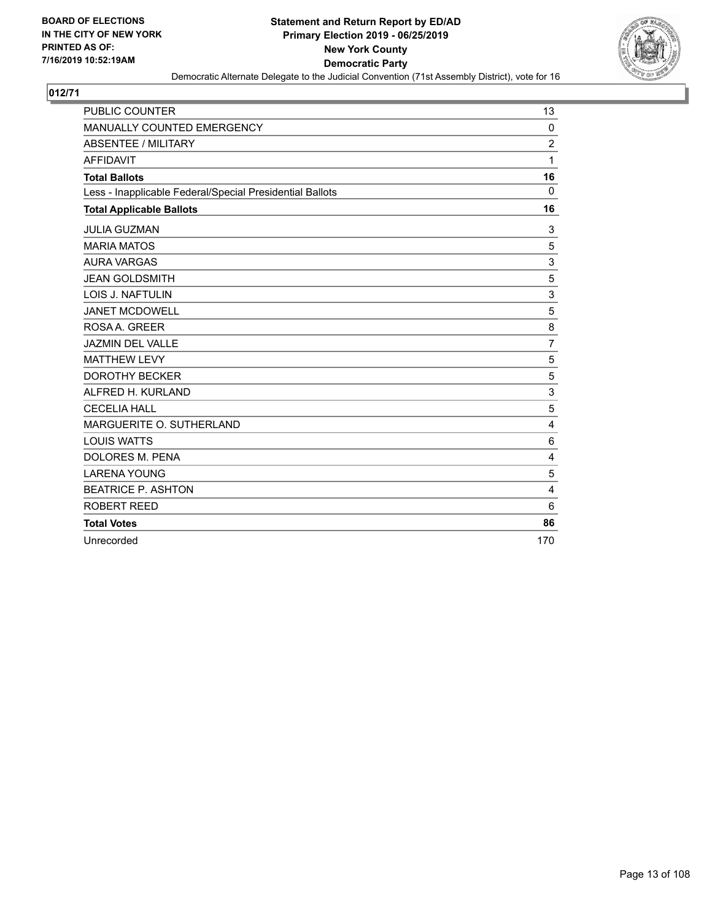BOARD OF ELECTIONS
IN THE CITY OF NEW YORK
PRINTED AS OF:
7/16/2019 10:52:19AM

**Statement and Return Report by ED/AD**
**Primary Election 2019 - 06/25/2019**
**New York County**
**Democratic Party**
Democratic Alternate Delegate to the Judicial Convention (71st Assembly District), vote for 16

**012/71**

| | |
|---|---|
| PUBLIC COUNTER | 13 |
| MANUALLY COUNTED EMERGENCY | 0 |
| ABSENTEE / MILITARY | 2 |
| AFFIDAVIT | 1 |
| **Total Ballots** | **16** |
| Less - Inapplicable Federal/Special Presidential Ballots | 0 |
| **Total Applicable Ballots** | **16** |
| JULIA GUZMAN | 3 |
| MARIA MATOS | 5 |
| AURA VARGAS | 3 |
| JEAN GOLDSMITH | 5 |
| LOIS J. NAFTULIN | 3 |
| JANET MCDOWELL | 5 |
| ROSA A. GREER | 8 |
| JAZMIN DEL VALLE | 7 |
| MATTHEW LEVY | 5 |
| DOROTHY BECKER | 5 |
| ALFRED H. KURLAND | 3 |
| CECELIA HALL | 5 |
| MARGUERITE O. SUTHERLAND | 4 |
| LOUIS WATTS | 6 |
| DOLORES M. PENA | 4 |
| LARENA YOUNG | 5 |
| BEATRICE P. ASHTON | 4 |
| ROBERT REED | 6 |
| **Total Votes** | **86** |
| Unrecorded | 170 |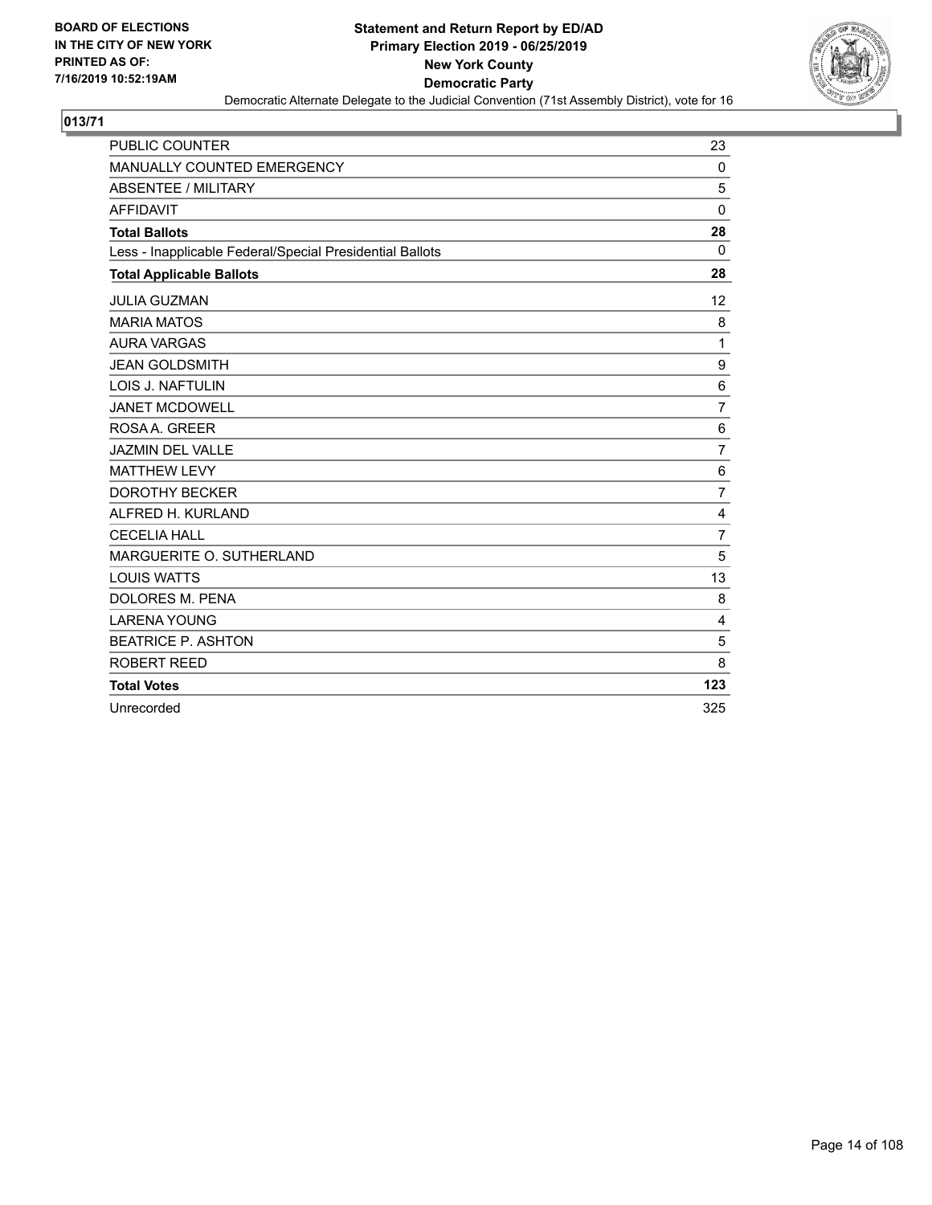BOARD OF ELECTIONS
IN THE CITY OF NEW YORK
PRINTED AS OF:
7/16/2019 10:52:19AM

**Statement and Return Report by ED/AD**
**Primary Election 2019 - 06/25/2019**
**New York County**
**Democratic Party**
Democratic Alternate Delegate to the Judicial Convention (71st Assembly District), vote for 16

## 013/71

| | |
|---|---|
| PUBLIC COUNTER | 23 |
| MANUALLY COUNTED EMERGENCY | 0 |
| ABSENTEE / MILITARY | 5 |
| AFFIDAVIT | 0 |
| **Total Ballots** | **28** |
| Less - Inapplicable Federal/Special Presidential Ballots | 0 |
| **Total Applicable Ballots** | **28** |
| JULIA GUZMAN | 12 |
| MARIA MATOS | 8 |
| AURA VARGAS | 1 |
| JEAN GOLDSMITH | 9 |
| LOIS J. NAFTULIN | 6 |
| JANET MCDOWELL | 7 |
| ROSA A. GREER | 6 |
| JAZMIN DEL VALLE | 7 |
| MATTHEW LEVY | 6 |
| DOROTHY BECKER | 7 |
| ALFRED H. KURLAND | 4 |
| CECELIA HALL | 7 |
| MARGUERITE O. SUTHERLAND | 5 |
| LOUIS WATTS | 13 |
| DOLORES M. PENA | 8 |
| LARENA YOUNG | 4 |
| BEATRICE P. ASHTON | 5 |
| ROBERT REED | 8 |
| **Total Votes** | **123** |
| Unrecorded | 325 |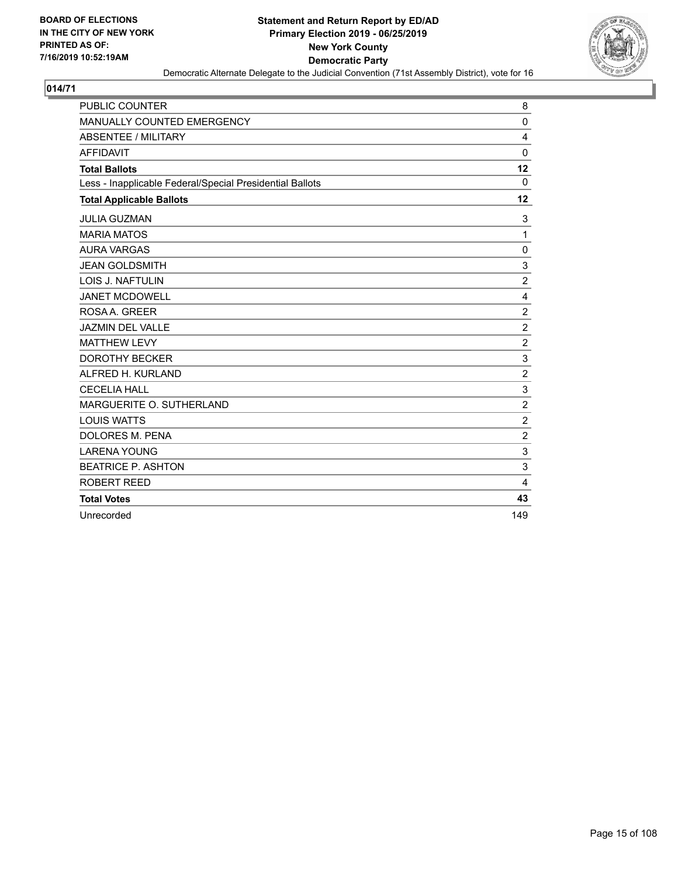BOARD OF ELECTIONS
IN THE CITY OF NEW YORK
PRINTED AS OF:
7/16/2019 10:52:19AM

**Statement and Return Report by ED/AD**
**Primary Election 2019 - 06/25/2019**
**New York County**
**Democratic Party**
Democratic Alternate Delegate to the Judicial Convention (71st Assembly District), vote for 16

## 014/71

| | |
|---|---|
| PUBLIC COUNTER | 8 |
| MANUALLY COUNTED EMERGENCY | 0 |
| ABSENTEE / MILITARY | 4 |
| AFFIDAVIT | 0 |
| **Total Ballots** | **12** |
| Less - Inapplicable Federal/Special Presidential Ballots | 0 |
| **Total Applicable Ballots** | **12** |
| JULIA GUZMAN | 3 |
| MARIA MATOS | 1 |
| AURA VARGAS | 0 |
| JEAN GOLDSMITH | 3 |
| LOIS J. NAFTULIN | 2 |
| JANET MCDOWELL | 4 |
| ROSA A. GREER | 2 |
| JAZMIN DEL VALLE | 2 |
| MATTHEW LEVY | 2 |
| DOROTHY BECKER | 3 |
| ALFRED H. KURLAND | 2 |
| CECELIA HALL | 3 |
| MARGUERITE O. SUTHERLAND | 2 |
| LOUIS WATTS | 2 |
| DOLORES M. PENA | 2 |
| LARENA YOUNG | 3 |
| BEATRICE P. ASHTON | 3 |
| ROBERT REED | 4 |
| **Total Votes** | **43** |
| Unrecorded | 149 |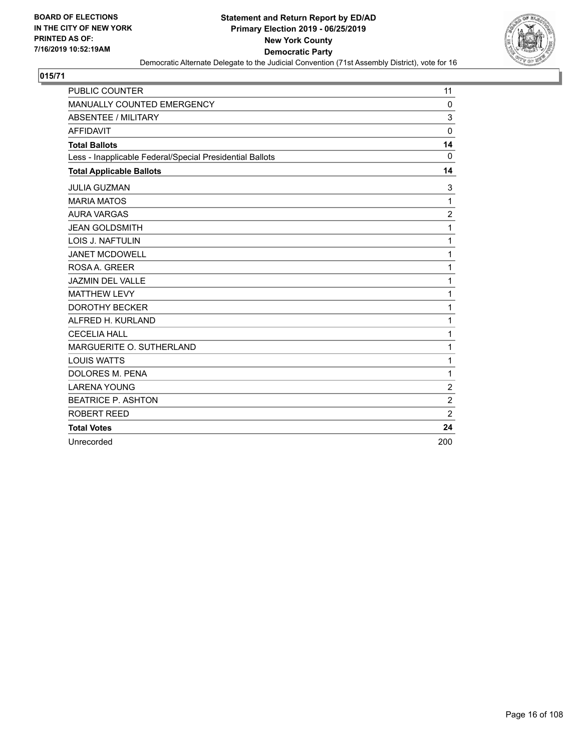BOARD OF ELECTIONS
IN THE CITY OF NEW YORK
PRINTED AS OF:
7/16/2019 10:52:19AM

**Statement and Return Report by ED/AD**
**Primary Election 2019 - 06/25/2019**
**New York County**
**Democratic Party**
Democratic Alternate Delegate to the Judicial Convention (71st Assembly District), vote for 16

## 015/71

| | |
|---|---|
| PUBLIC COUNTER | 11 |
| MANUALLY COUNTED EMERGENCY | 0 |
| ABSENTEE / MILITARY | 3 |
| AFFIDAVIT | 0 |
| **Total Ballots** | **14** |
| Less - Inapplicable Federal/Special Presidential Ballots | 0 |
| **Total Applicable Ballots** | **14** |
| JULIA GUZMAN | 3 |
| MARIA MATOS | 1 |
| AURA VARGAS | 2 |
| JEAN GOLDSMITH | 1 |
| LOIS J. NAFTULIN | 1 |
| JANET MCDOWELL | 1 |
| ROSA A. GREER | 1 |
| JAZMIN DEL VALLE | 1 |
| MATTHEW LEVY | 1 |
| DOROTHY BECKER | 1 |
| ALFRED H. KURLAND | 1 |
| CECELIA HALL | 1 |
| MARGUERITE O. SUTHERLAND | 1 |
| LOUIS WATTS | 1 |
| DOLORES M. PENA | 1 |
| LARENA YOUNG | 2 |
| BEATRICE P. ASHTON | 2 |
| ROBERT REED | 2 |
| **Total Votes** | **24** |
| Unrecorded | 200 |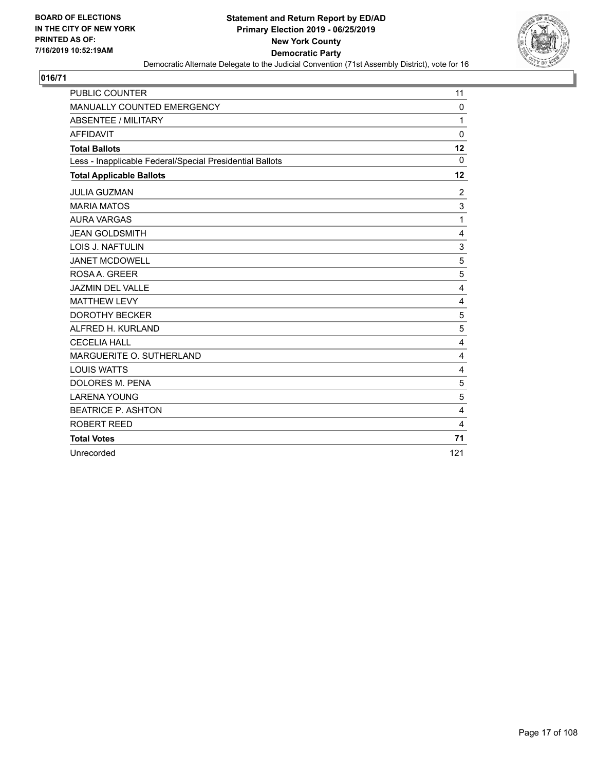**BOARD OF ELECTIONS IN THE CITY OF NEW YORK PRINTED AS OF: 7/16/2019 10:52:19AM**

**Statement and Return Report by ED/AD**
**Primary Election 2019 - 06/25/2019**
**New York County**
**Democratic Party**
Democratic Alternate Delegate to the Judicial Convention (71st Assembly District), vote for 16

**016/71**

| | |
|---|---|
| PUBLIC COUNTER | 11 |
| MANUALLY COUNTED EMERGENCY | 0 |
| ABSENTEE / MILITARY | 1 |
| AFFIDAVIT | 0 |
| **Total Ballots** | **12** |
| Less - Inapplicable Federal/Special Presidential Ballots | 0 |
| **Total Applicable Ballots** | **12** |
| JULIA GUZMAN | 2 |
| MARIA MATOS | 3 |
| AURA VARGAS | 1 |
| JEAN GOLDSMITH | 4 |
| LOIS J. NAFTULIN | 3 |
| JANET MCDOWELL | 5 |
| ROSA A. GREER | 5 |
| JAZMIN DEL VALLE | 4 |
| MATTHEW LEVY | 4 |
| DOROTHY BECKER | 5 |
| ALFRED H. KURLAND | 5 |
| CECELIA HALL | 4 |
| MARGUERITE O. SUTHERLAND | 4 |
| LOUIS WATTS | 4 |
| DOLORES M. PENA | 5 |
| LARENA YOUNG | 5 |
| BEATRICE P. ASHTON | 4 |
| ROBERT REED | 4 |
| **Total Votes** | **71** |
| Unrecorded | 121 |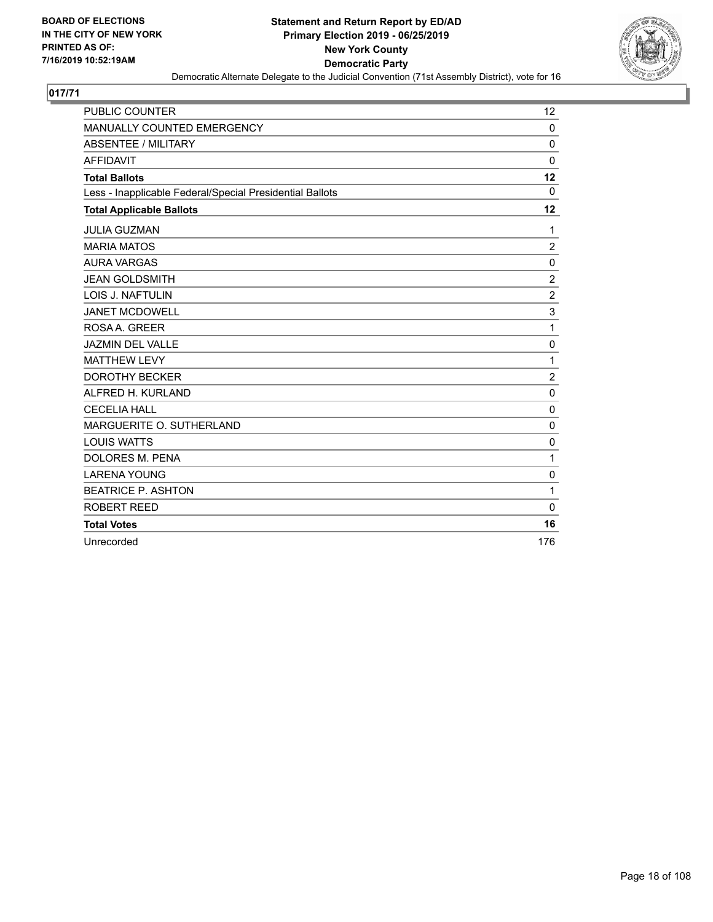BOARD OF ELECTIONS
IN THE CITY OF NEW YORK
PRINTED AS OF:
7/16/2019 10:52:19AM

**Statement and Return Report by ED/AD**
**Primary Election 2019 - 06/25/2019**
**New York County**
**Democratic Party**
Democratic Alternate Delegate to the Judicial Convention (71st Assembly District), vote for 16

## 017/71

| | |
|---|---|
| PUBLIC COUNTER | 12 |
| MANUALLY COUNTED EMERGENCY | 0 |
| ABSENTEE / MILITARY | 0 |
| AFFIDAVIT | 0 |
| **Total Ballots** | **12** |
| Less - Inapplicable Federal/Special Presidential Ballots | 0 |
| **Total Applicable Ballots** | **12** |
| JULIA GUZMAN | 1 |
| MARIA MATOS | 2 |
| AURA VARGAS | 0 |
| JEAN GOLDSMITH | 2 |
| LOIS J. NAFTULIN | 2 |
| JANET MCDOWELL | 3 |
| ROSA A. GREER | 1 |
| JAZMIN DEL VALLE | 0 |
| MATTHEW LEVY | 1 |
| DOROTHY BECKER | 2 |
| ALFRED H. KURLAND | 0 |
| CECELIA HALL | 0 |
| MARGUERITE O. SUTHERLAND | 0 |
| LOUIS WATTS | 0 |
| DOLORES M. PENA | 1 |
| LARENA YOUNG | 0 |
| BEATRICE P. ASHTON | 1 |
| ROBERT REED | 0 |
| **Total Votes** | **16** |
| Unrecorded | 176 |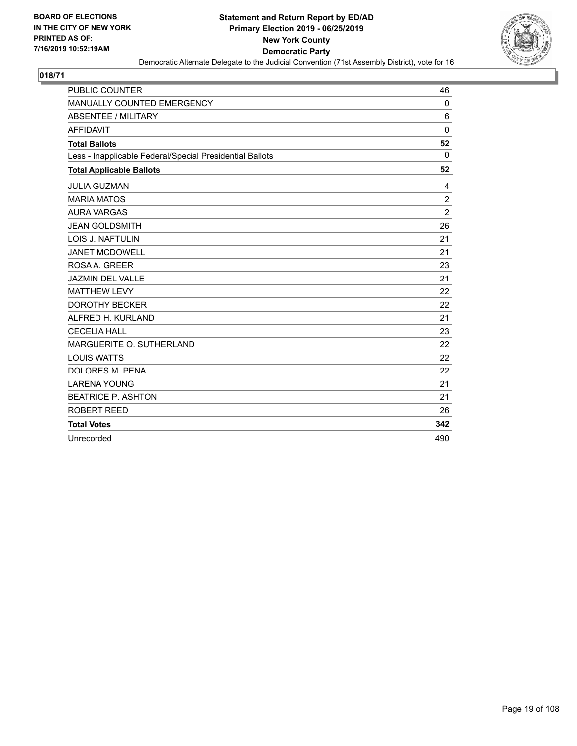BOARD OF ELECTIONS
IN THE CITY OF NEW YORK
PRINTED AS OF:
7/16/2019 10:52:19AM

**Statement and Return Report by ED/AD**
**Primary Election 2019 - 06/25/2019**
**New York County**
**Democratic Party**
Democratic Alternate Delegate to the Judicial Convention (71st Assembly District), vote for 16

## 018/71

| | |
|---|---|
| PUBLIC COUNTER | 46 |
| MANUALLY COUNTED EMERGENCY | 0 |
| ABSENTEE / MILITARY | 6 |
| AFFIDAVIT | 0 |
| **Total Ballots** | **52** |
| Less - Inapplicable Federal/Special Presidential Ballots | 0 |
| **Total Applicable Ballots** | **52** |
| JULIA GUZMAN | 4 |
| MARIA MATOS | 2 |
| AURA VARGAS | 2 |
| JEAN GOLDSMITH | 26 |
| LOIS J. NAFTULIN | 21 |
| JANET MCDOWELL | 21 |
| ROSA A. GREER | 23 |
| JAZMIN DEL VALLE | 21 |
| MATTHEW LEVY | 22 |
| DOROTHY BECKER | 22 |
| ALFRED H. KURLAND | 21 |
| CECELIA HALL | 23 |
| MARGUERITE O. SUTHERLAND | 22 |
| LOUIS WATTS | 22 |
| DOLORES M. PENA | 22 |
| LARENA YOUNG | 21 |
| BEATRICE P. ASHTON | 21 |
| ROBERT REED | 26 |
| **Total Votes** | **342** |
| Unrecorded | 490 |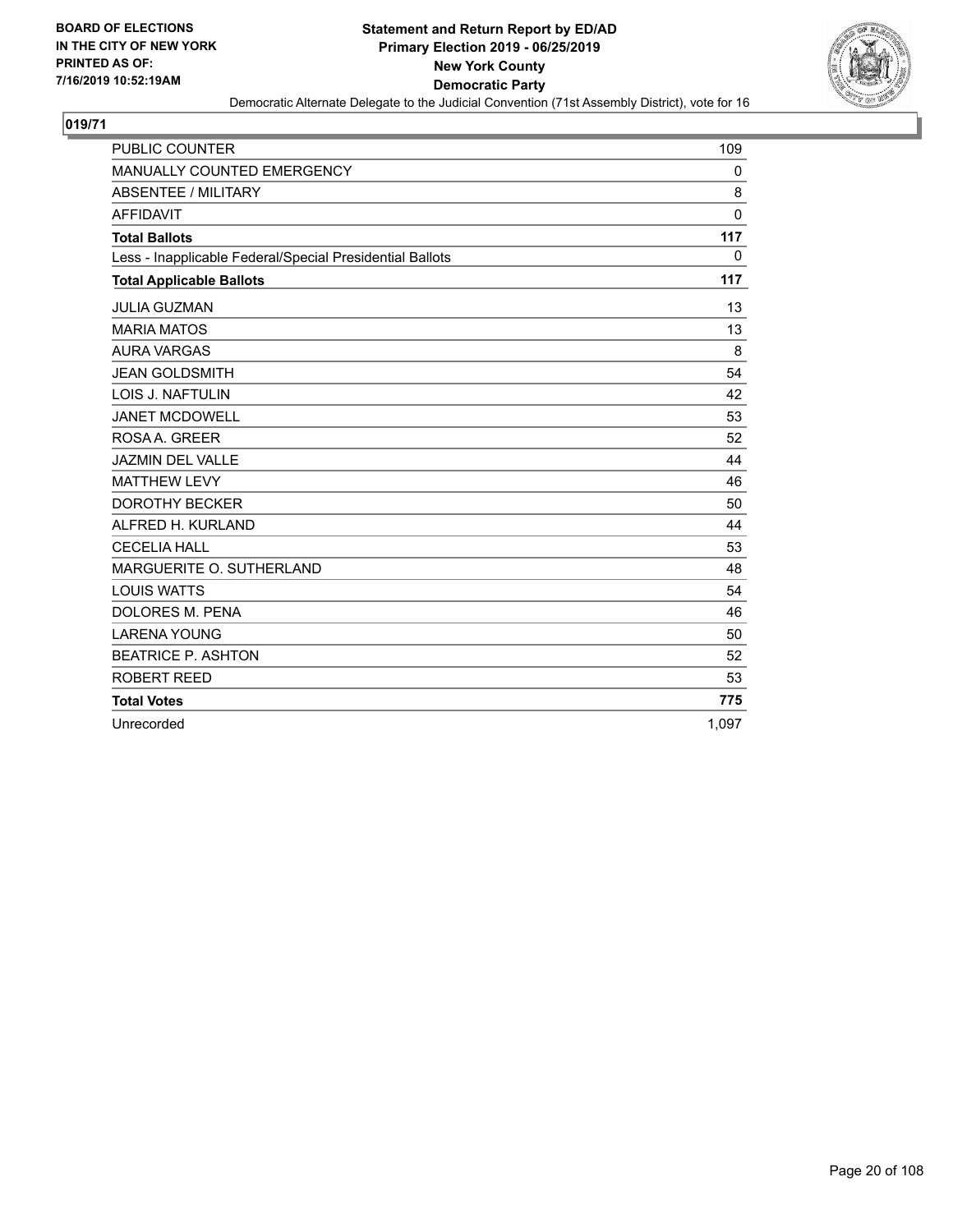BOARD OF ELECTIONS
IN THE CITY OF NEW YORK
PRINTED AS OF:
7/16/2019 10:52:19AM

**Statement and Return Report by ED/AD**
**Primary Election 2019 - 06/25/2019**
**New York County**
**Democratic Party**
Democratic Alternate Delegate to the Judicial Convention (71st Assembly District), vote for 16

## 019/71

| | |
|---|---|
| PUBLIC COUNTER | 109 |
| MANUALLY COUNTED EMERGENCY | 0 |
| ABSENTEE / MILITARY | 8 |
| AFFIDAVIT | 0 |
| **Total Ballots** | **117** |
| Less - Inapplicable Federal/Special Presidential Ballots | 0 |
| **Total Applicable Ballots** | **117** |
| JULIA GUZMAN | 13 |
| MARIA MATOS | 13 |
| AURA VARGAS | 8 |
| JEAN GOLDSMITH | 54 |
| LOIS J. NAFTULIN | 42 |
| JANET MCDOWELL | 53 |
| ROSA A. GREER | 52 |
| JAZMIN DEL VALLE | 44 |
| MATTHEW LEVY | 46 |
| DOROTHY BECKER | 50 |
| ALFRED H. KURLAND | 44 |
| CECELIA HALL | 53 |
| MARGUERITE O. SUTHERLAND | 48 |
| LOUIS WATTS | 54 |
| DOLORES M. PENA | 46 |
| LARENA YOUNG | 50 |
| BEATRICE P. ASHTON | 52 |
| ROBERT REED | 53 |
| **Total Votes** | **775** |
| Unrecorded | 1,097 |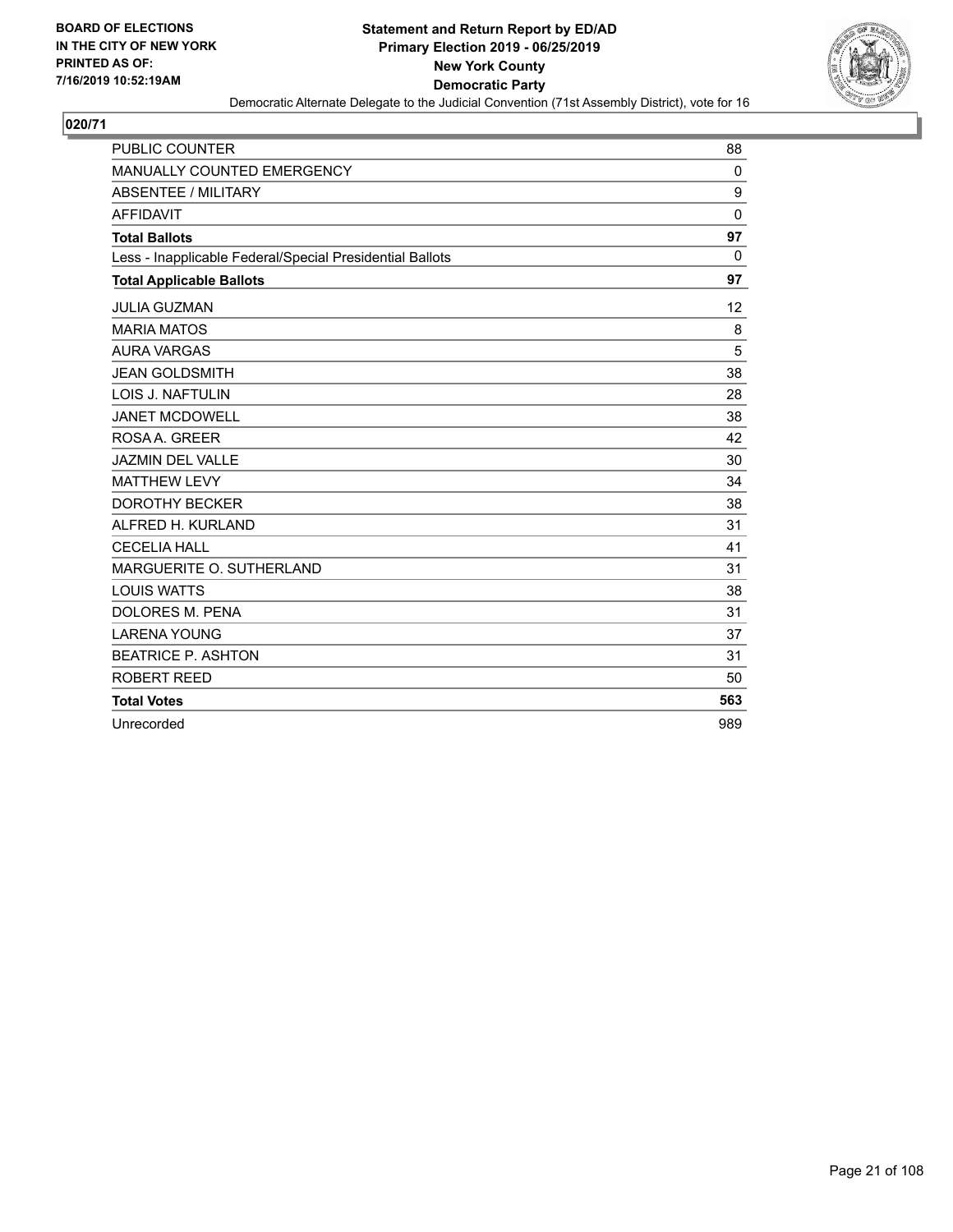BOARD OF ELECTIONS
IN THE CITY OF NEW YORK
PRINTED AS OF:
7/16/2019 10:52:19AM

**Statement and Return Report by ED/AD**
**Primary Election 2019 - 06/25/2019**
**New York County**
**Democratic Party**
Democratic Alternate Delegate to the Judicial Convention (71st Assembly District), vote for 16

**020/71**

| | |
|---|---|
| PUBLIC COUNTER | 88 |
| MANUALLY COUNTED EMERGENCY | 0 |
| ABSENTEE / MILITARY | 9 |
| AFFIDAVIT | 0 |
| **Total Ballots** | **97** |
| Less - Inapplicable Federal/Special Presidential Ballots | 0 |
| **Total Applicable Ballots** | **97** |
| JULIA GUZMAN | 12 |
| MARIA MATOS | 8 |
| AURA VARGAS | 5 |
| JEAN GOLDSMITH | 38 |
| LOIS J. NAFTULIN | 28 |
| JANET MCDOWELL | 38 |
| ROSA A. GREER | 42 |
| JAZMIN DEL VALLE | 30 |
| MATTHEW LEVY | 34 |
| DOROTHY BECKER | 38 |
| ALFRED H. KURLAND | 31 |
| CECELIA HALL | 41 |
| MARGUERITE O. SUTHERLAND | 31 |
| LOUIS WATTS | 38 |
| DOLORES M. PENA | 31 |
| LARENA YOUNG | 37 |
| BEATRICE P. ASHTON | 31 |
| ROBERT REED | 50 |
| **Total Votes** | **563** |
| Unrecorded | 989 |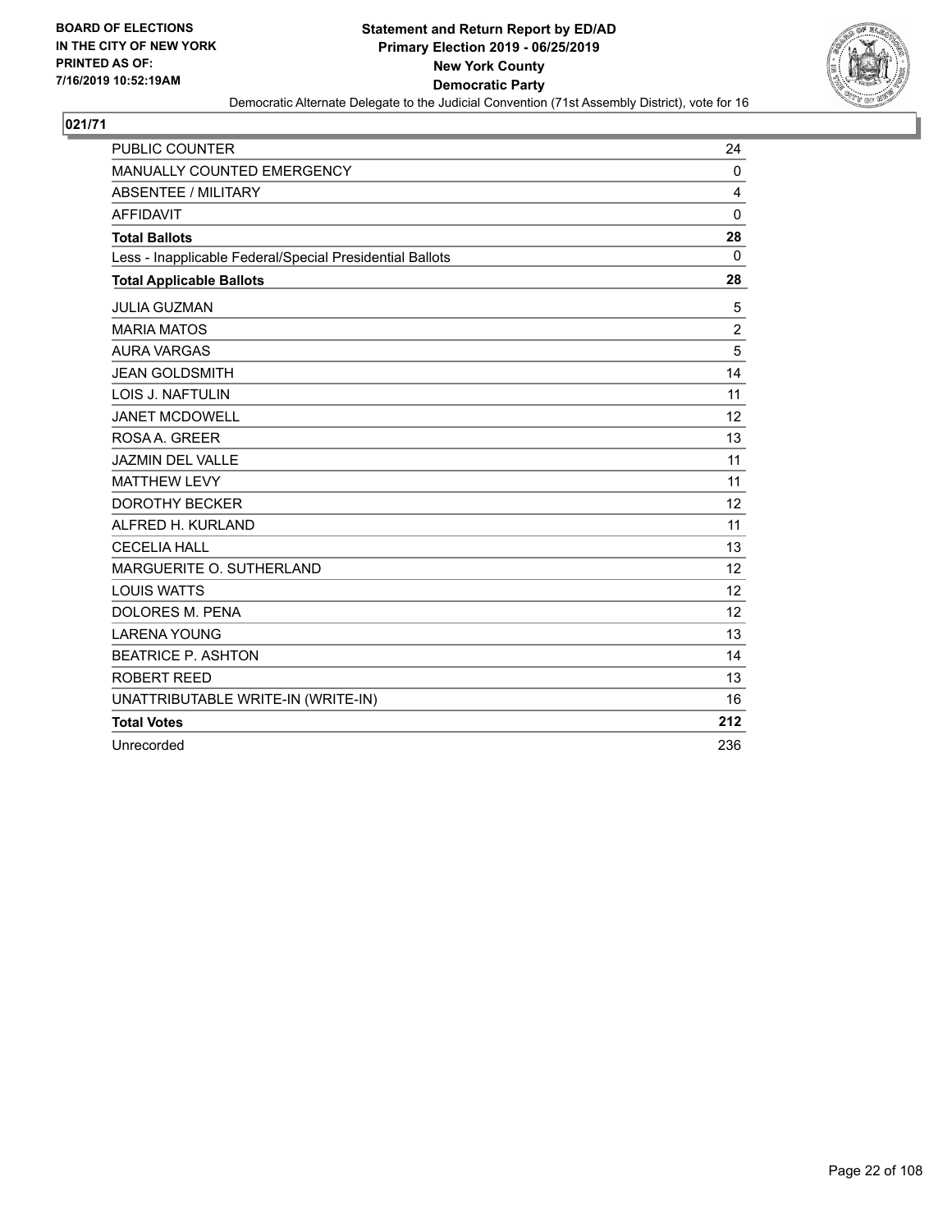BOARD OF ELECTIONS
IN THE CITY OF NEW YORK
PRINTED AS OF:
7/16/2019 10:52:19AM

**Statement and Return Report by ED/AD**
**Primary Election 2019 - 06/25/2019**
**New York County**
**Democratic Party**
Democratic Alternate Delegate to the Judicial Convention (71st Assembly District), vote for 16

## 021/71

| | |
|---|---|
| PUBLIC COUNTER | 24 |
| MANUALLY COUNTED EMERGENCY | 0 |
| ABSENTEE / MILITARY | 4 |
| AFFIDAVIT | 0 |
| **Total Ballots** | **28** |
| Less - Inapplicable Federal/Special Presidential Ballots | 0 |
| **Total Applicable Ballots** | **28** |
| JULIA GUZMAN | 5 |
| MARIA MATOS | 2 |
| AURA VARGAS | 5 |
| JEAN GOLDSMITH | 14 |
| LOIS J. NAFTULIN | 11 |
| JANET MCDOWELL | 12 |
| ROSA A. GREER | 13 |
| JAZMIN DEL VALLE | 11 |
| MATTHEW LEVY | 11 |
| DOROTHY BECKER | 12 |
| ALFRED H. KURLAND | 11 |
| CECELIA HALL | 13 |
| MARGUERITE O. SUTHERLAND | 12 |
| LOUIS WATTS | 12 |
| DOLORES M. PENA | 12 |
| LARENA YOUNG | 13 |
| BEATRICE P. ASHTON | 14 |
| ROBERT REED | 13 |
| UNATTRIBUTABLE WRITE-IN (WRITE-IN) | 16 |
| **Total Votes** | **212** |
| Unrecorded | 236 |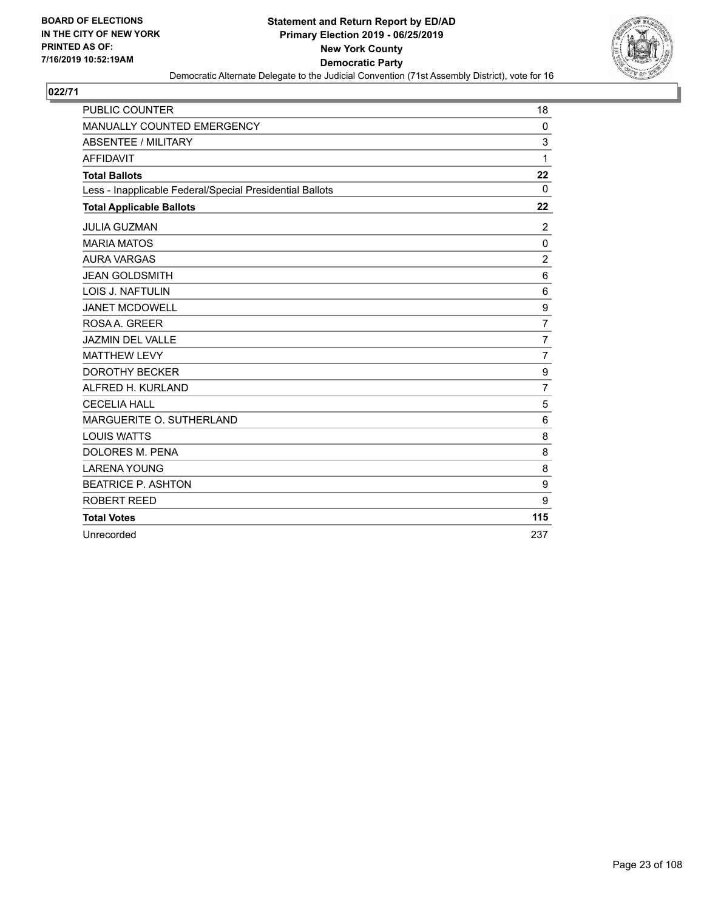BOARD OF ELECTIONS
IN THE CITY OF NEW YORK
PRINTED AS OF:
7/16/2019 10:52:19AM

**Statement and Return Report by ED/AD**
**Primary Election 2019 - 06/25/2019**
**New York County**
**Democratic Party**
Democratic Alternate Delegate to the Judicial Convention (71st Assembly District), vote for 16

## 022/71

| | |
|---|---|
| PUBLIC COUNTER | 18 |
| MANUALLY COUNTED EMERGENCY | 0 |
| ABSENTEE / MILITARY | 3 |
| AFFIDAVIT | 1 |
| **Total Ballots** | **22** |
| Less - Inapplicable Federal/Special Presidential Ballots | 0 |
| **Total Applicable Ballots** | **22** |
| JULIA GUZMAN | 2 |
| MARIA MATOS | 0 |
| AURA VARGAS | 2 |
| JEAN GOLDSMITH | 6 |
| LOIS J. NAFTULIN | 6 |
| JANET MCDOWELL | 9 |
| ROSA A. GREER | 7 |
| JAZMIN DEL VALLE | 7 |
| MATTHEW LEVY | 7 |
| DOROTHY BECKER | 9 |
| ALFRED H. KURLAND | 7 |
| CECELIA HALL | 5 |
| MARGUERITE O. SUTHERLAND | 6 |
| LOUIS WATTS | 8 |
| DOLORES M. PENA | 8 |
| LARENA YOUNG | 8 |
| BEATRICE P. ASHTON | 9 |
| ROBERT REED | 9 |
| **Total Votes** | **115** |
| Unrecorded | 237 |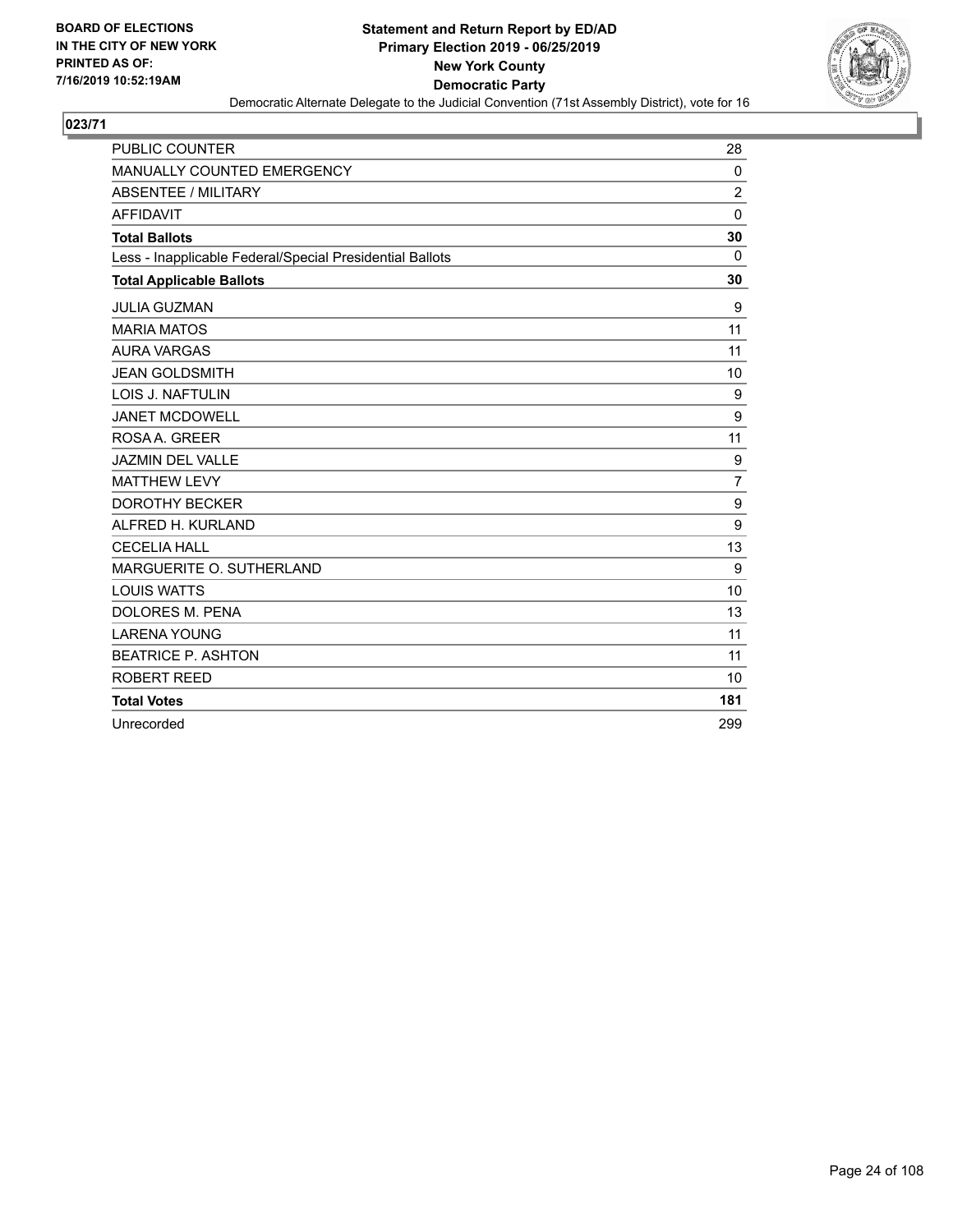BOARD OF ELECTIONS
IN THE CITY OF NEW YORK
PRINTED AS OF:
7/16/2019 10:52:19AM

**Statement and Return Report by ED/AD**
**Primary Election 2019 - 06/25/2019**
**New York County**
**Democratic Party**
Democratic Alternate Delegate to the Judicial Convention (71st Assembly District), vote for 16

## 023/71

| | |
|---|---|
| PUBLIC COUNTER | 28 |
| MANUALLY COUNTED EMERGENCY | 0 |
| ABSENTEE / MILITARY | 2 |
| AFFIDAVIT | 0 |
| **Total Ballots** | **30** |
| Less - Inapplicable Federal/Special Presidential Ballots | 0 |
| **Total Applicable Ballots** | **30** |
| JULIA GUZMAN | 9 |
| MARIA MATOS | 11 |
| AURA VARGAS | 11 |
| JEAN GOLDSMITH | 10 |
| LOIS J. NAFTULIN | 9 |
| JANET MCDOWELL | 9 |
| ROSA A. GREER | 11 |
| JAZMIN DEL VALLE | 9 |
| MATTHEW LEVY | 7 |
| DOROTHY BECKER | 9 |
| ALFRED H. KURLAND | 9 |
| CECELIA HALL | 13 |
| MARGUERITE O. SUTHERLAND | 9 |
| LOUIS WATTS | 10 |
| DOLORES M. PENA | 13 |
| LARENA YOUNG | 11 |
| BEATRICE P. ASHTON | 11 |
| ROBERT REED | 10 |
| **Total Votes** | **181** |
| Unrecorded | 299 |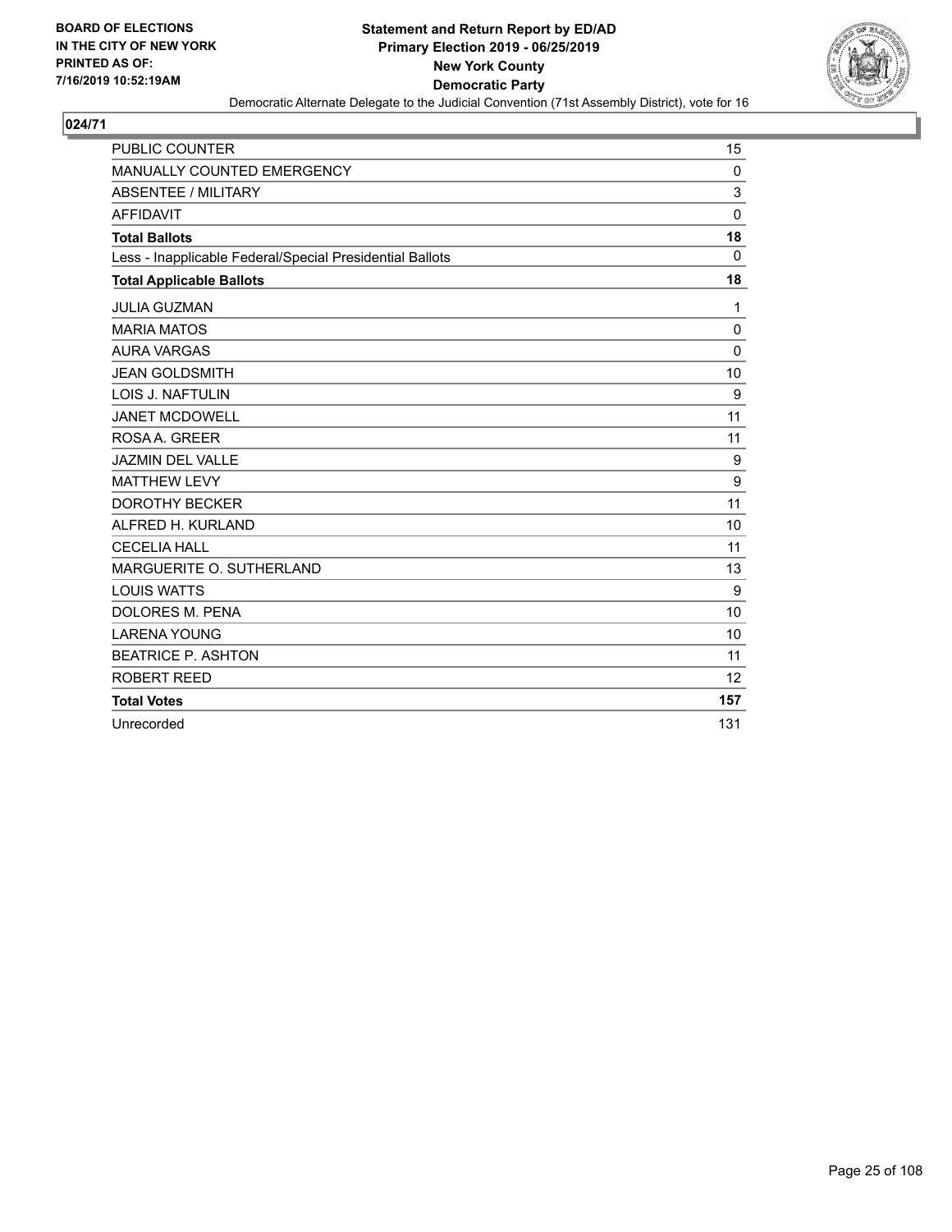BOARD OF ELECTIONS
IN THE CITY OF NEW YORK
PRINTED AS OF:
7/16/2019 10:52:19AM

**Statement and Return Report by ED/AD**
**Primary Election 2019 - 06/25/2019**
**New York County**
**Democratic Party**
Democratic Alternate Delegate to the Judicial Convention (71st Assembly District), vote for 16

## 024/71

| | |
|---|---|
| PUBLIC COUNTER | 15 |
| MANUALLY COUNTED EMERGENCY | 0 |
| ABSENTEE / MILITARY | 3 |
| AFFIDAVIT | 0 |
| **Total Ballots** | **18** |
| Less - Inapplicable Federal/Special Presidential Ballots | 0 |
| **Total Applicable Ballots** | **18** |
| JULIA GUZMAN | 1 |
| MARIA MATOS | 0 |
| AURA VARGAS | 0 |
| JEAN GOLDSMITH | 10 |
| LOIS J. NAFTULIN | 9 |
| JANET MCDOWELL | 11 |
| ROSA A. GREER | 11 |
| JAZMIN DEL VALLE | 9 |
| MATTHEW LEVY | 9 |
| DOROTHY BECKER | 11 |
| ALFRED H. KURLAND | 10 |
| CECELIA HALL | 11 |
| MARGUERITE O. SUTHERLAND | 13 |
| LOUIS WATTS | 9 |
| DOLORES M. PENA | 10 |
| LARENA YOUNG | 10 |
| BEATRICE P. ASHTON | 11 |
| ROBERT REED | 12 |
| **Total Votes** | **157** |
| Unrecorded | 131 |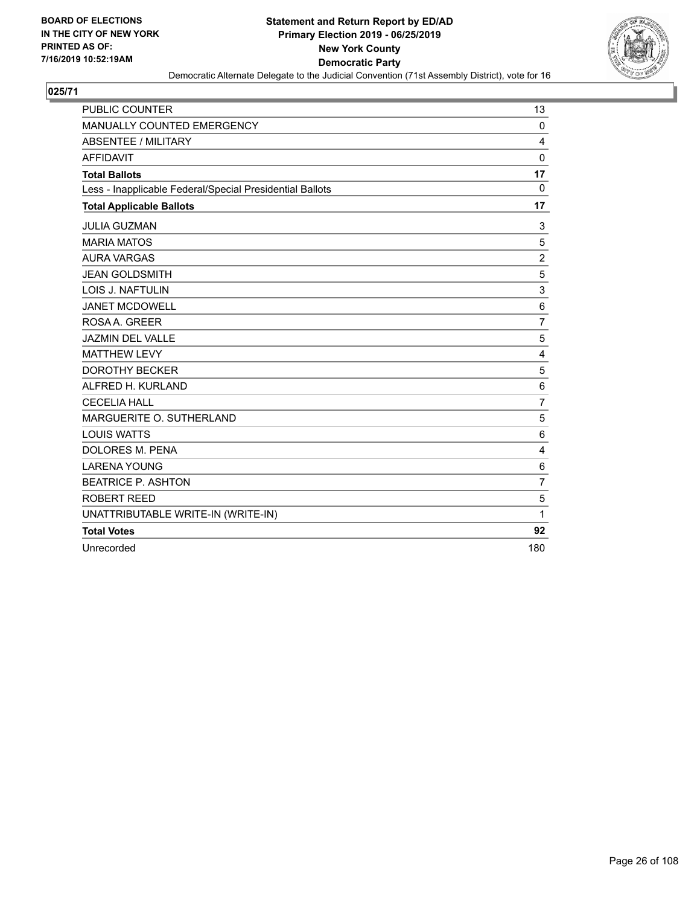BOARD OF ELECTIONS
IN THE CITY OF NEW YORK
PRINTED AS OF:
7/16/2019 10:52:19AM

**Statement and Return Report by ED/AD**
**Primary Election 2019 - 06/25/2019**
**New York County**
**Democratic Party**
Democratic Alternate Delegate to the Judicial Convention (71st Assembly District), vote for 16

## 025/71

| | |
|---|---|
| PUBLIC COUNTER | 13 |
| MANUALLY COUNTED EMERGENCY | 0 |
| ABSENTEE / MILITARY | 4 |
| AFFIDAVIT | 0 |
| **Total Ballots** | **17** |
| Less - Inapplicable Federal/Special Presidential Ballots | 0 |
| **Total Applicable Ballots** | **17** |
| JULIA GUZMAN | 3 |
| MARIA MATOS | 5 |
| AURA VARGAS | 2 |
| JEAN GOLDSMITH | 5 |
| LOIS J. NAFTULIN | 3 |
| JANET MCDOWELL | 6 |
| ROSA A. GREER | 7 |
| JAZMIN DEL VALLE | 5 |
| MATTHEW LEVY | 4 |
| DOROTHY BECKER | 5 |
| ALFRED H. KURLAND | 6 |
| CECELIA HALL | 7 |
| MARGUERITE O. SUTHERLAND | 5 |
| LOUIS WATTS | 6 |
| DOLORES M. PENA | 4 |
| LARENA YOUNG | 6 |
| BEATRICE P. ASHTON | 7 |
| ROBERT REED | 5 |
| UNATTRIBUTABLE WRITE-IN (WRITE-IN) | 1 |
| **Total Votes** | **92** |
| Unrecorded | 180 |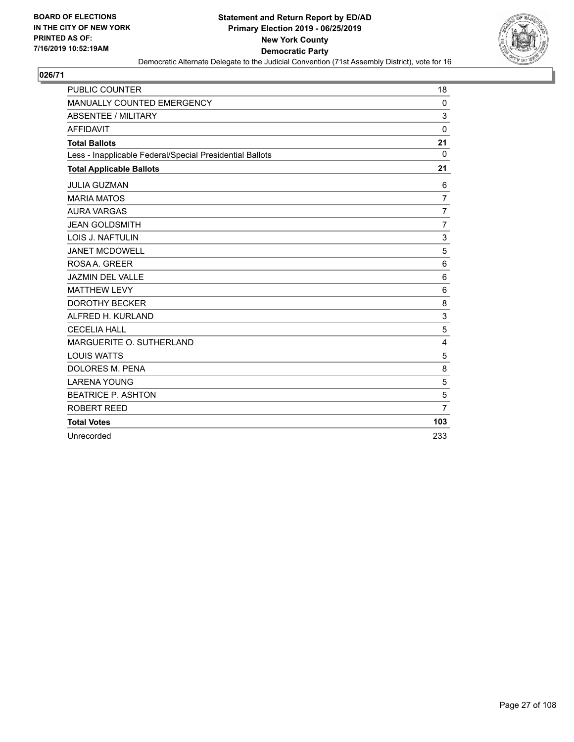**BOARD OF ELECTIONS IN THE CITY OF NEW YORK PRINTED AS OF: 7/16/2019 10:52:19AM**

**Statement and Return Report by ED/AD**
**Primary Election 2019 - 06/25/2019**
**New York County**
**Democratic Party**
Democratic Alternate Delegate to the Judicial Convention (71st Assembly District), vote for 16

## 026/71

| | |
|---|---|
| PUBLIC COUNTER | 18 |
| MANUALLY COUNTED EMERGENCY | 0 |
| ABSENTEE / MILITARY | 3 |
| AFFIDAVIT | 0 |
| **Total Ballots** | **21** |
| Less - Inapplicable Federal/Special Presidential Ballots | 0 |
| **Total Applicable Ballots** | **21** |
| JULIA GUZMAN | 6 |
| MARIA MATOS | 7 |
| AURA VARGAS | 7 |
| JEAN GOLDSMITH | 7 |
| LOIS J. NAFTULIN | 3 |
| JANET MCDOWELL | 5 |
| ROSA A. GREER | 6 |
| JAZMIN DEL VALLE | 6 |
| MATTHEW LEVY | 6 |
| DOROTHY BECKER | 8 |
| ALFRED H. KURLAND | 3 |
| CECELIA HALL | 5 |
| MARGUERITE O. SUTHERLAND | 4 |
| LOUIS WATTS | 5 |
| DOLORES M. PENA | 8 |
| LARENA YOUNG | 5 |
| BEATRICE P. ASHTON | 5 |
| ROBERT REED | 7 |
| **Total Votes** | **103** |
| Unrecorded | 233 |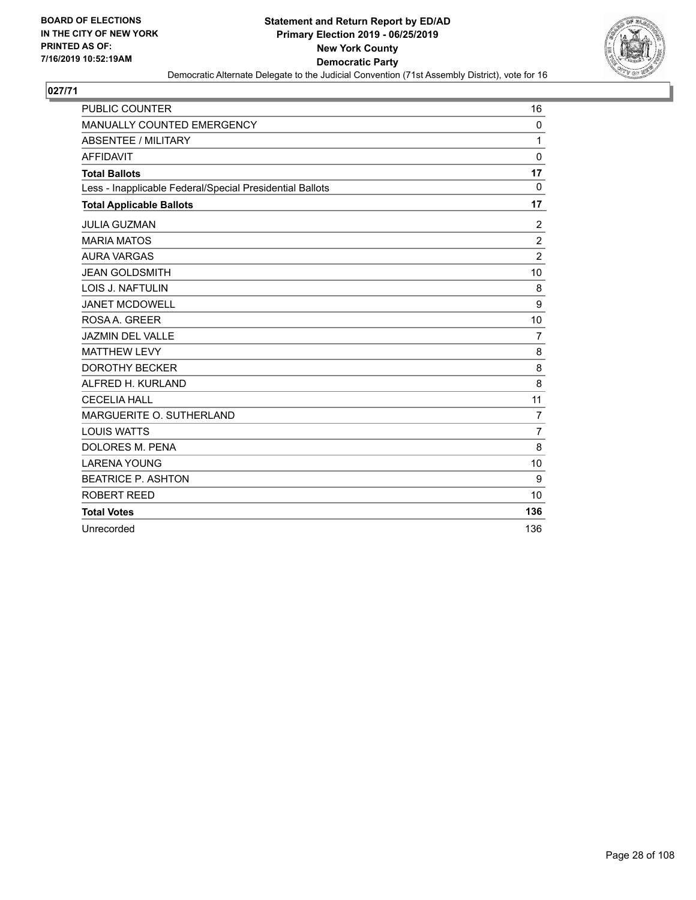**BOARD OF ELECTIONS IN THE CITY OF NEW YORK PRINTED AS OF: 7/16/2019 10:52:19AM**

**Statement and Return Report by ED/AD**
**Primary Election 2019 - 06/25/2019**
**New York County**
**Democratic Party**
Democratic Alternate Delegate to the Judicial Convention (71st Assembly District), vote for 16

**027/71**

| | |
|---|---|
| PUBLIC COUNTER | 16 |
| MANUALLY COUNTED EMERGENCY | 0 |
| ABSENTEE / MILITARY | 1 |
| AFFIDAVIT | 0 |
| **Total Ballots** | **17** |
| Less - Inapplicable Federal/Special Presidential Ballots | 0 |
| **Total Applicable Ballots** | **17** |
| JULIA GUZMAN | 2 |
| MARIA MATOS | 2 |
| AURA VARGAS | 2 |
| JEAN GOLDSMITH | 10 |
| LOIS J. NAFTULIN | 8 |
| JANET MCDOWELL | 9 |
| ROSA A. GREER | 10 |
| JAZMIN DEL VALLE | 7 |
| MATTHEW LEVY | 8 |
| DOROTHY BECKER | 8 |
| ALFRED H. KURLAND | 8 |
| CECELIA HALL | 11 |
| MARGUERITE O. SUTHERLAND | 7 |
| LOUIS WATTS | 7 |
| DOLORES M. PENA | 8 |
| LARENA YOUNG | 10 |
| BEATRICE P. ASHTON | 9 |
| ROBERT REED | 10 |
| **Total Votes** | **136** |
| Unrecorded | 136 |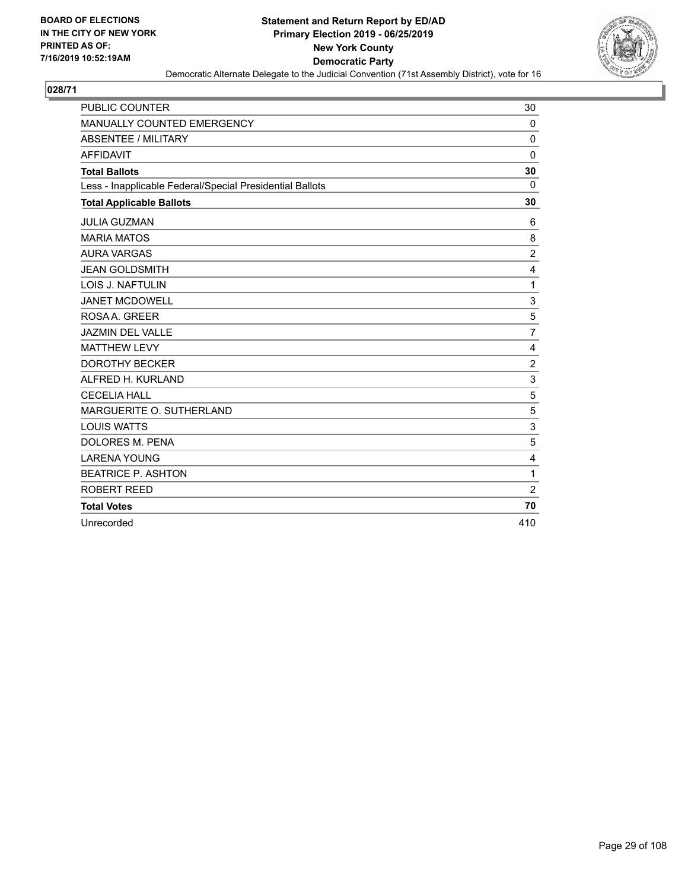BOARD OF ELECTIONS
IN THE CITY OF NEW YORK
PRINTED AS OF:
7/16/2019 10:52:19AM

**Statement and Return Report by ED/AD**
**Primary Election 2019 - 06/25/2019**
**New York County**
**Democratic Party**
Democratic Alternate Delegate to the Judicial Convention (71st Assembly District), vote for 16

## 028/71

| | |
|---|---|
| PUBLIC COUNTER | 30 |
| MANUALLY COUNTED EMERGENCY | 0 |
| ABSENTEE / MILITARY | 0 |
| AFFIDAVIT | 0 |
| **Total Ballots** | **30** |
| Less - Inapplicable Federal/Special Presidential Ballots | 0 |
| **Total Applicable Ballots** | **30** |
| JULIA GUZMAN | 6 |
| MARIA MATOS | 8 |
| AURA VARGAS | 2 |
| JEAN GOLDSMITH | 4 |
| LOIS J. NAFTULIN | 1 |
| JANET MCDOWELL | 3 |
| ROSA A. GREER | 5 |
| JAZMIN DEL VALLE | 7 |
| MATTHEW LEVY | 4 |
| DOROTHY BECKER | 2 |
| ALFRED H. KURLAND | 3 |
| CECELIA HALL | 5 |
| MARGUERITE O. SUTHERLAND | 5 |
| LOUIS WATTS | 3 |
| DOLORES M. PENA | 5 |
| LARENA YOUNG | 4 |
| BEATRICE P. ASHTON | 1 |
| ROBERT REED | 2 |
| **Total Votes** | **70** |
| Unrecorded | 410 |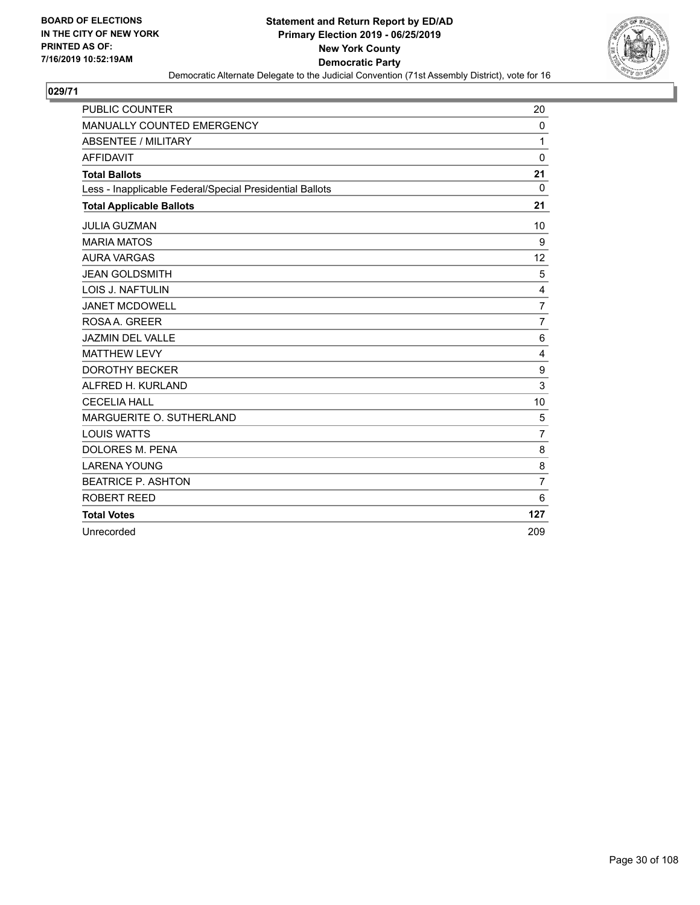BOARD OF ELECTIONS
IN THE CITY OF NEW YORK
PRINTED AS OF:
7/16/2019 10:52:19AM

**Statement and Return Report by ED/AD**
**Primary Election 2019 - 06/25/2019**
**New York County**
**Democratic Party**
Democratic Alternate Delegate to the Judicial Convention (71st Assembly District), vote for 16

**029/71**

| | |
|---|---|
| PUBLIC COUNTER | 20 |
| MANUALLY COUNTED EMERGENCY | 0 |
| ABSENTEE / MILITARY | 1 |
| AFFIDAVIT | 0 |
| **Total Ballots** | **21** |
| Less - Inapplicable Federal/Special Presidential Ballots | 0 |
| **Total Applicable Ballots** | **21** |
| JULIA GUZMAN | 10 |
| MARIA MATOS | 9 |
| AURA VARGAS | 12 |
| JEAN GOLDSMITH | 5 |
| LOIS J. NAFTULIN | 4 |
| JANET MCDOWELL | 7 |
| ROSA A. GREER | 7 |
| JAZMIN DEL VALLE | 6 |
| MATTHEW LEVY | 4 |
| DOROTHY BECKER | 9 |
| ALFRED H. KURLAND | 3 |
| CECELIA HALL | 10 |
| MARGUERITE O. SUTHERLAND | 5 |
| LOUIS WATTS | 7 |
| DOLORES M. PENA | 8 |
| LARENA YOUNG | 8 |
| BEATRICE P. ASHTON | 7 |
| ROBERT REED | 6 |
| **Total Votes** | **127** |
| Unrecorded | 209 |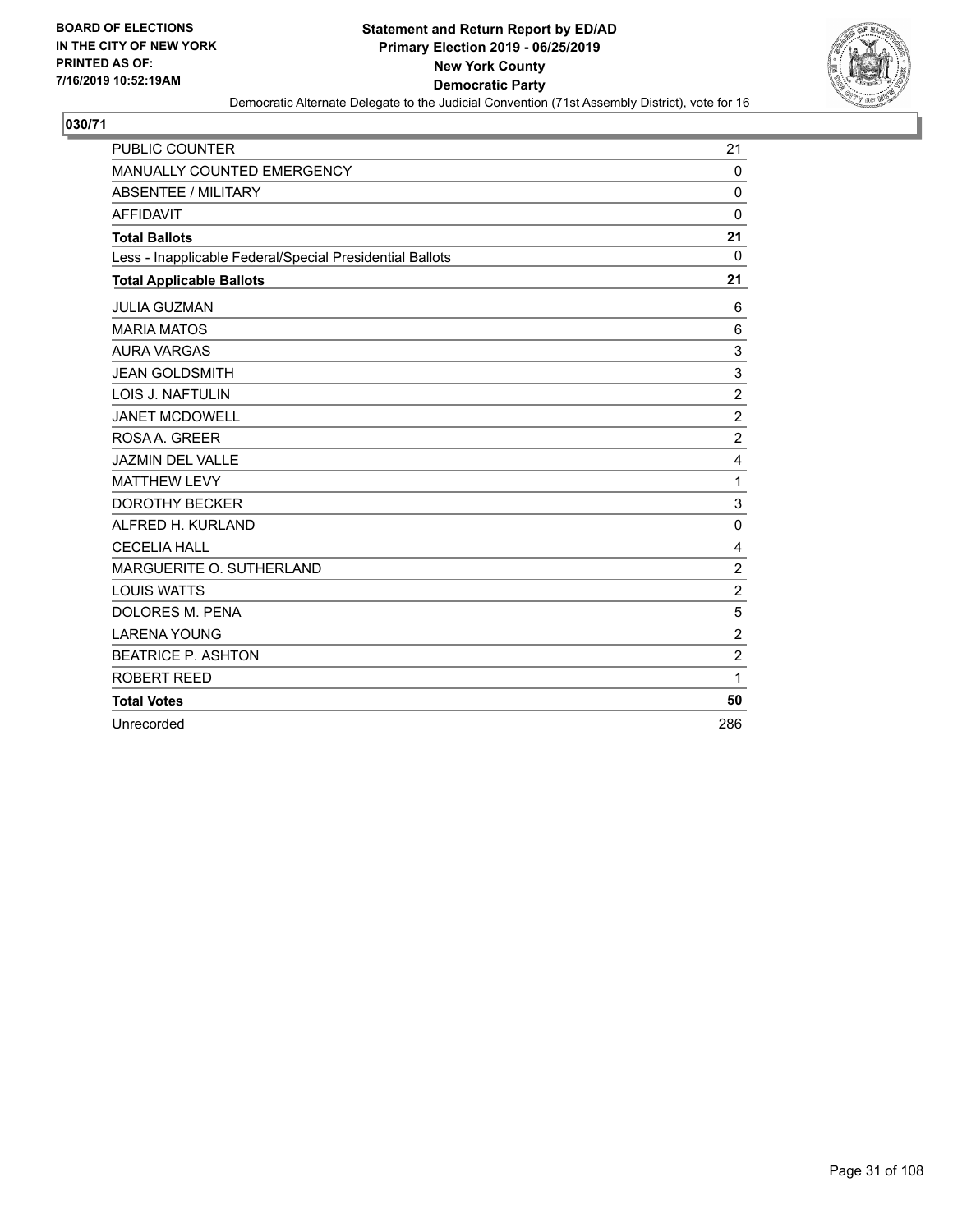BOARD OF ELECTIONS
IN THE CITY OF NEW YORK
PRINTED AS OF:
7/16/2019 10:52:19AM

**Statement and Return Report by ED/AD**
**Primary Election 2019 - 06/25/2019**
**New York County**
**Democratic Party**
Democratic Alternate Delegate to the Judicial Convention (71st Assembly District), vote for 16

## 030/71

| | |
|---|---|
| PUBLIC COUNTER | 21 |
| MANUALLY COUNTED EMERGENCY | 0 |
| ABSENTEE / MILITARY | 0 |
| AFFIDAVIT | 0 |
| **Total Ballots** | **21** |
| Less - Inapplicable Federal/Special Presidential Ballots | 0 |
| **Total Applicable Ballots** | **21** |
| JULIA GUZMAN | 6 |
| MARIA MATOS | 6 |
| AURA VARGAS | 3 |
| JEAN GOLDSMITH | 3 |
| LOIS J. NAFTULIN | 2 |
| JANET MCDOWELL | 2 |
| ROSA A. GREER | 2 |
| JAZMIN DEL VALLE | 4 |
| MATTHEW LEVY | 1 |
| DOROTHY BECKER | 3 |
| ALFRED H. KURLAND | 0 |
| CECELIA HALL | 4 |
| MARGUERITE O. SUTHERLAND | 2 |
| LOUIS WATTS | 2 |
| DOLORES M. PENA | 5 |
| LARENA YOUNG | 2 |
| BEATRICE P. ASHTON | 2 |
| ROBERT REED | 1 |
| **Total Votes** | **50** |
| Unrecorded | 286 |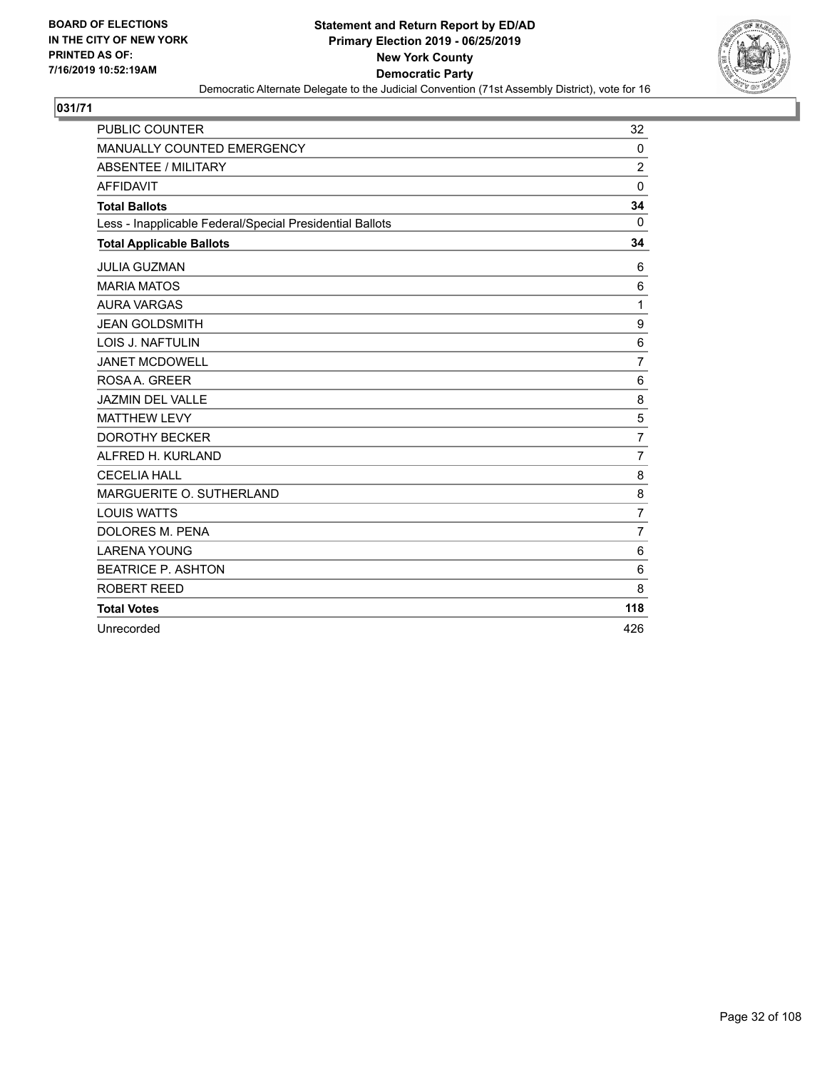**BOARD OF ELECTIONS IN THE CITY OF NEW YORK PRINTED AS OF: 7/16/2019 10:52:19AM**

**Statement and Return Report by ED/AD**
**Primary Election 2019 - 06/25/2019**
**New York County**
**Democratic Party**
Democratic Alternate Delegate to the Judicial Convention (71st Assembly District), vote for 16

**031/71**

| | |
|---|---|
| PUBLIC COUNTER | 32 |
| MANUALLY COUNTED EMERGENCY | 0 |
| ABSENTEE / MILITARY | 2 |
| AFFIDAVIT | 0 |
| **Total Ballots** | **34** |
| Less - Inapplicable Federal/Special Presidential Ballots | 0 |
| **Total Applicable Ballots** | **34** |
| JULIA GUZMAN | 6 |
| MARIA MATOS | 6 |
| AURA VARGAS | 1 |
| JEAN GOLDSMITH | 9 |
| LOIS J. NAFTULIN | 6 |
| JANET MCDOWELL | 7 |
| ROSA A. GREER | 6 |
| JAZMIN DEL VALLE | 8 |
| MATTHEW LEVY | 5 |
| DOROTHY BECKER | 7 |
| ALFRED H. KURLAND | 7 |
| CECELIA HALL | 8 |
| MARGUERITE O. SUTHERLAND | 8 |
| LOUIS WATTS | 7 |
| DOLORES M. PENA | 7 |
| LARENA YOUNG | 6 |
| BEATRICE P. ASHTON | 6 |
| ROBERT REED | 8 |
| **Total Votes** | **118** |
| Unrecorded | 426 |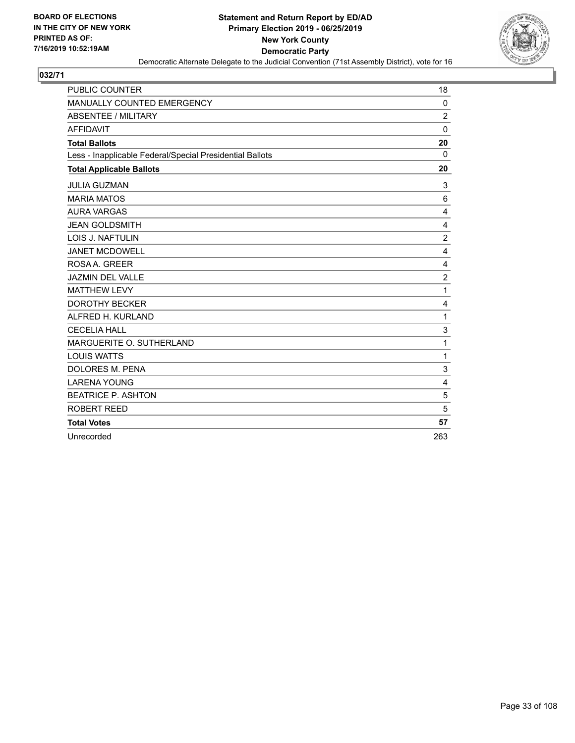BOARD OF ELECTIONS
IN THE CITY OF NEW YORK
PRINTED AS OF:
7/16/2019 10:52:19AM

**Statement and Return Report by ED/AD**
**Primary Election 2019 - 06/25/2019**
**New York County**
**Democratic Party**
Democratic Alternate Delegate to the Judicial Convention (71st Assembly District), vote for 16

## 032/71

| | |
|---|---|
| PUBLIC COUNTER | 18 |
| MANUALLY COUNTED EMERGENCY | 0 |
| ABSENTEE / MILITARY | 2 |
| AFFIDAVIT | 0 |
| **Total Ballots** | **20** |
| Less - Inapplicable Federal/Special Presidential Ballots | 0 |
| **Total Applicable Ballots** | **20** |
| JULIA GUZMAN | 3 |
| MARIA MATOS | 6 |
| AURA VARGAS | 4 |
| JEAN GOLDSMITH | 4 |
| LOIS J. NAFTULIN | 2 |
| JANET MCDOWELL | 4 |
| ROSA A. GREER | 4 |
| JAZMIN DEL VALLE | 2 |
| MATTHEW LEVY | 1 |
| DOROTHY BECKER | 4 |
| ALFRED H. KURLAND | 1 |
| CECELIA HALL | 3 |
| MARGUERITE O. SUTHERLAND | 1 |
| LOUIS WATTS | 1 |
| DOLORES M. PENA | 3 |
| LARENA YOUNG | 4 |
| BEATRICE P. ASHTON | 5 |
| ROBERT REED | 5 |
| **Total Votes** | **57** |
| Unrecorded | 263 |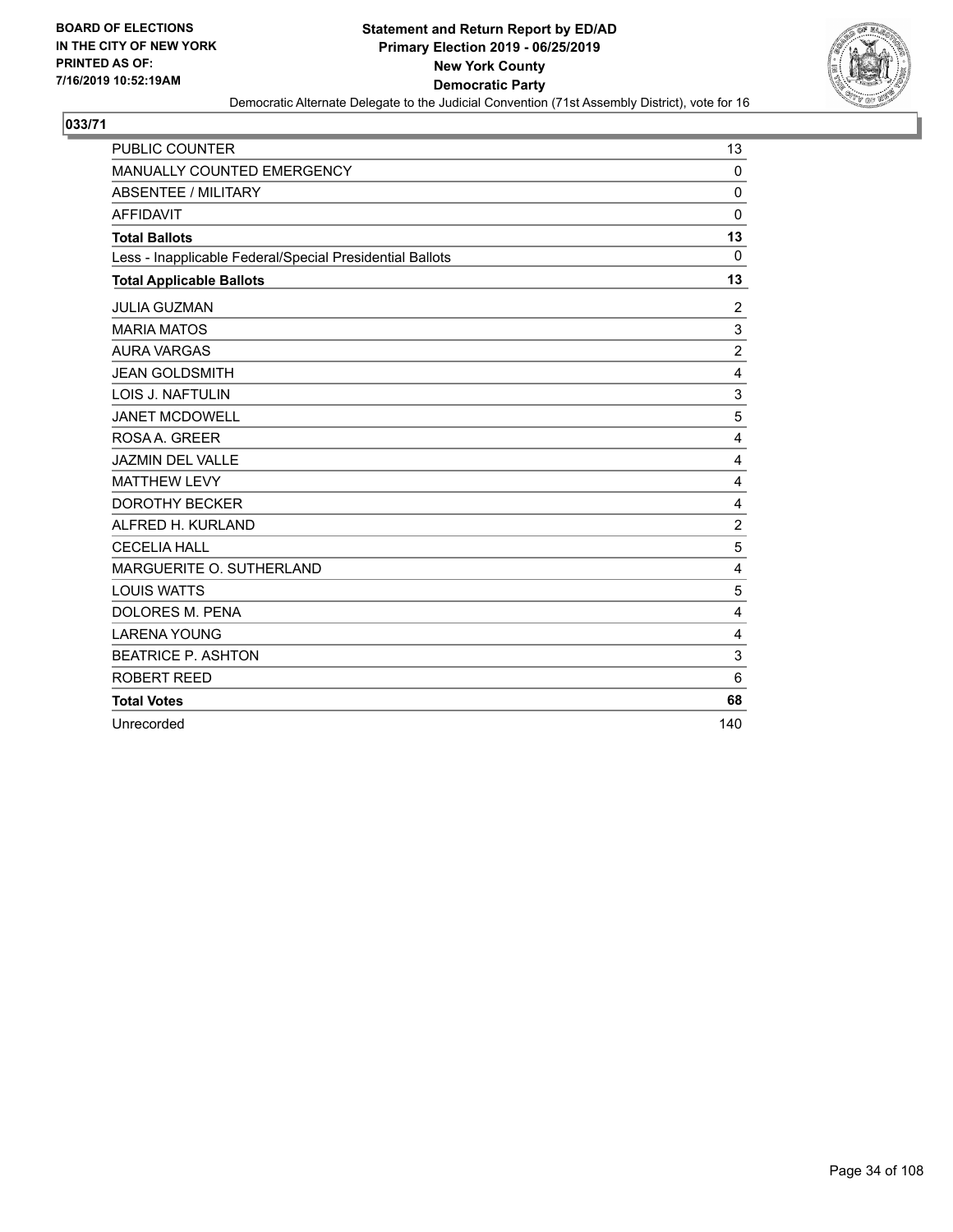BOARD OF ELECTIONS
IN THE CITY OF NEW YORK
PRINTED AS OF:
7/16/2019 10:52:19AM

**Statement and Return Report by ED/AD**
**Primary Election 2019 - 06/25/2019**
**New York County**
**Democratic Party**
Democratic Alternate Delegate to the Judicial Convention (71st Assembly District), vote for 16

## 033/71

| | |
|---|---|
| PUBLIC COUNTER | 13 |
| MANUALLY COUNTED EMERGENCY | 0 |
| ABSENTEE / MILITARY | 0 |
| AFFIDAVIT | 0 |
| **Total Ballots** | **13** |
| Less - Inapplicable Federal/Special Presidential Ballots | 0 |
| **Total Applicable Ballots** | **13** |
| JULIA GUZMAN | 2 |
| MARIA MATOS | 3 |
| AURA VARGAS | 2 |
| JEAN GOLDSMITH | 4 |
| LOIS J. NAFTULIN | 3 |
| JANET MCDOWELL | 5 |
| ROSA A. GREER | 4 |
| JAZMIN DEL VALLE | 4 |
| MATTHEW LEVY | 4 |
| DOROTHY BECKER | 4 |
| ALFRED H. KURLAND | 2 |
| CECELIA HALL | 5 |
| MARGUERITE O. SUTHERLAND | 4 |
| LOUIS WATTS | 5 |
| DOLORES M. PENA | 4 |
| LARENA YOUNG | 4 |
| BEATRICE P. ASHTON | 3 |
| ROBERT REED | 6 |
| **Total Votes** | **68** |
| Unrecorded | 140 |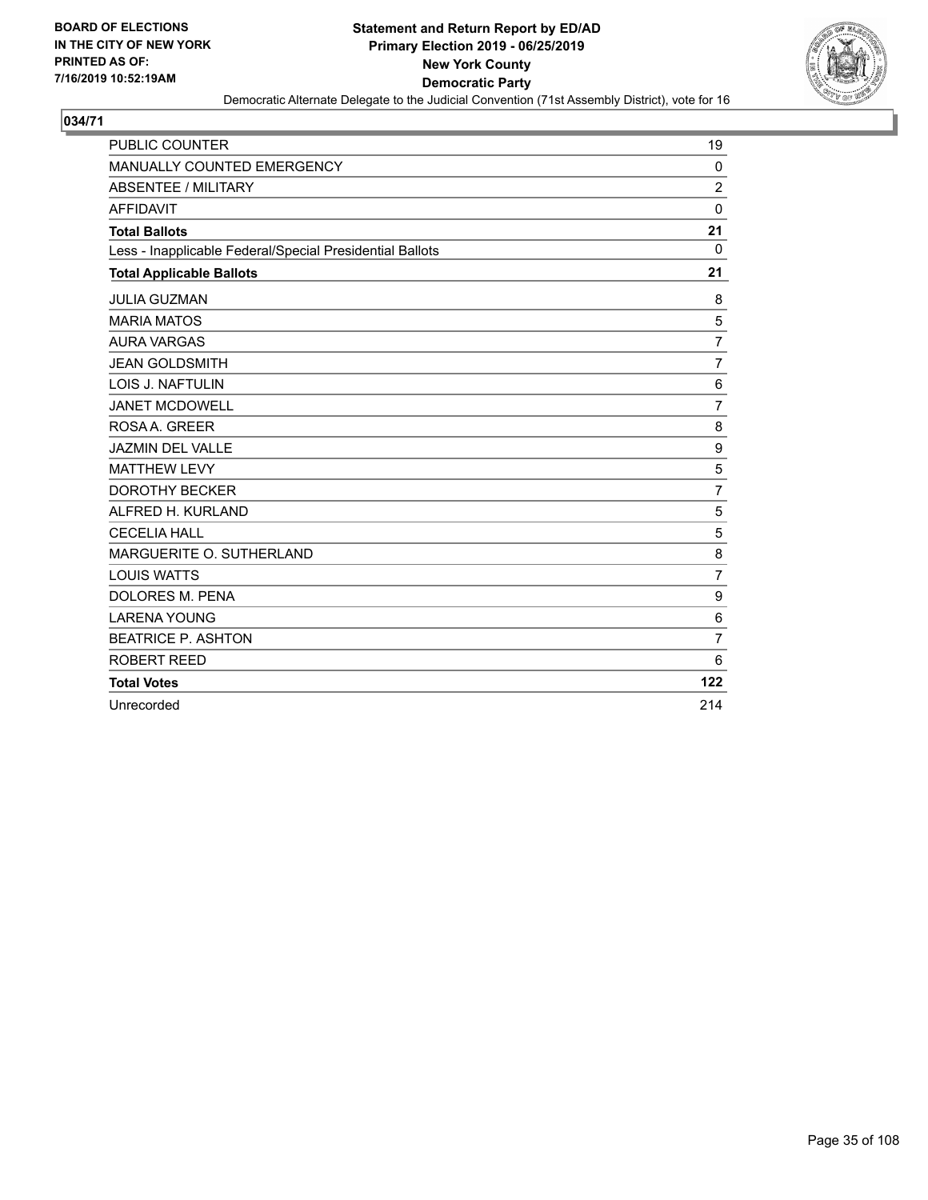BOARD OF ELECTIONS
IN THE CITY OF NEW YORK
PRINTED AS OF:
7/16/2019 10:52:19AM

**Statement and Return Report by ED/AD**
**Primary Election 2019 - 06/25/2019**
**New York County**
**Democratic Party**
Democratic Alternate Delegate to the Judicial Convention (71st Assembly District), vote for 16

## 034/71

| | |
|---|---|
| PUBLIC COUNTER | 19 |
| MANUALLY COUNTED EMERGENCY | 0 |
| ABSENTEE / MILITARY | 2 |
| AFFIDAVIT | 0 |
| **Total Ballots** | **21** |
| Less - Inapplicable Federal/Special Presidential Ballots | 0 |
| **Total Applicable Ballots** | **21** |
| JULIA GUZMAN | 8 |
| MARIA MATOS | 5 |
| AURA VARGAS | 7 |
| JEAN GOLDSMITH | 7 |
| LOIS J. NAFTULIN | 6 |
| JANET MCDOWELL | 7 |
| ROSA A. GREER | 8 |
| JAZMIN DEL VALLE | 9 |
| MATTHEW LEVY | 5 |
| DOROTHY BECKER | 7 |
| ALFRED H. KURLAND | 5 |
| CECELIA HALL | 5 |
| MARGUERITE O. SUTHERLAND | 8 |
| LOUIS WATTS | 7 |
| DOLORES M. PENA | 9 |
| LARENA YOUNG | 6 |
| BEATRICE P. ASHTON | 7 |
| ROBERT REED | 6 |
| **Total Votes** | **122** |
| Unrecorded | 214 |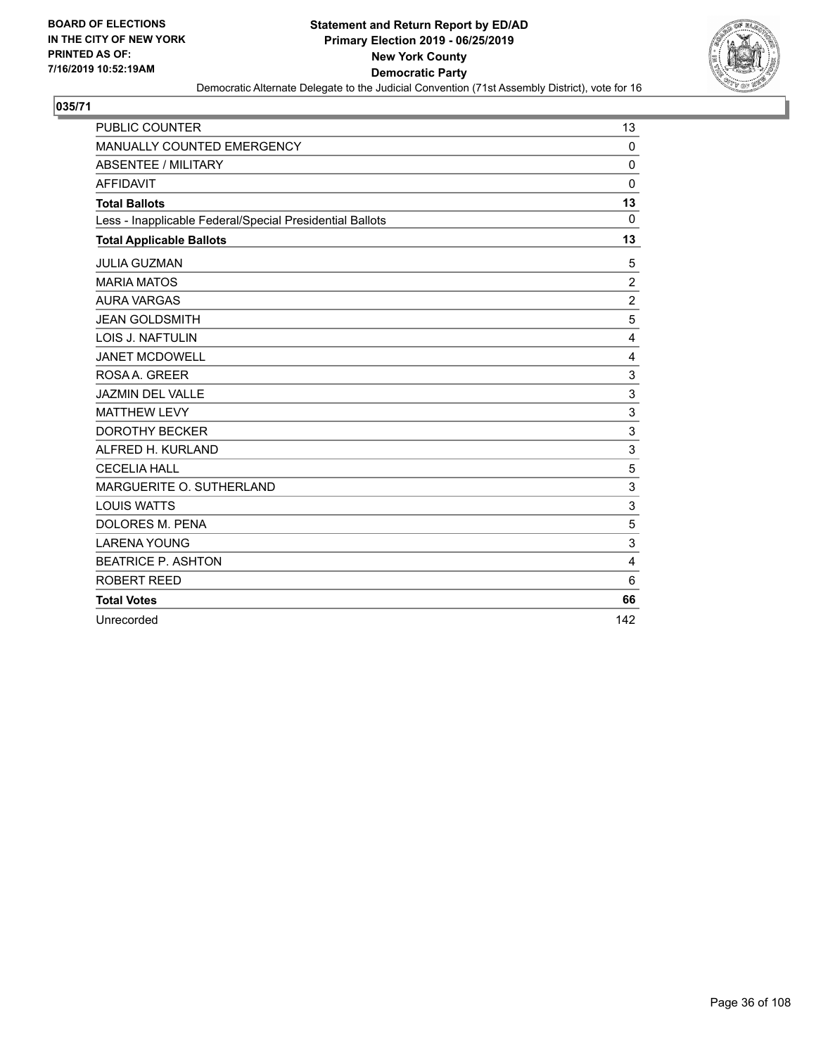BOARD OF ELECTIONS
IN THE CITY OF NEW YORK
PRINTED AS OF:
7/16/2019 10:52:19AM

**Statement and Return Report by ED/AD**
**Primary Election 2019 - 06/25/2019**
**New York County**
**Democratic Party**
Democratic Alternate Delegate to the Judicial Convention (71st Assembly District), vote for 16

## 035/71

| | |
|---|---|
| PUBLIC COUNTER | 13 |
| MANUALLY COUNTED EMERGENCY | 0 |
| ABSENTEE / MILITARY | 0 |
| AFFIDAVIT | 0 |
| **Total Ballots** | **13** |
| Less - Inapplicable Federal/Special Presidential Ballots | 0 |
| **Total Applicable Ballots** | **13** |
| JULIA GUZMAN | 5 |
| MARIA MATOS | 2 |
| AURA VARGAS | 2 |
| JEAN GOLDSMITH | 5 |
| LOIS J. NAFTULIN | 4 |
| JANET MCDOWELL | 4 |
| ROSA A. GREER | 3 |
| JAZMIN DEL VALLE | 3 |
| MATTHEW LEVY | 3 |
| DOROTHY BECKER | 3 |
| ALFRED H. KURLAND | 3 |
| CECELIA HALL | 5 |
| MARGUERITE O. SUTHERLAND | 3 |
| LOUIS WATTS | 3 |
| DOLORES M. PENA | 5 |
| LARENA YOUNG | 3 |
| BEATRICE P. ASHTON | 4 |
| ROBERT REED | 6 |
| **Total Votes** | **66** |
| Unrecorded | 142 |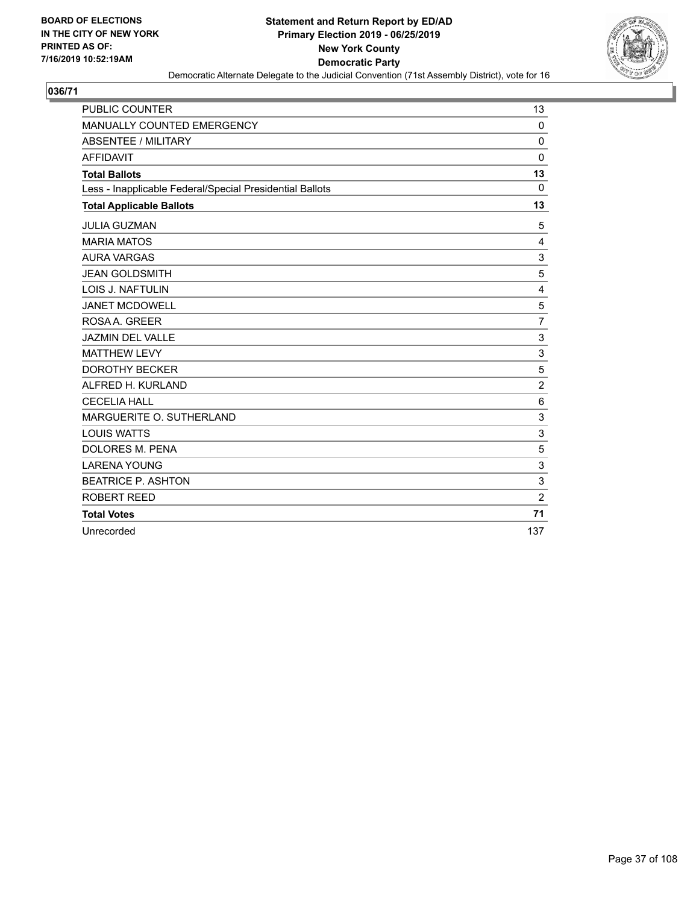BOARD OF ELECTIONS
IN THE CITY OF NEW YORK
PRINTED AS OF:
7/16/2019 10:52:19AM

**Statement and Return Report by ED/AD**
**Primary Election 2019 - 06/25/2019**
**New York County**
**Democratic Party**
Democratic Alternate Delegate to the Judicial Convention (71st Assembly District), vote for 16

**036/71**

| | |
|---|---|
| PUBLIC COUNTER | 13 |
| MANUALLY COUNTED EMERGENCY | 0 |
| ABSENTEE / MILITARY | 0 |
| AFFIDAVIT | 0 |
| **Total Ballots** | **13** |
| Less - Inapplicable Federal/Special Presidential Ballots | 0 |
| **Total Applicable Ballots** | **13** |
| JULIA GUZMAN | 5 |
| MARIA MATOS | 4 |
| AURA VARGAS | 3 |
| JEAN GOLDSMITH | 5 |
| LOIS J. NAFTULIN | 4 |
| JANET MCDOWELL | 5 |
| ROSA A. GREER | 7 |
| JAZMIN DEL VALLE | 3 |
| MATTHEW LEVY | 3 |
| DOROTHY BECKER | 5 |
| ALFRED H. KURLAND | 2 |
| CECELIA HALL | 6 |
| MARGUERITE O. SUTHERLAND | 3 |
| LOUIS WATTS | 3 |
| DOLORES M. PENA | 5 |
| LARENA YOUNG | 3 |
| BEATRICE P. ASHTON | 3 |
| ROBERT REED | 2 |
| **Total Votes** | **71** |
| Unrecorded | 137 |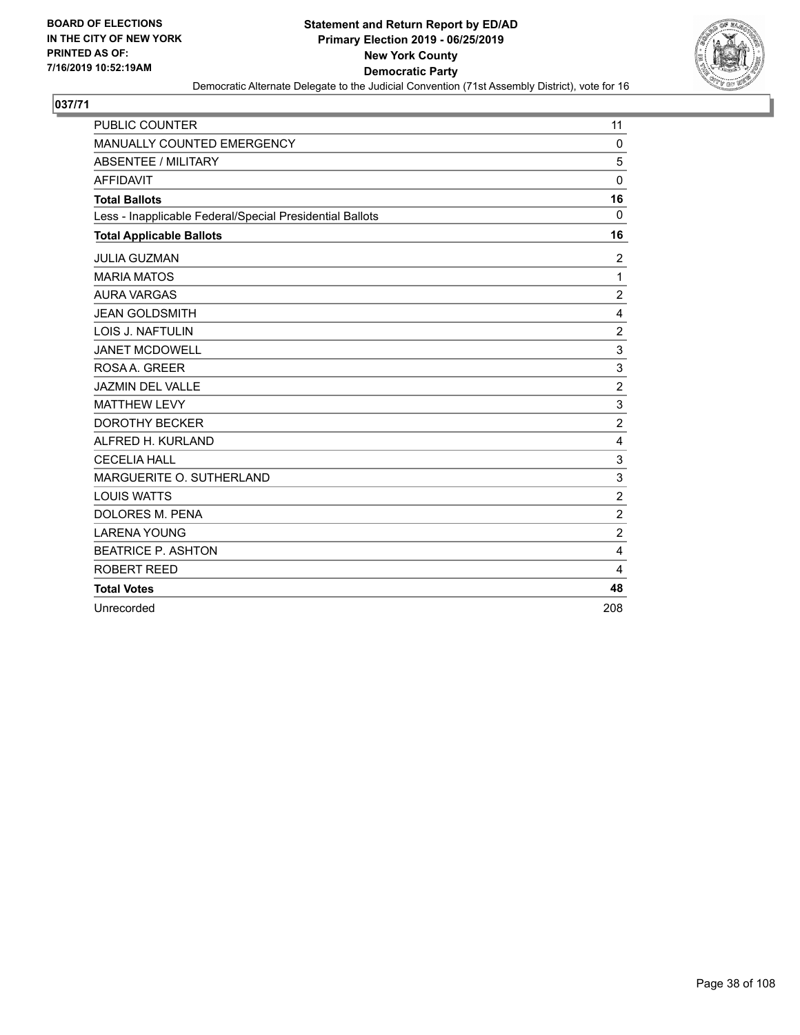BOARD OF ELECTIONS
IN THE CITY OF NEW YORK
PRINTED AS OF:
7/16/2019 10:52:19AM

**Statement and Return Report by ED/AD**
**Primary Election 2019 - 06/25/2019**
**New York County**
**Democratic Party**
Democratic Alternate Delegate to the Judicial Convention (71st Assembly District), vote for 16

## 037/71

| | |
|---|---|
| PUBLIC COUNTER | 11 |
| MANUALLY COUNTED EMERGENCY | 0 |
| ABSENTEE / MILITARY | 5 |
| AFFIDAVIT | 0 |
| **Total Ballots** | **16** |
| Less - Inapplicable Federal/Special Presidential Ballots | 0 |
| **Total Applicable Ballots** | **16** |
| JULIA GUZMAN | 2 |
| MARIA MATOS | 1 |
| AURA VARGAS | 2 |
| JEAN GOLDSMITH | 4 |
| LOIS J. NAFTULIN | 2 |
| JANET MCDOWELL | 3 |
| ROSA A. GREER | 3 |
| JAZMIN DEL VALLE | 2 |
| MATTHEW LEVY | 3 |
| DOROTHY BECKER | 2 |
| ALFRED H. KURLAND | 4 |
| CECELIA HALL | 3 |
| MARGUERITE O. SUTHERLAND | 3 |
| LOUIS WATTS | 2 |
| DOLORES M. PENA | 2 |
| LARENA YOUNG | 2 |
| BEATRICE P. ASHTON | 4 |
| ROBERT REED | 4 |
| **Total Votes** | **48** |
| Unrecorded | 208 |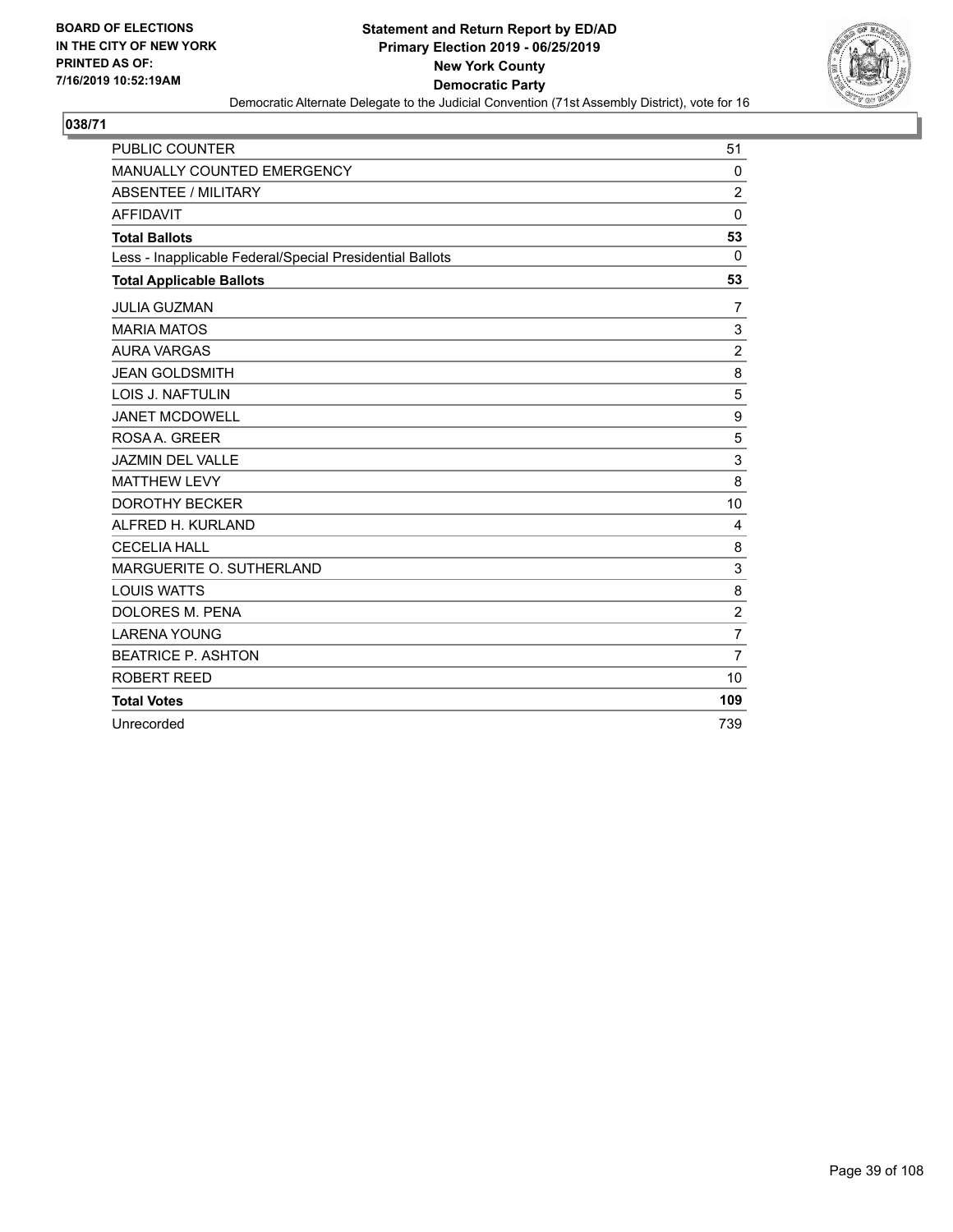BOARD OF ELECTIONS
IN THE CITY OF NEW YORK
PRINTED AS OF:
7/16/2019 10:52:19AM

**Statement and Return Report by ED/AD**
**Primary Election 2019 - 06/25/2019**
**New York County**
**Democratic Party**
Democratic Alternate Delegate to the Judicial Convention (71st Assembly District), vote for 16

## 038/71

| | |
|---|---|
| PUBLIC COUNTER | 51 |
| MANUALLY COUNTED EMERGENCY | 0 |
| ABSENTEE / MILITARY | 2 |
| AFFIDAVIT | 0 |
| **Total Ballots** | **53** |
| Less - Inapplicable Federal/Special Presidential Ballots | 0 |
| **Total Applicable Ballots** | **53** |
| JULIA GUZMAN | 7 |
| MARIA MATOS | 3 |
| AURA VARGAS | 2 |
| JEAN GOLDSMITH | 8 |
| LOIS J. NAFTULIN | 5 |
| JANET MCDOWELL | 9 |
| ROSA A. GREER | 5 |
| JAZMIN DEL VALLE | 3 |
| MATTHEW LEVY | 8 |
| DOROTHY BECKER | 10 |
| ALFRED H. KURLAND | 4 |
| CECELIA HALL | 8 |
| MARGUERITE O. SUTHERLAND | 3 |
| LOUIS WATTS | 8 |
| DOLORES M. PENA | 2 |
| LARENA YOUNG | 7 |
| BEATRICE P. ASHTON | 7 |
| ROBERT REED | 10 |
| **Total Votes** | **109** |
| Unrecorded | 739 |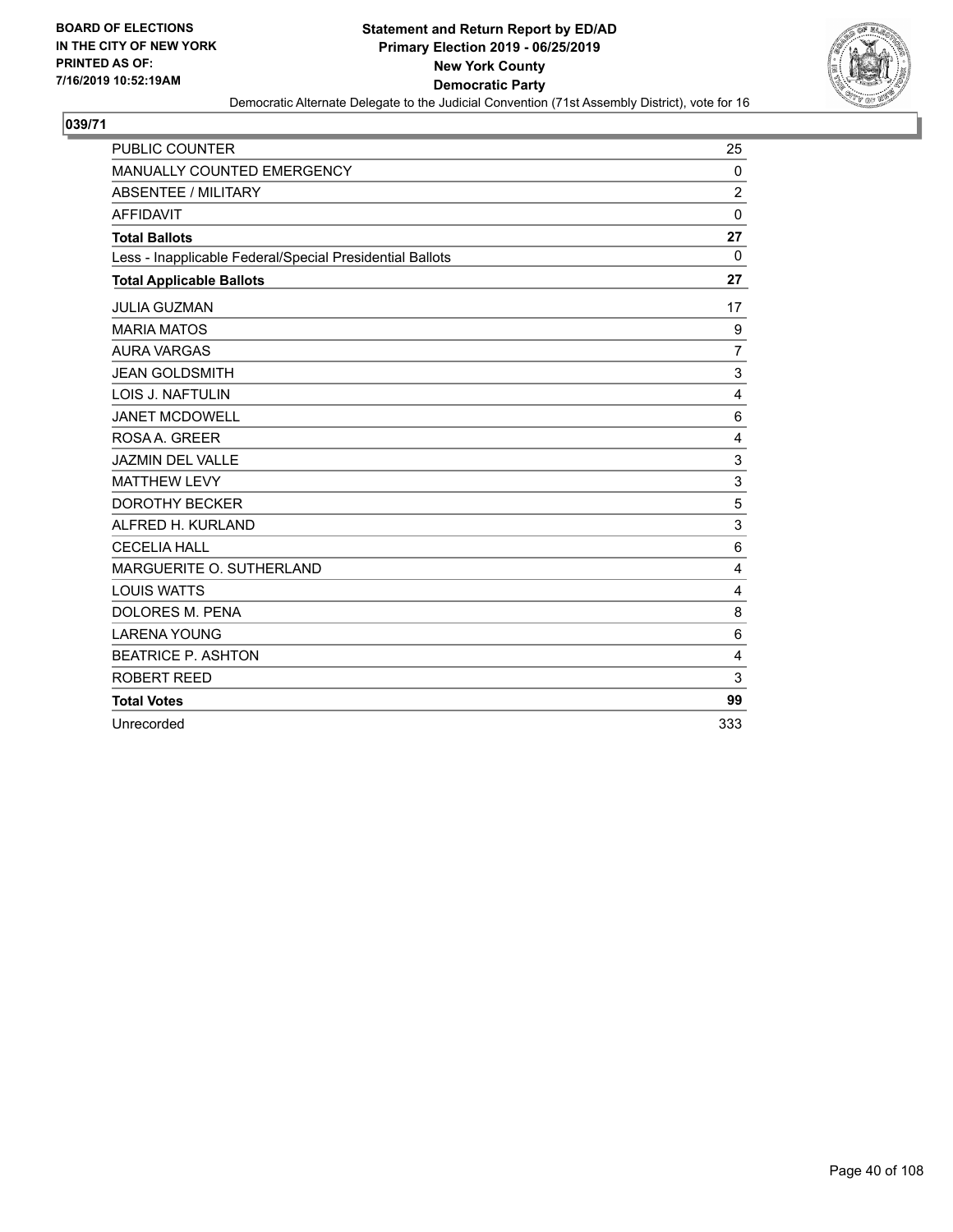BOARD OF ELECTIONS
IN THE CITY OF NEW YORK
PRINTED AS OF:
7/16/2019 10:52:19AM

**Statement and Return Report by ED/AD**
**Primary Election 2019 - 06/25/2019**
**New York County**
**Democratic Party**
Democratic Alternate Delegate to the Judicial Convention (71st Assembly District), vote for 16

## 039/71

| | |
|---|---|
| PUBLIC COUNTER | 25 |
| MANUALLY COUNTED EMERGENCY | 0 |
| ABSENTEE / MILITARY | 2 |
| AFFIDAVIT | 0 |
| **Total Ballots** | **27** |
| Less - Inapplicable Federal/Special Presidential Ballots | 0 |
| **Total Applicable Ballots** | **27** |
| JULIA GUZMAN | 17 |
| MARIA MATOS | 9 |
| AURA VARGAS | 7 |
| JEAN GOLDSMITH | 3 |
| LOIS J. NAFTULIN | 4 |
| JANET MCDOWELL | 6 |
| ROSA A. GREER | 4 |
| JAZMIN DEL VALLE | 3 |
| MATTHEW LEVY | 3 |
| DOROTHY BECKER | 5 |
| ALFRED H. KURLAND | 3 |
| CECELIA HALL | 6 |
| MARGUERITE O. SUTHERLAND | 4 |
| LOUIS WATTS | 4 |
| DOLORES M. PENA | 8 |
| LARENA YOUNG | 6 |
| BEATRICE P. ASHTON | 4 |
| ROBERT REED | 3 |
| **Total Votes** | **99** |
| Unrecorded | 333 |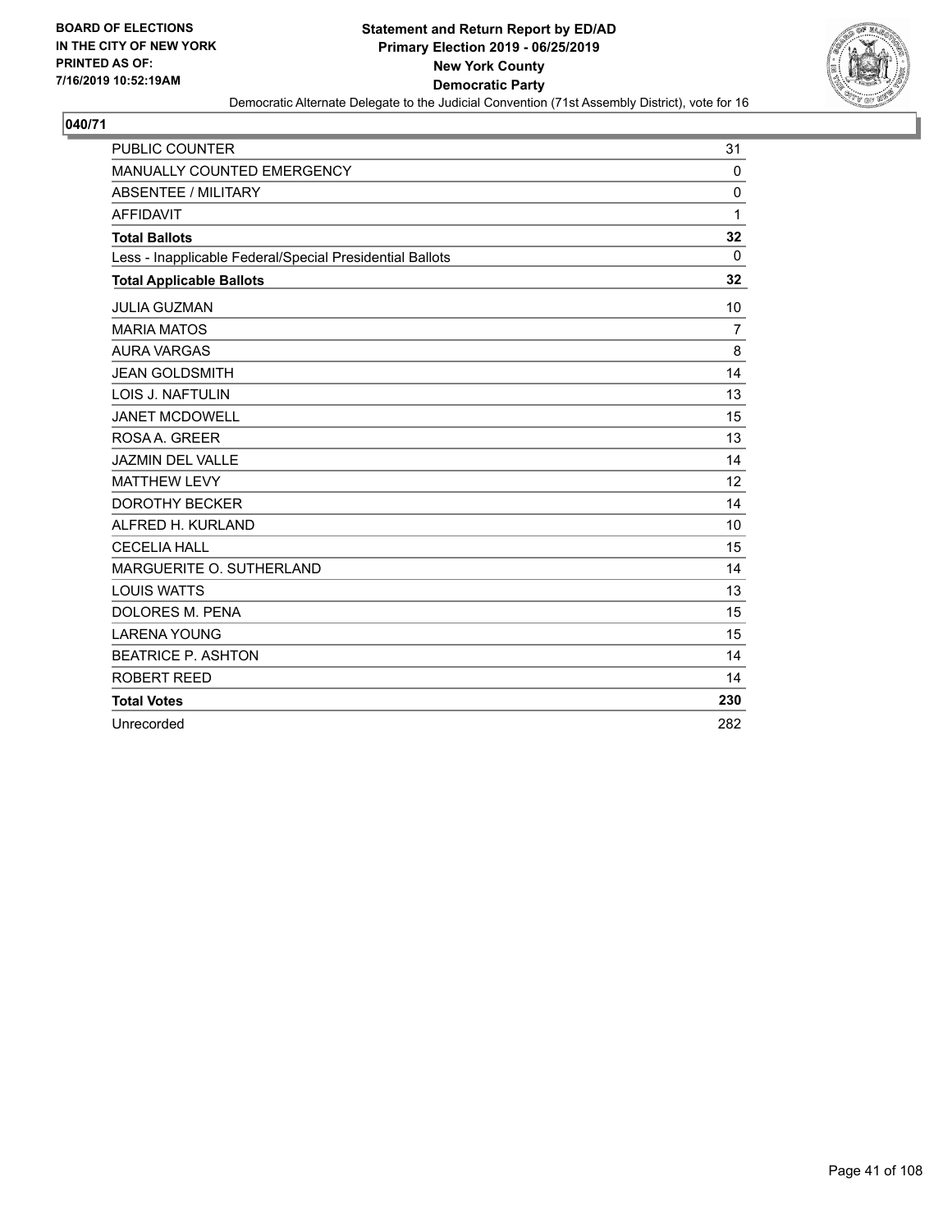BOARD OF ELECTIONS
IN THE CITY OF NEW YORK
PRINTED AS OF:
7/16/2019 10:52:19AM

**Statement and Return Report by ED/AD**
**Primary Election 2019 - 06/25/2019**
**New York County**
**Democratic Party**
Democratic Alternate Delegate to the Judicial Convention (71st Assembly District), vote for 16

## 040/71

| | |
|---|---|
| PUBLIC COUNTER | 31 |
| MANUALLY COUNTED EMERGENCY | 0 |
| ABSENTEE / MILITARY | 0 |
| AFFIDAVIT | 1 |
| **Total Ballots** | **32** |
| Less - Inapplicable Federal/Special Presidential Ballots | 0 |
| **Total Applicable Ballots** | **32** |
| JULIA GUZMAN | 10 |
| MARIA MATOS | 7 |
| AURA VARGAS | 8 |
| JEAN GOLDSMITH | 14 |
| LOIS J. NAFTULIN | 13 |
| JANET MCDOWELL | 15 |
| ROSA A. GREER | 13 |
| JAZMIN DEL VALLE | 14 |
| MATTHEW LEVY | 12 |
| DOROTHY BECKER | 14 |
| ALFRED H. KURLAND | 10 |
| CECELIA HALL | 15 |
| MARGUERITE O. SUTHERLAND | 14 |
| LOUIS WATTS | 13 |
| DOLORES M. PENA | 15 |
| LARENA YOUNG | 15 |
| BEATRICE P. ASHTON | 14 |
| ROBERT REED | 14 |
| **Total Votes** | **230** |
| Unrecorded | 282 |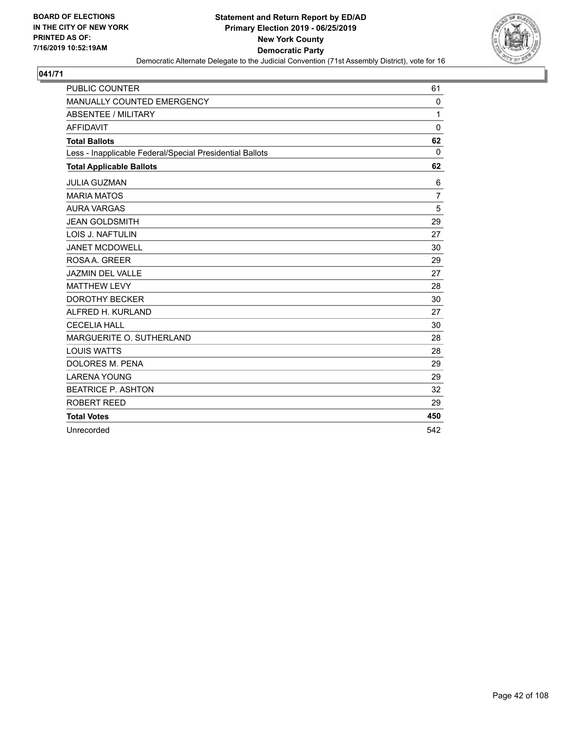BOARD OF ELECTIONS
IN THE CITY OF NEW YORK
PRINTED AS OF:
7/16/2019 10:52:19AM

**Statement and Return Report by ED/AD**
**Primary Election 2019 - 06/25/2019**
**New York County**
**Democratic Party**
Democratic Alternate Delegate to the Judicial Convention (71st Assembly District), vote for 16

## 041/71

| | |
|---|---|
| PUBLIC COUNTER | 61 |
| MANUALLY COUNTED EMERGENCY | 0 |
| ABSENTEE / MILITARY | 1 |
| AFFIDAVIT | 0 |
| **Total Ballots** | **62** |
| Less - Inapplicable Federal/Special Presidential Ballots | 0 |
| **Total Applicable Ballots** | **62** |
| JULIA GUZMAN | 6 |
| MARIA MATOS | 7 |
| AURA VARGAS | 5 |
| JEAN GOLDSMITH | 29 |
| LOIS J. NAFTULIN | 27 |
| JANET MCDOWELL | 30 |
| ROSA A. GREER | 29 |
| JAZMIN DEL VALLE | 27 |
| MATTHEW LEVY | 28 |
| DOROTHY BECKER | 30 |
| ALFRED H. KURLAND | 27 |
| CECELIA HALL | 30 |
| MARGUERITE O. SUTHERLAND | 28 |
| LOUIS WATTS | 28 |
| DOLORES M. PENA | 29 |
| LARENA YOUNG | 29 |
| BEATRICE P. ASHTON | 32 |
| ROBERT REED | 29 |
| **Total Votes** | **450** |
| Unrecorded | 542 |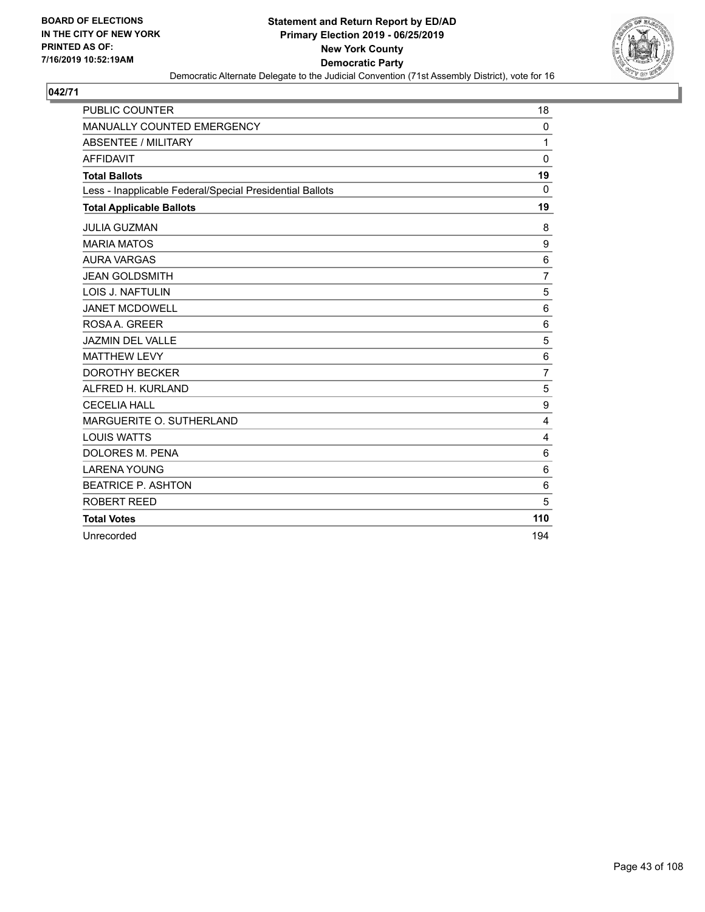BOARD OF ELECTIONS
IN THE CITY OF NEW YORK
PRINTED AS OF:
7/16/2019 10:52:19AM

**Statement and Return Report by ED/AD**
**Primary Election 2019 - 06/25/2019**
**New York County**
**Democratic Party**
Democratic Alternate Delegate to the Judicial Convention (71st Assembly District), vote for 16

## 042/71

| | |
|---|---|
| PUBLIC COUNTER | 18 |
| MANUALLY COUNTED EMERGENCY | 0 |
| ABSENTEE / MILITARY | 1 |
| AFFIDAVIT | 0 |
| **Total Ballots** | **19** |
| Less - Inapplicable Federal/Special Presidential Ballots | 0 |
| **Total Applicable Ballots** | **19** |
| JULIA GUZMAN | 8 |
| MARIA MATOS | 9 |
| AURA VARGAS | 6 |
| JEAN GOLDSMITH | 7 |
| LOIS J. NAFTULIN | 5 |
| JANET MCDOWELL | 6 |
| ROSA A. GREER | 6 |
| JAZMIN DEL VALLE | 5 |
| MATTHEW LEVY | 6 |
| DOROTHY BECKER | 7 |
| ALFRED H. KURLAND | 5 |
| CECELIA HALL | 9 |
| MARGUERITE O. SUTHERLAND | 4 |
| LOUIS WATTS | 4 |
| DOLORES M. PENA | 6 |
| LARENA YOUNG | 6 |
| BEATRICE P. ASHTON | 6 |
| ROBERT REED | 5 |
| **Total Votes** | **110** |
| Unrecorded | 194 |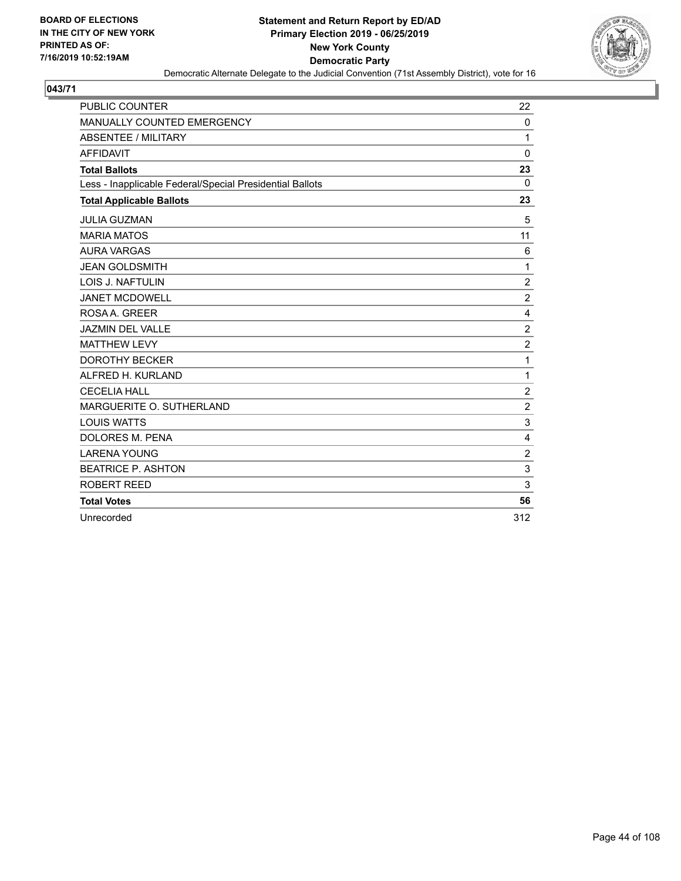BOARD OF ELECTIONS
IN THE CITY OF NEW YORK
PRINTED AS OF:
7/16/2019 10:52:19AM

**Statement and Return Report by ED/AD**
**Primary Election 2019 - 06/25/2019**
**New York County**
**Democratic Party**
Democratic Alternate Delegate to the Judicial Convention (71st Assembly District), vote for 16

## 043/71

| | |
|---|---|
| PUBLIC COUNTER | 22 |
| MANUALLY COUNTED EMERGENCY | 0 |
| ABSENTEE / MILITARY | 1 |
| AFFIDAVIT | 0 |
| **Total Ballots** | **23** |
| Less - Inapplicable Federal/Special Presidential Ballots | 0 |
| **Total Applicable Ballots** | **23** |
| JULIA GUZMAN | 5 |
| MARIA MATOS | 11 |
| AURA VARGAS | 6 |
| JEAN GOLDSMITH | 1 |
| LOIS J. NAFTULIN | 2 |
| JANET MCDOWELL | 2 |
| ROSA A. GREER | 4 |
| JAZMIN DEL VALLE | 2 |
| MATTHEW LEVY | 2 |
| DOROTHY BECKER | 1 |
| ALFRED H. KURLAND | 1 |
| CECELIA HALL | 2 |
| MARGUERITE O. SUTHERLAND | 2 |
| LOUIS WATTS | 3 |
| DOLORES M. PENA | 4 |
| LARENA YOUNG | 2 |
| BEATRICE P. ASHTON | 3 |
| ROBERT REED | 3 |
| **Total Votes** | **56** |
| Unrecorded | 312 |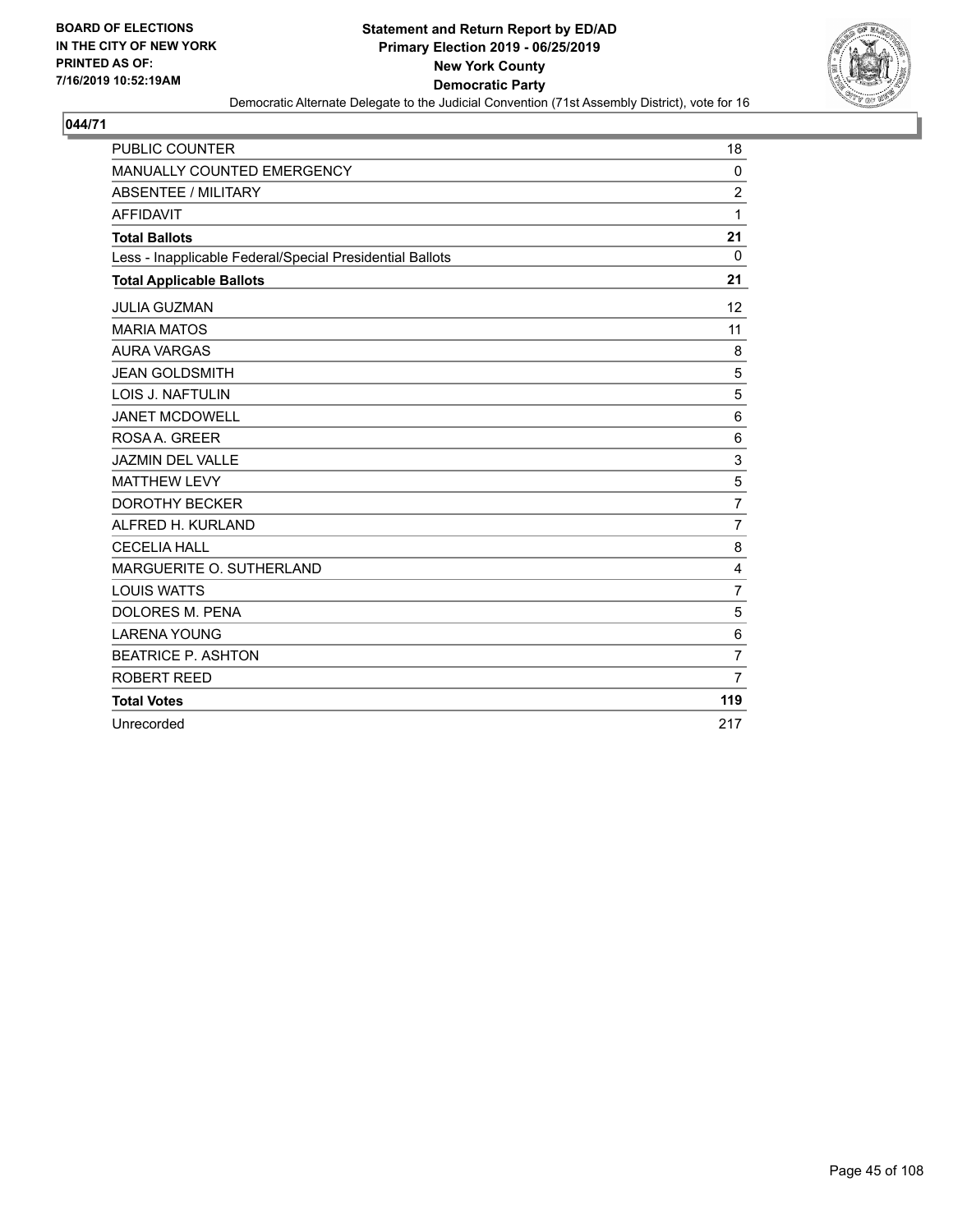BOARD OF ELECTIONS
IN THE CITY OF NEW YORK
PRINTED AS OF:
7/16/2019 10:52:19AM

**Statement and Return Report by ED/AD**
**Primary Election 2019 - 06/25/2019**
**New York County**
**Democratic Party**
Democratic Alternate Delegate to the Judicial Convention (71st Assembly District), vote for 16

## 044/71

| | |
|---|---|
| PUBLIC COUNTER | 18 |
| MANUALLY COUNTED EMERGENCY | 0 |
| ABSENTEE / MILITARY | 2 |
| AFFIDAVIT | 1 |
| **Total Ballots** | **21** |
| Less - Inapplicable Federal/Special Presidential Ballots | 0 |
| **Total Applicable Ballots** | **21** |
| JULIA GUZMAN | 12 |
| MARIA MATOS | 11 |
| AURA VARGAS | 8 |
| JEAN GOLDSMITH | 5 |
| LOIS J. NAFTULIN | 5 |
| JANET MCDOWELL | 6 |
| ROSA A. GREER | 6 |
| JAZMIN DEL VALLE | 3 |
| MATTHEW LEVY | 5 |
| DOROTHY BECKER | 7 |
| ALFRED H. KURLAND | 7 |
| CECELIA HALL | 8 |
| MARGUERITE O. SUTHERLAND | 4 |
| LOUIS WATTS | 7 |
| DOLORES M. PENA | 5 |
| LARENA YOUNG | 6 |
| BEATRICE P. ASHTON | 7 |
| ROBERT REED | 7 |
| **Total Votes** | **119** |
| Unrecorded | 217 |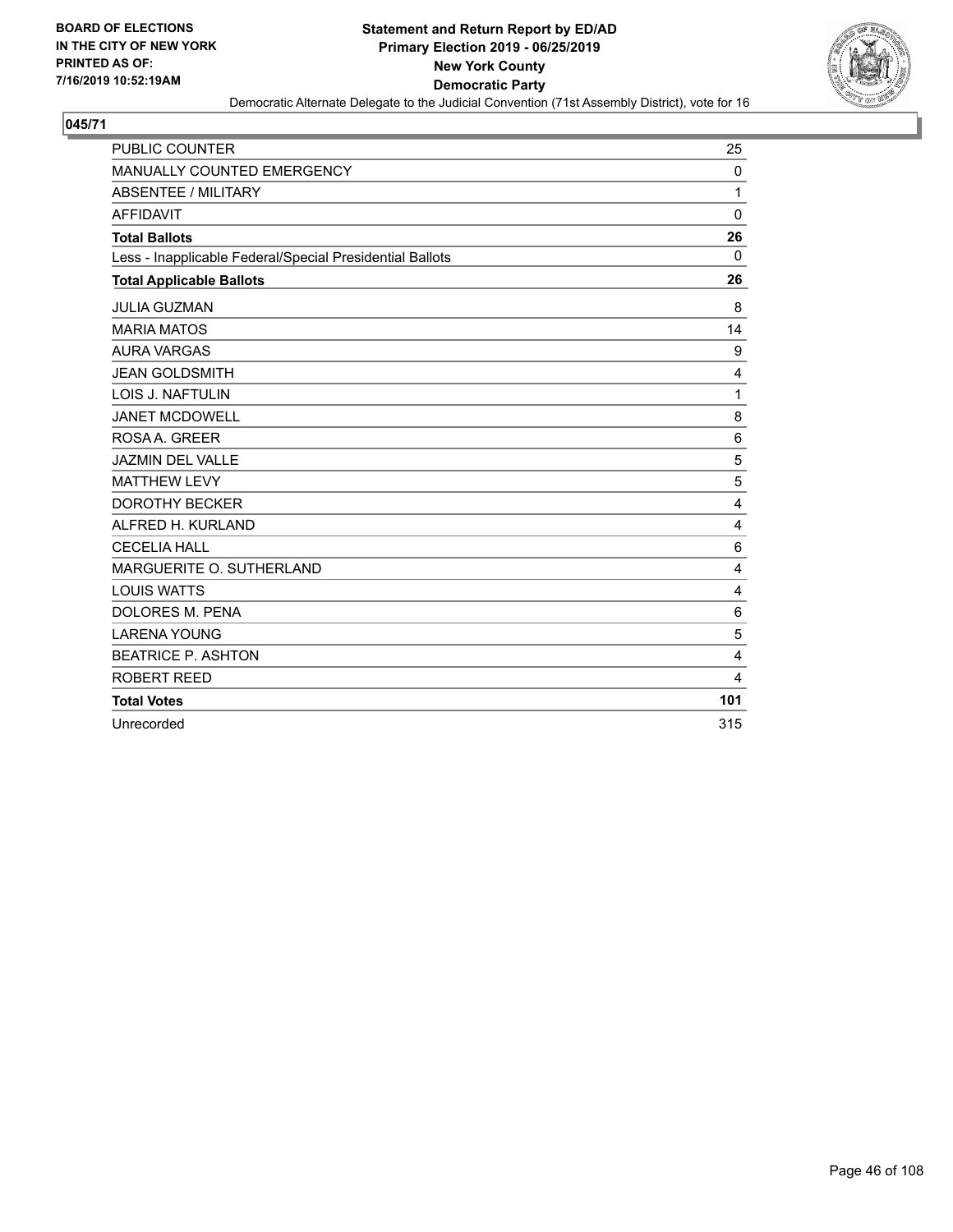BOARD OF ELECTIONS
IN THE CITY OF NEW YORK
PRINTED AS OF:
7/16/2019 10:52:19AM

**Statement and Return Report by ED/AD**
**Primary Election 2019 - 06/25/2019**
**New York County**
**Democratic Party**
Democratic Alternate Delegate to the Judicial Convention (71st Assembly District), vote for 16

## 045/71

| | |
|---|---|
| PUBLIC COUNTER | 25 |
| MANUALLY COUNTED EMERGENCY | 0 |
| ABSENTEE / MILITARY | 1 |
| AFFIDAVIT | 0 |
| **Total Ballots** | **26** |
| Less - Inapplicable Federal/Special Presidential Ballots | 0 |
| **Total Applicable Ballots** | **26** |
| JULIA GUZMAN | 8 |
| MARIA MATOS | 14 |
| AURA VARGAS | 9 |
| JEAN GOLDSMITH | 4 |
| LOIS J. NAFTULIN | 1 |
| JANET MCDOWELL | 8 |
| ROSA A. GREER | 6 |
| JAZMIN DEL VALLE | 5 |
| MATTHEW LEVY | 5 |
| DOROTHY BECKER | 4 |
| ALFRED H. KURLAND | 4 |
| CECELIA HALL | 6 |
| MARGUERITE O. SUTHERLAND | 4 |
| LOUIS WATTS | 4 |
| DOLORES M. PENA | 6 |
| LARENA YOUNG | 5 |
| BEATRICE P. ASHTON | 4 |
| ROBERT REED | 4 |
| **Total Votes** | **101** |
| Unrecorded | 315 |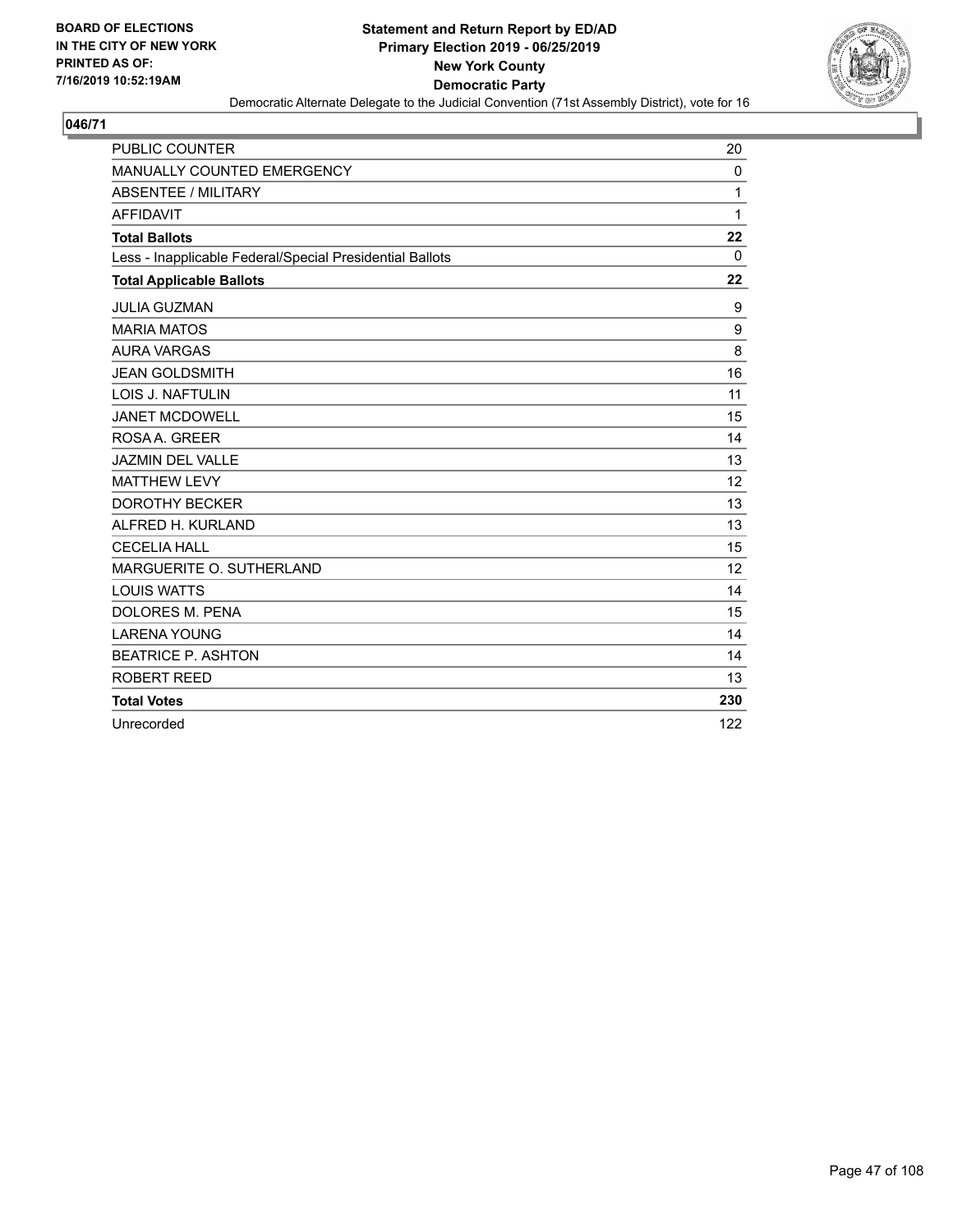BOARD OF ELECTIONS
IN THE CITY OF NEW YORK
PRINTED AS OF:
7/16/2019 10:52:19AM

**Statement and Return Report by ED/AD**
**Primary Election 2019 - 06/25/2019**
**New York County**
**Democratic Party**
Democratic Alternate Delegate to the Judicial Convention (71st Assembly District), vote for 16

## 046/71

| | |
|---|---|
| PUBLIC COUNTER | 20 |
| MANUALLY COUNTED EMERGENCY | 0 |
| ABSENTEE / MILITARY | 1 |
| AFFIDAVIT | 1 |
| **Total Ballots** | **22** |
| Less - Inapplicable Federal/Special Presidential Ballots | 0 |
| **Total Applicable Ballots** | **22** |
| JULIA GUZMAN | 9 |
| MARIA MATOS | 9 |
| AURA VARGAS | 8 |
| JEAN GOLDSMITH | 16 |
| LOIS J. NAFTULIN | 11 |
| JANET MCDOWELL | 15 |
| ROSA A. GREER | 14 |
| JAZMIN DEL VALLE | 13 |
| MATTHEW LEVY | 12 |
| DOROTHY BECKER | 13 |
| ALFRED H. KURLAND | 13 |
| CECELIA HALL | 15 |
| MARGUERITE O. SUTHERLAND | 12 |
| LOUIS WATTS | 14 |
| DOLORES M. PENA | 15 |
| LARENA YOUNG | 14 |
| BEATRICE P. ASHTON | 14 |
| ROBERT REED | 13 |
| **Total Votes** | **230** |
| Unrecorded | 122 |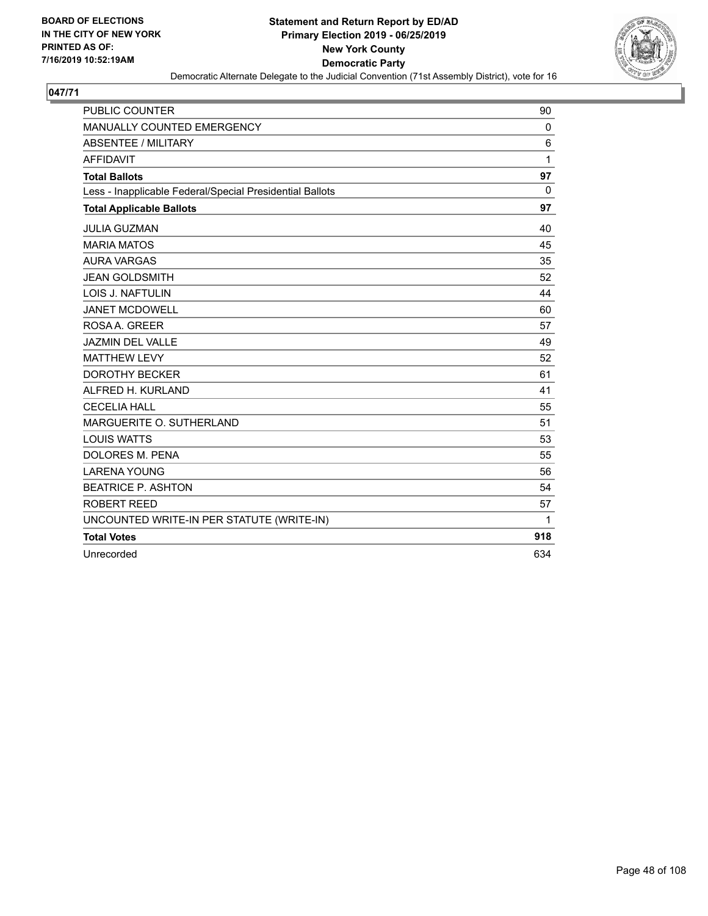**BOARD OF ELECTIONS IN THE CITY OF NEW YORK PRINTED AS OF: 7/16/2019 10:52:19AM**

**Statement and Return Report by ED/AD**
**Primary Election 2019 - 06/25/2019**
**New York County**
**Democratic Party**
Democratic Alternate Delegate to the Judicial Convention (71st Assembly District), vote for 16

## 047/71

| | |
|---|---|
| PUBLIC COUNTER | 90 |
| MANUALLY COUNTED EMERGENCY | 0 |
| ABSENTEE / MILITARY | 6 |
| AFFIDAVIT | 1 |
| **Total Ballots** | **97** |
| Less - Inapplicable Federal/Special Presidential Ballots | 0 |
| **Total Applicable Ballots** | **97** |
| JULIA GUZMAN | 40 |
| MARIA MATOS | 45 |
| AURA VARGAS | 35 |
| JEAN GOLDSMITH | 52 |
| LOIS J. NAFTULIN | 44 |
| JANET MCDOWELL | 60 |
| ROSA A. GREER | 57 |
| JAZMIN DEL VALLE | 49 |
| MATTHEW LEVY | 52 |
| DOROTHY BECKER | 61 |
| ALFRED H. KURLAND | 41 |
| CECELIA HALL | 55 |
| MARGUERITE O. SUTHERLAND | 51 |
| LOUIS WATTS | 53 |
| DOLORES M. PENA | 55 |
| LARENA YOUNG | 56 |
| BEATRICE P. ASHTON | 54 |
| ROBERT REED | 57 |
| UNCOUNTED WRITE-IN PER STATUTE (WRITE-IN) | 1 |
| **Total Votes** | **918** |
| Unrecorded | 634 |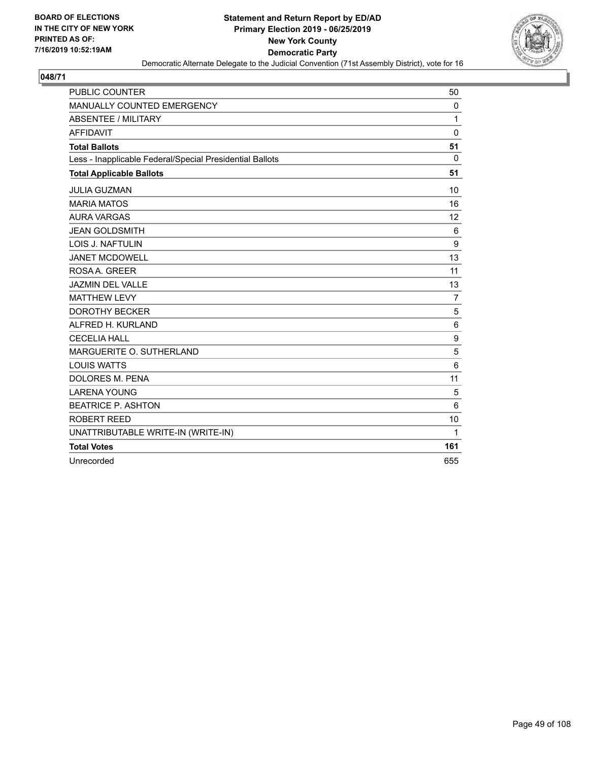BOARD OF ELECTIONS
IN THE CITY OF NEW YORK
PRINTED AS OF:
7/16/2019 10:52:19AM

**Statement and Return Report by ED/AD**
**Primary Election 2019 - 06/25/2019**
**New York County**
**Democratic Party**
Democratic Alternate Delegate to the Judicial Convention (71st Assembly District), vote for 16

## 048/71

| | |
|---|---|
| PUBLIC COUNTER | 50 |
| MANUALLY COUNTED EMERGENCY | 0 |
| ABSENTEE / MILITARY | 1 |
| AFFIDAVIT | 0 |
| **Total Ballots** | **51** |
| Less - Inapplicable Federal/Special Presidential Ballots | 0 |
| **Total Applicable Ballots** | **51** |
| JULIA GUZMAN | 10 |
| MARIA MATOS | 16 |
| AURA VARGAS | 12 |
| JEAN GOLDSMITH | 6 |
| LOIS J. NAFTULIN | 9 |
| JANET MCDOWELL | 13 |
| ROSA A. GREER | 11 |
| JAZMIN DEL VALLE | 13 |
| MATTHEW LEVY | 7 |
| DOROTHY BECKER | 5 |
| ALFRED H. KURLAND | 6 |
| CECELIA HALL | 9 |
| MARGUERITE O. SUTHERLAND | 5 |
| LOUIS WATTS | 6 |
| DOLORES M. PENA | 11 |
| LARENA YOUNG | 5 |
| BEATRICE P. ASHTON | 6 |
| ROBERT REED | 10 |
| UNATTRIBUTABLE WRITE-IN (WRITE-IN) | 1 |
| **Total Votes** | **161** |
| Unrecorded | 655 |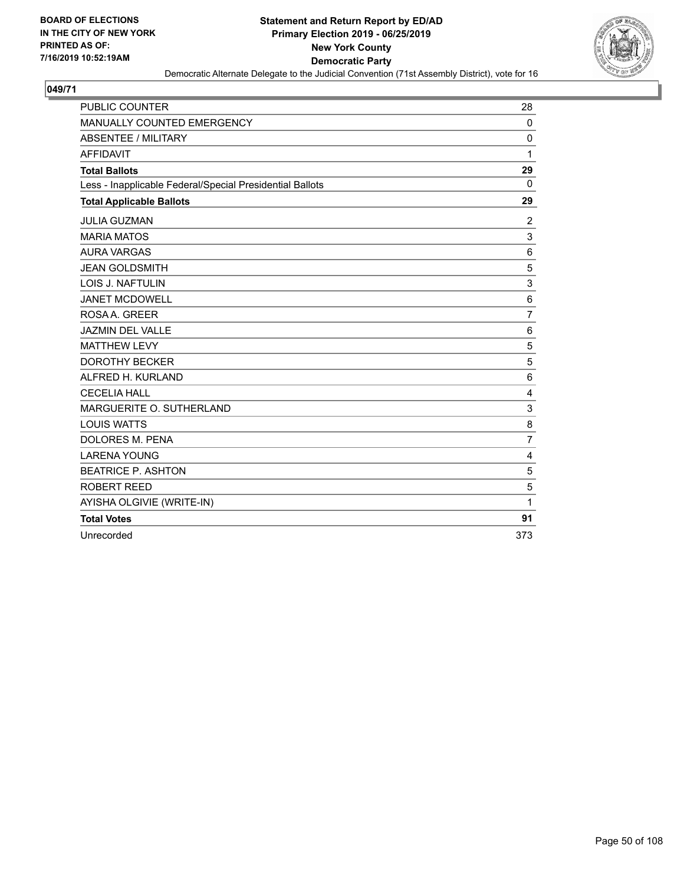**BOARD OF ELECTIONS IN THE CITY OF NEW YORK PRINTED AS OF: 7/16/2019 10:52:19AM**

**Statement and Return Report by ED/AD**
**Primary Election 2019 - 06/25/2019**
**New York County**
**Democratic Party**
Democratic Alternate Delegate to the Judicial Convention (71st Assembly District), vote for 16

## 049/71

| | |
|---|---|
| PUBLIC COUNTER | 28 |
| MANUALLY COUNTED EMERGENCY | 0 |
| ABSENTEE / MILITARY | 0 |
| AFFIDAVIT | 1 |
| **Total Ballots** | **29** |
| Less - Inapplicable Federal/Special Presidential Ballots | 0 |
| **Total Applicable Ballots** | **29** |
| JULIA GUZMAN | 2 |
| MARIA MATOS | 3 |
| AURA VARGAS | 6 |
| JEAN GOLDSMITH | 5 |
| LOIS J. NAFTULIN | 3 |
| JANET MCDOWELL | 6 |
| ROSA A. GREER | 7 |
| JAZMIN DEL VALLE | 6 |
| MATTHEW LEVY | 5 |
| DOROTHY BECKER | 5 |
| ALFRED H. KURLAND | 6 |
| CECELIA HALL | 4 |
| MARGUERITE O. SUTHERLAND | 3 |
| LOUIS WATTS | 8 |
| DOLORES M. PENA | 7 |
| LARENA YOUNG | 4 |
| BEATRICE P. ASHTON | 5 |
| ROBERT REED | 5 |
| AYISHA OLGIVIE (WRITE-IN) | 1 |
| **Total Votes** | **91** |
| Unrecorded | 373 |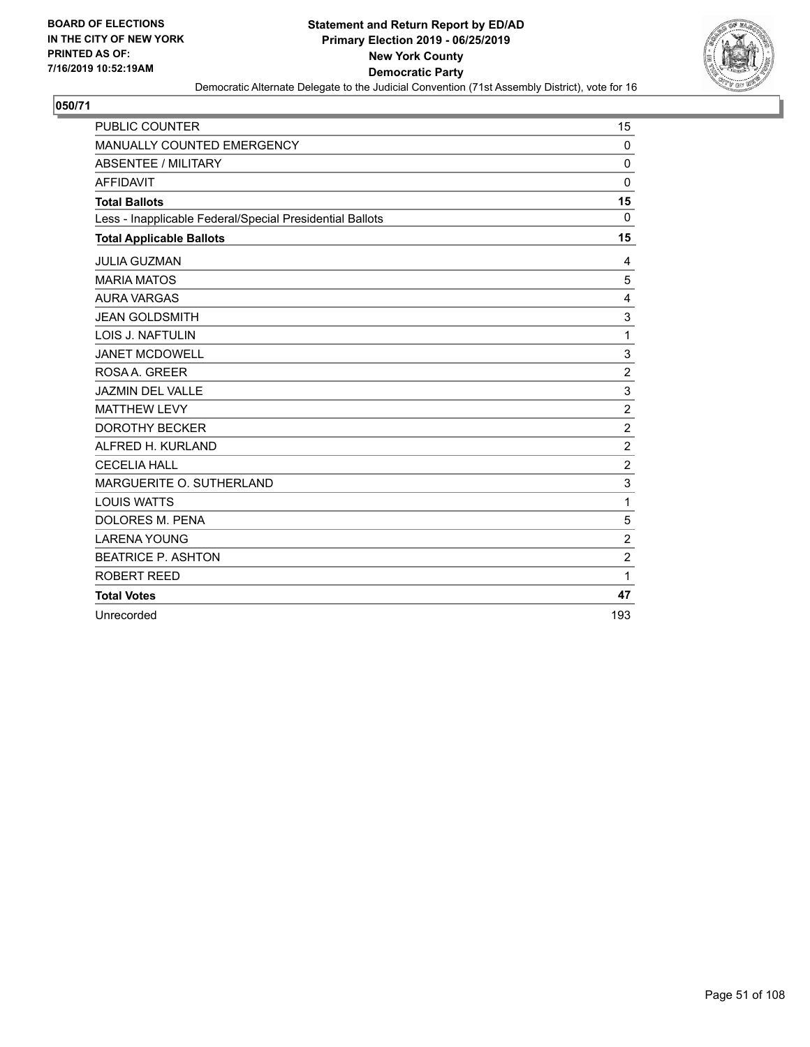BOARD OF ELECTIONS
IN THE CITY OF NEW YORK
PRINTED AS OF:
7/16/2019 10:52:19AM

**Statement and Return Report by ED/AD**
**Primary Election 2019 - 06/25/2019**
**New York County**
**Democratic Party**
Democratic Alternate Delegate to the Judicial Convention (71st Assembly District), vote for 16

## 050/71

| | |
|---|---|
| PUBLIC COUNTER | 15 |
| MANUALLY COUNTED EMERGENCY | 0 |
| ABSENTEE / MILITARY | 0 |
| AFFIDAVIT | 0 |
| **Total Ballots** | **15** |
| Less - Inapplicable Federal/Special Presidential Ballots | 0 |
| **Total Applicable Ballots** | **15** |
| JULIA GUZMAN | 4 |
| MARIA MATOS | 5 |
| AURA VARGAS | 4 |
| JEAN GOLDSMITH | 3 |
| LOIS J. NAFTULIN | 1 |
| JANET MCDOWELL | 3 |
| ROSA A. GREER | 2 |
| JAZMIN DEL VALLE | 3 |
| MATTHEW LEVY | 2 |
| DOROTHY BECKER | 2 |
| ALFRED H. KURLAND | 2 |
| CECELIA HALL | 2 |
| MARGUERITE O. SUTHERLAND | 3 |
| LOUIS WATTS | 1 |
| DOLORES M. PENA | 5 |
| LARENA YOUNG | 2 |
| BEATRICE P. ASHTON | 2 |
| ROBERT REED | 1 |
| **Total Votes** | **47** |
| Unrecorded | 193 |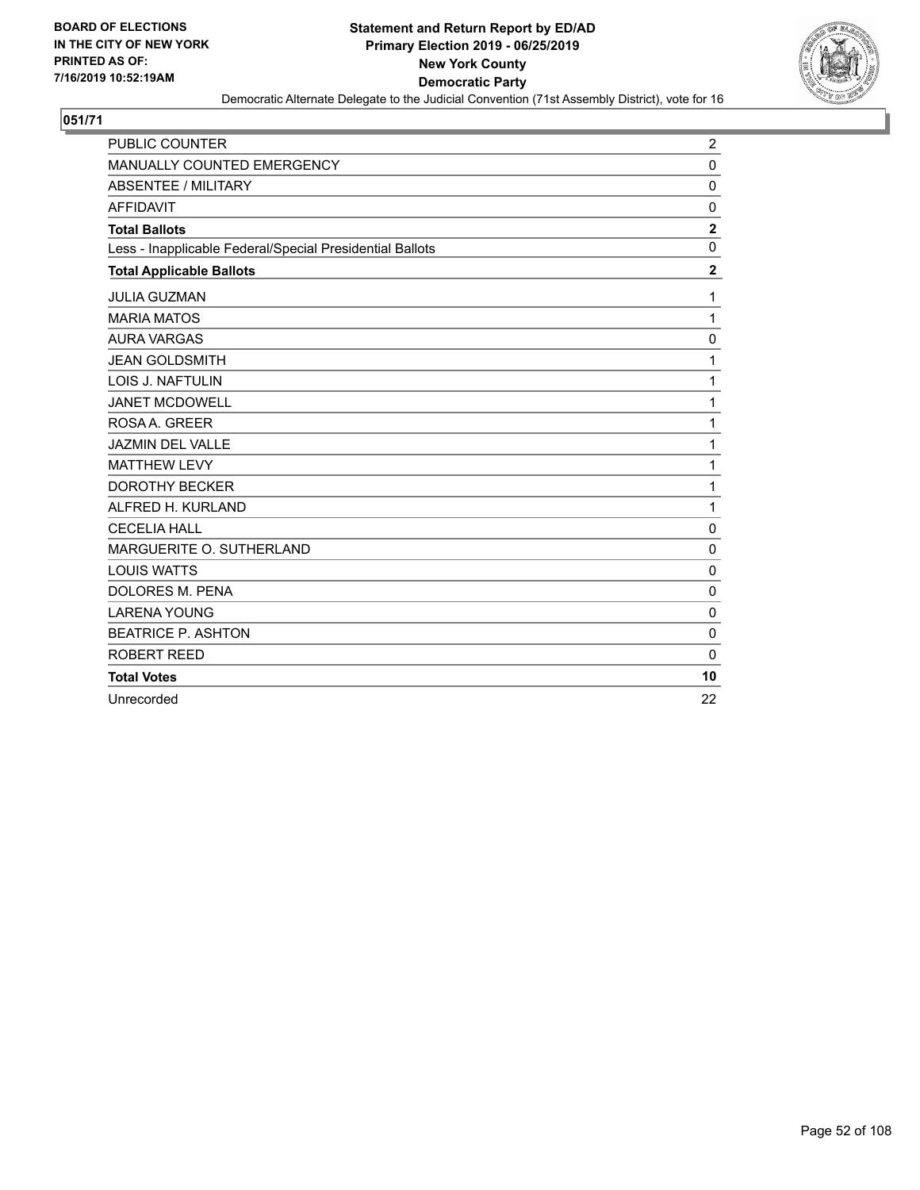BOARD OF ELECTIONS
IN THE CITY OF NEW YORK
PRINTED AS OF:
7/16/2019 10:52:19AM

**Statement and Return Report by ED/AD**
**Primary Election 2019 - 06/25/2019**
**New York County**
**Democratic Party**
Democratic Alternate Delegate to the Judicial Convention (71st Assembly District), vote for 16

## 051/71

| | |
|---|---|
| PUBLIC COUNTER | 2 |
| MANUALLY COUNTED EMERGENCY | 0 |
| ABSENTEE / MILITARY | 0 |
| AFFIDAVIT | 0 |
| **Total Ballots** | **2** |
| Less - Inapplicable Federal/Special Presidential Ballots | 0 |
| **Total Applicable Ballots** | **2** |
| JULIA GUZMAN | 1 |
| MARIA MATOS | 1 |
| AURA VARGAS | 0 |
| JEAN GOLDSMITH | 1 |
| LOIS J. NAFTULIN | 1 |
| JANET MCDOWELL | 1 |
| ROSA A. GREER | 1 |
| JAZMIN DEL VALLE | 1 |
| MATTHEW LEVY | 1 |
| DOROTHY BECKER | 1 |
| ALFRED H. KURLAND | 1 |
| CECELIA HALL | 0 |
| MARGUERITE O. SUTHERLAND | 0 |
| LOUIS WATTS | 0 |
| DOLORES M. PENA | 0 |
| LARENA YOUNG | 0 |
| BEATRICE P. ASHTON | 0 |
| ROBERT REED | 0 |
| **Total Votes** | **10** |
| Unrecorded | 22 |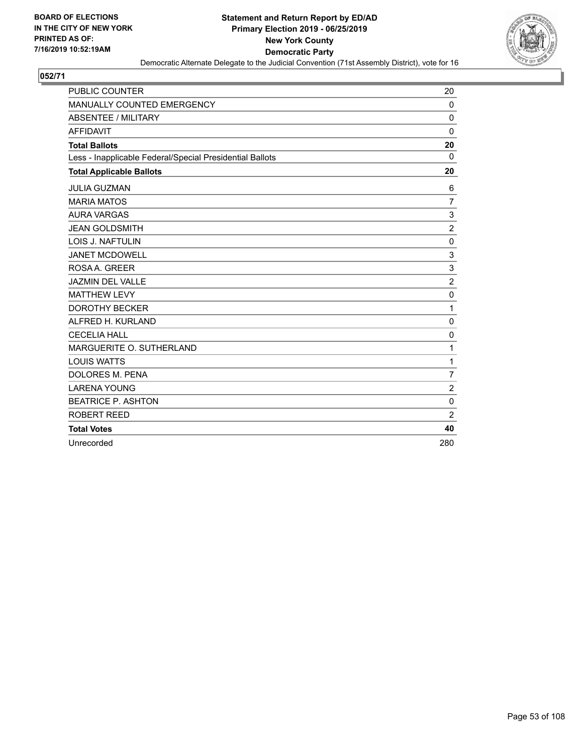BOARD OF ELECTIONS
IN THE CITY OF NEW YORK
PRINTED AS OF:
7/16/2019 10:52:19AM

**Statement and Return Report by ED/AD**
**Primary Election 2019 - 06/25/2019**
**New York County**
**Democratic Party**
Democratic Alternate Delegate to the Judicial Convention (71st Assembly District), vote for 16

## 052/71

| | |
|---|---|
| PUBLIC COUNTER | 20 |
| MANUALLY COUNTED EMERGENCY | 0 |
| ABSENTEE / MILITARY | 0 |
| AFFIDAVIT | 0 |
| **Total Ballots** | **20** |
| Less - Inapplicable Federal/Special Presidential Ballots | 0 |
| **Total Applicable Ballots** | **20** |
| JULIA GUZMAN | 6 |
| MARIA MATOS | 7 |
| AURA VARGAS | 3 |
| JEAN GOLDSMITH | 2 |
| LOIS J. NAFTULIN | 0 |
| JANET MCDOWELL | 3 |
| ROSA A. GREER | 3 |
| JAZMIN DEL VALLE | 2 |
| MATTHEW LEVY | 0 |
| DOROTHY BECKER | 1 |
| ALFRED H. KURLAND | 0 |
| CECELIA HALL | 0 |
| MARGUERITE O. SUTHERLAND | 1 |
| LOUIS WATTS | 1 |
| DOLORES M. PENA | 7 |
| LARENA YOUNG | 2 |
| BEATRICE P. ASHTON | 0 |
| ROBERT REED | 2 |
| **Total Votes** | **40** |
| Unrecorded | 280 |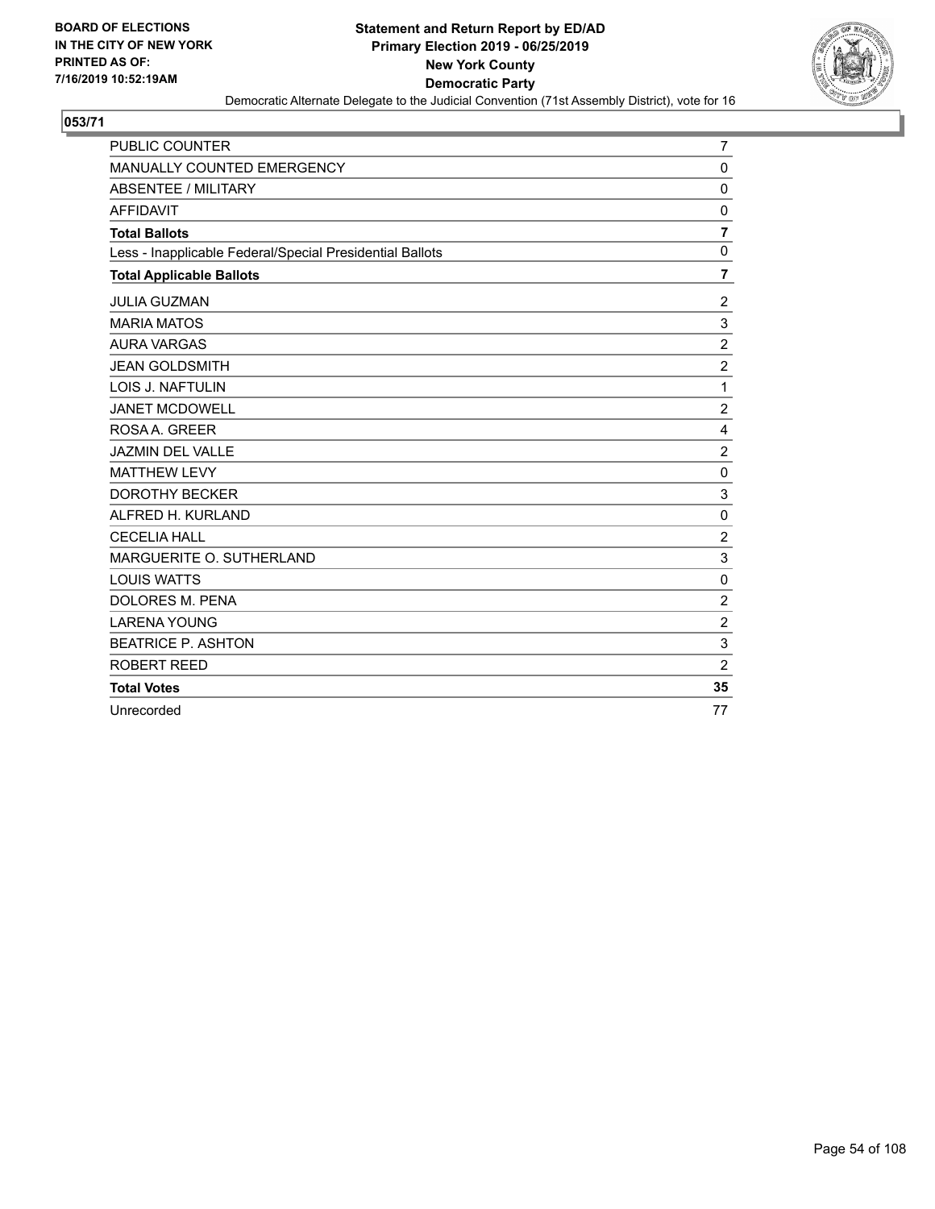**BOARD OF ELECTIONS IN THE CITY OF NEW YORK PRINTED AS OF: 7/16/2019 10:52:19AM**

# Statement and Return Report by ED/AD
## Primary Election 2019 - 06/25/2019
## New York County
## Democratic Party

Democratic Alternate Delegate to the Judicial Convention (71st Assembly District), vote for 16

### 053/71

| | |
|---|---|
| PUBLIC COUNTER | 7 |
| MANUALLY COUNTED EMERGENCY | 0 |
| ABSENTEE / MILITARY | 0 |
| AFFIDAVIT | 0 |
| **Total Ballots** | **7** |
| Less - Inapplicable Federal/Special Presidential Ballots | 0 |
| **Total Applicable Ballots** | **7** |
| JULIA GUZMAN | 2 |
| MARIA MATOS | 3 |
| AURA VARGAS | 2 |
| JEAN GOLDSMITH | 2 |
| LOIS J. NAFTULIN | 1 |
| JANET MCDOWELL | 2 |
| ROSA A. GREER | 4 |
| JAZMIN DEL VALLE | 2 |
| MATTHEW LEVY | 0 |
| DOROTHY BECKER | 3 |
| ALFRED H. KURLAND | 0 |
| CECELIA HALL | 2 |
| MARGUERITE O. SUTHERLAND | 3 |
| LOUIS WATTS | 0 |
| DOLORES M. PENA | 2 |
| LARENA YOUNG | 2 |
| BEATRICE P. ASHTON | 3 |
| ROBERT REED | 2 |
| **Total Votes** | **35** |
| Unrecorded | 77 |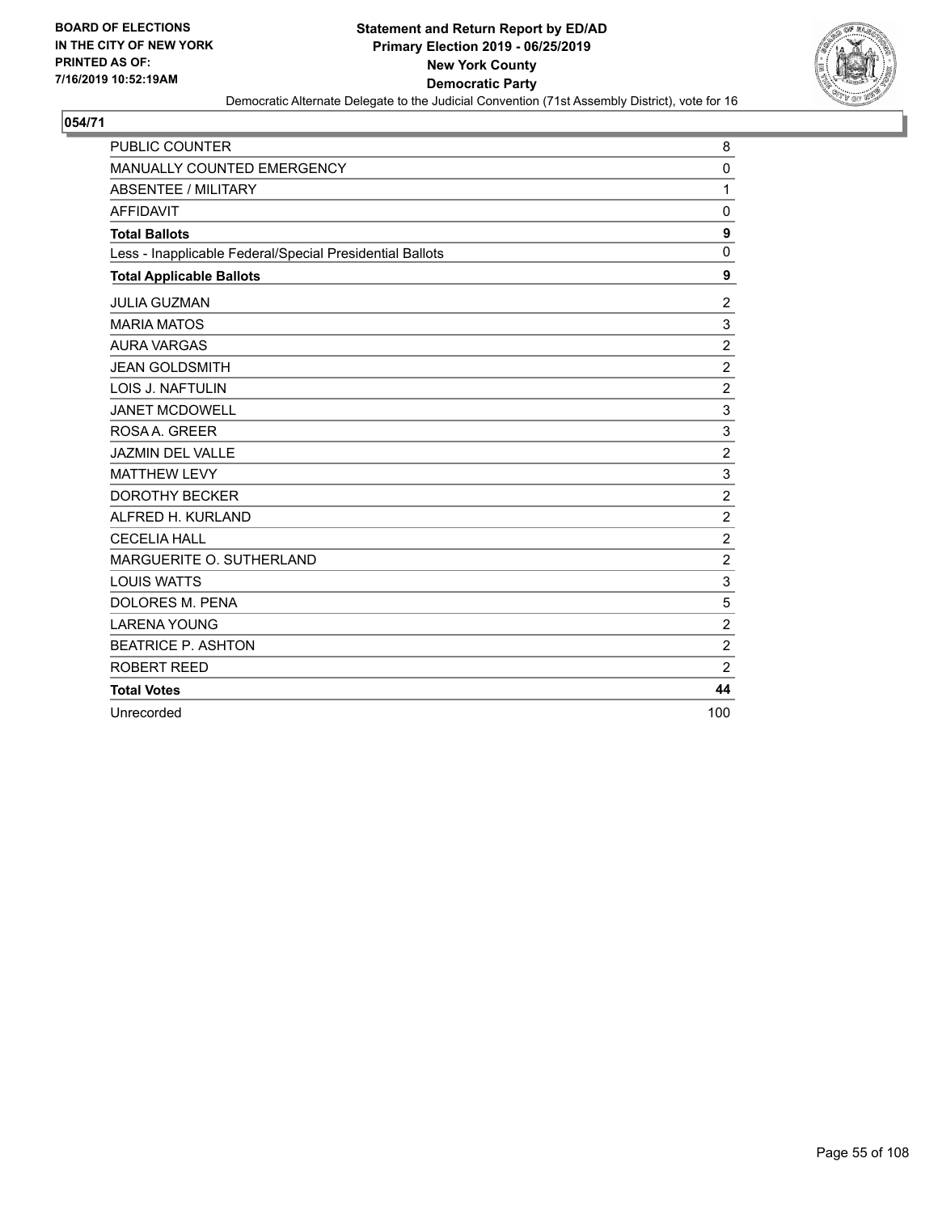**BOARD OF ELECTIONS IN THE CITY OF NEW YORK PRINTED AS OF: 7/16/2019 10:52:19AM**

**Statement and Return Report by ED/AD**
**Primary Election 2019 - 06/25/2019**
**New York County**
**Democratic Party**

Democratic Alternate Delegate to the Judicial Convention (71st Assembly District), vote for 16

**054/71**

| | |
|---|---|
| PUBLIC COUNTER | 8 |
| MANUALLY COUNTED EMERGENCY | 0 |
| ABSENTEE / MILITARY | 1 |
| AFFIDAVIT | 0 |
| **Total Ballots** | **9** |
| Less - Inapplicable Federal/Special Presidential Ballots | 0 |
| **Total Applicable Ballots** | **9** |
| JULIA GUZMAN | 2 |
| MARIA MATOS | 3 |
| AURA VARGAS | 2 |
| JEAN GOLDSMITH | 2 |
| LOIS J. NAFTULIN | 2 |
| JANET MCDOWELL | 3 |
| ROSA A. GREER | 3 |
| JAZMIN DEL VALLE | 2 |
| MATTHEW LEVY | 3 |
| DOROTHY BECKER | 2 |
| ALFRED H. KURLAND | 2 |
| CECELIA HALL | 2 |
| MARGUERITE O. SUTHERLAND | 2 |
| LOUIS WATTS | 3 |
| DOLORES M. PENA | 5 |
| LARENA YOUNG | 2 |
| BEATRICE P. ASHTON | 2 |
| ROBERT REED | 2 |
| **Total Votes** | **44** |
| Unrecorded | 100 |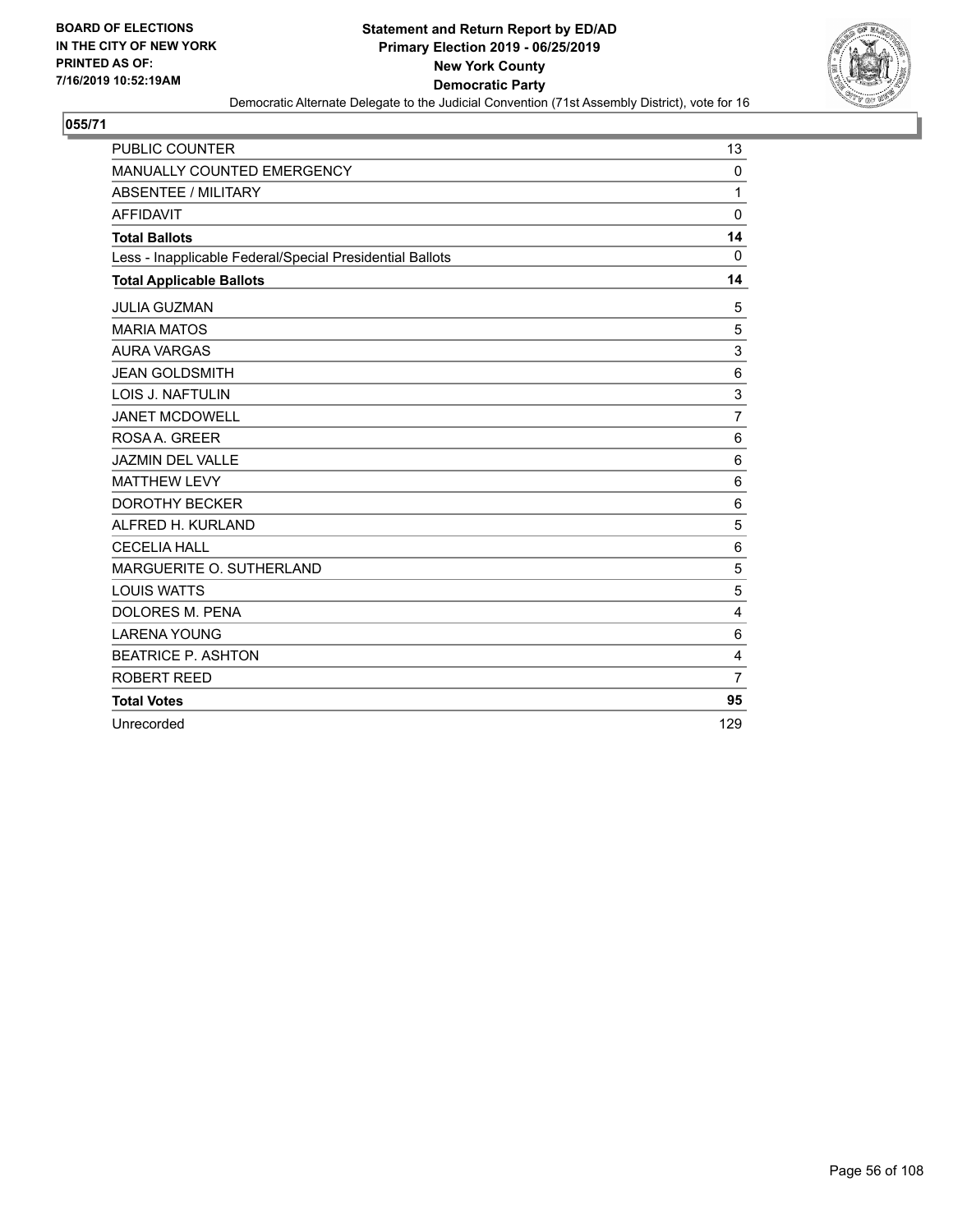BOARD OF ELECTIONS
IN THE CITY OF NEW YORK
PRINTED AS OF:
7/16/2019 10:52:19AM

**Statement and Return Report by ED/AD**
**Primary Election 2019 - 06/25/2019**
**New York County**
**Democratic Party**
Democratic Alternate Delegate to the Judicial Convention (71st Assembly District), vote for 16

**055/71**

| | |
|---|---|
| PUBLIC COUNTER | 13 |
| MANUALLY COUNTED EMERGENCY | 0 |
| ABSENTEE / MILITARY | 1 |
| AFFIDAVIT | 0 |
| **Total Ballots** | **14** |
| Less - Inapplicable Federal/Special Presidential Ballots | 0 |
| **Total Applicable Ballots** | **14** |
| JULIA GUZMAN | 5 |
| MARIA MATOS | 5 |
| AURA VARGAS | 3 |
| JEAN GOLDSMITH | 6 |
| LOIS J. NAFTULIN | 3 |
| JANET MCDOWELL | 7 |
| ROSA A. GREER | 6 |
| JAZMIN DEL VALLE | 6 |
| MATTHEW LEVY | 6 |
| DOROTHY BECKER | 6 |
| ALFRED H. KURLAND | 5 |
| CECELIA HALL | 6 |
| MARGUERITE O. SUTHERLAND | 5 |
| LOUIS WATTS | 5 |
| DOLORES M. PENA | 4 |
| LARENA YOUNG | 6 |
| BEATRICE P. ASHTON | 4 |
| ROBERT REED | 7 |
| **Total Votes** | **95** |
| Unrecorded | 129 |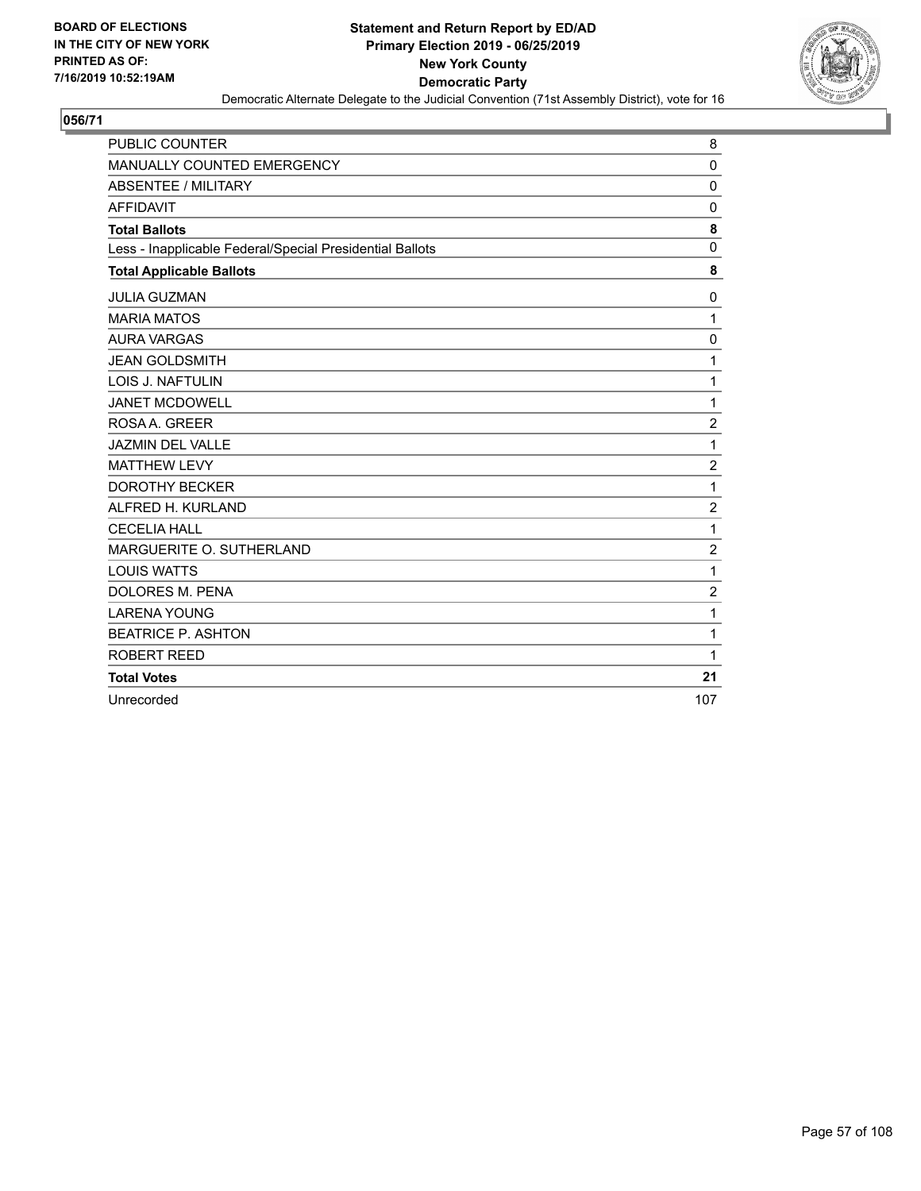**BOARD OF ELECTIONS IN THE CITY OF NEW YORK PRINTED AS OF: 7/16/2019 10:52:19AM**

**Statement and Return Report by ED/AD**
**Primary Election 2019 - 06/25/2019**
**New York County**
**Democratic Party**
Democratic Alternate Delegate to the Judicial Convention (71st Assembly District), vote for 16

**056/71**

| | |
|---|---|
| PUBLIC COUNTER | 8 |
| MANUALLY COUNTED EMERGENCY | 0 |
| ABSENTEE / MILITARY | 0 |
| AFFIDAVIT | 0 |
| **Total Ballots** | **8** |
| Less - Inapplicable Federal/Special Presidential Ballots | 0 |
| **Total Applicable Ballots** | **8** |
| JULIA GUZMAN | 0 |
| MARIA MATOS | 1 |
| AURA VARGAS | 0 |
| JEAN GOLDSMITH | 1 |
| LOIS J. NAFTULIN | 1 |
| JANET MCDOWELL | 1 |
| ROSA A. GREER | 2 |
| JAZMIN DEL VALLE | 1 |
| MATTHEW LEVY | 2 |
| DOROTHY BECKER | 1 |
| ALFRED H. KURLAND | 2 |
| CECELIA HALL | 1 |
| MARGUERITE O. SUTHERLAND | 2 |
| LOUIS WATTS | 1 |
| DOLORES M. PENA | 2 |
| LARENA YOUNG | 1 |
| BEATRICE P. ASHTON | 1 |
| ROBERT REED | 1 |
| **Total Votes** | **21** |
| Unrecorded | 107 |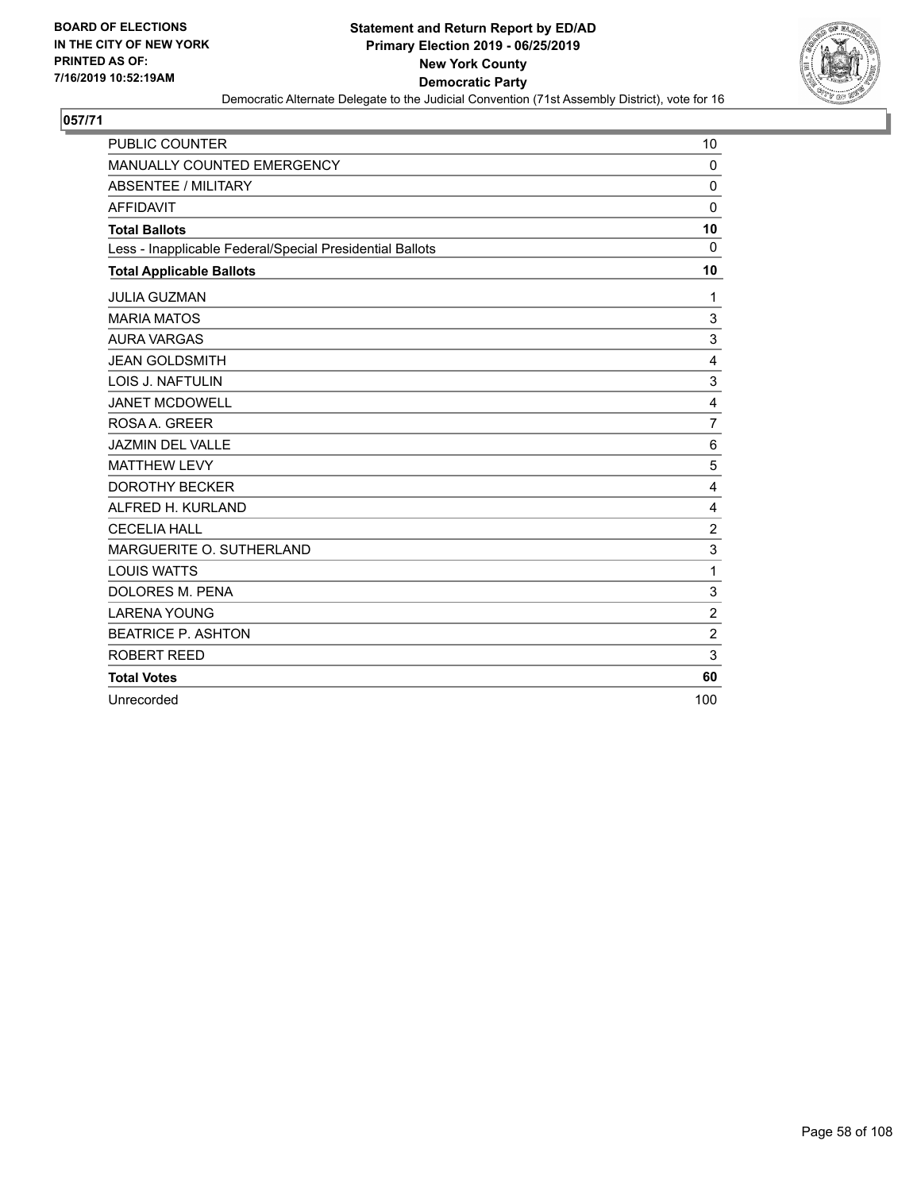BOARD OF ELECTIONS
IN THE CITY OF NEW YORK
PRINTED AS OF:
7/16/2019 10:52:19AM

**Statement and Return Report by ED/AD**
**Primary Election 2019 - 06/25/2019**
**New York County**
**Democratic Party**
Democratic Alternate Delegate to the Judicial Convention (71st Assembly District), vote for 16

## 057/71

| | |
|---|---|
| PUBLIC COUNTER | 10 |
| MANUALLY COUNTED EMERGENCY | 0 |
| ABSENTEE / MILITARY | 0 |
| AFFIDAVIT | 0 |
| **Total Ballots** | **10** |
| Less - Inapplicable Federal/Special Presidential Ballots | 0 |
| **Total Applicable Ballots** | **10** |
| JULIA GUZMAN | 1 |
| MARIA MATOS | 3 |
| AURA VARGAS | 3 |
| JEAN GOLDSMITH | 4 |
| LOIS J. NAFTULIN | 3 |
| JANET MCDOWELL | 4 |
| ROSA A. GREER | 7 |
| JAZMIN DEL VALLE | 6 |
| MATTHEW LEVY | 5 |
| DOROTHY BECKER | 4 |
| ALFRED H. KURLAND | 4 |
| CECELIA HALL | 2 |
| MARGUERITE O. SUTHERLAND | 3 |
| LOUIS WATTS | 1 |
| DOLORES M. PENA | 3 |
| LARENA YOUNG | 2 |
| BEATRICE P. ASHTON | 2 |
| ROBERT REED | 3 |
| **Total Votes** | **60** |
| Unrecorded | 100 |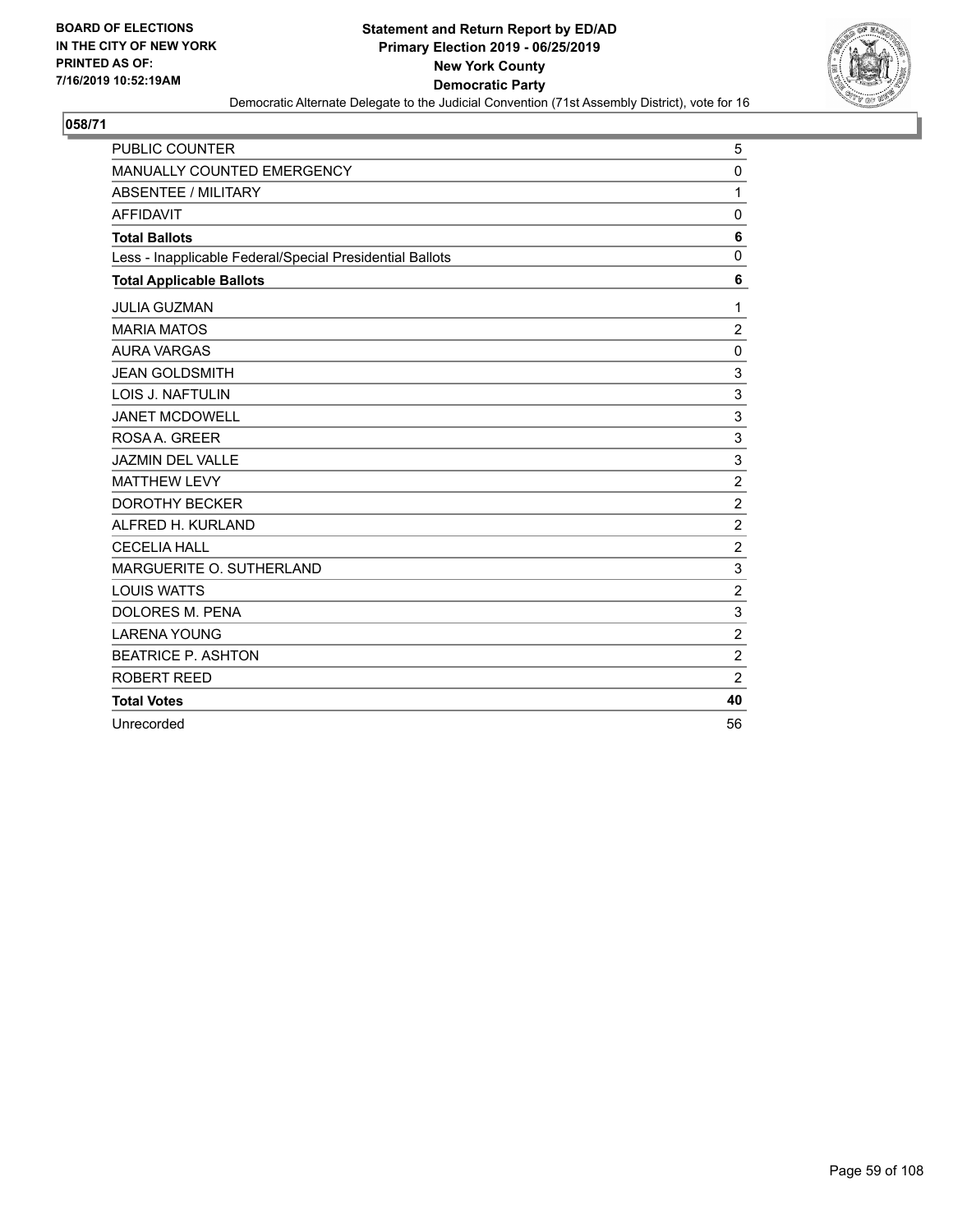BOARD OF ELECTIONS
IN THE CITY OF NEW YORK
PRINTED AS OF:
7/16/2019 10:52:19AM

**Statement and Return Report by ED/AD**
**Primary Election 2019 - 06/25/2019**
**New York County**
**Democratic Party**
Democratic Alternate Delegate to the Judicial Convention (71st Assembly District), vote for 16

## 058/71

| | |
|---|---|
| PUBLIC COUNTER | 5 |
| MANUALLY COUNTED EMERGENCY | 0 |
| ABSENTEE / MILITARY | 1 |
| AFFIDAVIT | 0 |
| **Total Ballots** | **6** |
| Less - Inapplicable Federal/Special Presidential Ballots | 0 |
| **Total Applicable Ballots** | **6** |
| JULIA GUZMAN | 1 |
| MARIA MATOS | 2 |
| AURA VARGAS | 0 |
| JEAN GOLDSMITH | 3 |
| LOIS J. NAFTULIN | 3 |
| JANET MCDOWELL | 3 |
| ROSA A. GREER | 3 |
| JAZMIN DEL VALLE | 3 |
| MATTHEW LEVY | 2 |
| DOROTHY BECKER | 2 |
| ALFRED H. KURLAND | 2 |
| CECELIA HALL | 2 |
| MARGUERITE O. SUTHERLAND | 3 |
| LOUIS WATTS | 2 |
| DOLORES M. PENA | 3 |
| LARENA YOUNG | 2 |
| BEATRICE P. ASHTON | 2 |
| ROBERT REED | 2 |
| **Total Votes** | **40** |
| Unrecorded | 56 |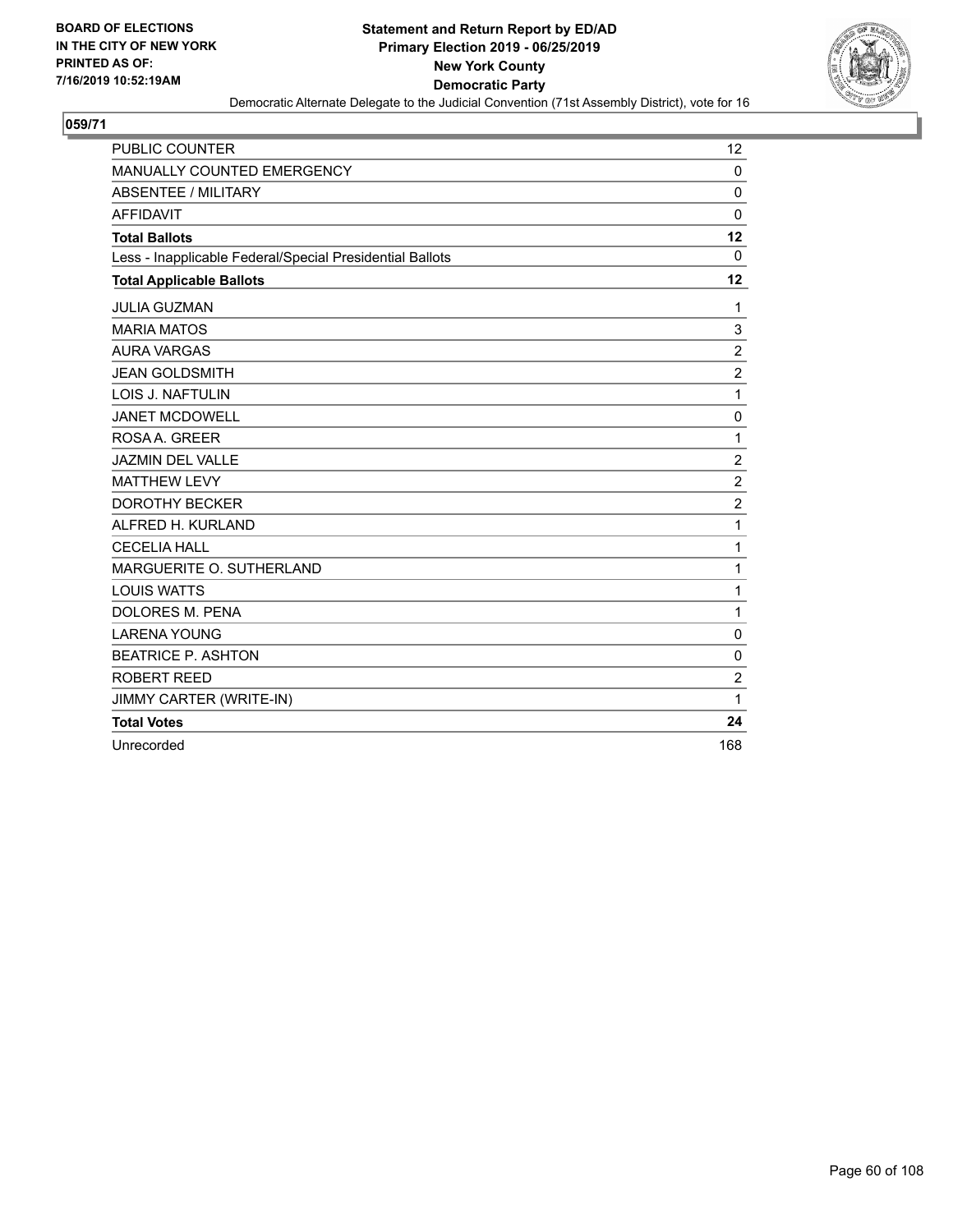BOARD OF ELECTIONS
IN THE CITY OF NEW YORK
PRINTED AS OF:
7/16/2019 10:52:19AM

**Statement and Return Report by ED/AD**
**Primary Election 2019 - 06/25/2019**
**New York County**
**Democratic Party**
Democratic Alternate Delegate to the Judicial Convention (71st Assembly District), vote for 16

## 059/71

| | |
|---|---|
| PUBLIC COUNTER | 12 |
| MANUALLY COUNTED EMERGENCY | 0 |
| ABSENTEE / MILITARY | 0 |
| AFFIDAVIT | 0 |
| **Total Ballots** | **12** |
| Less - Inapplicable Federal/Special Presidential Ballots | 0 |
| **Total Applicable Ballots** | **12** |
| JULIA GUZMAN | 1 |
| MARIA MATOS | 3 |
| AURA VARGAS | 2 |
| JEAN GOLDSMITH | 2 |
| LOIS J. NAFTULIN | 1 |
| JANET MCDOWELL | 0 |
| ROSA A. GREER | 1 |
| JAZMIN DEL VALLE | 2 |
| MATTHEW LEVY | 2 |
| DOROTHY BECKER | 2 |
| ALFRED H. KURLAND | 1 |
| CECELIA HALL | 1 |
| MARGUERITE O. SUTHERLAND | 1 |
| LOUIS WATTS | 1 |
| DOLORES M. PENA | 1 |
| LARENA YOUNG | 0 |
| BEATRICE P. ASHTON | 0 |
| ROBERT REED | 2 |
| JIMMY CARTER (WRITE-IN) | 1 |
| **Total Votes** | **24** |
| Unrecorded | 168 |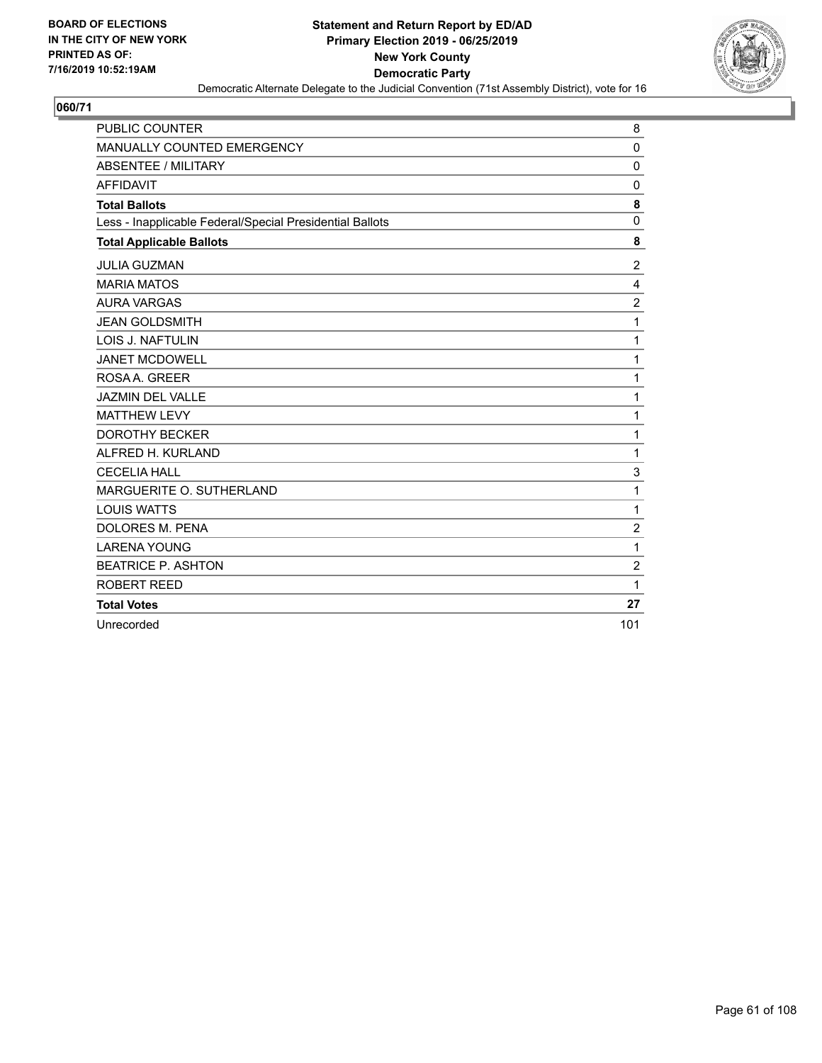**BOARD OF ELECTIONS IN THE CITY OF NEW YORK PRINTED AS OF: 7/16/2019 10:52:19AM**

**Statement and Return Report by ED/AD**
**Primary Election 2019 - 06/25/2019**
**New York County**
**Democratic Party**
Democratic Alternate Delegate to the Judicial Convention (71st Assembly District), vote for 16

**060/71**

| | |
|---|---|
| PUBLIC COUNTER | 8 |
| MANUALLY COUNTED EMERGENCY | 0 |
| ABSENTEE / MILITARY | 0 |
| AFFIDAVIT | 0 |
| **Total Ballots** | **8** |
| Less - Inapplicable Federal/Special Presidential Ballots | 0 |
| **Total Applicable Ballots** | **8** |
| JULIA GUZMAN | 2 |
| MARIA MATOS | 4 |
| AURA VARGAS | 2 |
| JEAN GOLDSMITH | 1 |
| LOIS J. NAFTULIN | 1 |
| JANET MCDOWELL | 1 |
| ROSA A. GREER | 1 |
| JAZMIN DEL VALLE | 1 |
| MATTHEW LEVY | 1 |
| DOROTHY BECKER | 1 |
| ALFRED H. KURLAND | 1 |
| CECELIA HALL | 3 |
| MARGUERITE O. SUTHERLAND | 1 |
| LOUIS WATTS | 1 |
| DOLORES M. PENA | 2 |
| LARENA YOUNG | 1 |
| BEATRICE P. ASHTON | 2 |
| ROBERT REED | 1 |
| **Total Votes** | **27** |
| Unrecorded | 101 |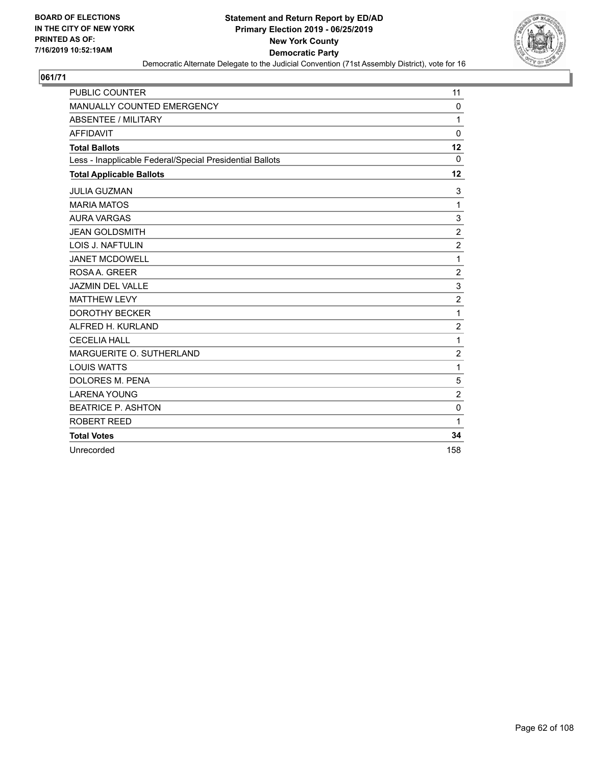BOARD OF ELECTIONS
IN THE CITY OF NEW YORK
PRINTED AS OF:
7/16/2019 10:52:19AM

**Statement and Return Report by ED/AD**
**Primary Election 2019 - 06/25/2019**
**New York County**
**Democratic Party**
Democratic Alternate Delegate to the Judicial Convention (71st Assembly District), vote for 16

## 061/71

| | |
|---|---|
| PUBLIC COUNTER | 11 |
| MANUALLY COUNTED EMERGENCY | 0 |
| ABSENTEE / MILITARY | 1 |
| AFFIDAVIT | 0 |
| **Total Ballots** | **12** |
| Less - Inapplicable Federal/Special Presidential Ballots | 0 |
| **Total Applicable Ballots** | **12** |
| JULIA GUZMAN | 3 |
| MARIA MATOS | 1 |
| AURA VARGAS | 3 |
| JEAN GOLDSMITH | 2 |
| LOIS J. NAFTULIN | 2 |
| JANET MCDOWELL | 1 |
| ROSA A. GREER | 2 |
| JAZMIN DEL VALLE | 3 |
| MATTHEW LEVY | 2 |
| DOROTHY BECKER | 1 |
| ALFRED H. KURLAND | 2 |
| CECELIA HALL | 1 |
| MARGUERITE O. SUTHERLAND | 2 |
| LOUIS WATTS | 1 |
| DOLORES M. PENA | 5 |
| LARENA YOUNG | 2 |
| BEATRICE P. ASHTON | 0 |
| ROBERT REED | 1 |
| **Total Votes** | **34** |
| Unrecorded | 158 |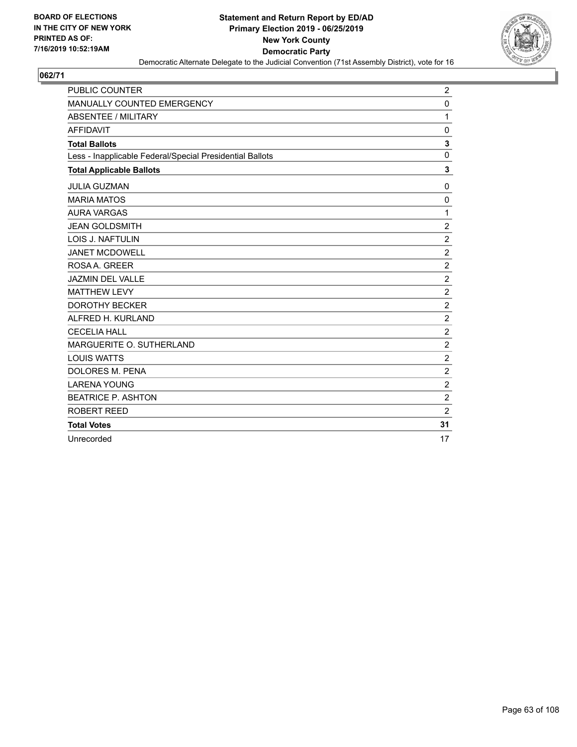BOARD OF ELECTIONS
IN THE CITY OF NEW YORK
PRINTED AS OF:
7/16/2019 10:52:19AM

**Statement and Return Report by ED/AD**
**Primary Election 2019 - 06/25/2019**
**New York County**
**Democratic Party**
Democratic Alternate Delegate to the Judicial Convention (71st Assembly District), vote for 16

## 062/71

| | |
|---|---|
| PUBLIC COUNTER | 2 |
| MANUALLY COUNTED EMERGENCY | 0 |
| ABSENTEE / MILITARY | 1 |
| AFFIDAVIT | 0 |
| **Total Ballots** | **3** |
| Less - Inapplicable Federal/Special Presidential Ballots | 0 |
| **Total Applicable Ballots** | **3** |
| JULIA GUZMAN | 0 |
| MARIA MATOS | 0 |
| AURA VARGAS | 1 |
| JEAN GOLDSMITH | 2 |
| LOIS J. NAFTULIN | 2 |
| JANET MCDOWELL | 2 |
| ROSA A. GREER | 2 |
| JAZMIN DEL VALLE | 2 |
| MATTHEW LEVY | 2 |
| DOROTHY BECKER | 2 |
| ALFRED H. KURLAND | 2 |
| CECELIA HALL | 2 |
| MARGUERITE O. SUTHERLAND | 2 |
| LOUIS WATTS | 2 |
| DOLORES M. PENA | 2 |
| LARENA YOUNG | 2 |
| BEATRICE P. ASHTON | 2 |
| ROBERT REED | 2 |
| **Total Votes** | **31** |
| Unrecorded | 17 |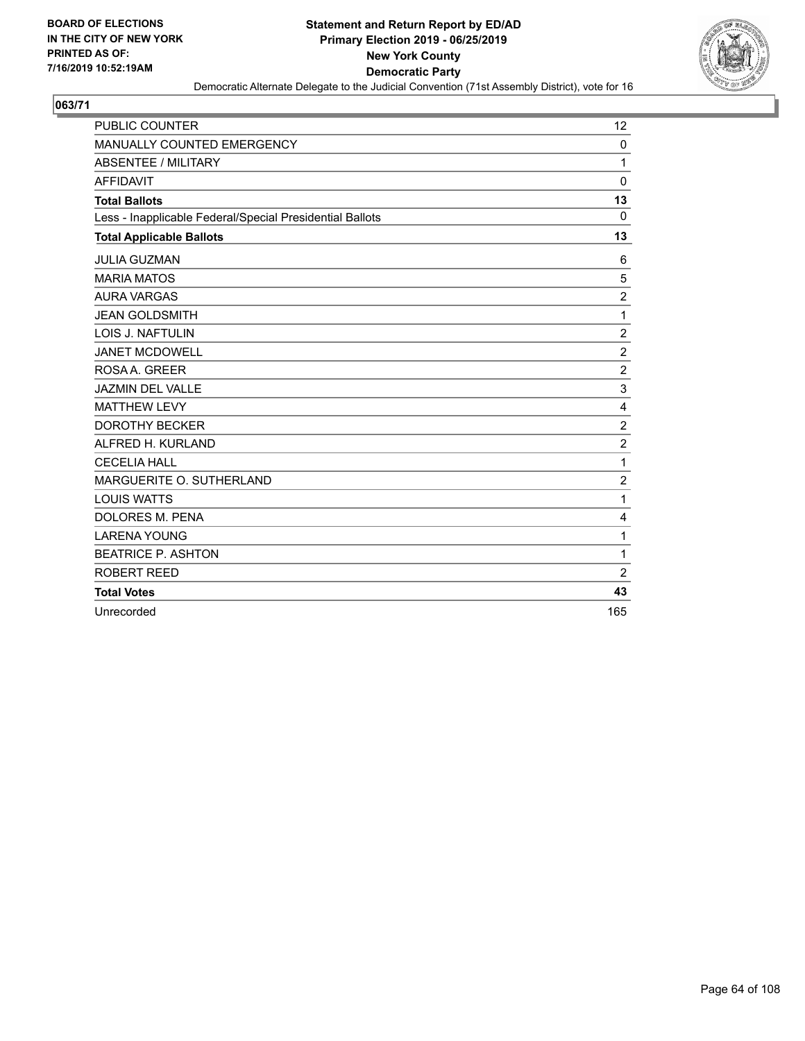BOARD OF ELECTIONS
IN THE CITY OF NEW YORK
PRINTED AS OF:
7/16/2019 10:52:19AM

**Statement and Return Report by ED/AD**
**Primary Election 2019 - 06/25/2019**
**New York County**
**Democratic Party**
Democratic Alternate Delegate to the Judicial Convention (71st Assembly District), vote for 16

## 063/71

| | |
|---|---|
| PUBLIC COUNTER | 12 |
| MANUALLY COUNTED EMERGENCY | 0 |
| ABSENTEE / MILITARY | 1 |
| AFFIDAVIT | 0 |
| **Total Ballots** | **13** |
| Less - Inapplicable Federal/Special Presidential Ballots | 0 |
| **Total Applicable Ballots** | **13** |
| JULIA GUZMAN | 6 |
| MARIA MATOS | 5 |
| AURA VARGAS | 2 |
| JEAN GOLDSMITH | 1 |
| LOIS J. NAFTULIN | 2 |
| JANET MCDOWELL | 2 |
| ROSA A. GREER | 2 |
| JAZMIN DEL VALLE | 3 |
| MATTHEW LEVY | 4 |
| DOROTHY BECKER | 2 |
| ALFRED H. KURLAND | 2 |
| CECELIA HALL | 1 |
| MARGUERITE O. SUTHERLAND | 2 |
| LOUIS WATTS | 1 |
| DOLORES M. PENA | 4 |
| LARENA YOUNG | 1 |
| BEATRICE P. ASHTON | 1 |
| ROBERT REED | 2 |
| **Total Votes** | **43** |
| Unrecorded | 165 |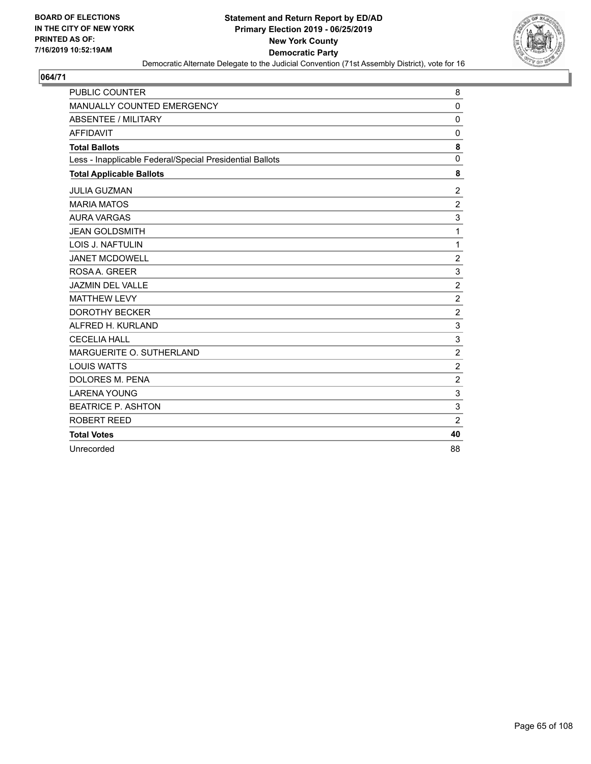BOARD OF ELECTIONS
IN THE CITY OF NEW YORK
PRINTED AS OF:
7/16/2019 10:52:19AM

**Statement and Return Report by ED/AD**
**Primary Election 2019 - 06/25/2019**
**New York County**
**Democratic Party**
Democratic Alternate Delegate to the Judicial Convention (71st Assembly District), vote for 16

## 064/71

| | |
|---|---|
| PUBLIC COUNTER | 8 |
| MANUALLY COUNTED EMERGENCY | 0 |
| ABSENTEE / MILITARY | 0 |
| AFFIDAVIT | 0 |
| **Total Ballots** | **8** |
| Less - Inapplicable Federal/Special Presidential Ballots | 0 |
| **Total Applicable Ballots** | **8** |
| JULIA GUZMAN | 2 |
| MARIA MATOS | 2 |
| AURA VARGAS | 3 |
| JEAN GOLDSMITH | 1 |
| LOIS J. NAFTULIN | 1 |
| JANET MCDOWELL | 2 |
| ROSA A. GREER | 3 |
| JAZMIN DEL VALLE | 2 |
| MATTHEW LEVY | 2 |
| DOROTHY BECKER | 2 |
| ALFRED H. KURLAND | 3 |
| CECELIA HALL | 3 |
| MARGUERITE O. SUTHERLAND | 2 |
| LOUIS WATTS | 2 |
| DOLORES M. PENA | 2 |
| LARENA YOUNG | 3 |
| BEATRICE P. ASHTON | 3 |
| ROBERT REED | 2 |
| **Total Votes** | **40** |
| Unrecorded | 88 |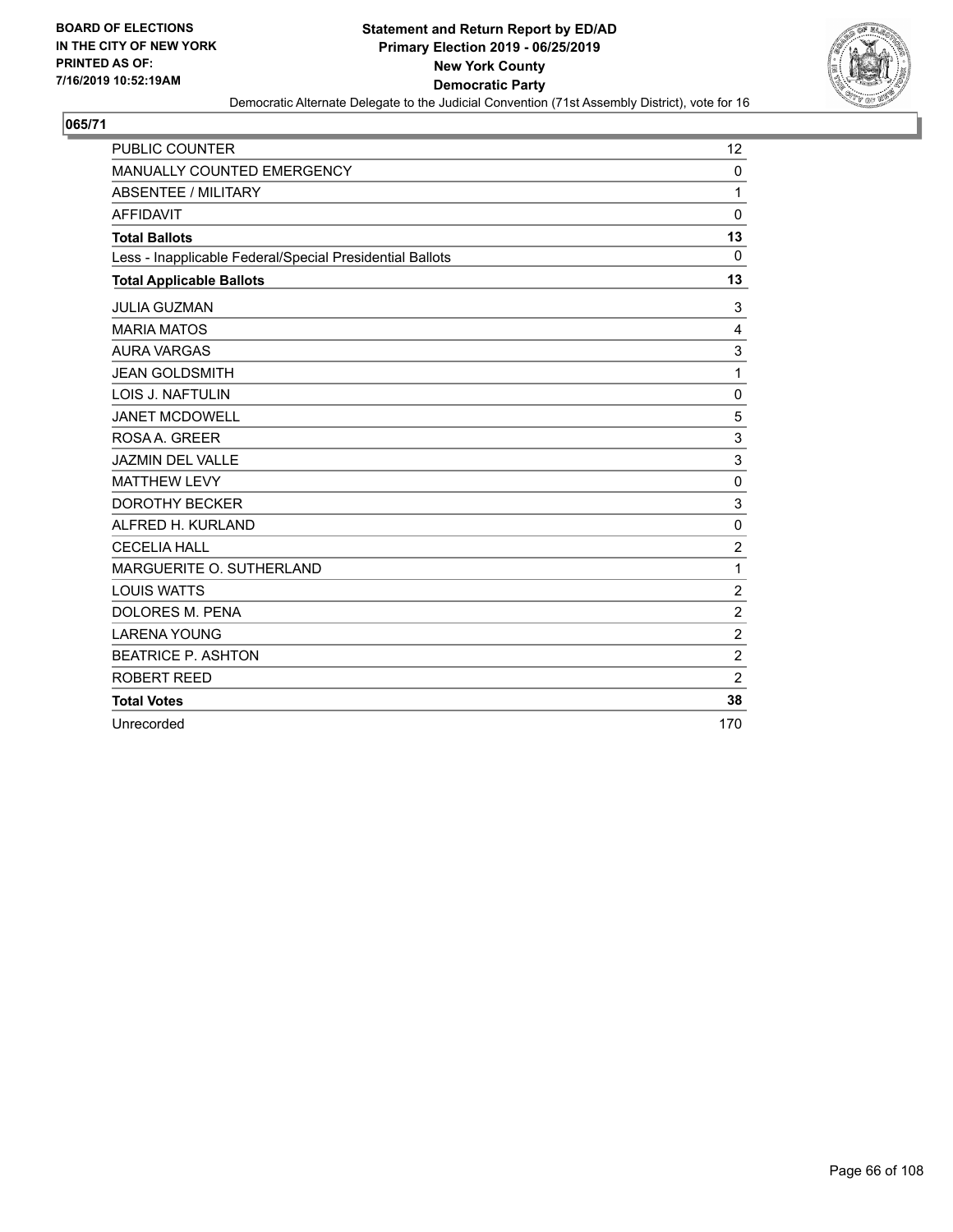BOARD OF ELECTIONS
IN THE CITY OF NEW YORK
PRINTED AS OF:
7/16/2019 10:52:19AM

**Statement and Return Report by ED/AD**
**Primary Election 2019 - 06/25/2019**
**New York County**
**Democratic Party**
Democratic Alternate Delegate to the Judicial Convention (71st Assembly District), vote for 16

## 065/71

| | |
|---|---|
| PUBLIC COUNTER | 12 |
| MANUALLY COUNTED EMERGENCY | 0 |
| ABSENTEE / MILITARY | 1 |
| AFFIDAVIT | 0 |
| **Total Ballots** | **13** |
| Less - Inapplicable Federal/Special Presidential Ballots | 0 |
| **Total Applicable Ballots** | **13** |
| JULIA GUZMAN | 3 |
| MARIA MATOS | 4 |
| AURA VARGAS | 3 |
| JEAN GOLDSMITH | 1 |
| LOIS J. NAFTULIN | 0 |
| JANET MCDOWELL | 5 |
| ROSA A. GREER | 3 |
| JAZMIN DEL VALLE | 3 |
| MATTHEW LEVY | 0 |
| DOROTHY BECKER | 3 |
| ALFRED H. KURLAND | 0 |
| CECELIA HALL | 2 |
| MARGUERITE O. SUTHERLAND | 1 |
| LOUIS WATTS | 2 |
| DOLORES M. PENA | 2 |
| LARENA YOUNG | 2 |
| BEATRICE P. ASHTON | 2 |
| ROBERT REED | 2 |
| **Total Votes** | **38** |
| Unrecorded | 170 |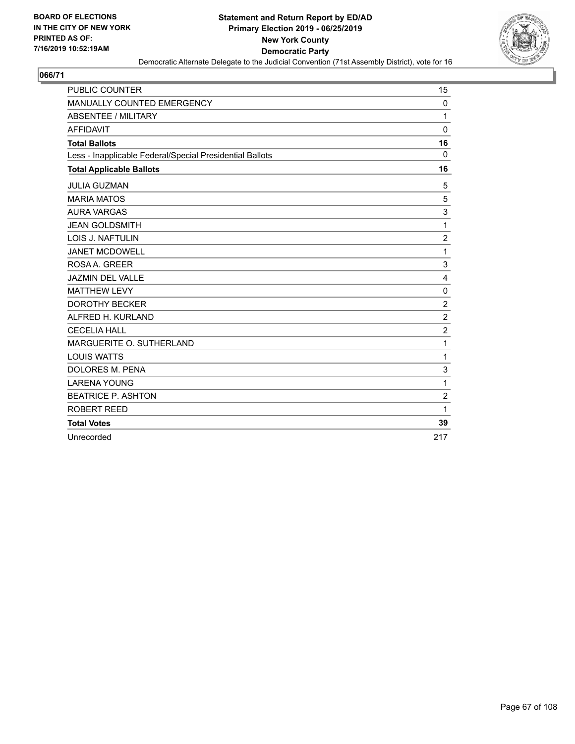BOARD OF ELECTIONS
IN THE CITY OF NEW YORK
PRINTED AS OF:
7/16/2019 10:52:19AM

**Statement and Return Report by ED/AD**
**Primary Election 2019 - 06/25/2019**
**New York County**
**Democratic Party**
Democratic Alternate Delegate to the Judicial Convention (71st Assembly District), vote for 16

**066/71**

| | |
|---|---|
| PUBLIC COUNTER | 15 |
| MANUALLY COUNTED EMERGENCY | 0 |
| ABSENTEE / MILITARY | 1 |
| AFFIDAVIT | 0 |
| **Total Ballots** | **16** |
| Less - Inapplicable Federal/Special Presidential Ballots | 0 |
| **Total Applicable Ballots** | **16** |
| JULIA GUZMAN | 5 |
| MARIA MATOS | 5 |
| AURA VARGAS | 3 |
| JEAN GOLDSMITH | 1 |
| LOIS J. NAFTULIN | 2 |
| JANET MCDOWELL | 1 |
| ROSA A. GREER | 3 |
| JAZMIN DEL VALLE | 4 |
| MATTHEW LEVY | 0 |
| DOROTHY BECKER | 2 |
| ALFRED H. KURLAND | 2 |
| CECELIA HALL | 2 |
| MARGUERITE O. SUTHERLAND | 1 |
| LOUIS WATTS | 1 |
| DOLORES M. PENA | 3 |
| LARENA YOUNG | 1 |
| BEATRICE P. ASHTON | 2 |
| ROBERT REED | 1 |
| **Total Votes** | **39** |
| Unrecorded | 217 |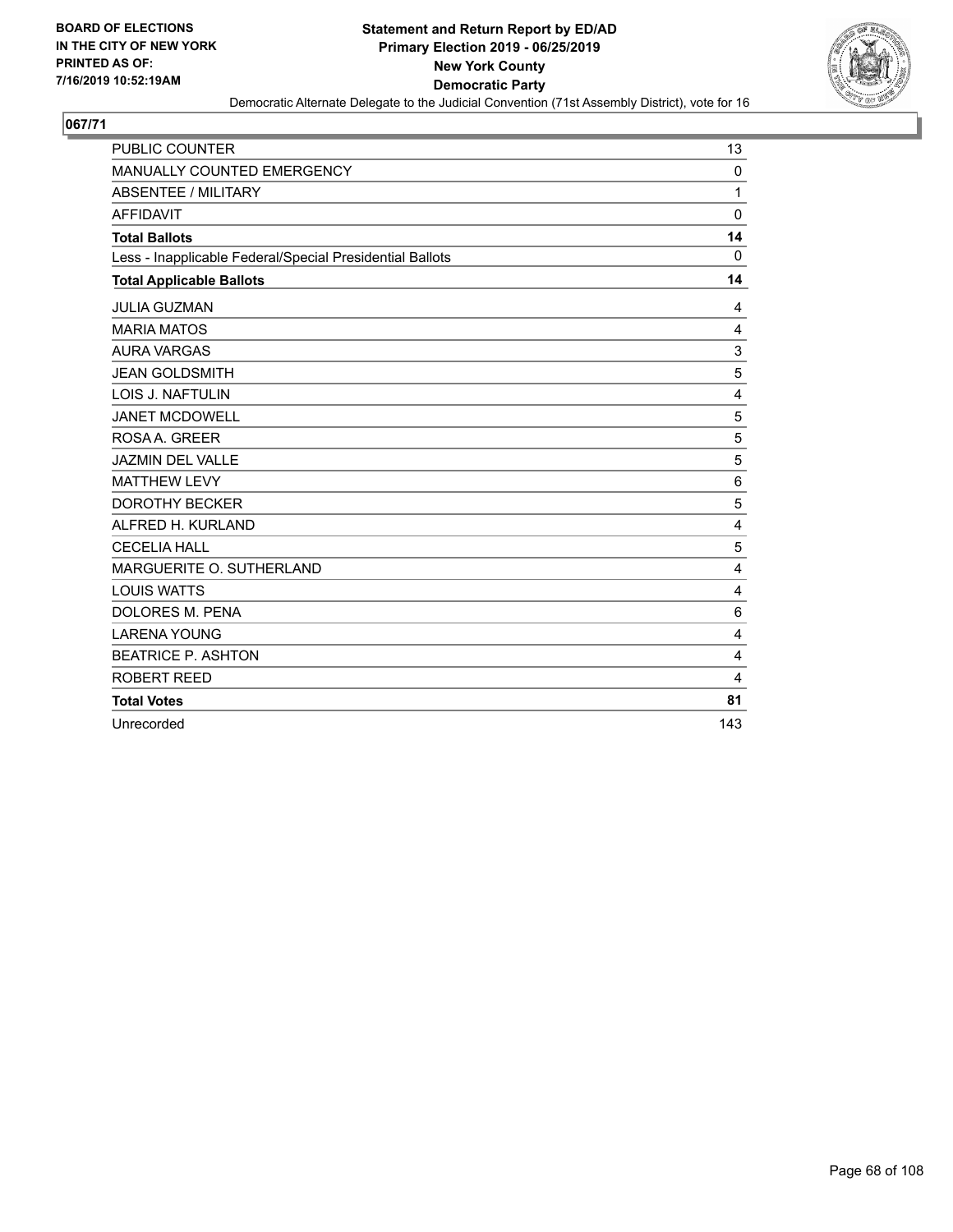BOARD OF ELECTIONS
IN THE CITY OF NEW YORK
PRINTED AS OF:
7/16/2019 10:52:19AM

**Statement and Return Report by ED/AD**
**Primary Election 2019 - 06/25/2019**
**New York County**
**Democratic Party**
Democratic Alternate Delegate to the Judicial Convention (71st Assembly District), vote for 16

## 067/71

| | |
|---|---|
| PUBLIC COUNTER | 13 |
| MANUALLY COUNTED EMERGENCY | 0 |
| ABSENTEE / MILITARY | 1 |
| AFFIDAVIT | 0 |
| **Total Ballots** | **14** |
| Less - Inapplicable Federal/Special Presidential Ballots | 0 |
| **Total Applicable Ballots** | **14** |
| JULIA GUZMAN | 4 |
| MARIA MATOS | 4 |
| AURA VARGAS | 3 |
| JEAN GOLDSMITH | 5 |
| LOIS J. NAFTULIN | 4 |
| JANET MCDOWELL | 5 |
| ROSA A. GREER | 5 |
| JAZMIN DEL VALLE | 5 |
| MATTHEW LEVY | 6 |
| DOROTHY BECKER | 5 |
| ALFRED H. KURLAND | 4 |
| CECELIA HALL | 5 |
| MARGUERITE O. SUTHERLAND | 4 |
| LOUIS WATTS | 4 |
| DOLORES M. PENA | 6 |
| LARENA YOUNG | 4 |
| BEATRICE P. ASHTON | 4 |
| ROBERT REED | 4 |
| **Total Votes** | **81** |
| Unrecorded | 143 |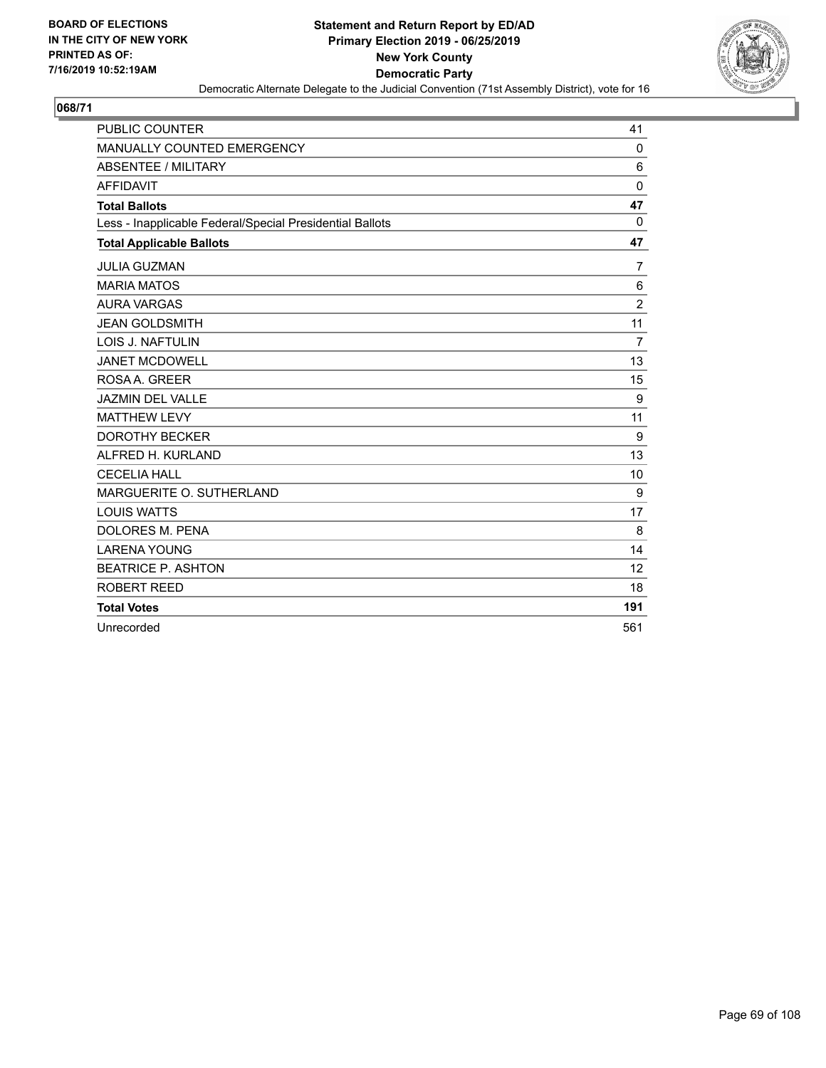BOARD OF ELECTIONS
IN THE CITY OF NEW YORK
PRINTED AS OF:
7/16/2019 10:52:19AM

**Statement and Return Report by ED/AD**
**Primary Election 2019 - 06/25/2019**
**New York County**
**Democratic Party**
Democratic Alternate Delegate to the Judicial Convention (71st Assembly District), vote for 16

## 068/71

| | |
|---|---|
| PUBLIC COUNTER | 41 |
| MANUALLY COUNTED EMERGENCY | 0 |
| ABSENTEE / MILITARY | 6 |
| AFFIDAVIT | 0 |
| **Total Ballots** | **47** |
| Less - Inapplicable Federal/Special Presidential Ballots | 0 |
| **Total Applicable Ballots** | **47** |
| JULIA GUZMAN | 7 |
| MARIA MATOS | 6 |
| AURA VARGAS | 2 |
| JEAN GOLDSMITH | 11 |
| LOIS J. NAFTULIN | 7 |
| JANET MCDOWELL | 13 |
| ROSA A. GREER | 15 |
| JAZMIN DEL VALLE | 9 |
| MATTHEW LEVY | 11 |
| DOROTHY BECKER | 9 |
| ALFRED H. KURLAND | 13 |
| CECELIA HALL | 10 |
| MARGUERITE O. SUTHERLAND | 9 |
| LOUIS WATTS | 17 |
| DOLORES M. PENA | 8 |
| LARENA YOUNG | 14 |
| BEATRICE P. ASHTON | 12 |
| ROBERT REED | 18 |
| **Total Votes** | **191** |
| Unrecorded | 561 |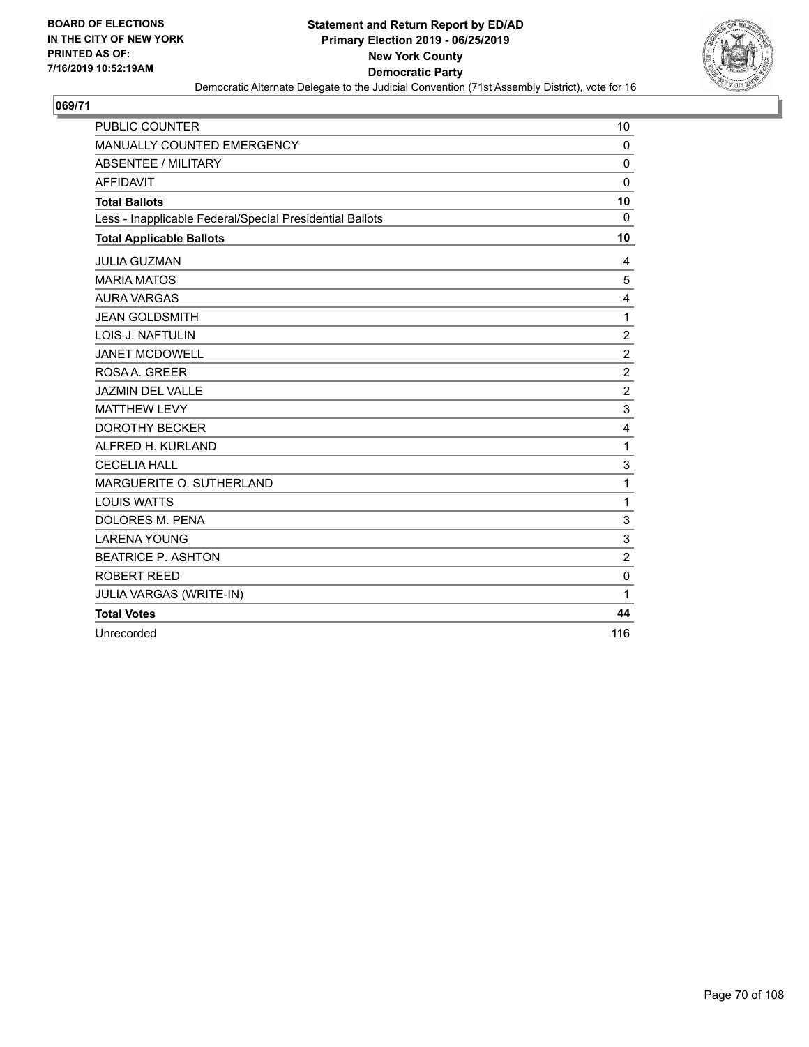**BOARD OF ELECTIONS IN THE CITY OF NEW YORK PRINTED AS OF: 7/16/2019 10:52:19AM**

**Statement and Return Report by ED/AD**
**Primary Election 2019 - 06/25/2019**
**New York County**
**Democratic Party**

Democratic Alternate Delegate to the Judicial Convention (71st Assembly District), vote for 16

**069/71**

| | |
|---|---|
| PUBLIC COUNTER | 10 |
| MANUALLY COUNTED EMERGENCY | 0 |
| ABSENTEE / MILITARY | 0 |
| AFFIDAVIT | 0 |
| **Total Ballots** | **10** |
| Less - Inapplicable Federal/Special Presidential Ballots | 0 |
| **Total Applicable Ballots** | **10** |
| JULIA GUZMAN | 4 |
| MARIA MATOS | 5 |
| AURA VARGAS | 4 |
| JEAN GOLDSMITH | 1 |
| LOIS J. NAFTULIN | 2 |
| JANET MCDOWELL | 2 |
| ROSA A. GREER | 2 |
| JAZMIN DEL VALLE | 2 |
| MATTHEW LEVY | 3 |
| DOROTHY BECKER | 4 |
| ALFRED H. KURLAND | 1 |
| CECELIA HALL | 3 |
| MARGUERITE O. SUTHERLAND | 1 |
| LOUIS WATTS | 1 |
| DOLORES M. PENA | 3 |
| LARENA YOUNG | 3 |
| BEATRICE P. ASHTON | 2 |
| ROBERT REED | 0 |
| JULIA VARGAS (WRITE-IN) | 1 |
| **Total Votes** | **44** |
| Unrecorded | 116 |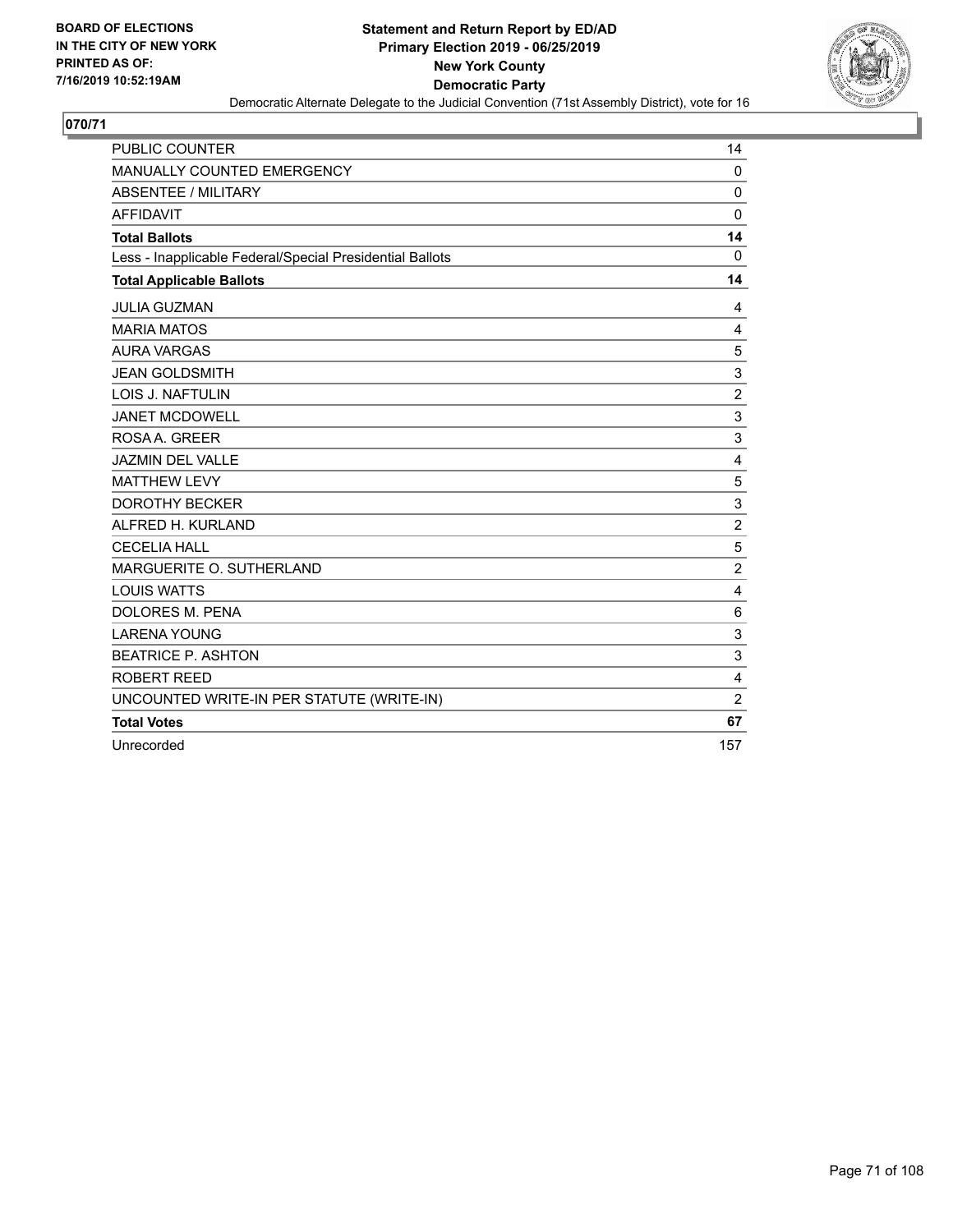**BOARD OF ELECTIONS IN THE CITY OF NEW YORK PRINTED AS OF: 7/16/2019 10:52:19AM**

**Statement and Return Report by ED/AD**
**Primary Election 2019 - 06/25/2019**
**New York County**
**Democratic Party**
Democratic Alternate Delegate to the Judicial Convention (71st Assembly District), vote for 16

## 070/71

| | |
|---|---|
| PUBLIC COUNTER | 14 |
| MANUALLY COUNTED EMERGENCY | 0 |
| ABSENTEE / MILITARY | 0 |
| AFFIDAVIT | 0 |
| **Total Ballots** | **14** |
| Less - Inapplicable Federal/Special Presidential Ballots | 0 |
| **Total Applicable Ballots** | **14** |
| JULIA GUZMAN | 4 |
| MARIA MATOS | 4 |
| AURA VARGAS | 5 |
| JEAN GOLDSMITH | 3 |
| LOIS J. NAFTULIN | 2 |
| JANET MCDOWELL | 3 |
| ROSA A. GREER | 3 |
| JAZMIN DEL VALLE | 4 |
| MATTHEW LEVY | 5 |
| DOROTHY BECKER | 3 |
| ALFRED H. KURLAND | 2 |
| CECELIA HALL | 5 |
| MARGUERITE O. SUTHERLAND | 2 |
| LOUIS WATTS | 4 |
| DOLORES M. PENA | 6 |
| LARENA YOUNG | 3 |
| BEATRICE P. ASHTON | 3 |
| ROBERT REED | 4 |
| UNCOUNTED WRITE-IN PER STATUTE (WRITE-IN) | 2 |
| **Total Votes** | **67** |
| Unrecorded | 157 |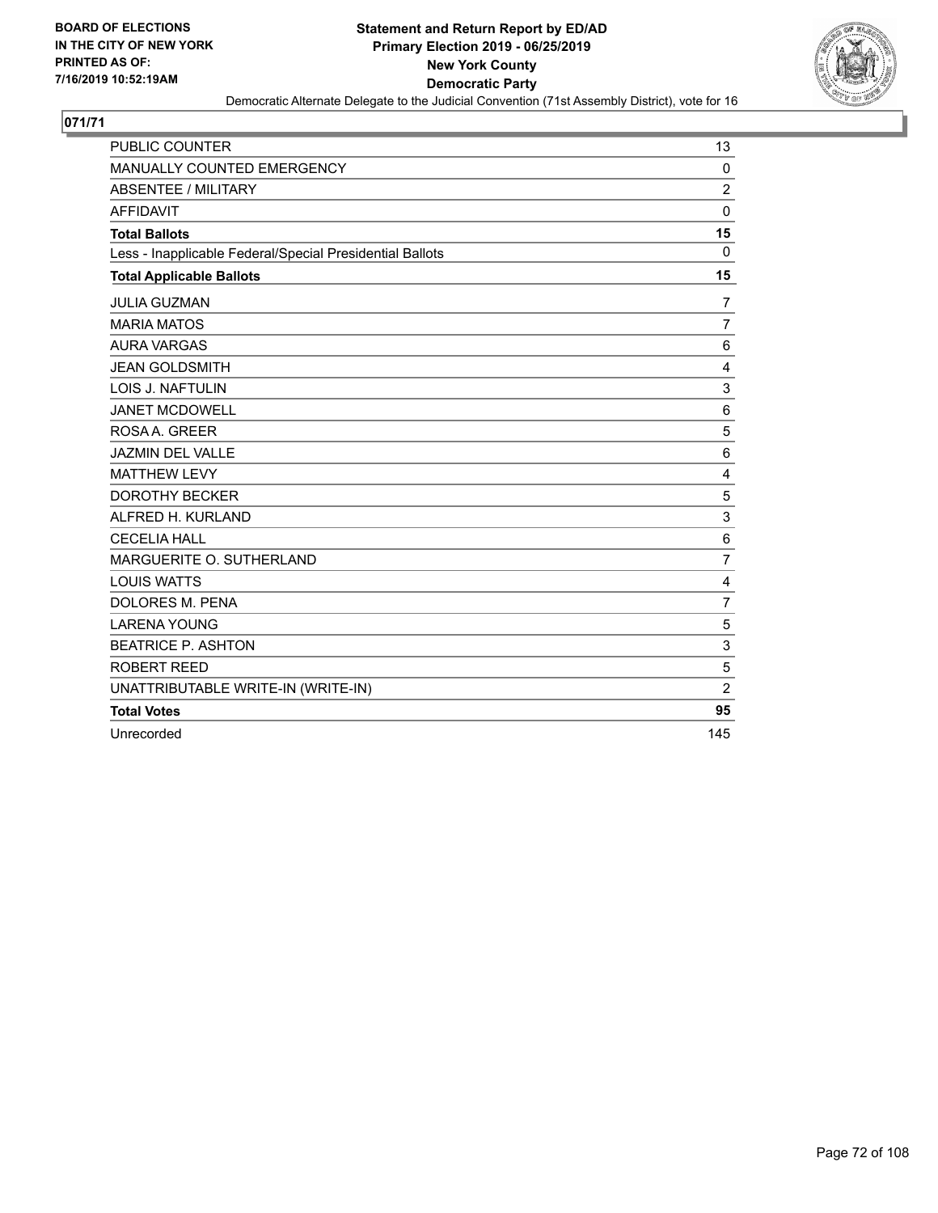**BOARD OF ELECTIONS IN THE CITY OF NEW YORK PRINTED AS OF: 7/16/2019 10:52:19AM**

**Statement and Return Report by ED/AD Primary Election 2019 - 06/25/2019 New York County Democratic Party**

Democratic Alternate Delegate to the Judicial Convention (71st Assembly District), vote for 16

**071/71**

| | |
|---|---|
| PUBLIC COUNTER | 13 |
| MANUALLY COUNTED EMERGENCY | 0 |
| ABSENTEE / MILITARY | 2 |
| AFFIDAVIT | 0 |
| **Total Ballots** | **15** |
| Less - Inapplicable Federal/Special Presidential Ballots | 0 |
| **Total Applicable Ballots** | **15** |
| JULIA GUZMAN | 7 |
| MARIA MATOS | 7 |
| AURA VARGAS | 6 |
| JEAN GOLDSMITH | 4 |
| LOIS J. NAFTULIN | 3 |
| JANET MCDOWELL | 6 |
| ROSA A. GREER | 5 |
| JAZMIN DEL VALLE | 6 |
| MATTHEW LEVY | 4 |
| DOROTHY BECKER | 5 |
| ALFRED H. KURLAND | 3 |
| CECELIA HALL | 6 |
| MARGUERITE O. SUTHERLAND | 7 |
| LOUIS WATTS | 4 |
| DOLORES M. PENA | 7 |
| LARENA YOUNG | 5 |
| BEATRICE P. ASHTON | 3 |
| ROBERT REED | 5 |
| UNATTRIBUTABLE WRITE-IN (WRITE-IN) | 2 |
| **Total Votes** | **95** |
| Unrecorded | 145 |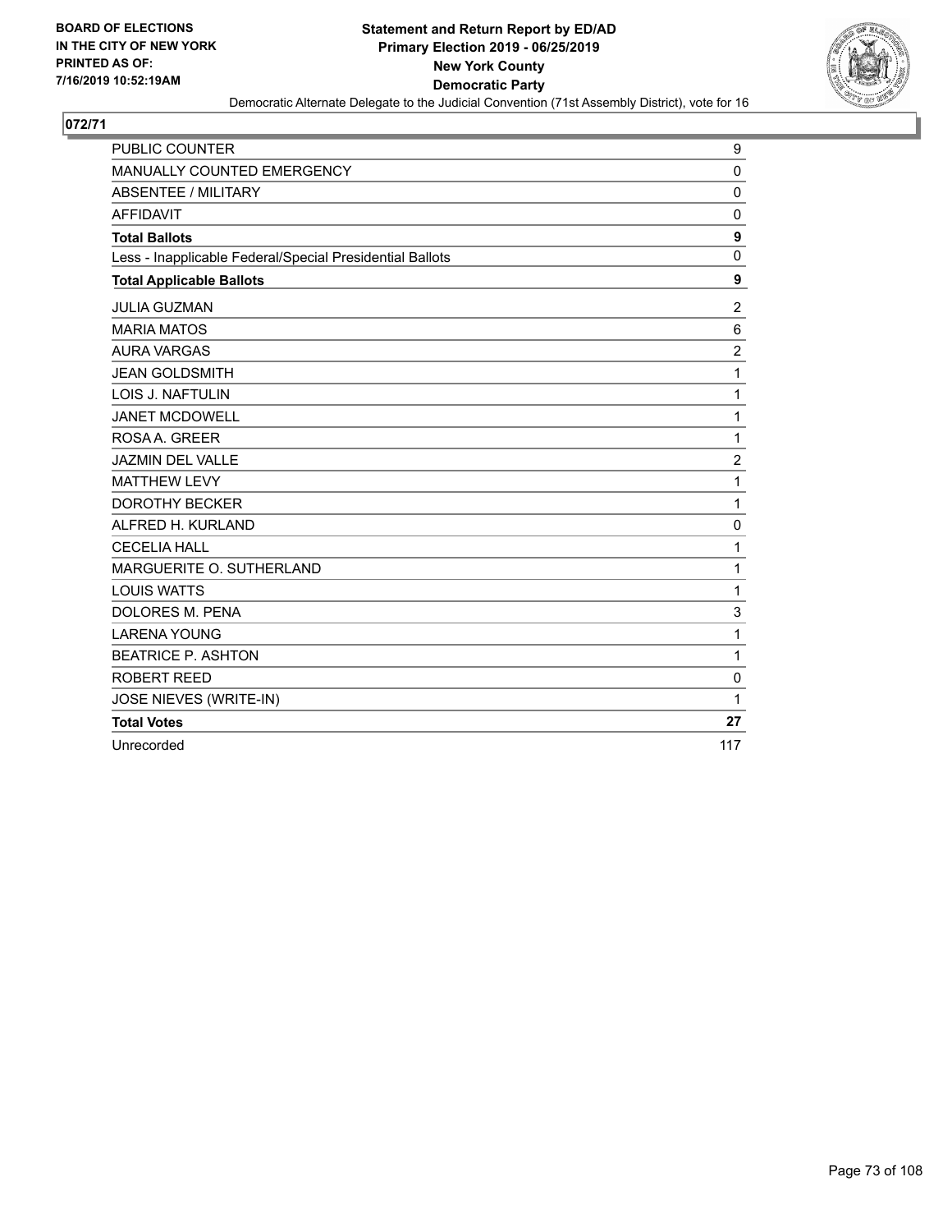BOARD OF ELECTIONS
IN THE CITY OF NEW YORK
PRINTED AS OF:
7/16/2019 10:52:19AM

**Statement and Return Report by ED/AD**
**Primary Election 2019 - 06/25/2019**
**New York County**
**Democratic Party**
Democratic Alternate Delegate to the Judicial Convention (71st Assembly District), vote for 16

## 072/71

| | |
|---|---|
| PUBLIC COUNTER | 9 |
| MANUALLY COUNTED EMERGENCY | 0 |
| ABSENTEE / MILITARY | 0 |
| AFFIDAVIT | 0 |
| **Total Ballots** | **9** |
| Less - Inapplicable Federal/Special Presidential Ballots | 0 |
| **Total Applicable Ballots** | **9** |
| JULIA GUZMAN | 2 |
| MARIA MATOS | 6 |
| AURA VARGAS | 2 |
| JEAN GOLDSMITH | 1 |
| LOIS J. NAFTULIN | 1 |
| JANET MCDOWELL | 1 |
| ROSA A. GREER | 1 |
| JAZMIN DEL VALLE | 2 |
| MATTHEW LEVY | 1 |
| DOROTHY BECKER | 1 |
| ALFRED H. KURLAND | 0 |
| CECELIA HALL | 1 |
| MARGUERITE O. SUTHERLAND | 1 |
| LOUIS WATTS | 1 |
| DOLORES M. PENA | 3 |
| LARENA YOUNG | 1 |
| BEATRICE P. ASHTON | 1 |
| ROBERT REED | 0 |
| JOSE NIEVES (WRITE-IN) | 1 |
| **Total Votes** | **27** |
| Unrecorded | 117 |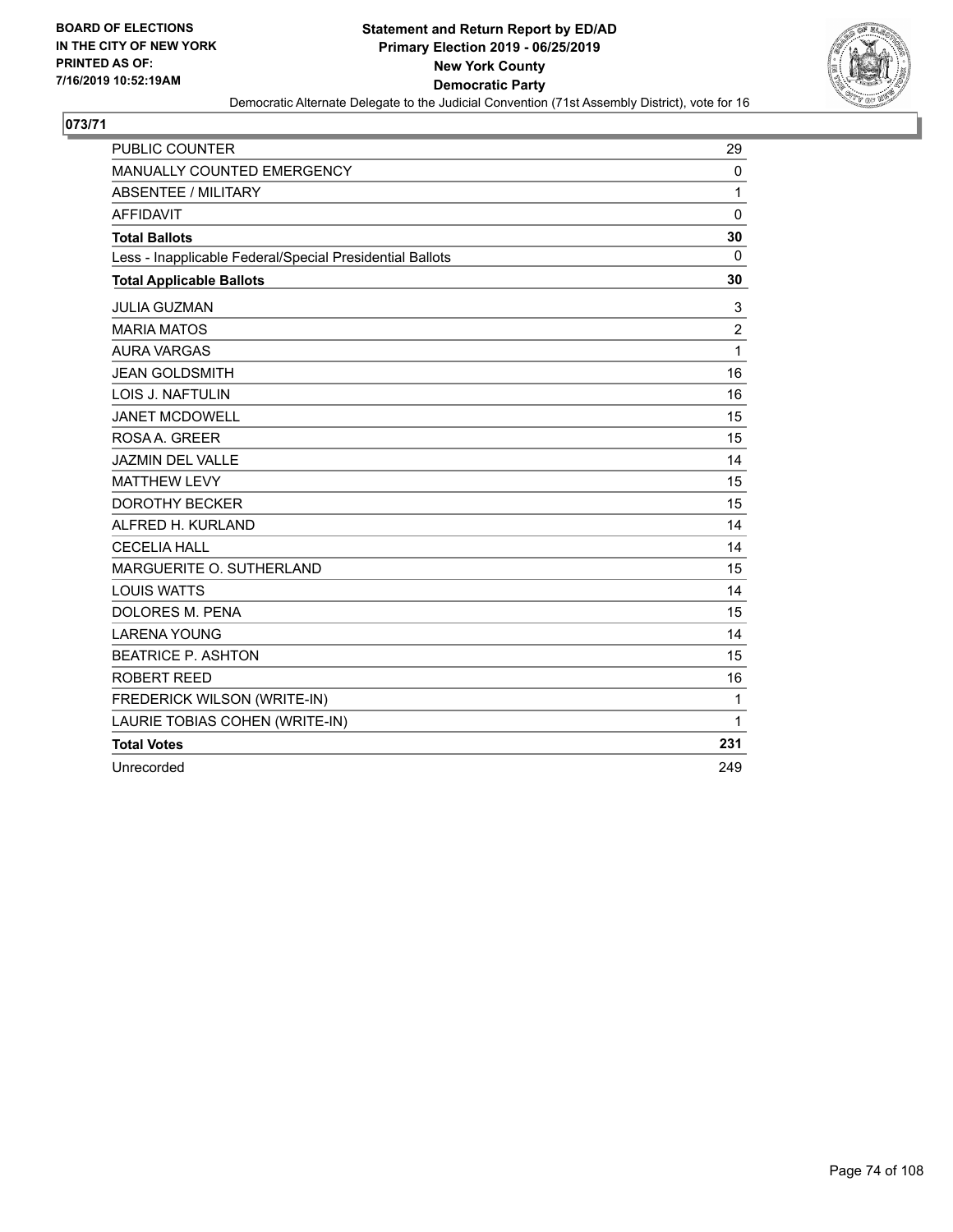BOARD OF ELECTIONS
IN THE CITY OF NEW YORK
PRINTED AS OF:
7/16/2019 10:52:19AM

**Statement and Return Report by ED/AD**
**Primary Election 2019 - 06/25/2019**
**New York County**
**Democratic Party**
Democratic Alternate Delegate to the Judicial Convention (71st Assembly District), vote for 16

## 073/71

| | |
|---|---|
| PUBLIC COUNTER | 29 |
| MANUALLY COUNTED EMERGENCY | 0 |
| ABSENTEE / MILITARY | 1 |
| AFFIDAVIT | 0 |
| **Total Ballots** | **30** |
| Less - Inapplicable Federal/Special Presidential Ballots | 0 |
| **Total Applicable Ballots** | **30** |
| JULIA GUZMAN | 3 |
| MARIA MATOS | 2 |
| AURA VARGAS | 1 |
| JEAN GOLDSMITH | 16 |
| LOIS J. NAFTULIN | 16 |
| JANET MCDOWELL | 15 |
| ROSA A. GREER | 15 |
| JAZMIN DEL VALLE | 14 |
| MATTHEW LEVY | 15 |
| DOROTHY BECKER | 15 |
| ALFRED H. KURLAND | 14 |
| CECELIA HALL | 14 |
| MARGUERITE O. SUTHERLAND | 15 |
| LOUIS WATTS | 14 |
| DOLORES M. PENA | 15 |
| LARENA YOUNG | 14 |
| BEATRICE P. ASHTON | 15 |
| ROBERT REED | 16 |
| FREDERICK WILSON (WRITE-IN) | 1 |
| LAURIE TOBIAS COHEN (WRITE-IN) | 1 |
| **Total Votes** | **231** |
| Unrecorded | 249 |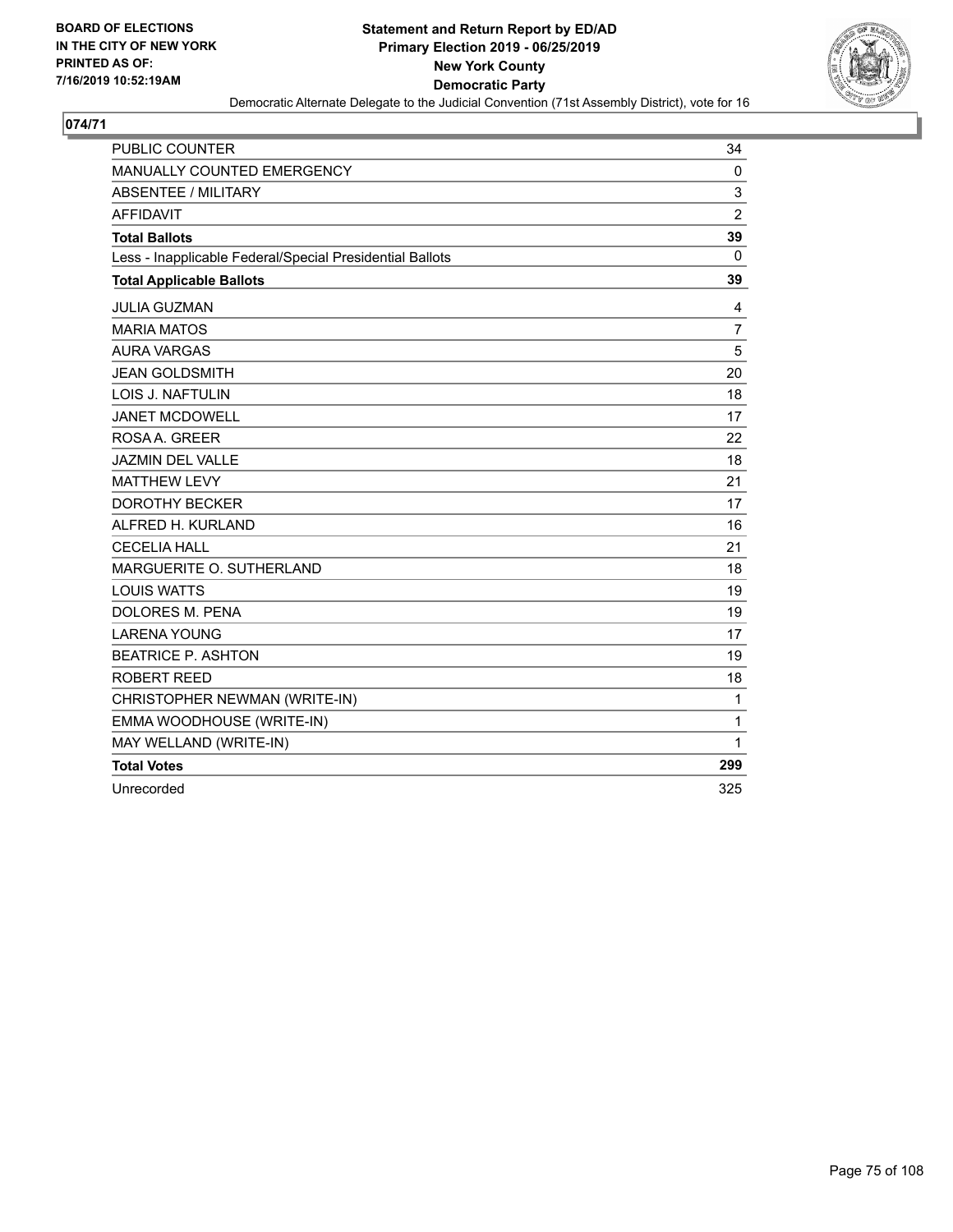BOARD OF ELECTIONS
IN THE CITY OF NEW YORK
PRINTED AS OF:
7/16/2019 10:52:19AM

**Statement and Return Report by ED/AD**
**Primary Election 2019 - 06/25/2019**
**New York County**
**Democratic Party**
Democratic Alternate Delegate to the Judicial Convention (71st Assembly District), vote for 16

## 074/71

| | |
|---|---|
| PUBLIC COUNTER | 34 |
| MANUALLY COUNTED EMERGENCY | 0 |
| ABSENTEE / MILITARY | 3 |
| AFFIDAVIT | 2 |
| **Total Ballots** | **39** |
| Less - Inapplicable Federal/Special Presidential Ballots | 0 |
| **Total Applicable Ballots** | **39** |
| JULIA GUZMAN | 4 |
| MARIA MATOS | 7 |
| AURA VARGAS | 5 |
| JEAN GOLDSMITH | 20 |
| LOIS J. NAFTULIN | 18 |
| JANET MCDOWELL | 17 |
| ROSA A. GREER | 22 |
| JAZMIN DEL VALLE | 18 |
| MATTHEW LEVY | 21 |
| DOROTHY BECKER | 17 |
| ALFRED H. KURLAND | 16 |
| CECELIA HALL | 21 |
| MARGUERITE O. SUTHERLAND | 18 |
| LOUIS WATTS | 19 |
| DOLORES M. PENA | 19 |
| LARENA YOUNG | 17 |
| BEATRICE P. ASHTON | 19 |
| ROBERT REED | 18 |
| CHRISTOPHER NEWMAN (WRITE-IN) | 1 |
| EMMA WOODHOUSE (WRITE-IN) | 1 |
| MAY WELLAND (WRITE-IN) | 1 |
| **Total Votes** | **299** |
| Unrecorded | 325 |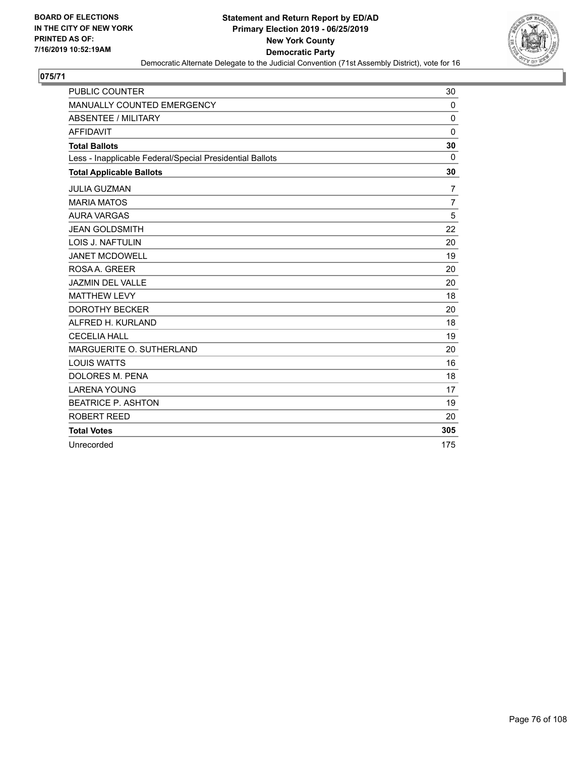BOARD OF ELECTIONS
IN THE CITY OF NEW YORK
PRINTED AS OF:
7/16/2019 10:52:19AM

**Statement and Return Report by ED/AD**
**Primary Election 2019 - 06/25/2019**
**New York County**
**Democratic Party**
Democratic Alternate Delegate to the Judicial Convention (71st Assembly District), vote for 16

## 075/71

| | |
|---|---|
| PUBLIC COUNTER | 30 |
| MANUALLY COUNTED EMERGENCY | 0 |
| ABSENTEE / MILITARY | 0 |
| AFFIDAVIT | 0 |
| **Total Ballots** | **30** |
| Less - Inapplicable Federal/Special Presidential Ballots | 0 |
| **Total Applicable Ballots** | **30** |
| JULIA GUZMAN | 7 |
| MARIA MATOS | 7 |
| AURA VARGAS | 5 |
| JEAN GOLDSMITH | 22 |
| LOIS J. NAFTULIN | 20 |
| JANET MCDOWELL | 19 |
| ROSA A. GREER | 20 |
| JAZMIN DEL VALLE | 20 |
| MATTHEW LEVY | 18 |
| DOROTHY BECKER | 20 |
| ALFRED H. KURLAND | 18 |
| CECELIA HALL | 19 |
| MARGUERITE O. SUTHERLAND | 20 |
| LOUIS WATTS | 16 |
| DOLORES M. PENA | 18 |
| LARENA YOUNG | 17 |
| BEATRICE P. ASHTON | 19 |
| ROBERT REED | 20 |
| **Total Votes** | **305** |
| Unrecorded | 175 |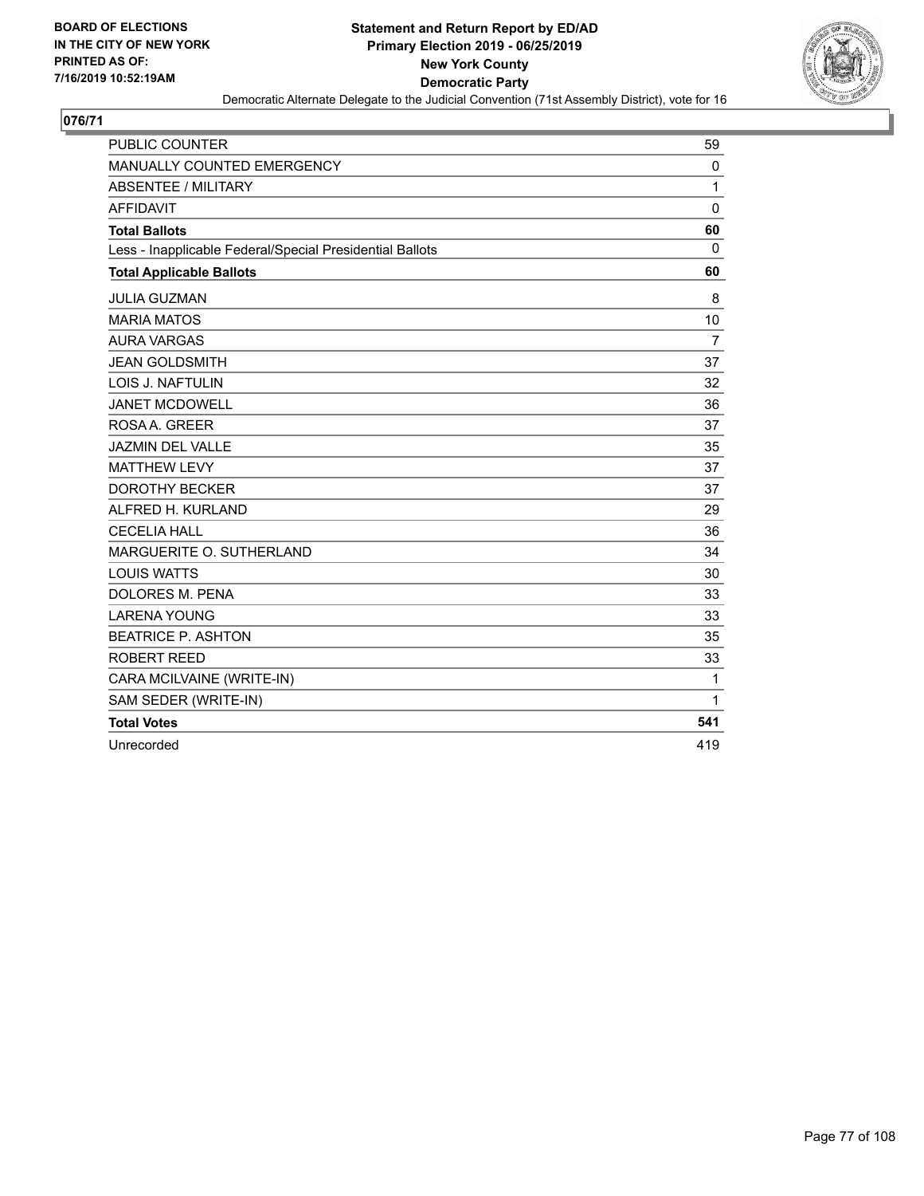**BOARD OF ELECTIONS IN THE CITY OF NEW YORK PRINTED AS OF: 7/16/2019 10:52:19AM**

**Statement and Return Report by ED/AD**
**Primary Election 2019 - 06/25/2019**
**New York County**
**Democratic Party**
Democratic Alternate Delegate to the Judicial Convention (71st Assembly District), vote for 16

## 076/71

| | |
|---|---|
| PUBLIC COUNTER | 59 |
| MANUALLY COUNTED EMERGENCY | 0 |
| ABSENTEE / MILITARY | 1 |
| AFFIDAVIT | 0 |
| **Total Ballots** | **60** |
| Less - Inapplicable Federal/Special Presidential Ballots | 0 |
| **Total Applicable Ballots** | **60** |
| JULIA GUZMAN | 8 |
| MARIA MATOS | 10 |
| AURA VARGAS | 7 |
| JEAN GOLDSMITH | 37 |
| LOIS J. NAFTULIN | 32 |
| JANET MCDOWELL | 36 |
| ROSA A. GREER | 37 |
| JAZMIN DEL VALLE | 35 |
| MATTHEW LEVY | 37 |
| DOROTHY BECKER | 37 |
| ALFRED H. KURLAND | 29 |
| CECELIA HALL | 36 |
| MARGUERITE O. SUTHERLAND | 34 |
| LOUIS WATTS | 30 |
| DOLORES M. PENA | 33 |
| LARENA YOUNG | 33 |
| BEATRICE P. ASHTON | 35 |
| ROBERT REED | 33 |
| CARA MCILVAINE (WRITE-IN) | 1 |
| SAM SEDER (WRITE-IN) | 1 |
| **Total Votes** | **541** |
| Unrecorded | 419 |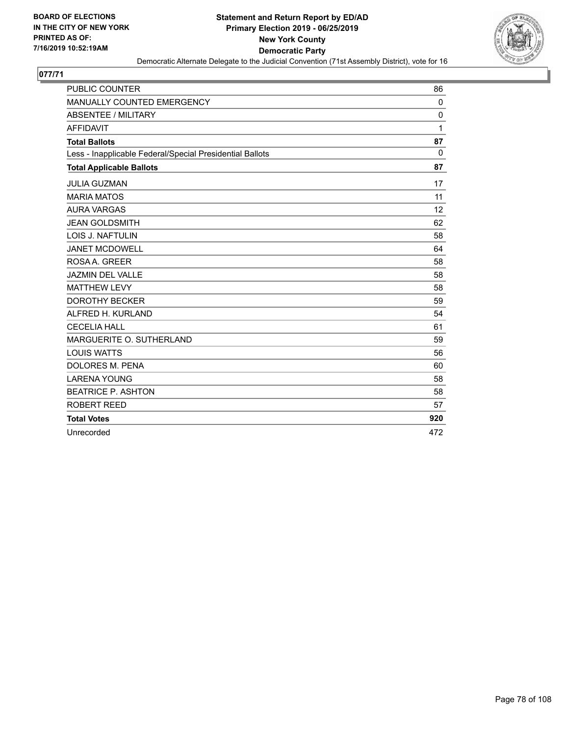BOARD OF ELECTIONS
IN THE CITY OF NEW YORK
PRINTED AS OF:
7/16/2019 10:52:19AM

**Statement and Return Report by ED/AD**
**Primary Election 2019 - 06/25/2019**
**New York County**
**Democratic Party**
Democratic Alternate Delegate to the Judicial Convention (71st Assembly District), vote for 16

## 077/71

| | |
|---|---|
| PUBLIC COUNTER | 86 |
| MANUALLY COUNTED EMERGENCY | 0 |
| ABSENTEE / MILITARY | 0 |
| AFFIDAVIT | 1 |
| **Total Ballots** | **87** |
| Less - Inapplicable Federal/Special Presidential Ballots | 0 |
| **Total Applicable Ballots** | **87** |
| JULIA GUZMAN | 17 |
| MARIA MATOS | 11 |
| AURA VARGAS | 12 |
| JEAN GOLDSMITH | 62 |
| LOIS J. NAFTULIN | 58 |
| JANET MCDOWELL | 64 |
| ROSA A. GREER | 58 |
| JAZMIN DEL VALLE | 58 |
| MATTHEW LEVY | 58 |
| DOROTHY BECKER | 59 |
| ALFRED H. KURLAND | 54 |
| CECELIA HALL | 61 |
| MARGUERITE O. SUTHERLAND | 59 |
| LOUIS WATTS | 56 |
| DOLORES M. PENA | 60 |
| LARENA YOUNG | 58 |
| BEATRICE P. ASHTON | 58 |
| ROBERT REED | 57 |
| **Total Votes** | **920** |
| Unrecorded | 472 |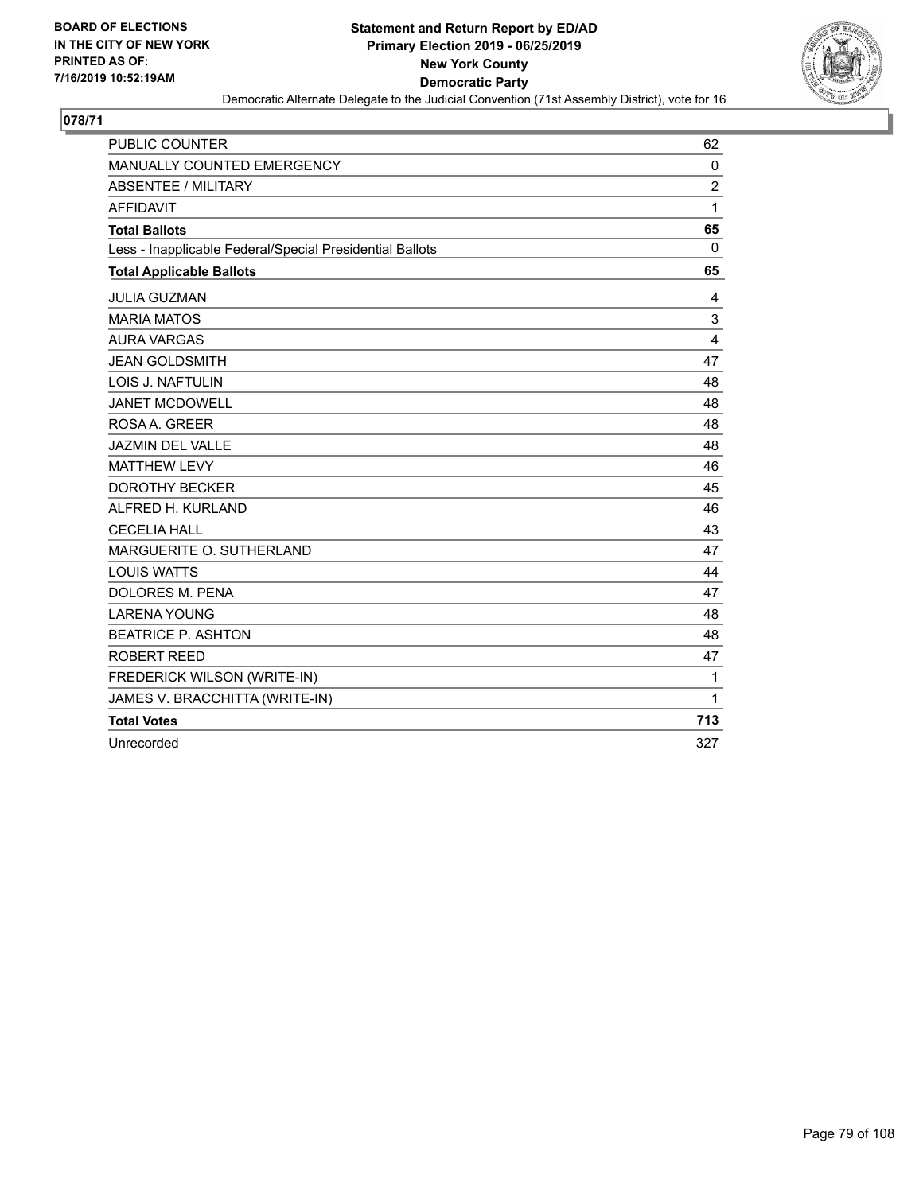BOARD OF ELECTIONS
IN THE CITY OF NEW YORK
PRINTED AS OF:
7/16/2019 10:52:19AM

**Statement and Return Report by ED/AD**
**Primary Election 2019 - 06/25/2019**
**New York County**
**Democratic Party**
Democratic Alternate Delegate to the Judicial Convention (71st Assembly District), vote for 16

## 078/71

| | |
|---|---|
| PUBLIC COUNTER | 62 |
| MANUALLY COUNTED EMERGENCY | 0 |
| ABSENTEE / MILITARY | 2 |
| AFFIDAVIT | 1 |
| **Total Ballots** | **65** |
| Less - Inapplicable Federal/Special Presidential Ballots | 0 |
| **Total Applicable Ballots** | **65** |
| JULIA GUZMAN | 4 |
| MARIA MATOS | 3 |
| AURA VARGAS | 4 |
| JEAN GOLDSMITH | 47 |
| LOIS J. NAFTULIN | 48 |
| JANET MCDOWELL | 48 |
| ROSA A. GREER | 48 |
| JAZMIN DEL VALLE | 48 |
| MATTHEW LEVY | 46 |
| DOROTHY BECKER | 45 |
| ALFRED H. KURLAND | 46 |
| CECELIA HALL | 43 |
| MARGUERITE O. SUTHERLAND | 47 |
| LOUIS WATTS | 44 |
| DOLORES M. PENA | 47 |
| LARENA YOUNG | 48 |
| BEATRICE P. ASHTON | 48 |
| ROBERT REED | 47 |
| FREDERICK WILSON (WRITE-IN) | 1 |
| JAMES V. BRACCHITTA (WRITE-IN) | 1 |
| **Total Votes** | **713** |
| Unrecorded | 327 |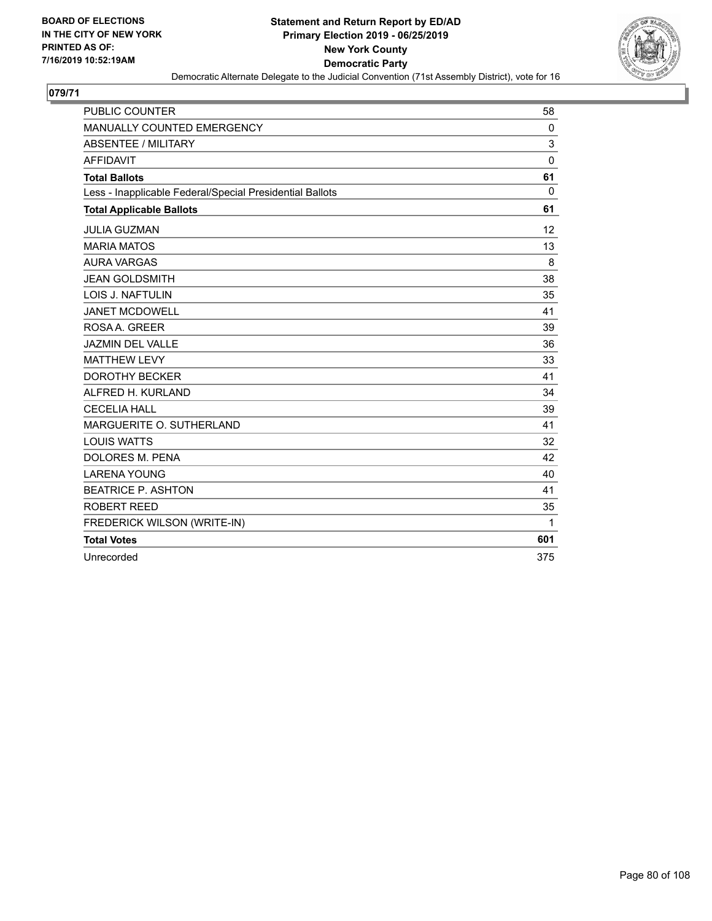**BOARD OF ELECTIONS IN THE CITY OF NEW YORK PRINTED AS OF: 7/16/2019 10:52:19AM**

**Statement and Return Report by ED/AD Primary Election 2019 - 06/25/2019 New York County Democratic Party**

Democratic Alternate Delegate to the Judicial Convention (71st Assembly District), vote for 16

## 079/71

| | |
|---|---|
| PUBLIC COUNTER | 58 |
| MANUALLY COUNTED EMERGENCY | 0 |
| ABSENTEE / MILITARY | 3 |
| AFFIDAVIT | 0 |
| **Total Ballots** | **61** |
| Less - Inapplicable Federal/Special Presidential Ballots | 0 |
| **Total Applicable Ballots** | **61** |
| JULIA GUZMAN | 12 |
| MARIA MATOS | 13 |
| AURA VARGAS | 8 |
| JEAN GOLDSMITH | 38 |
| LOIS J. NAFTULIN | 35 |
| JANET MCDOWELL | 41 |
| ROSA A. GREER | 39 |
| JAZMIN DEL VALLE | 36 |
| MATTHEW LEVY | 33 |
| DOROTHY BECKER | 41 |
| ALFRED H. KURLAND | 34 |
| CECELIA HALL | 39 |
| MARGUERITE O. SUTHERLAND | 41 |
| LOUIS WATTS | 32 |
| DOLORES M. PENA | 42 |
| LARENA YOUNG | 40 |
| BEATRICE P. ASHTON | 41 |
| ROBERT REED | 35 |
| FREDERICK WILSON (WRITE-IN) | 1 |
| **Total Votes** | **601** |
| Unrecorded | 375 |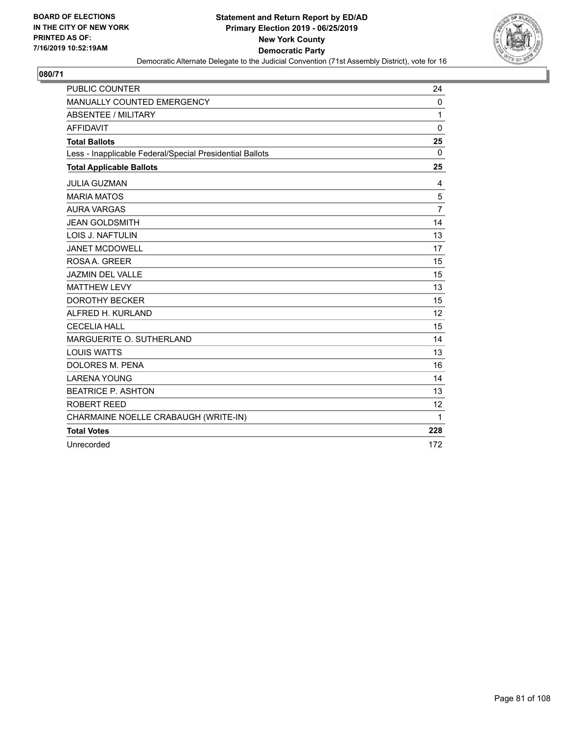BOARD OF ELECTIONS
IN THE CITY OF NEW YORK
PRINTED AS OF:
7/16/2019 10:52:19AM

**Statement and Return Report by ED/AD**
**Primary Election 2019 - 06/25/2019**
**New York County**
**Democratic Party**
Democratic Alternate Delegate to the Judicial Convention (71st Assembly District), vote for 16

## 080/71

| | |
|---|---|
| PUBLIC COUNTER | 24 |
| MANUALLY COUNTED EMERGENCY | 0 |
| ABSENTEE / MILITARY | 1 |
| AFFIDAVIT | 0 |
| **Total Ballots** | **25** |
| Less - Inapplicable Federal/Special Presidential Ballots | 0 |
| **Total Applicable Ballots** | **25** |
| JULIA GUZMAN | 4 |
| MARIA MATOS | 5 |
| AURA VARGAS | 7 |
| JEAN GOLDSMITH | 14 |
| LOIS J. NAFTULIN | 13 |
| JANET MCDOWELL | 17 |
| ROSA A. GREER | 15 |
| JAZMIN DEL VALLE | 15 |
| MATTHEW LEVY | 13 |
| DOROTHY BECKER | 15 |
| ALFRED H. KURLAND | 12 |
| CECELIA HALL | 15 |
| MARGUERITE O. SUTHERLAND | 14 |
| LOUIS WATTS | 13 |
| DOLORES M. PENA | 16 |
| LARENA YOUNG | 14 |
| BEATRICE P. ASHTON | 13 |
| ROBERT REED | 12 |
| CHARMAINE NOELLE CRABAUGH (WRITE-IN) | 1 |
| **Total Votes** | **228** |
| Unrecorded | 172 |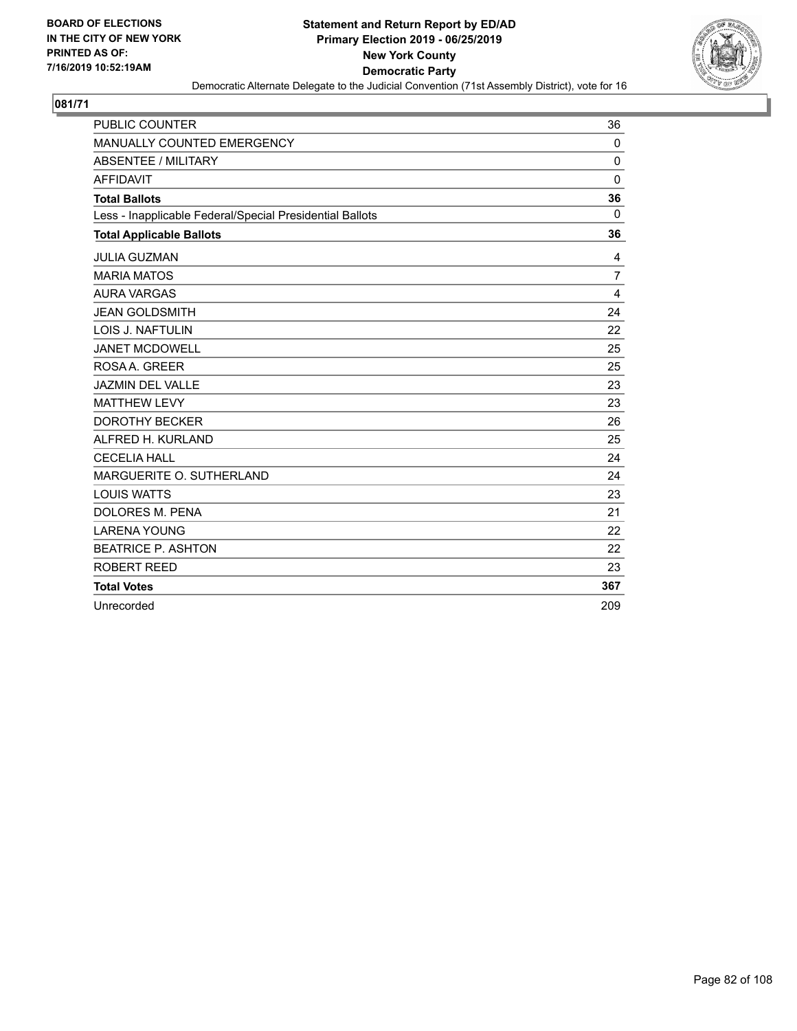BOARD OF ELECTIONS
IN THE CITY OF NEW YORK
PRINTED AS OF:
7/16/2019 10:52:19AM

**Statement and Return Report by ED/AD**
**Primary Election 2019 - 06/25/2019**
**New York County**
**Democratic Party**
Democratic Alternate Delegate to the Judicial Convention (71st Assembly District), vote for 16

## 081/71

| | |
|---|---|
| PUBLIC COUNTER | 36 |
| MANUALLY COUNTED EMERGENCY | 0 |
| ABSENTEE / MILITARY | 0 |
| AFFIDAVIT | 0 |
| **Total Ballots** | **36** |
| Less - Inapplicable Federal/Special Presidential Ballots | 0 |
| **Total Applicable Ballots** | **36** |
| JULIA GUZMAN | 4 |
| MARIA MATOS | 7 |
| AURA VARGAS | 4 |
| JEAN GOLDSMITH | 24 |
| LOIS J. NAFTULIN | 22 |
| JANET MCDOWELL | 25 |
| ROSA A. GREER | 25 |
| JAZMIN DEL VALLE | 23 |
| MATTHEW LEVY | 23 |
| DOROTHY BECKER | 26 |
| ALFRED H. KURLAND | 25 |
| CECELIA HALL | 24 |
| MARGUERITE O. SUTHERLAND | 24 |
| LOUIS WATTS | 23 |
| DOLORES M. PENA | 21 |
| LARENA YOUNG | 22 |
| BEATRICE P. ASHTON | 22 |
| ROBERT REED | 23 |
| **Total Votes** | **367** |
| Unrecorded | 209 |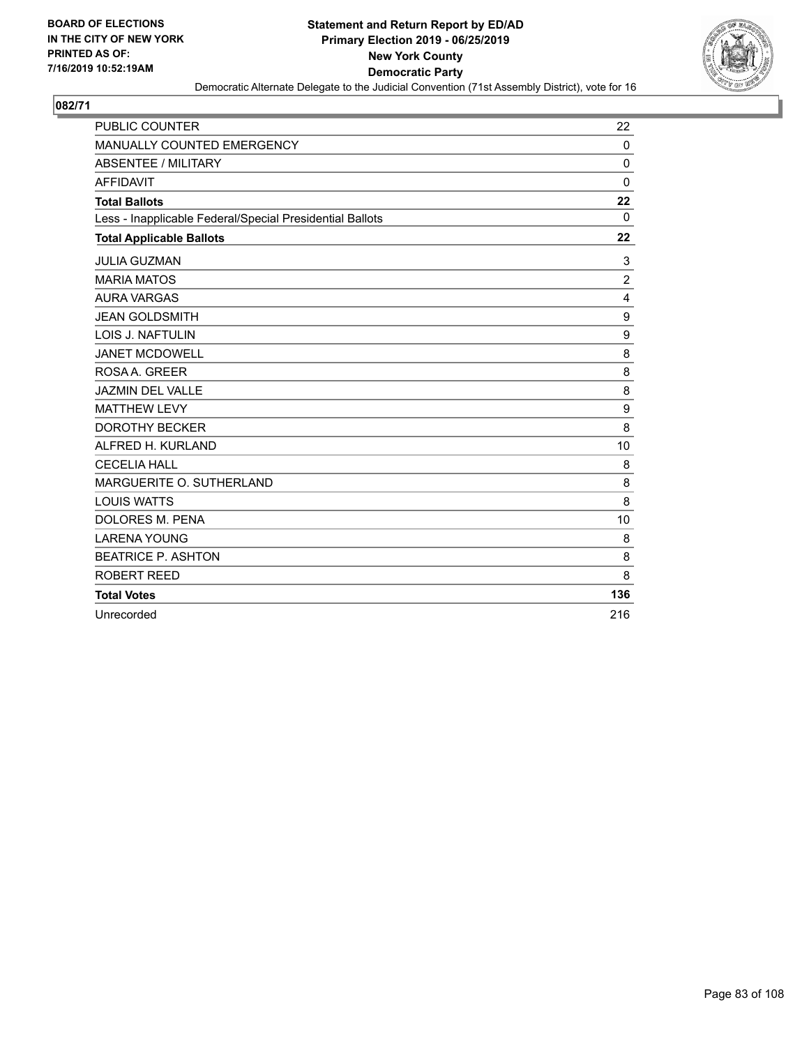BOARD OF ELECTIONS
IN THE CITY OF NEW YORK
PRINTED AS OF:
7/16/2019 10:52:19AM

**Statement and Return Report by ED/AD**
**Primary Election 2019 - 06/25/2019**
**New York County**
**Democratic Party**
Democratic Alternate Delegate to the Judicial Convention (71st Assembly District), vote for 16

## 082/71

| | |
|---|---|
| PUBLIC COUNTER | 22 |
| MANUALLY COUNTED EMERGENCY | 0 |
| ABSENTEE / MILITARY | 0 |
| AFFIDAVIT | 0 |
| **Total Ballots** | **22** |
| Less - Inapplicable Federal/Special Presidential Ballots | 0 |
| **Total Applicable Ballots** | **22** |
| JULIA GUZMAN | 3 |
| MARIA MATOS | 2 |
| AURA VARGAS | 4 |
| JEAN GOLDSMITH | 9 |
| LOIS J. NAFTULIN | 9 |
| JANET MCDOWELL | 8 |
| ROSA A. GREER | 8 |
| JAZMIN DEL VALLE | 8 |
| MATTHEW LEVY | 9 |
| DOROTHY BECKER | 8 |
| ALFRED H. KURLAND | 10 |
| CECELIA HALL | 8 |
| MARGUERITE O. SUTHERLAND | 8 |
| LOUIS WATTS | 8 |
| DOLORES M. PENA | 10 |
| LARENA YOUNG | 8 |
| BEATRICE P. ASHTON | 8 |
| ROBERT REED | 8 |
| **Total Votes** | **136** |
| Unrecorded | 216 |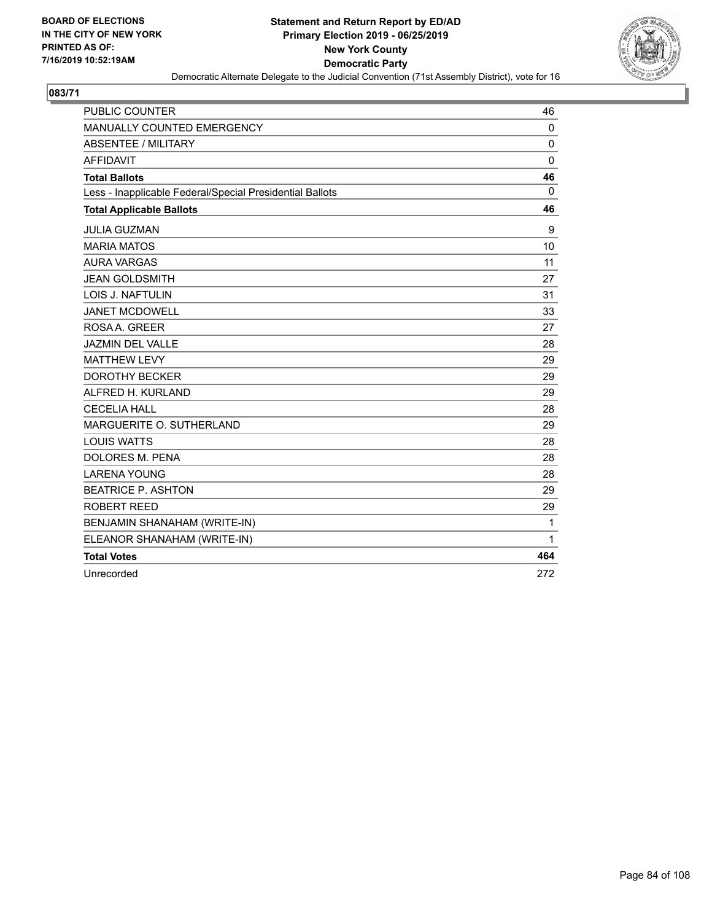BOARD OF ELECTIONS
IN THE CITY OF NEW YORK
PRINTED AS OF:
7/16/2019 10:52:19AM

**Statement and Return Report by ED/AD**
**Primary Election 2019 - 06/25/2019**
**New York County**
**Democratic Party**
Democratic Alternate Delegate to the Judicial Convention (71st Assembly District), vote for 16

## 083/71

| | |
|---|---|
| PUBLIC COUNTER | 46 |
| MANUALLY COUNTED EMERGENCY | 0 |
| ABSENTEE / MILITARY | 0 |
| AFFIDAVIT | 0 |
| **Total Ballots** | **46** |
| Less - Inapplicable Federal/Special Presidential Ballots | 0 |
| **Total Applicable Ballots** | **46** |
| JULIA GUZMAN | 9 |
| MARIA MATOS | 10 |
| AURA VARGAS | 11 |
| JEAN GOLDSMITH | 27 |
| LOIS J. NAFTULIN | 31 |
| JANET MCDOWELL | 33 |
| ROSA A. GREER | 27 |
| JAZMIN DEL VALLE | 28 |
| MATTHEW LEVY | 29 |
| DOROTHY BECKER | 29 |
| ALFRED H. KURLAND | 29 |
| CECELIA HALL | 28 |
| MARGUERITE O. SUTHERLAND | 29 |
| LOUIS WATTS | 28 |
| DOLORES M. PENA | 28 |
| LARENA YOUNG | 28 |
| BEATRICE P. ASHTON | 29 |
| ROBERT REED | 29 |
| BENJAMIN SHANAHAM (WRITE-IN) | 1 |
| ELEANOR SHANAHAM (WRITE-IN) | 1 |
| **Total Votes** | **464** |
| Unrecorded | 272 |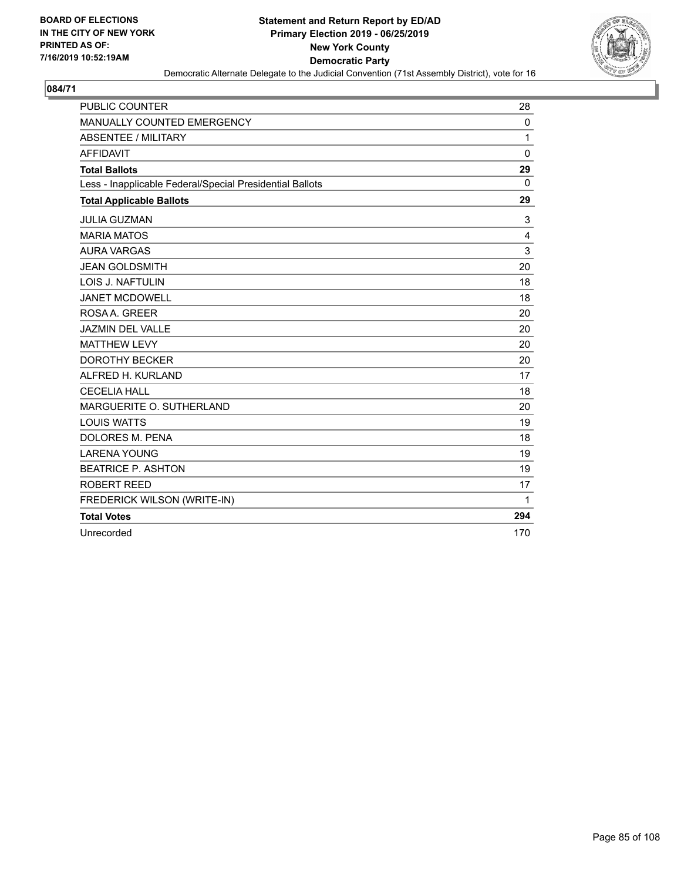BOARD OF ELECTIONS
IN THE CITY OF NEW YORK
PRINTED AS OF:
7/16/2019 10:52:19AM

**Statement and Return Report by ED/AD**
**Primary Election 2019 - 06/25/2019**
**New York County**
**Democratic Party**
Democratic Alternate Delegate to the Judicial Convention (71st Assembly District), vote for 16

## 084/71

| | |
|---|---|
| PUBLIC COUNTER | 28 |
| MANUALLY COUNTED EMERGENCY | 0 |
| ABSENTEE / MILITARY | 1 |
| AFFIDAVIT | 0 |
| **Total Ballots** | **29** |
| Less - Inapplicable Federal/Special Presidential Ballots | 0 |
| **Total Applicable Ballots** | **29** |
| JULIA GUZMAN | 3 |
| MARIA MATOS | 4 |
| AURA VARGAS | 3 |
| JEAN GOLDSMITH | 20 |
| LOIS J. NAFTULIN | 18 |
| JANET MCDOWELL | 18 |
| ROSA A. GREER | 20 |
| JAZMIN DEL VALLE | 20 |
| MATTHEW LEVY | 20 |
| DOROTHY BECKER | 20 |
| ALFRED H. KURLAND | 17 |
| CECELIA HALL | 18 |
| MARGUERITE O. SUTHERLAND | 20 |
| LOUIS WATTS | 19 |
| DOLORES M. PENA | 18 |
| LARENA YOUNG | 19 |
| BEATRICE P. ASHTON | 19 |
| ROBERT REED | 17 |
| FREDERICK WILSON (WRITE-IN) | 1 |
| **Total Votes** | **294** |
| Unrecorded | 170 |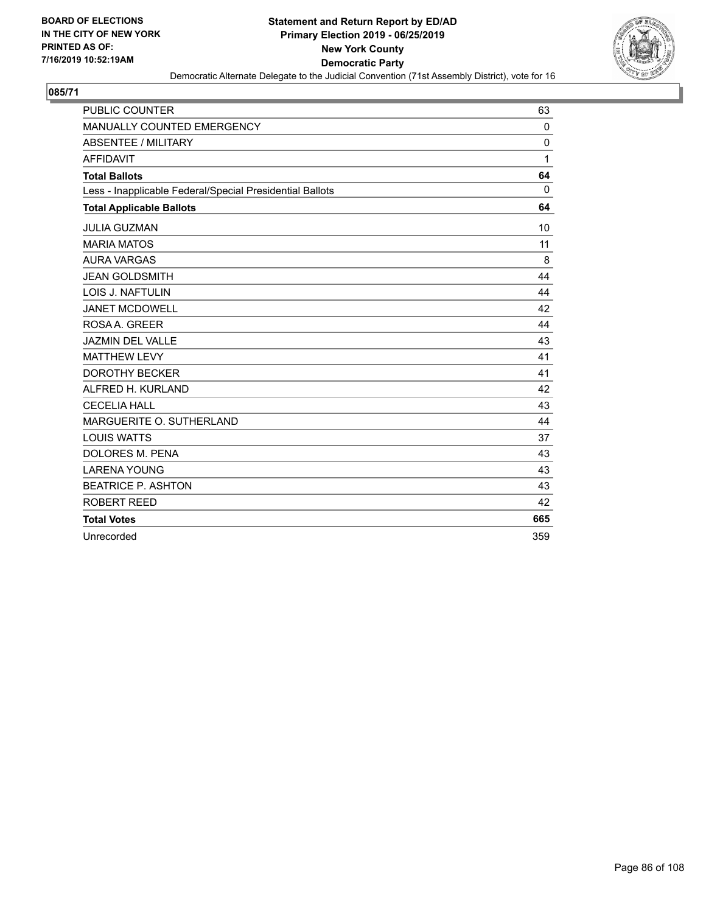**BOARD OF ELECTIONS IN THE CITY OF NEW YORK PRINTED AS OF: 7/16/2019 10:52:19AM**

**Statement and Return Report by ED/AD Primary Election 2019 - 06/25/2019 New York County Democratic Party**

Democratic Alternate Delegate to the Judicial Convention (71st Assembly District), vote for 16

## 085/71

| | |
|---|---|
| PUBLIC COUNTER | 63 |
| MANUALLY COUNTED EMERGENCY | 0 |
| ABSENTEE / MILITARY | 0 |
| AFFIDAVIT | 1 |
| **Total Ballots** | **64** |
| Less - Inapplicable Federal/Special Presidential Ballots | 0 |
| **Total Applicable Ballots** | **64** |
| JULIA GUZMAN | 10 |
| MARIA MATOS | 11 |
| AURA VARGAS | 8 |
| JEAN GOLDSMITH | 44 |
| LOIS J. NAFTULIN | 44 |
| JANET MCDOWELL | 42 |
| ROSA A. GREER | 44 |
| JAZMIN DEL VALLE | 43 |
| MATTHEW LEVY | 41 |
| DOROTHY BECKER | 41 |
| ALFRED H. KURLAND | 42 |
| CECELIA HALL | 43 |
| MARGUERITE O. SUTHERLAND | 44 |
| LOUIS WATTS | 37 |
| DOLORES M. PENA | 43 |
| LARENA YOUNG | 43 |
| BEATRICE P. ASHTON | 43 |
| ROBERT REED | 42 |
| **Total Votes** | **665** |
| Unrecorded | 359 |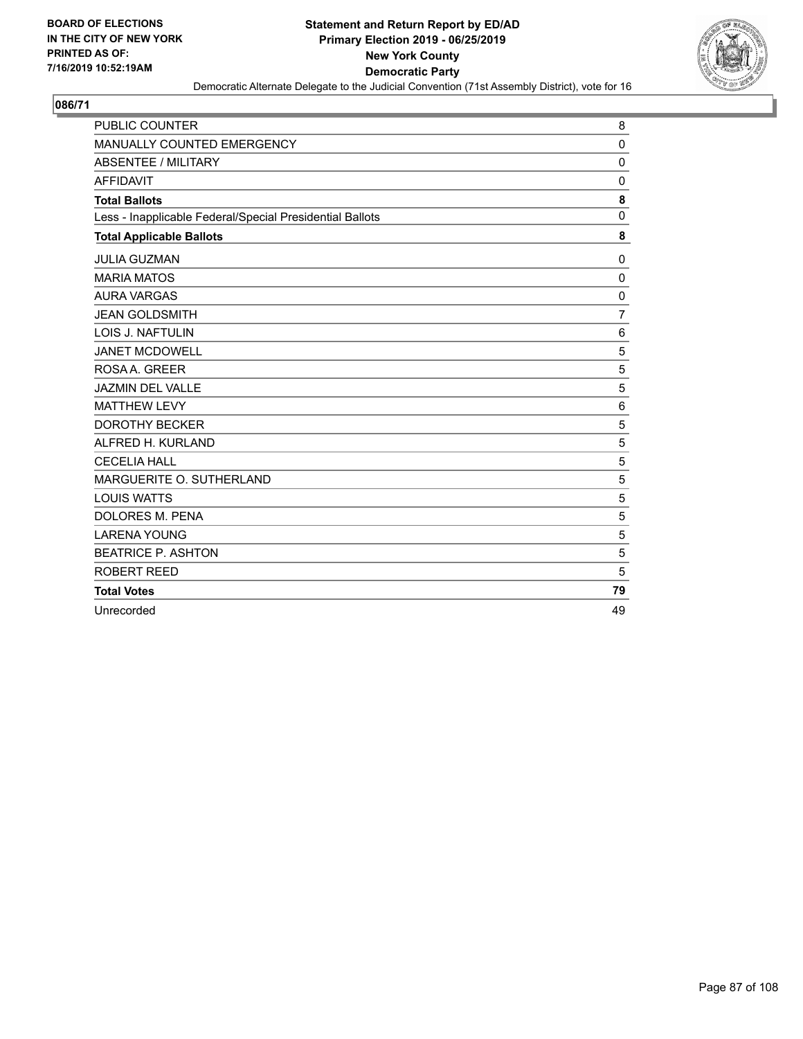BOARD OF ELECTIONS
IN THE CITY OF NEW YORK
PRINTED AS OF:
7/16/2019 10:52:19AM

**Statement and Return Report by ED/AD**
**Primary Election 2019 - 06/25/2019**
**New York County**
**Democratic Party**
Democratic Alternate Delegate to the Judicial Convention (71st Assembly District), vote for 16

## 086/71

| | |
|---|---|
| PUBLIC COUNTER | 8 |
| MANUALLY COUNTED EMERGENCY | 0 |
| ABSENTEE / MILITARY | 0 |
| AFFIDAVIT | 0 |
| **Total Ballots** | **8** |
| Less - Inapplicable Federal/Special Presidential Ballots | 0 |
| **Total Applicable Ballots** | **8** |
| JULIA GUZMAN | 0 |
| MARIA MATOS | 0 |
| AURA VARGAS | 0 |
| JEAN GOLDSMITH | 7 |
| LOIS J. NAFTULIN | 6 |
| JANET MCDOWELL | 5 |
| ROSA A. GREER | 5 |
| JAZMIN DEL VALLE | 5 |
| MATTHEW LEVY | 6 |
| DOROTHY BECKER | 5 |
| ALFRED H. KURLAND | 5 |
| CECELIA HALL | 5 |
| MARGUERITE O. SUTHERLAND | 5 |
| LOUIS WATTS | 5 |
| DOLORES M. PENA | 5 |
| LARENA YOUNG | 5 |
| BEATRICE P. ASHTON | 5 |
| ROBERT REED | 5 |
| **Total Votes** | **79** |
| Unrecorded | 49 |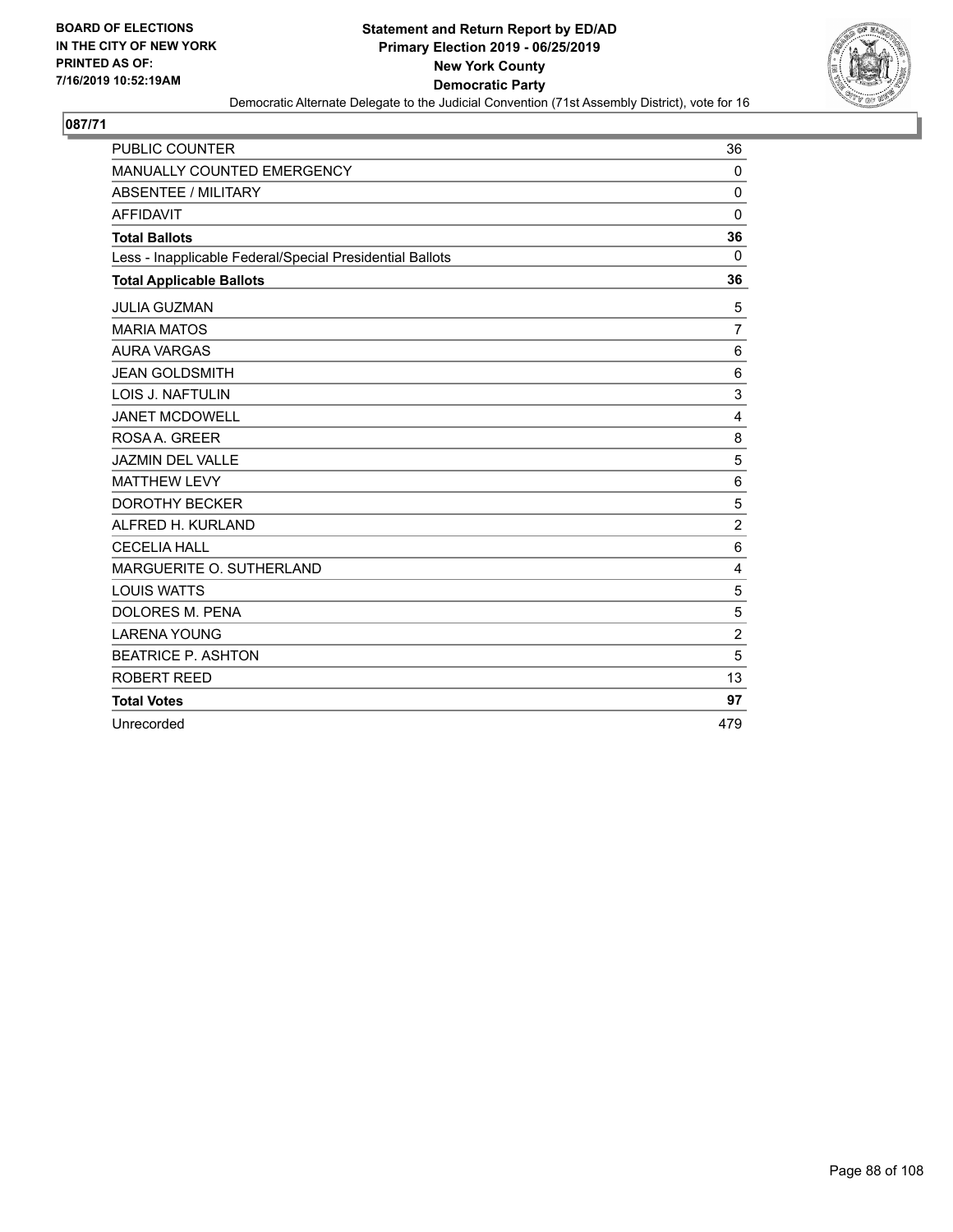**BOARD OF ELECTIONS IN THE CITY OF NEW YORK PRINTED AS OF: 7/16/2019 10:52:19AM**

**Statement and Return Report by ED/AD**
**Primary Election 2019 - 06/25/2019**
**New York County**
**Democratic Party**
Democratic Alternate Delegate to the Judicial Convention (71st Assembly District), vote for 16

## 087/71

| | |
|---|---|
| PUBLIC COUNTER | 36 |
| MANUALLY COUNTED EMERGENCY | 0 |
| ABSENTEE / MILITARY | 0 |
| AFFIDAVIT | 0 |
| **Total Ballots** | **36** |
| Less - Inapplicable Federal/Special Presidential Ballots | 0 |
| **Total Applicable Ballots** | **36** |
| JULIA GUZMAN | 5 |
| MARIA MATOS | 7 |
| AURA VARGAS | 6 |
| JEAN GOLDSMITH | 6 |
| LOIS J. NAFTULIN | 3 |
| JANET MCDOWELL | 4 |
| ROSA A. GREER | 8 |
| JAZMIN DEL VALLE | 5 |
| MATTHEW LEVY | 6 |
| DOROTHY BECKER | 5 |
| ALFRED H. KURLAND | 2 |
| CECELIA HALL | 6 |
| MARGUERITE O. SUTHERLAND | 4 |
| LOUIS WATTS | 5 |
| DOLORES M. PENA | 5 |
| LARENA YOUNG | 2 |
| BEATRICE P. ASHTON | 5 |
| ROBERT REED | 13 |
| **Total Votes** | **97** |
| Unrecorded | 479 |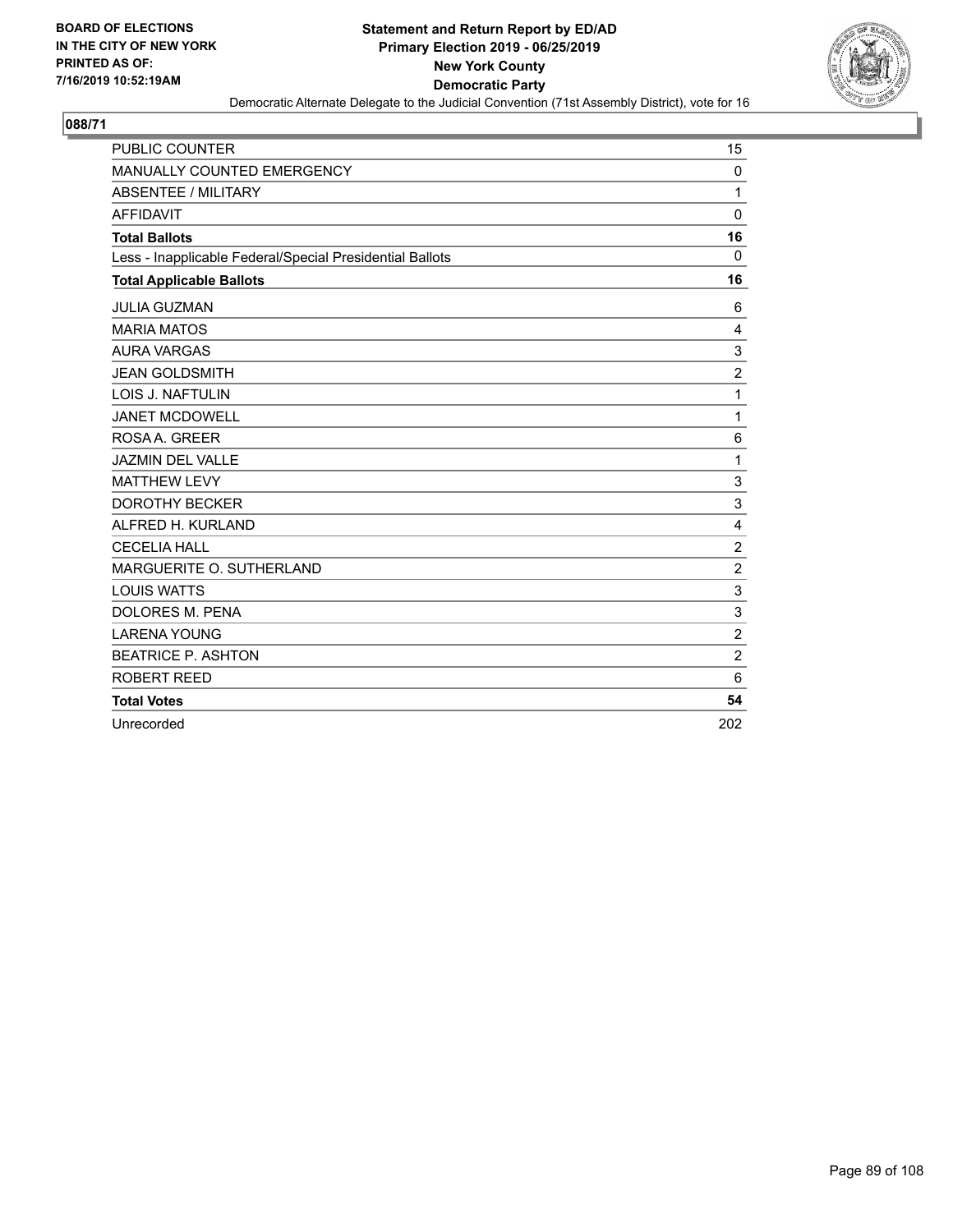BOARD OF ELECTIONS
IN THE CITY OF NEW YORK
PRINTED AS OF:
7/16/2019 10:52:19AM

**Statement and Return Report by ED/AD**
**Primary Election 2019 - 06/25/2019**
**New York County**
**Democratic Party**
Democratic Alternate Delegate to the Judicial Convention (71st Assembly District), vote for 16

**088/71**

| | |
|---|---|
| PUBLIC COUNTER | 15 |
| MANUALLY COUNTED EMERGENCY | 0 |
| ABSENTEE / MILITARY | 1 |
| AFFIDAVIT | 0 |
| **Total Ballots** | **16** |
| Less - Inapplicable Federal/Special Presidential Ballots | 0 |
| **Total Applicable Ballots** | **16** |
| JULIA GUZMAN | 6 |
| MARIA MATOS | 4 |
| AURA VARGAS | 3 |
| JEAN GOLDSMITH | 2 |
| LOIS J. NAFTULIN | 1 |
| JANET MCDOWELL | 1 |
| ROSA A. GREER | 6 |
| JAZMIN DEL VALLE | 1 |
| MATTHEW LEVY | 3 |
| DOROTHY BECKER | 3 |
| ALFRED H. KURLAND | 4 |
| CECELIA HALL | 2 |
| MARGUERITE O. SUTHERLAND | 2 |
| LOUIS WATTS | 3 |
| DOLORES M. PENA | 3 |
| LARENA YOUNG | 2 |
| BEATRICE P. ASHTON | 2 |
| ROBERT REED | 6 |
| **Total Votes** | **54** |
| Unrecorded | 202 |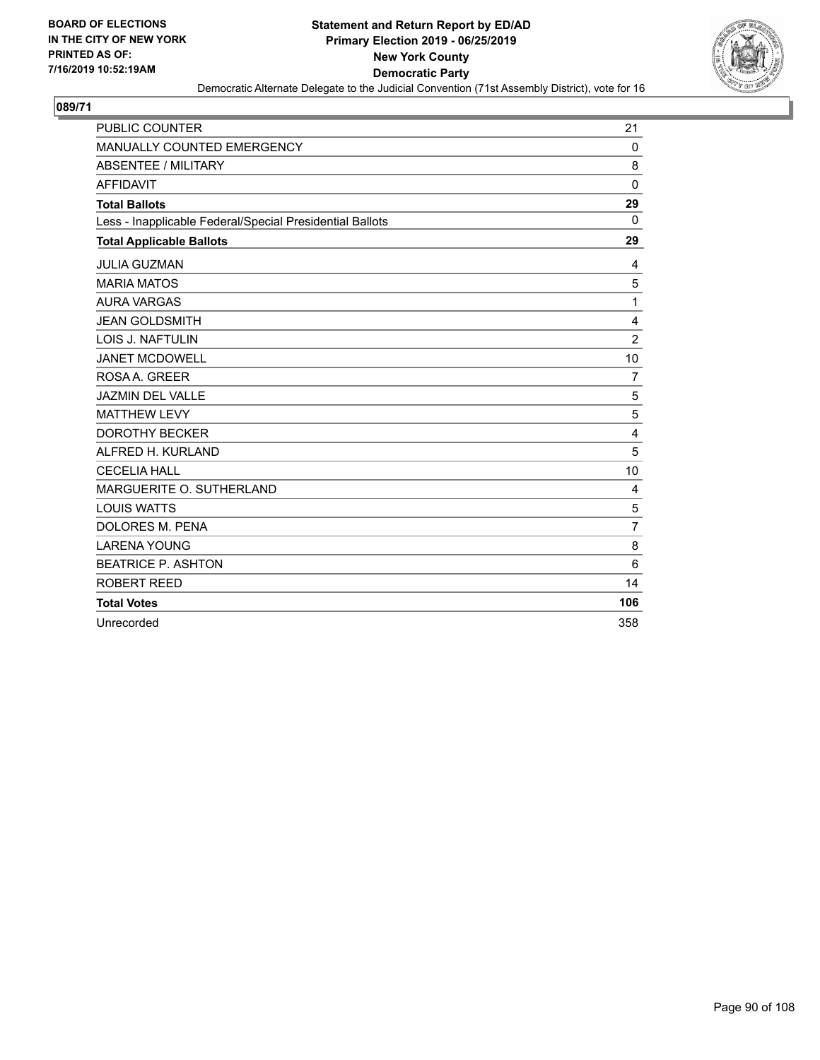BOARD OF ELECTIONS
IN THE CITY OF NEW YORK
PRINTED AS OF:
7/16/2019 10:52:19AM

**Statement and Return Report by ED/AD**
**Primary Election 2019 - 06/25/2019**
**New York County**
**Democratic Party**
Democratic Alternate Delegate to the Judicial Convention (71st Assembly District), vote for 16

**089/71**

| | |
|---|---|
| PUBLIC COUNTER | 21 |
| MANUALLY COUNTED EMERGENCY | 0 |
| ABSENTEE / MILITARY | 8 |
| AFFIDAVIT | 0 |
| **Total Ballots** | **29** |
| Less - Inapplicable Federal/Special Presidential Ballots | 0 |
| **Total Applicable Ballots** | **29** |
| JULIA GUZMAN | 4 |
| MARIA MATOS | 5 |
| AURA VARGAS | 1 |
| JEAN GOLDSMITH | 4 |
| LOIS J. NAFTULIN | 2 |
| JANET MCDOWELL | 10 |
| ROSA A. GREER | 7 |
| JAZMIN DEL VALLE | 5 |
| MATTHEW LEVY | 5 |
| DOROTHY BECKER | 4 |
| ALFRED H. KURLAND | 5 |
| CECELIA HALL | 10 |
| MARGUERITE O. SUTHERLAND | 4 |
| LOUIS WATTS | 5 |
| DOLORES M. PENA | 7 |
| LARENA YOUNG | 8 |
| BEATRICE P. ASHTON | 6 |
| ROBERT REED | 14 |
| **Total Votes** | **106** |
| Unrecorded | 358 |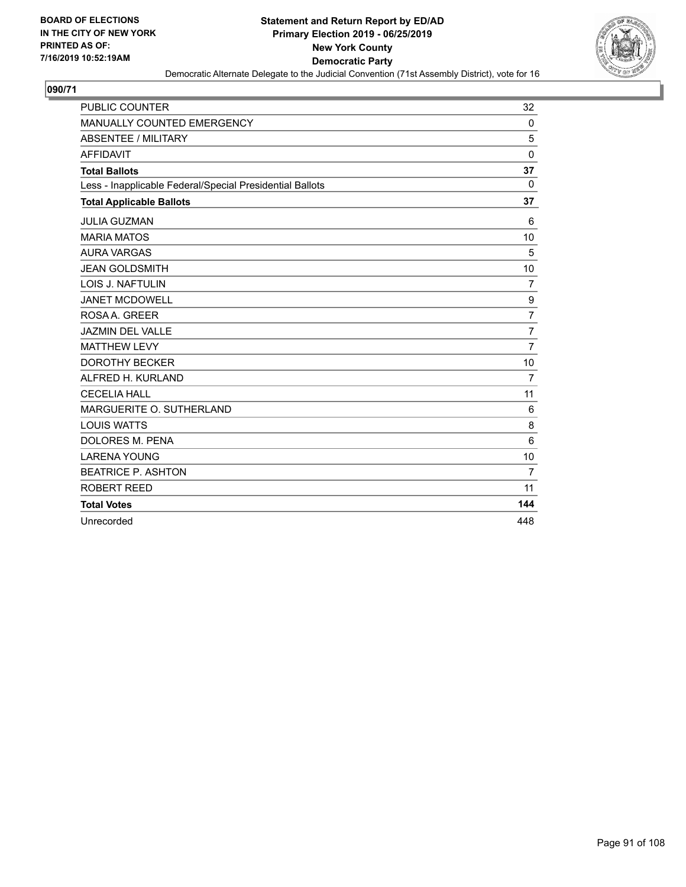BOARD OF ELECTIONS
IN THE CITY OF NEW YORK
PRINTED AS OF:
7/16/2019 10:52:19AM

**Statement and Return Report by ED/AD**
**Primary Election 2019 - 06/25/2019**
**New York County**
**Democratic Party**
Democratic Alternate Delegate to the Judicial Convention (71st Assembly District), vote for 16

## 090/71

| | |
|---|---|
| PUBLIC COUNTER | 32 |
| MANUALLY COUNTED EMERGENCY | 0 |
| ABSENTEE / MILITARY | 5 |
| AFFIDAVIT | 0 |
| **Total Ballots** | **37** |
| Less - Inapplicable Federal/Special Presidential Ballots | 0 |
| **Total Applicable Ballots** | **37** |
| JULIA GUZMAN | 6 |
| MARIA MATOS | 10 |
| AURA VARGAS | 5 |
| JEAN GOLDSMITH | 10 |
| LOIS J. NAFTULIN | 7 |
| JANET MCDOWELL | 9 |
| ROSA A. GREER | 7 |
| JAZMIN DEL VALLE | 7 |
| MATTHEW LEVY | 7 |
| DOROTHY BECKER | 10 |
| ALFRED H. KURLAND | 7 |
| CECELIA HALL | 11 |
| MARGUERITE O. SUTHERLAND | 6 |
| LOUIS WATTS | 8 |
| DOLORES M. PENA | 6 |
| LARENA YOUNG | 10 |
| BEATRICE P. ASHTON | 7 |
| ROBERT REED | 11 |
| **Total Votes** | **144** |
| Unrecorded | 448 |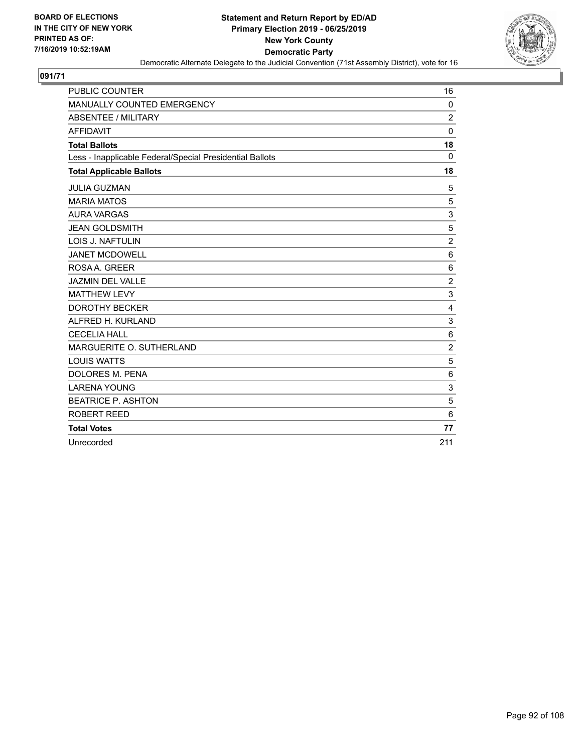BOARD OF ELECTIONS
IN THE CITY OF NEW YORK
PRINTED AS OF:
7/16/2019 10:52:19AM

**Statement and Return Report by ED/AD**
**Primary Election 2019 - 06/25/2019**
**New York County**
**Democratic Party**
Democratic Alternate Delegate to the Judicial Convention (71st Assembly District), vote for 16

## 091/71

| | |
|---|---|
| PUBLIC COUNTER | 16 |
| MANUALLY COUNTED EMERGENCY | 0 |
| ABSENTEE / MILITARY | 2 |
| AFFIDAVIT | 0 |
| **Total Ballots** | **18** |
| Less - Inapplicable Federal/Special Presidential Ballots | 0 |
| **Total Applicable Ballots** | **18** |
| JULIA GUZMAN | 5 |
| MARIA MATOS | 5 |
| AURA VARGAS | 3 |
| JEAN GOLDSMITH | 5 |
| LOIS J. NAFTULIN | 2 |
| JANET MCDOWELL | 6 |
| ROSA A. GREER | 6 |
| JAZMIN DEL VALLE | 2 |
| MATTHEW LEVY | 3 |
| DOROTHY BECKER | 4 |
| ALFRED H. KURLAND | 3 |
| CECELIA HALL | 6 |
| MARGUERITE O. SUTHERLAND | 2 |
| LOUIS WATTS | 5 |
| DOLORES M. PENA | 6 |
| LARENA YOUNG | 3 |
| BEATRICE P. ASHTON | 5 |
| ROBERT REED | 6 |
| **Total Votes** | **77** |
| Unrecorded | 211 |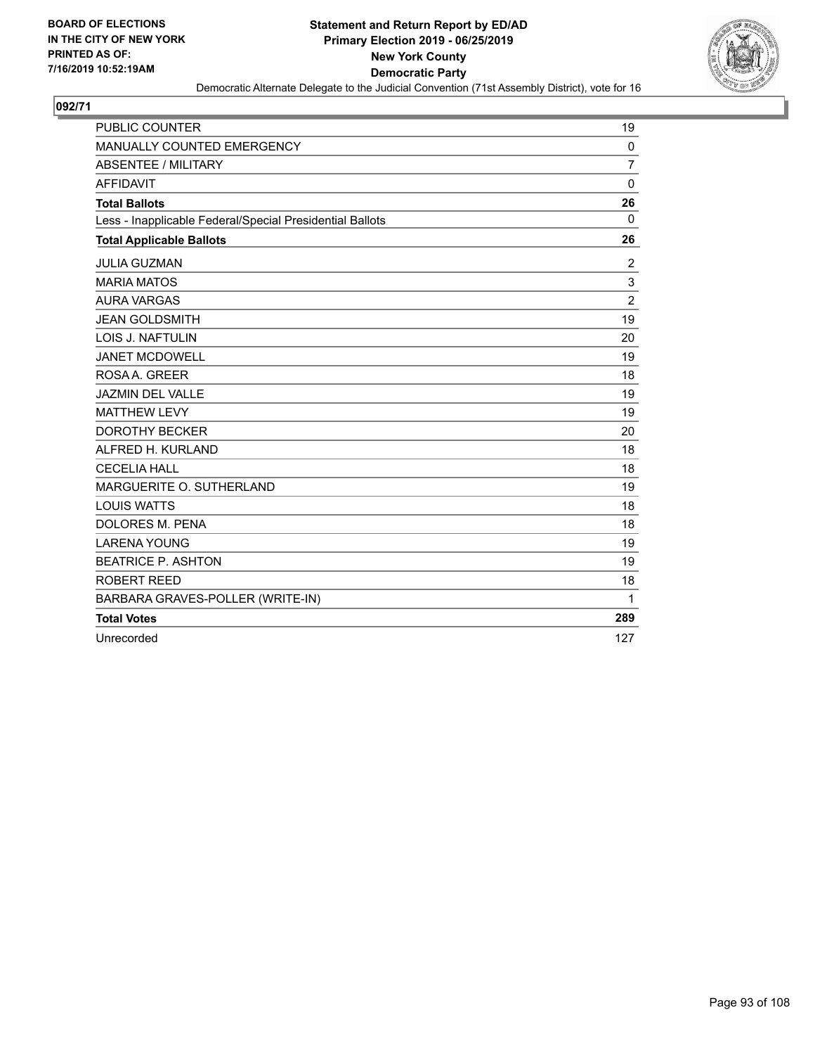BOARD OF ELECTIONS
IN THE CITY OF NEW YORK
PRINTED AS OF:
7/16/2019 10:52:19AM

**Statement and Return Report by ED/AD**
**Primary Election 2019 - 06/25/2019**
**New York County**
**Democratic Party**
Democratic Alternate Delegate to the Judicial Convention (71st Assembly District), vote for 16

## 092/71

| | |
|---|---|
| PUBLIC COUNTER | 19 |
| MANUALLY COUNTED EMERGENCY | 0 |
| ABSENTEE / MILITARY | 7 |
| AFFIDAVIT | 0 |
| **Total Ballots** | **26** |
| Less - Inapplicable Federal/Special Presidential Ballots | 0 |
| **Total Applicable Ballots** | **26** |
| JULIA GUZMAN | 2 |
| MARIA MATOS | 3 |
| AURA VARGAS | 2 |
| JEAN GOLDSMITH | 19 |
| LOIS J. NAFTULIN | 20 |
| JANET MCDOWELL | 19 |
| ROSA A. GREER | 18 |
| JAZMIN DEL VALLE | 19 |
| MATTHEW LEVY | 19 |
| DOROTHY BECKER | 20 |
| ALFRED H. KURLAND | 18 |
| CECELIA HALL | 18 |
| MARGUERITE O. SUTHERLAND | 19 |
| LOUIS WATTS | 18 |
| DOLORES M. PENA | 18 |
| LARENA YOUNG | 19 |
| BEATRICE P. ASHTON | 19 |
| ROBERT REED | 18 |
| BARBARA GRAVES-POLLER (WRITE-IN) | 1 |
| **Total Votes** | **289** |
| Unrecorded | 127 |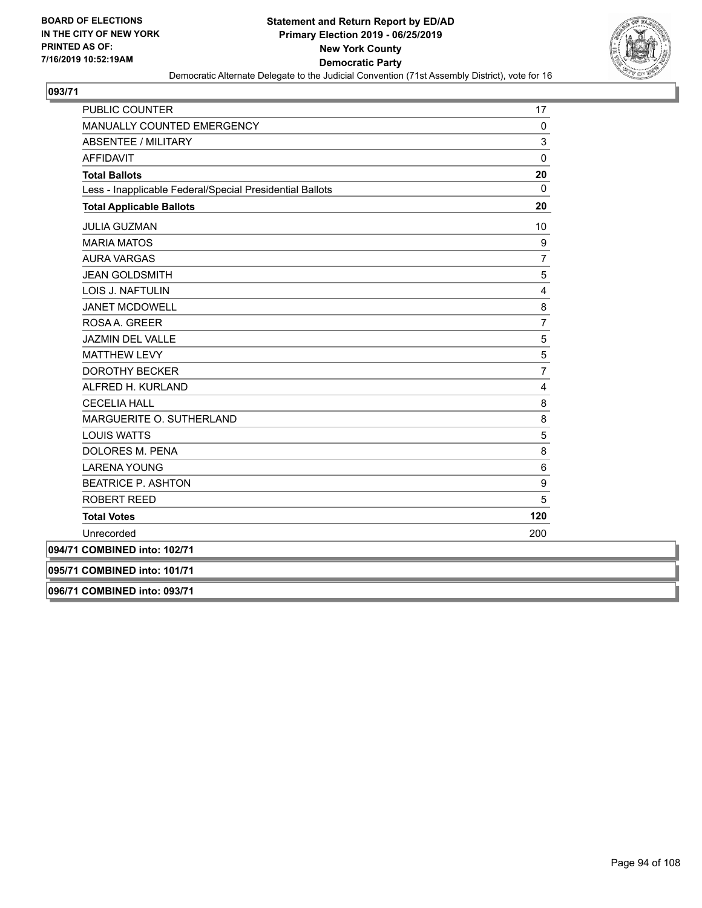**BOARD OF ELECTIONS IN THE CITY OF NEW YORK PRINTED AS OF: 7/16/2019 10:52:19AM**

# Statement and Return Report by ED/AD
## Primary Election 2019 - 06/25/2019
## New York County
## Democratic Party

Democratic Alternate Delegate to the Judicial Convention (71st Assembly District), vote for 16

### 093/71

| | |
|---|---|
| PUBLIC COUNTER | 17 |
| MANUALLY COUNTED EMERGENCY | 0 |
| ABSENTEE / MILITARY | 3 |
| AFFIDAVIT | 0 |
| **Total Ballots** | **20** |
| Less - Inapplicable Federal/Special Presidential Ballots | 0 |
| **Total Applicable Ballots** | **20** |
| JULIA GUZMAN | 10 |
| MARIA MATOS | 9 |
| AURA VARGAS | 7 |
| JEAN GOLDSMITH | 5 |
| LOIS J. NAFTULIN | 4 |
| JANET MCDOWELL | 8 |
| ROSA A. GREER | 7 |
| JAZMIN DEL VALLE | 5 |
| MATTHEW LEVY | 5 |
| DOROTHY BECKER | 7 |
| ALFRED H. KURLAND | 4 |
| CECELIA HALL | 8 |
| MARGUERITE O. SUTHERLAND | 8 |
| LOUIS WATTS | 5 |
| DOLORES M. PENA | 8 |
| LARENA YOUNG | 6 |
| BEATRICE P. ASHTON | 9 |
| ROBERT REED | 5 |
| **Total Votes** | **120** |
| Unrecorded | 200 |

**094/71 COMBINED into: 102/71**

**095/71 COMBINED into: 101/71**

**096/71 COMBINED into: 093/71**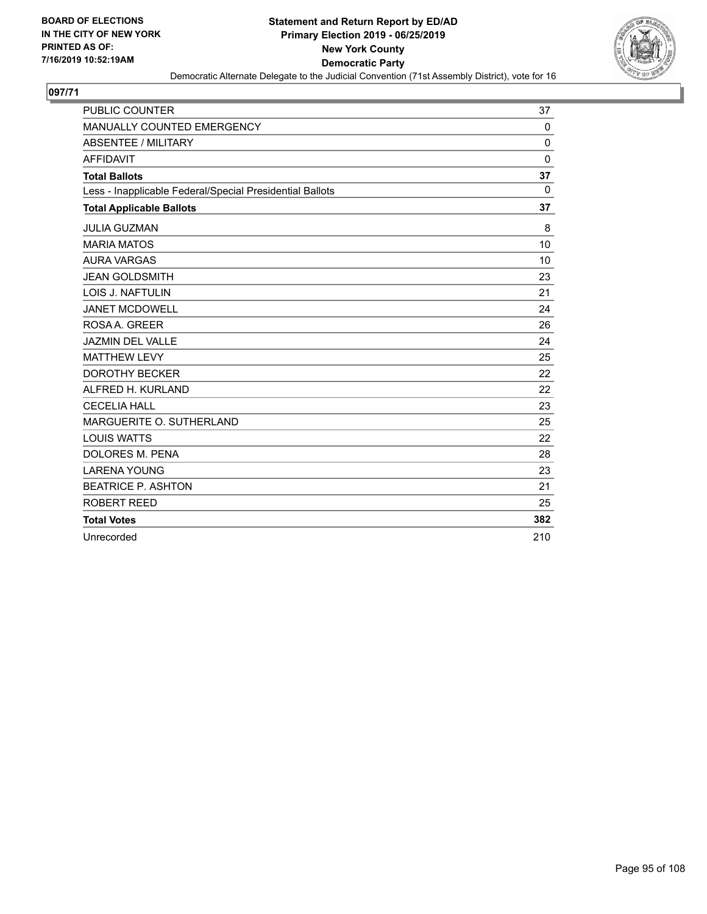BOARD OF ELECTIONS
IN THE CITY OF NEW YORK
PRINTED AS OF:
7/16/2019 10:52:19AM

**Statement and Return Report by ED/AD**
**Primary Election 2019 - 06/25/2019**
**New York County**
**Democratic Party**
Democratic Alternate Delegate to the Judicial Convention (71st Assembly District), vote for 16

## 097/71

| | |
|---|---|
| PUBLIC COUNTER | 37 |
| MANUALLY COUNTED EMERGENCY | 0 |
| ABSENTEE / MILITARY | 0 |
| AFFIDAVIT | 0 |
| **Total Ballots** | **37** |
| Less - Inapplicable Federal/Special Presidential Ballots | 0 |
| **Total Applicable Ballots** | **37** |
| JULIA GUZMAN | 8 |
| MARIA MATOS | 10 |
| AURA VARGAS | 10 |
| JEAN GOLDSMITH | 23 |
| LOIS J. NAFTULIN | 21 |
| JANET MCDOWELL | 24 |
| ROSA A. GREER | 26 |
| JAZMIN DEL VALLE | 24 |
| MATTHEW LEVY | 25 |
| DOROTHY BECKER | 22 |
| ALFRED H. KURLAND | 22 |
| CECELIA HALL | 23 |
| MARGUERITE O. SUTHERLAND | 25 |
| LOUIS WATTS | 22 |
| DOLORES M. PENA | 28 |
| LARENA YOUNG | 23 |
| BEATRICE P. ASHTON | 21 |
| ROBERT REED | 25 |
| **Total Votes** | **382** |
| Unrecorded | 210 |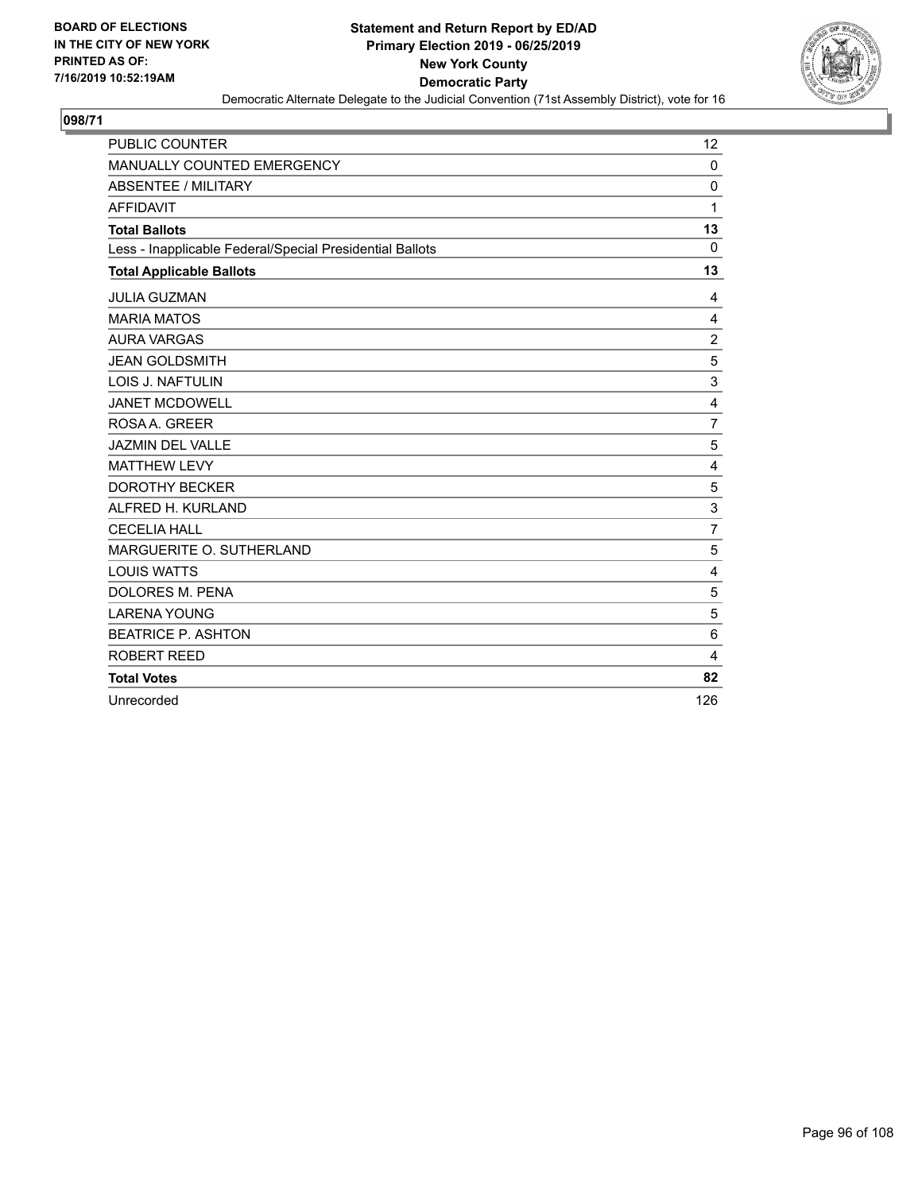BOARD OF ELECTIONS
IN THE CITY OF NEW YORK
PRINTED AS OF:
7/16/2019 10:52:19AM

**Statement and Return Report by ED/AD**
**Primary Election 2019 - 06/25/2019**
**New York County**
**Democratic Party**
Democratic Alternate Delegate to the Judicial Convention (71st Assembly District), vote for 16

**098/71**

| | |
|---|---|
| PUBLIC COUNTER | 12 |
| MANUALLY COUNTED EMERGENCY | 0 |
| ABSENTEE / MILITARY | 0 |
| AFFIDAVIT | 1 |
| **Total Ballots** | **13** |
| Less - Inapplicable Federal/Special Presidential Ballots | 0 |
| **Total Applicable Ballots** | **13** |
| JULIA GUZMAN | 4 |
| MARIA MATOS | 4 |
| AURA VARGAS | 2 |
| JEAN GOLDSMITH | 5 |
| LOIS J. NAFTULIN | 3 |
| JANET MCDOWELL | 4 |
| ROSA A. GREER | 7 |
| JAZMIN DEL VALLE | 5 |
| MATTHEW LEVY | 4 |
| DOROTHY BECKER | 5 |
| ALFRED H. KURLAND | 3 |
| CECELIA HALL | 7 |
| MARGUERITE O. SUTHERLAND | 5 |
| LOUIS WATTS | 4 |
| DOLORES M. PENA | 5 |
| LARENA YOUNG | 5 |
| BEATRICE P. ASHTON | 6 |
| ROBERT REED | 4 |
| **Total Votes** | **82** |
| Unrecorded | 126 |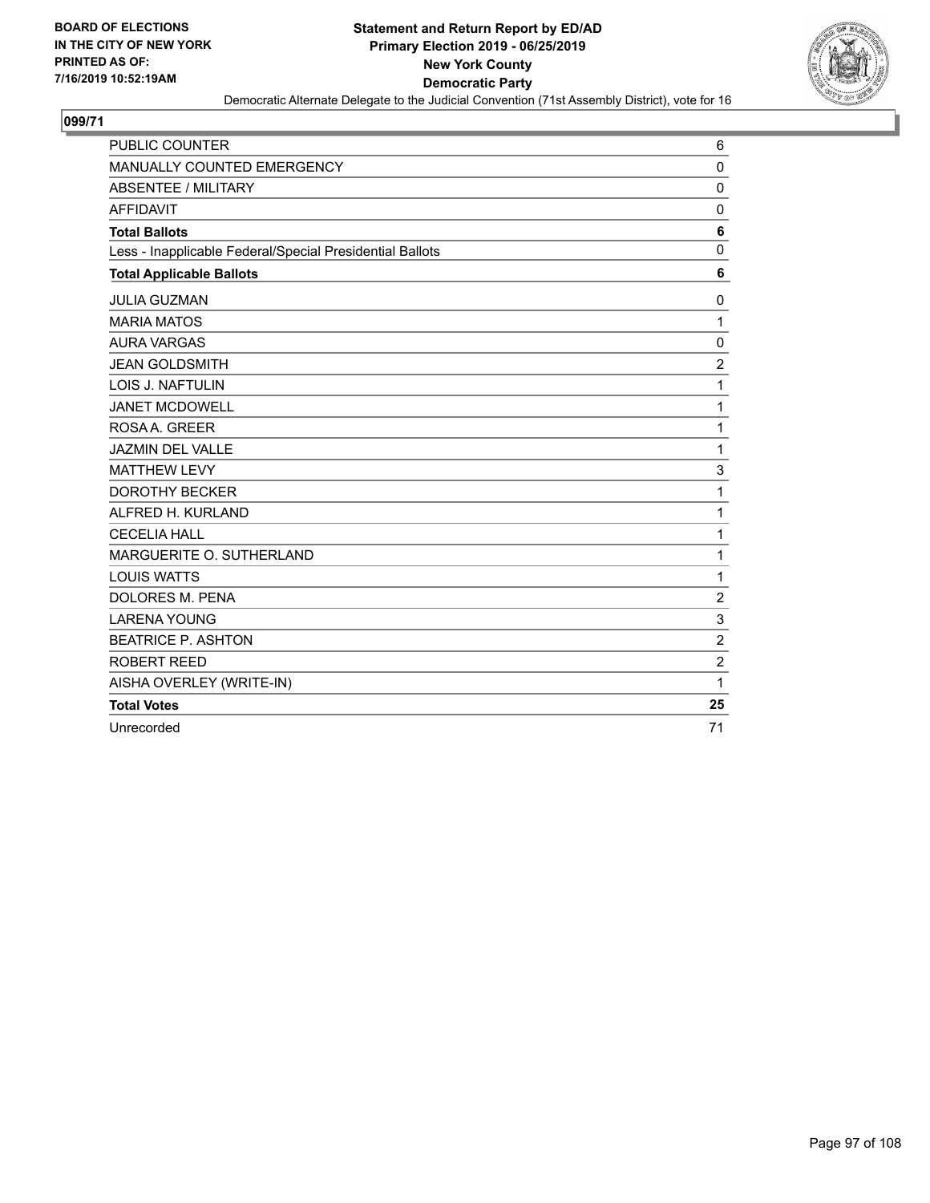BOARD OF ELECTIONS
IN THE CITY OF NEW YORK
PRINTED AS OF:
7/16/2019 10:52:19AM

**Statement and Return Report by ED/AD**
**Primary Election 2019 - 06/25/2019**
**New York County**
**Democratic Party**
Democratic Alternate Delegate to the Judicial Convention (71st Assembly District), vote for 16

## 099/71

| | |
|---|---|
| PUBLIC COUNTER | 6 |
| MANUALLY COUNTED EMERGENCY | 0 |
| ABSENTEE / MILITARY | 0 |
| AFFIDAVIT | 0 |
| **Total Ballots** | **6** |
| Less - Inapplicable Federal/Special Presidential Ballots | 0 |
| **Total Applicable Ballots** | **6** |
| JULIA GUZMAN | 0 |
| MARIA MATOS | 1 |
| AURA VARGAS | 0 |
| JEAN GOLDSMITH | 2 |
| LOIS J. NAFTULIN | 1 |
| JANET MCDOWELL | 1 |
| ROSA A. GREER | 1 |
| JAZMIN DEL VALLE | 1 |
| MATTHEW LEVY | 3 |
| DOROTHY BECKER | 1 |
| ALFRED H. KURLAND | 1 |
| CECELIA HALL | 1 |
| MARGUERITE O. SUTHERLAND | 1 |
| LOUIS WATTS | 1 |
| DOLORES M. PENA | 2 |
| LARENA YOUNG | 3 |
| BEATRICE P. ASHTON | 2 |
| ROBERT REED | 2 |
| AISHA OVERLEY (WRITE-IN) | 1 |
| **Total Votes** | **25** |
| Unrecorded | 71 |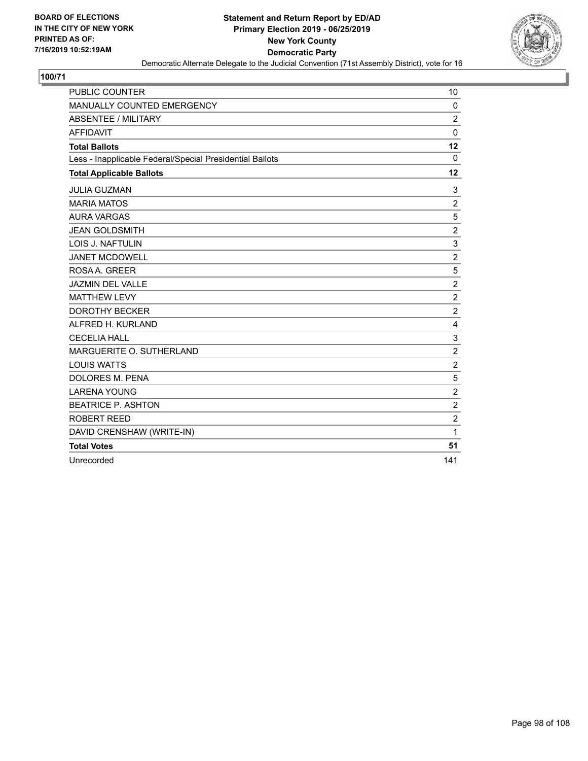BOARD OF ELECTIONS
IN THE CITY OF NEW YORK
PRINTED AS OF:
7/16/2019 10:52:19AM

**Statement and Return Report by ED/AD**
**Primary Election 2019 - 06/25/2019**
**New York County**
**Democratic Party**
Democratic Alternate Delegate to the Judicial Convention (71st Assembly District), vote for 16

**100/71**

| | |
|---|---|
| PUBLIC COUNTER | 10 |
| MANUALLY COUNTED EMERGENCY | 0 |
| ABSENTEE / MILITARY | 2 |
| AFFIDAVIT | 0 |
| **Total Ballots** | **12** |
| Less - Inapplicable Federal/Special Presidential Ballots | 0 |
| **Total Applicable Ballots** | **12** |
| JULIA GUZMAN | 3 |
| MARIA MATOS | 2 |
| AURA VARGAS | 5 |
| JEAN GOLDSMITH | 2 |
| LOIS J. NAFTULIN | 3 |
| JANET MCDOWELL | 2 |
| ROSA A. GREER | 5 |
| JAZMIN DEL VALLE | 2 |
| MATTHEW LEVY | 2 |
| DOROTHY BECKER | 2 |
| ALFRED H. KURLAND | 4 |
| CECELIA HALL | 3 |
| MARGUERITE O. SUTHERLAND | 2 |
| LOUIS WATTS | 2 |
| DOLORES M. PENA | 5 |
| LARENA YOUNG | 2 |
| BEATRICE P. ASHTON | 2 |
| ROBERT REED | 2 |
| DAVID CRENSHAW (WRITE-IN) | 1 |
| **Total Votes** | **51** |
| Unrecorded | 141 |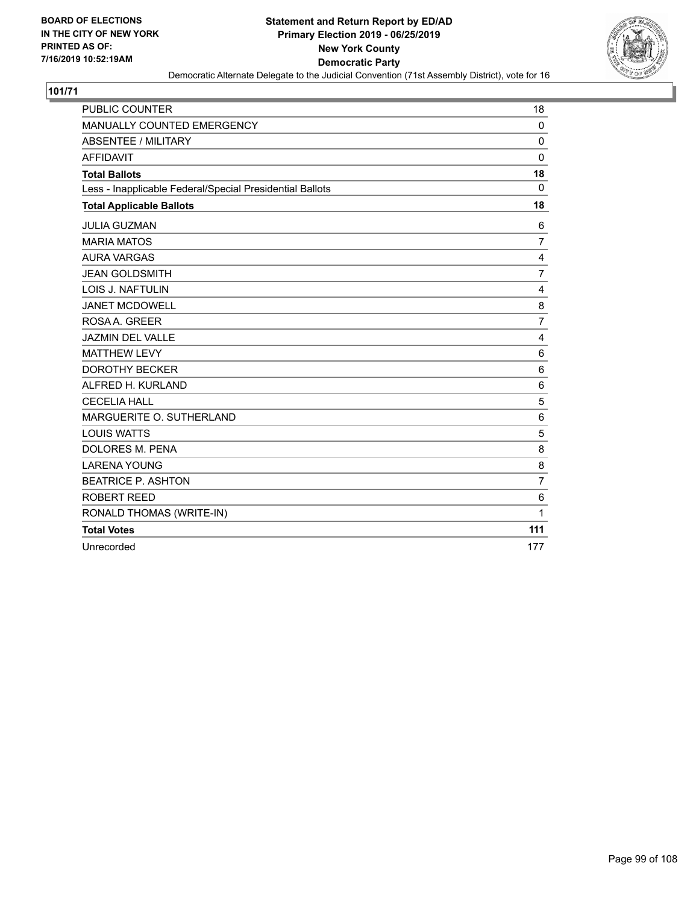BOARD OF ELECTIONS
IN THE CITY OF NEW YORK
PRINTED AS OF:
7/16/2019 10:52:19AM

**Statement and Return Report by ED/AD**
**Primary Election 2019 - 06/25/2019**
**New York County**
**Democratic Party**
Democratic Alternate Delegate to the Judicial Convention (71st Assembly District), vote for 16

**101/71**

| | |
|---|---|
| PUBLIC COUNTER | 18 |
| MANUALLY COUNTED EMERGENCY | 0 |
| ABSENTEE / MILITARY | 0 |
| AFFIDAVIT | 0 |
| **Total Ballots** | **18** |
| Less - Inapplicable Federal/Special Presidential Ballots | 0 |
| **Total Applicable Ballots** | **18** |
| JULIA GUZMAN | 6 |
| MARIA MATOS | 7 |
| AURA VARGAS | 4 |
| JEAN GOLDSMITH | 7 |
| LOIS J. NAFTULIN | 4 |
| JANET MCDOWELL | 8 |
| ROSA A. GREER | 7 |
| JAZMIN DEL VALLE | 4 |
| MATTHEW LEVY | 6 |
| DOROTHY BECKER | 6 |
| ALFRED H. KURLAND | 6 |
| CECELIA HALL | 5 |
| MARGUERITE O. SUTHERLAND | 6 |
| LOUIS WATTS | 5 |
| DOLORES M. PENA | 8 |
| LARENA YOUNG | 8 |
| BEATRICE P. ASHTON | 7 |
| ROBERT REED | 6 |
| RONALD THOMAS (WRITE-IN) | 1 |
| **Total Votes** | **111** |
| Unrecorded | 177 |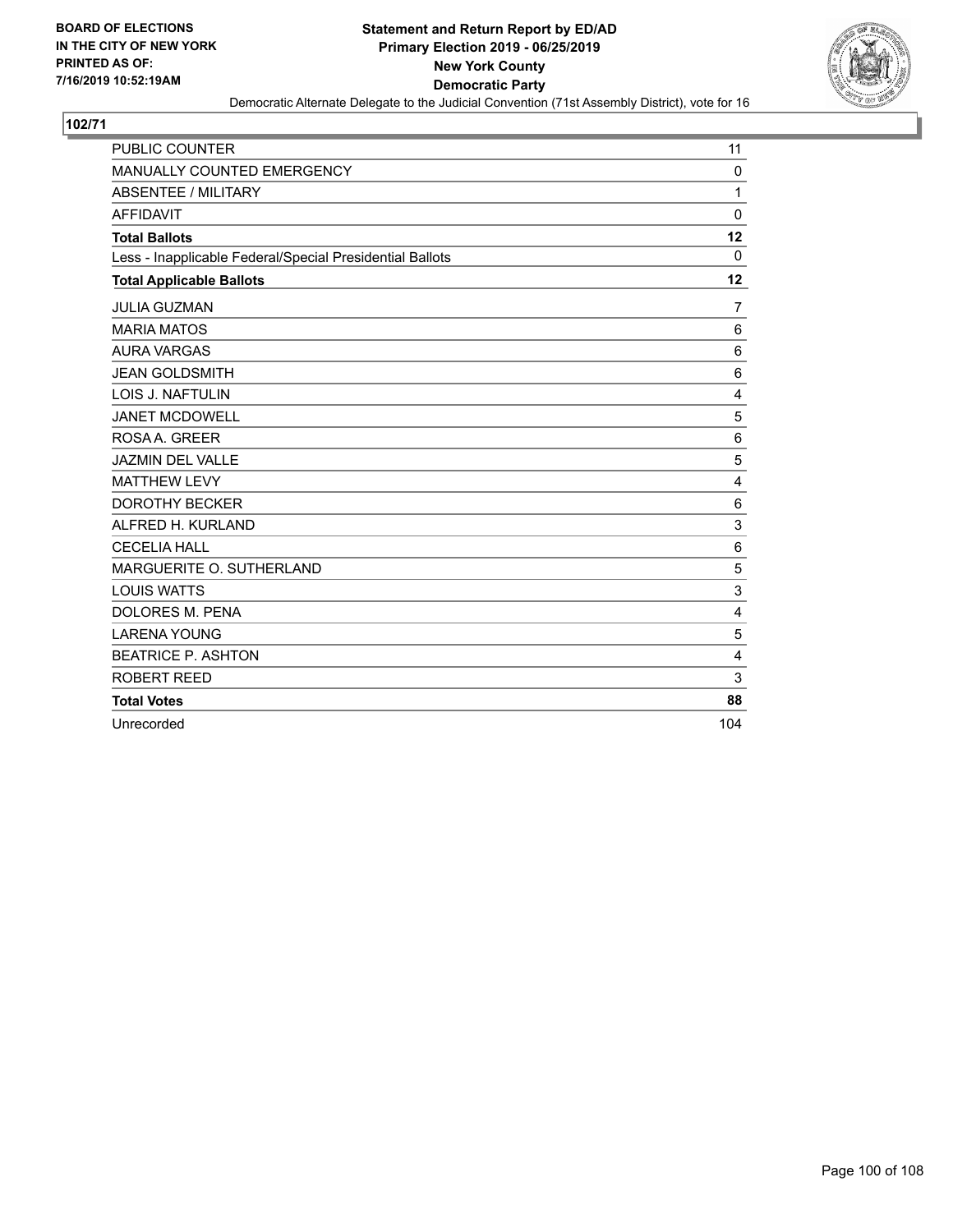**BOARD OF ELECTIONS IN THE CITY OF NEW YORK PRINTED AS OF: 7/16/2019 10:52:19AM**

**Statement and Return Report by ED/AD**
**Primary Election 2019 - 06/25/2019**
**New York County**
**Democratic Party**
Democratic Alternate Delegate to the Judicial Convention (71st Assembly District), vote for 16

**102/71**

| | |
|---|---|
| PUBLIC COUNTER | 11 |
| MANUALLY COUNTED EMERGENCY | 0 |
| ABSENTEE / MILITARY | 1 |
| AFFIDAVIT | 0 |
| **Total Ballots** | **12** |
| Less - Inapplicable Federal/Special Presidential Ballots | 0 |
| **Total Applicable Ballots** | **12** |
| JULIA GUZMAN | 7 |
| MARIA MATOS | 6 |
| AURA VARGAS | 6 |
| JEAN GOLDSMITH | 6 |
| LOIS J. NAFTULIN | 4 |
| JANET MCDOWELL | 5 |
| ROSA A. GREER | 6 |
| JAZMIN DEL VALLE | 5 |
| MATTHEW LEVY | 4 |
| DOROTHY BECKER | 6 |
| ALFRED H. KURLAND | 3 |
| CECELIA HALL | 6 |
| MARGUERITE O. SUTHERLAND | 5 |
| LOUIS WATTS | 3 |
| DOLORES M. PENA | 4 |
| LARENA YOUNG | 5 |
| BEATRICE P. ASHTON | 4 |
| ROBERT REED | 3 |
| **Total Votes** | **88** |
| Unrecorded | 104 |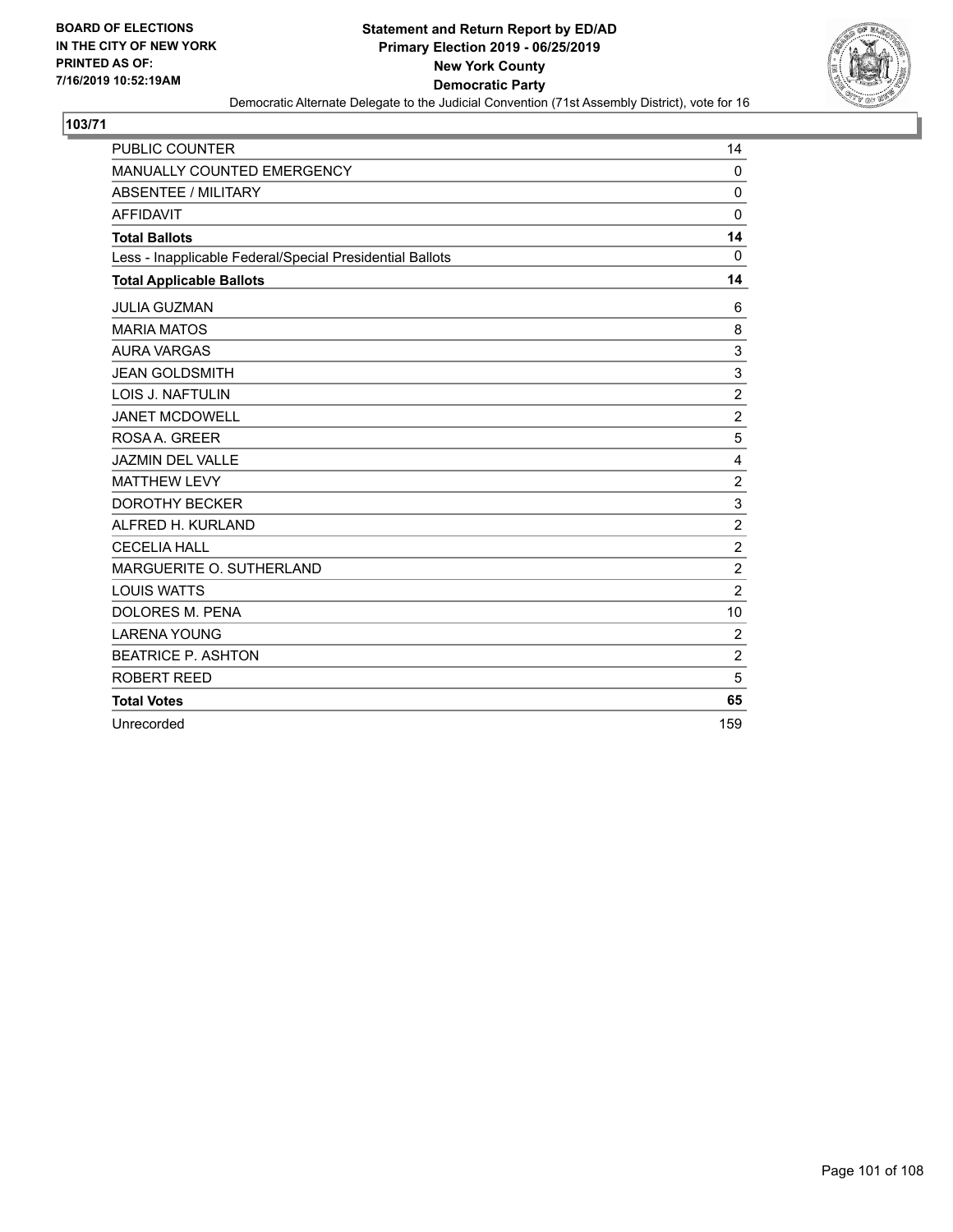BOARD OF ELECTIONS
IN THE CITY OF NEW YORK
PRINTED AS OF:
7/16/2019 10:52:19AM

**Statement and Return Report by ED/AD**
**Primary Election 2019 - 06/25/2019**
**New York County**
**Democratic Party**
Democratic Alternate Delegate to the Judicial Convention (71st Assembly District), vote for 16

## 103/71

| | |
|---|---|
| PUBLIC COUNTER | 14 |
| MANUALLY COUNTED EMERGENCY | 0 |
| ABSENTEE / MILITARY | 0 |
| AFFIDAVIT | 0 |
| **Total Ballots** | **14** |
| Less - Inapplicable Federal/Special Presidential Ballots | 0 |
| **Total Applicable Ballots** | **14** |
| JULIA GUZMAN | 6 |
| MARIA MATOS | 8 |
| AURA VARGAS | 3 |
| JEAN GOLDSMITH | 3 |
| LOIS J. NAFTULIN | 2 |
| JANET MCDOWELL | 2 |
| ROSA A. GREER | 5 |
| JAZMIN DEL VALLE | 4 |
| MATTHEW LEVY | 2 |
| DOROTHY BECKER | 3 |
| ALFRED H. KURLAND | 2 |
| CECELIA HALL | 2 |
| MARGUERITE O. SUTHERLAND | 2 |
| LOUIS WATTS | 2 |
| DOLORES M. PENA | 10 |
| LARENA YOUNG | 2 |
| BEATRICE P. ASHTON | 2 |
| ROBERT REED | 5 |
| **Total Votes** | **65** |
| Unrecorded | 159 |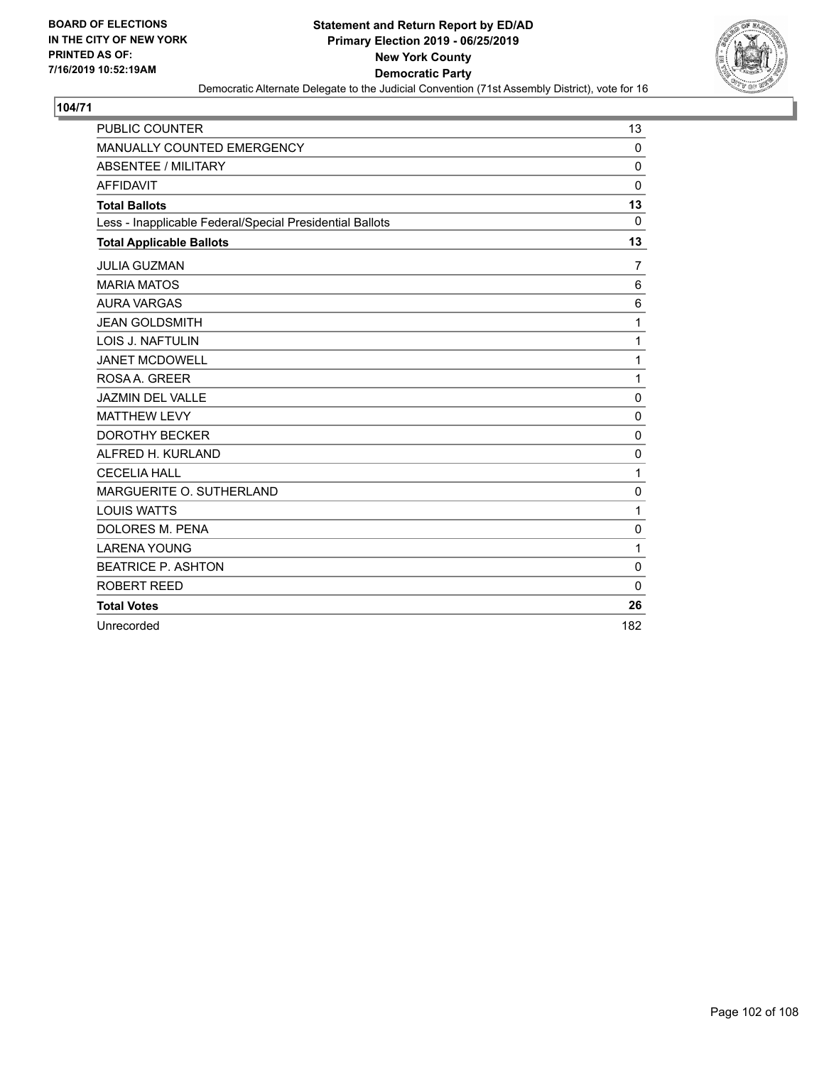BOARD OF ELECTIONS
IN THE CITY OF NEW YORK
PRINTED AS OF:
7/16/2019 10:52:19AM

**Statement and Return Report by ED/AD**
**Primary Election 2019 - 06/25/2019**
**New York County**
**Democratic Party**
Democratic Alternate Delegate to the Judicial Convention (71st Assembly District), vote for 16

## 104/71

| | |
|---|---|
| PUBLIC COUNTER | 13 |
| MANUALLY COUNTED EMERGENCY | 0 |
| ABSENTEE / MILITARY | 0 |
| AFFIDAVIT | 0 |
| **Total Ballots** | **13** |
| Less - Inapplicable Federal/Special Presidential Ballots | 0 |
| **Total Applicable Ballots** | **13** |
| JULIA GUZMAN | 7 |
| MARIA MATOS | 6 |
| AURA VARGAS | 6 |
| JEAN GOLDSMITH | 1 |
| LOIS J. NAFTULIN | 1 |
| JANET MCDOWELL | 1 |
| ROSA A. GREER | 1 |
| JAZMIN DEL VALLE | 0 |
| MATTHEW LEVY | 0 |
| DOROTHY BECKER | 0 |
| ALFRED H. KURLAND | 0 |
| CECELIA HALL | 1 |
| MARGUERITE O. SUTHERLAND | 0 |
| LOUIS WATTS | 1 |
| DOLORES M. PENA | 0 |
| LARENA YOUNG | 1 |
| BEATRICE P. ASHTON | 0 |
| ROBERT REED | 0 |
| **Total Votes** | **26** |
| Unrecorded | 182 |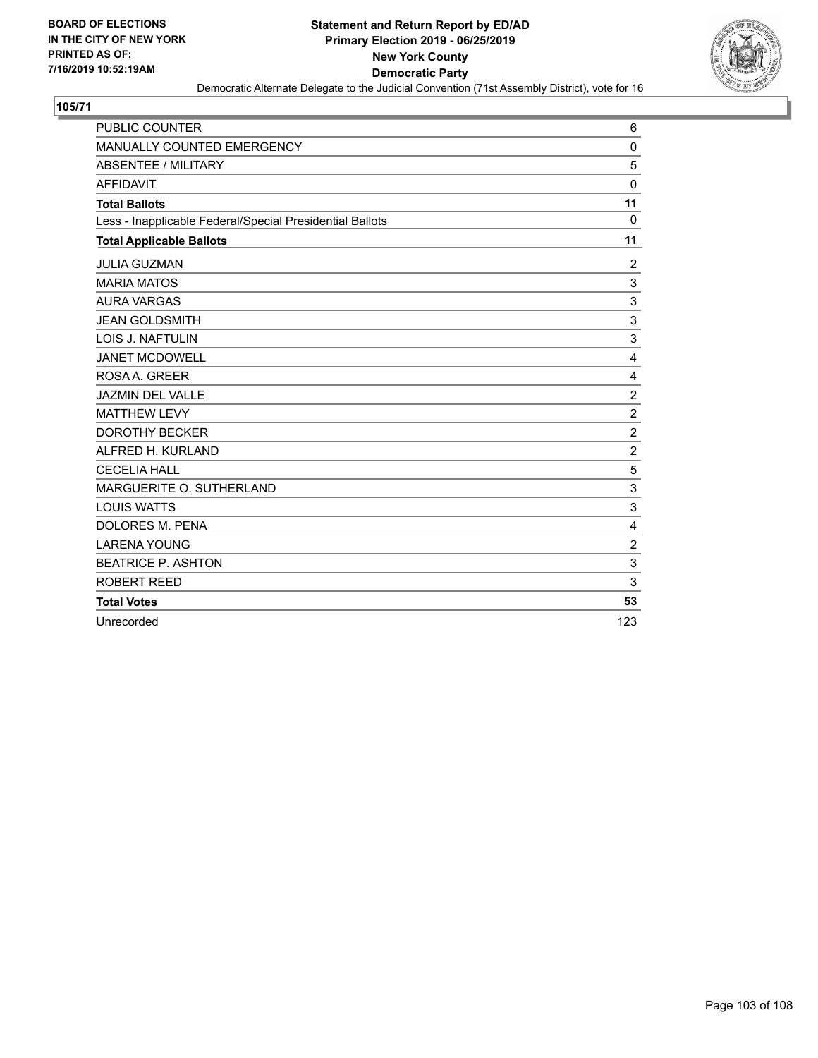**BOARD OF ELECTIONS IN THE CITY OF NEW YORK PRINTED AS OF: 7/16/2019 10:52:19AM**

**Statement and Return Report by ED/AD**
**Primary Election 2019 - 06/25/2019**
**New York County**
**Democratic Party**
Democratic Alternate Delegate to the Judicial Convention (71st Assembly District), vote for 16

**105/71**

| | |
|---|---|
| PUBLIC COUNTER | 6 |
| MANUALLY COUNTED EMERGENCY | 0 |
| ABSENTEE / MILITARY | 5 |
| AFFIDAVIT | 0 |
| **Total Ballots** | **11** |
| Less - Inapplicable Federal/Special Presidential Ballots | 0 |
| **Total Applicable Ballots** | **11** |
| JULIA GUZMAN | 2 |
| MARIA MATOS | 3 |
| AURA VARGAS | 3 |
| JEAN GOLDSMITH | 3 |
| LOIS J. NAFTULIN | 3 |
| JANET MCDOWELL | 4 |
| ROSA A. GREER | 4 |
| JAZMIN DEL VALLE | 2 |
| MATTHEW LEVY | 2 |
| DOROTHY BECKER | 2 |
| ALFRED H. KURLAND | 2 |
| CECELIA HALL | 5 |
| MARGUERITE O. SUTHERLAND | 3 |
| LOUIS WATTS | 3 |
| DOLORES M. PENA | 4 |
| LARENA YOUNG | 2 |
| BEATRICE P. ASHTON | 3 |
| ROBERT REED | 3 |
| **Total Votes** | **53** |
| Unrecorded | 123 |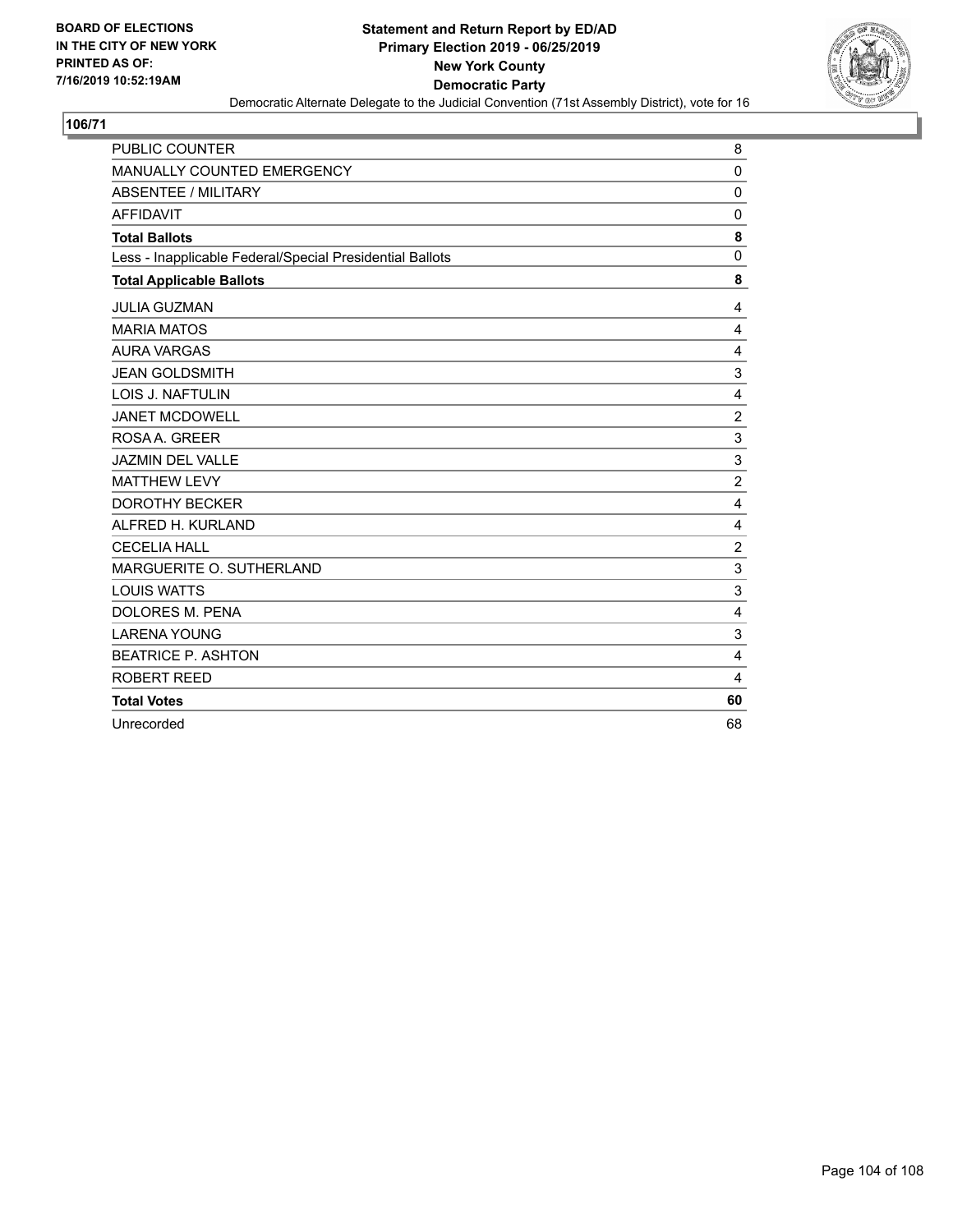**BOARD OF ELECTIONS IN THE CITY OF NEW YORK PRINTED AS OF: 7/16/2019 10:52:19AM**

**Statement and Return Report by ED/AD Primary Election 2019 - 06/25/2019 New York County Democratic Party**

Democratic Alternate Delegate to the Judicial Convention (71st Assembly District), vote for 16

## 106/71

| | |
|---|---|
| PUBLIC COUNTER | 8 |
| MANUALLY COUNTED EMERGENCY | 0 |
| ABSENTEE / MILITARY | 0 |
| AFFIDAVIT | 0 |
| **Total Ballots** | **8** |
| Less - Inapplicable Federal/Special Presidential Ballots | 0 |
| **Total Applicable Ballots** | **8** |
| JULIA GUZMAN | 4 |
| MARIA MATOS | 4 |
| AURA VARGAS | 4 |
| JEAN GOLDSMITH | 3 |
| LOIS J. NAFTULIN | 4 |
| JANET MCDOWELL | 2 |
| ROSA A. GREER | 3 |
| JAZMIN DEL VALLE | 3 |
| MATTHEW LEVY | 2 |
| DOROTHY BECKER | 4 |
| ALFRED H. KURLAND | 4 |
| CECELIA HALL | 2 |
| MARGUERITE O. SUTHERLAND | 3 |
| LOUIS WATTS | 3 |
| DOLORES M. PENA | 4 |
| LARENA YOUNG | 3 |
| BEATRICE P. ASHTON | 4 |
| ROBERT REED | 4 |
| **Total Votes** | **60** |
| Unrecorded | 68 |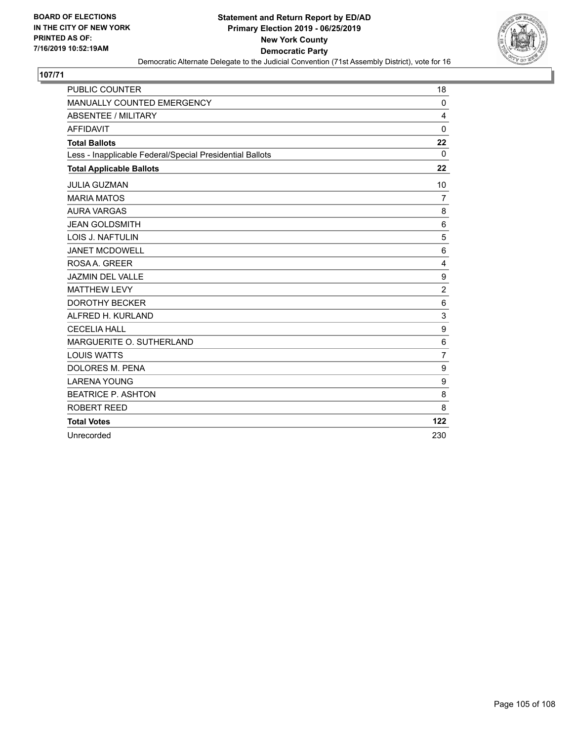BOARD OF ELECTIONS
IN THE CITY OF NEW YORK
PRINTED AS OF:
7/16/2019 10:52:19AM

**Statement and Return Report by ED/AD**
**Primary Election 2019 - 06/25/2019**
**New York County**
**Democratic Party**
Democratic Alternate Delegate to the Judicial Convention (71st Assembly District), vote for 16

## 107/71

| | |
|---|---|
| PUBLIC COUNTER | 18 |
| MANUALLY COUNTED EMERGENCY | 0 |
| ABSENTEE / MILITARY | 4 |
| AFFIDAVIT | 0 |
| **Total Ballots** | **22** |
| Less - Inapplicable Federal/Special Presidential Ballots | 0 |
| **Total Applicable Ballots** | **22** |
| JULIA GUZMAN | 10 |
| MARIA MATOS | 7 |
| AURA VARGAS | 8 |
| JEAN GOLDSMITH | 6 |
| LOIS J. NAFTULIN | 5 |
| JANET MCDOWELL | 6 |
| ROSA A. GREER | 4 |
| JAZMIN DEL VALLE | 9 |
| MATTHEW LEVY | 2 |
| DOROTHY BECKER | 6 |
| ALFRED H. KURLAND | 3 |
| CECELIA HALL | 9 |
| MARGUERITE O. SUTHERLAND | 6 |
| LOUIS WATTS | 7 |
| DOLORES M. PENA | 9 |
| LARENA YOUNG | 9 |
| BEATRICE P. ASHTON | 8 |
| ROBERT REED | 8 |
| **Total Votes** | **122** |
| Unrecorded | 230 |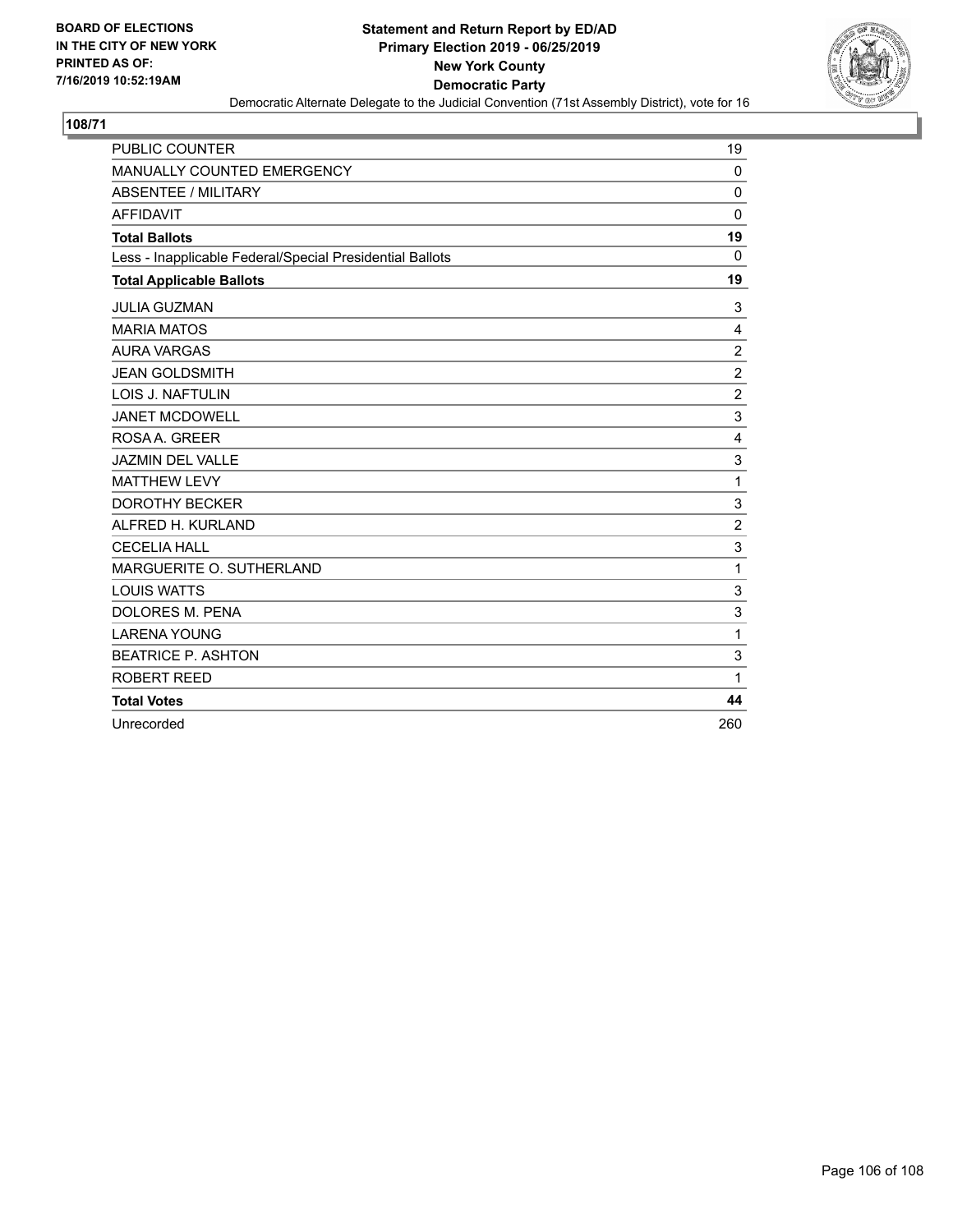BOARD OF ELECTIONS
IN THE CITY OF NEW YORK
PRINTED AS OF:
7/16/2019 10:52:19AM

**Statement and Return Report by ED/AD**
**Primary Election 2019 - 06/25/2019**
**New York County**
**Democratic Party**
Democratic Alternate Delegate to the Judicial Convention (71st Assembly District), vote for 16

## 108/71

| | |
|---|---|
| PUBLIC COUNTER | 19 |
| MANUALLY COUNTED EMERGENCY | 0 |
| ABSENTEE / MILITARY | 0 |
| AFFIDAVIT | 0 |
| **Total Ballots** | **19** |
| Less - Inapplicable Federal/Special Presidential Ballots | 0 |
| **Total Applicable Ballots** | **19** |
| JULIA GUZMAN | 3 |
| MARIA MATOS | 4 |
| AURA VARGAS | 2 |
| JEAN GOLDSMITH | 2 |
| LOIS J. NAFTULIN | 2 |
| JANET MCDOWELL | 3 |
| ROSA A. GREER | 4 |
| JAZMIN DEL VALLE | 3 |
| MATTHEW LEVY | 1 |
| DOROTHY BECKER | 3 |
| ALFRED H. KURLAND | 2 |
| CECELIA HALL | 3 |
| MARGUERITE O. SUTHERLAND | 1 |
| LOUIS WATTS | 3 |
| DOLORES M. PENA | 3 |
| LARENA YOUNG | 1 |
| BEATRICE P. ASHTON | 3 |
| ROBERT REED | 1 |
| **Total Votes** | **44** |
| Unrecorded | 260 |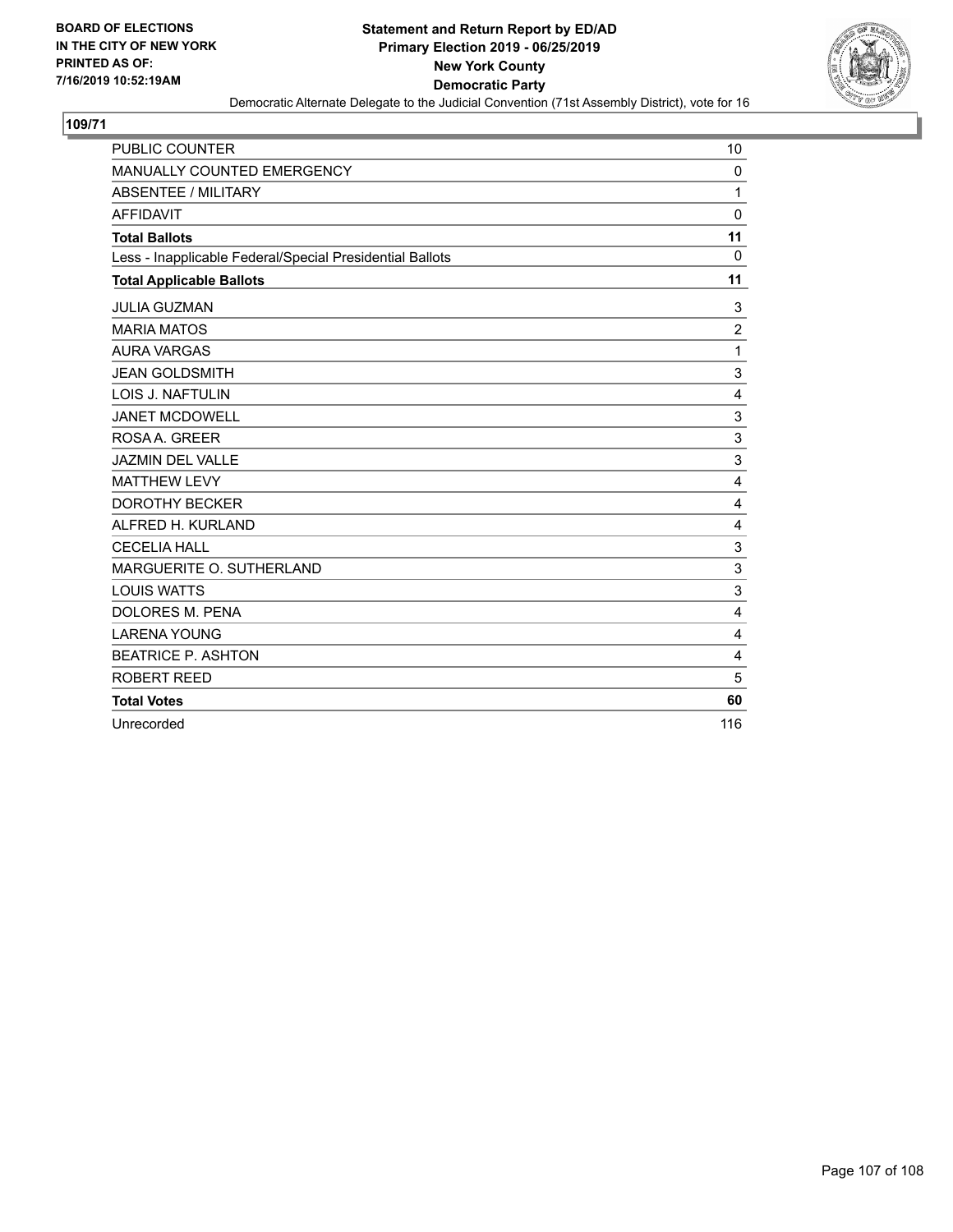**BOARD OF ELECTIONS IN THE CITY OF NEW YORK PRINTED AS OF: 7/16/2019 10:52:19AM**

**Statement and Return Report by ED/AD**
**Primary Election 2019 - 06/25/2019**
**New York County**
**Democratic Party**
Democratic Alternate Delegate to the Judicial Convention (71st Assembly District), vote for 16

**109/71**

| | |
|---|---|
| PUBLIC COUNTER | 10 |
| MANUALLY COUNTED EMERGENCY | 0 |
| ABSENTEE / MILITARY | 1 |
| AFFIDAVIT | 0 |
| **Total Ballots** | **11** |
| Less - Inapplicable Federal/Special Presidential Ballots | 0 |
| **Total Applicable Ballots** | **11** |
| JULIA GUZMAN | 3 |
| MARIA MATOS | 2 |
| AURA VARGAS | 1 |
| JEAN GOLDSMITH | 3 |
| LOIS J. NAFTULIN | 4 |
| JANET MCDOWELL | 3 |
| ROSA A. GREER | 3 |
| JAZMIN DEL VALLE | 3 |
| MATTHEW LEVY | 4 |
| DOROTHY BECKER | 4 |
| ALFRED H. KURLAND | 4 |
| CECELIA HALL | 3 |
| MARGUERITE O. SUTHERLAND | 3 |
| LOUIS WATTS | 3 |
| DOLORES M. PENA | 4 |
| LARENA YOUNG | 4 |
| BEATRICE P. ASHTON | 4 |
| ROBERT REED | 5 |
| **Total Votes** | **60** |
| Unrecorded | 116 |